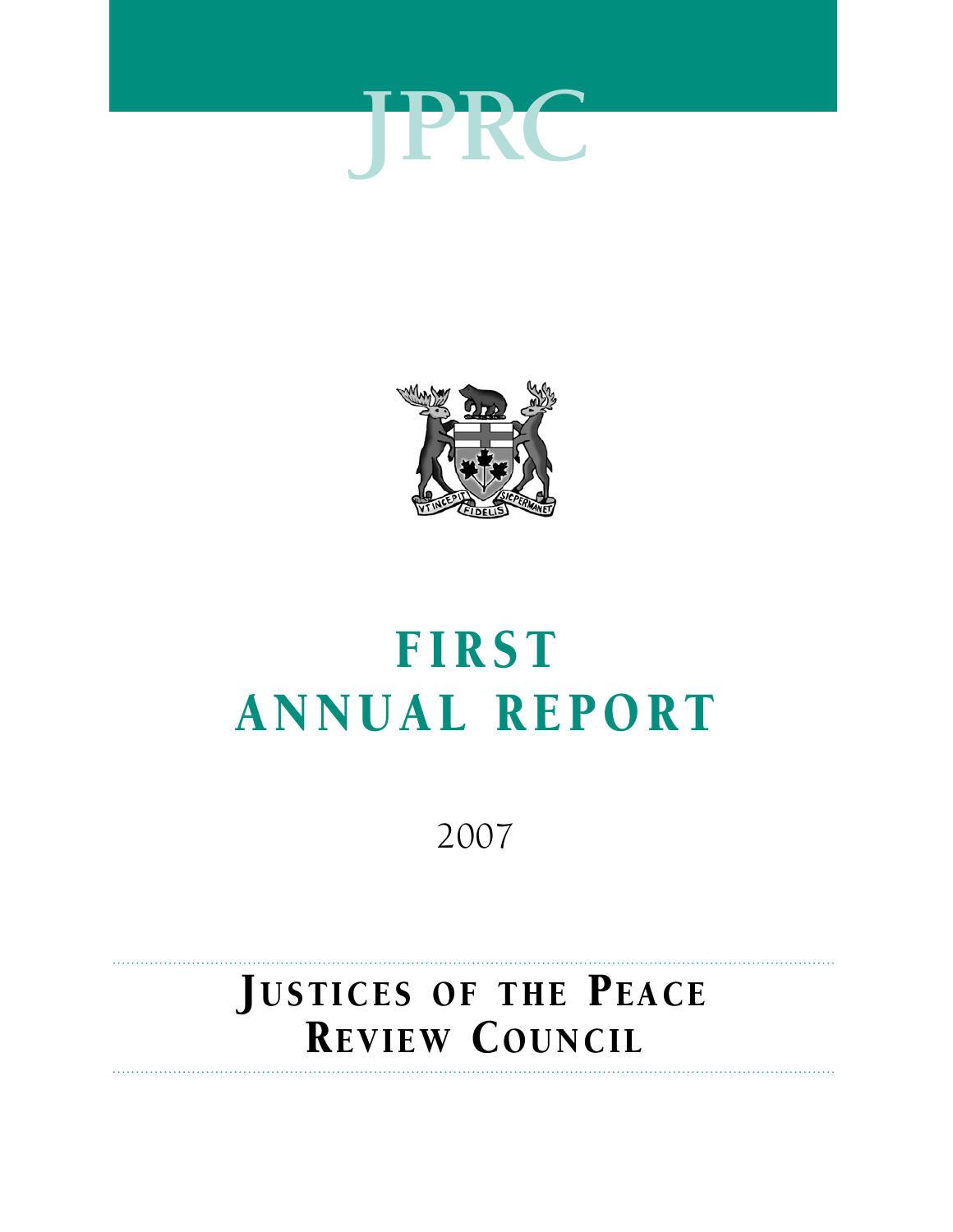# JPRC

# FIRST ANNUAL REPORT

2007

## JUSTICES OF THE PEACE REVIEW COUNCIL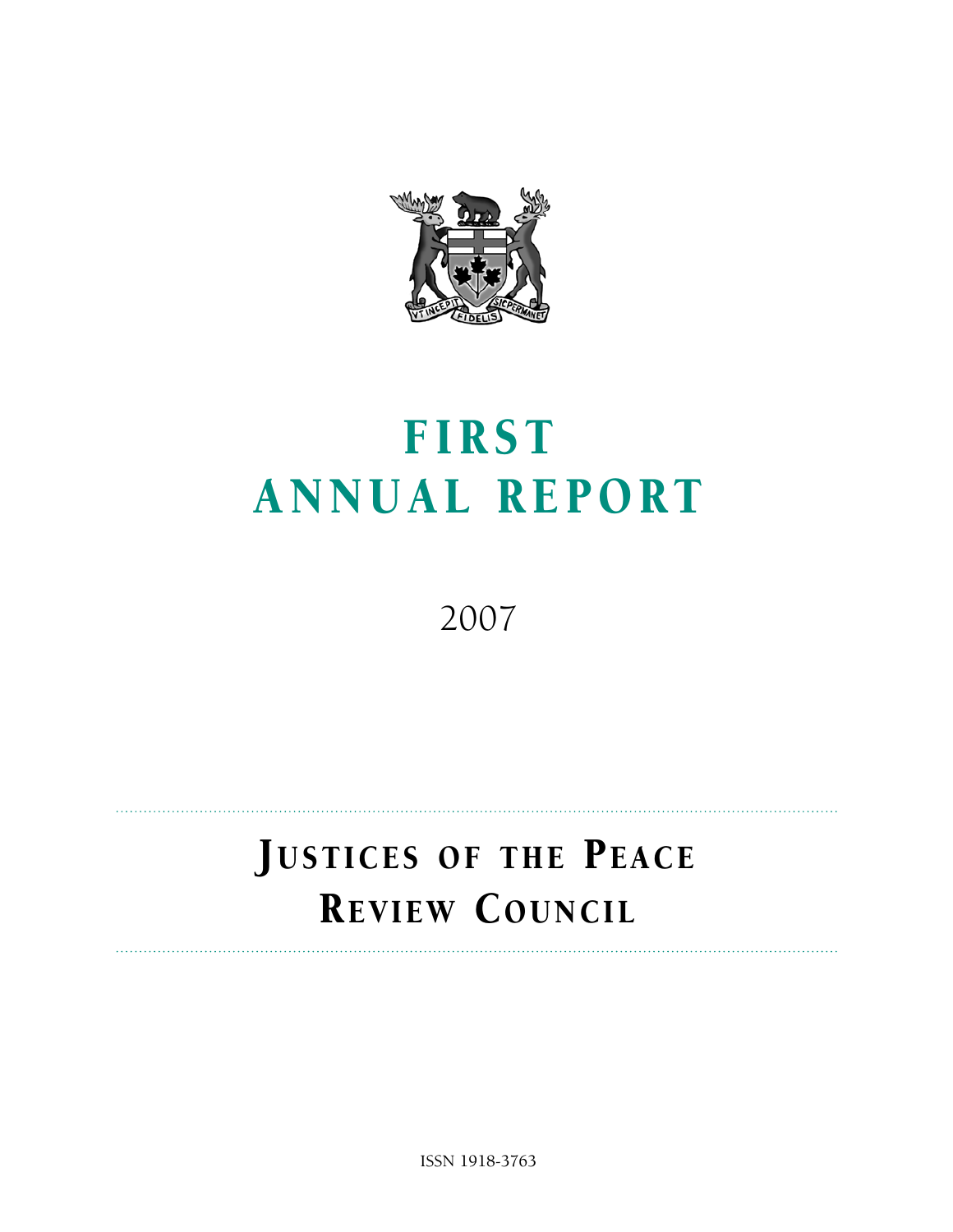# FIRST ANNUAL REPORT

2007

## JUSTICES OF THE PEACE REVIEW COUNCIL

ISSN 1918-3763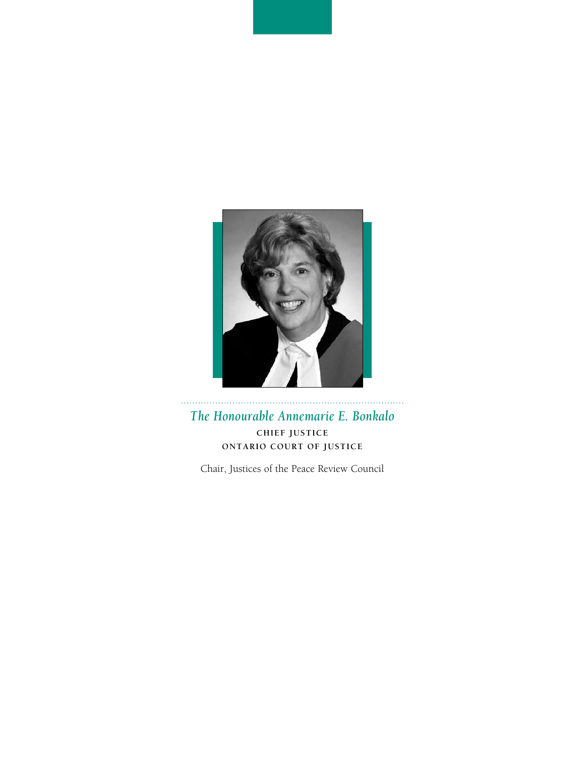*The Honourable Annemarie E. Bonkalo*

**CHIEF JUSTICE**

**ONTARIO COURT OF JUSTICE**

Chair, Justices of the Peace Review Council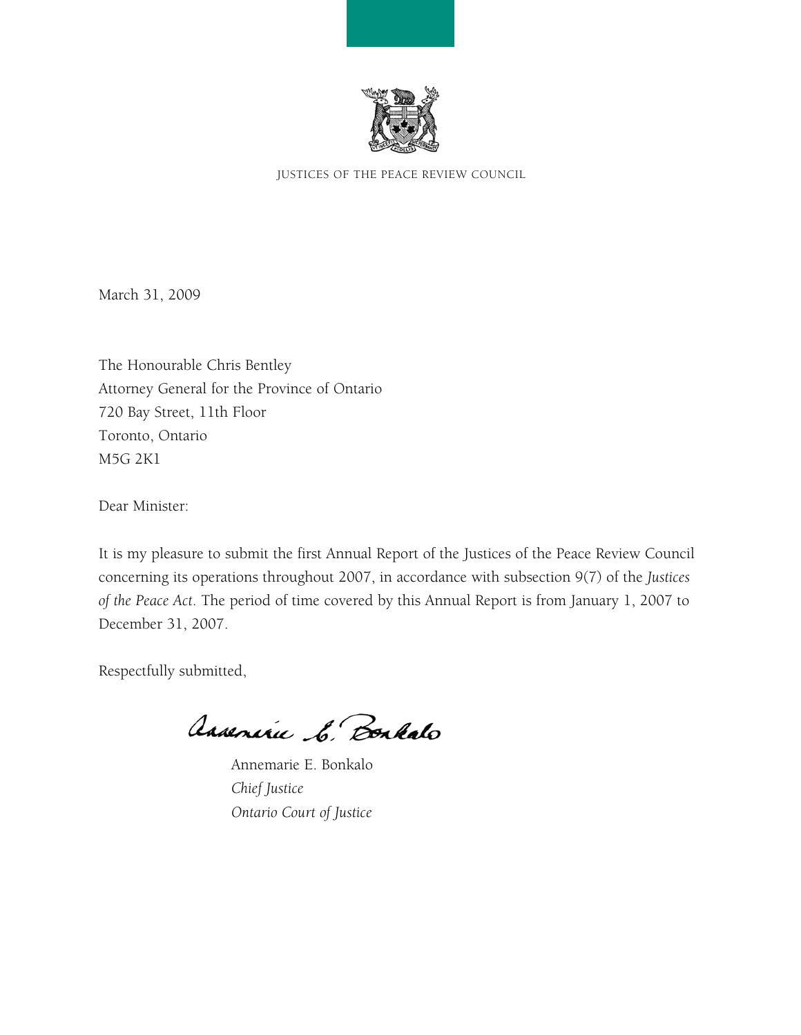JUSTICES OF THE PEACE REVIEW COUNCIL

March 31, 2009

The Honourable Chris Bentley
Attorney General for the Province of Ontario
720 Bay Street, 11th Floor
Toronto, Ontario
M5G 2K1

Dear Minister:

It is my pleasure to submit the first Annual Report of the Justices of the Peace Review Council concerning its operations throughout 2007, in accordance with subsection 9(7) of the *Justices of the Peace Act*. The period of time covered by this Annual Report is from January 1, 2007 to December 31, 2007.

Respectfully submitted,

Annemarie E. Bonkalo
*Chief Justice*
*Ontario Court of Justice*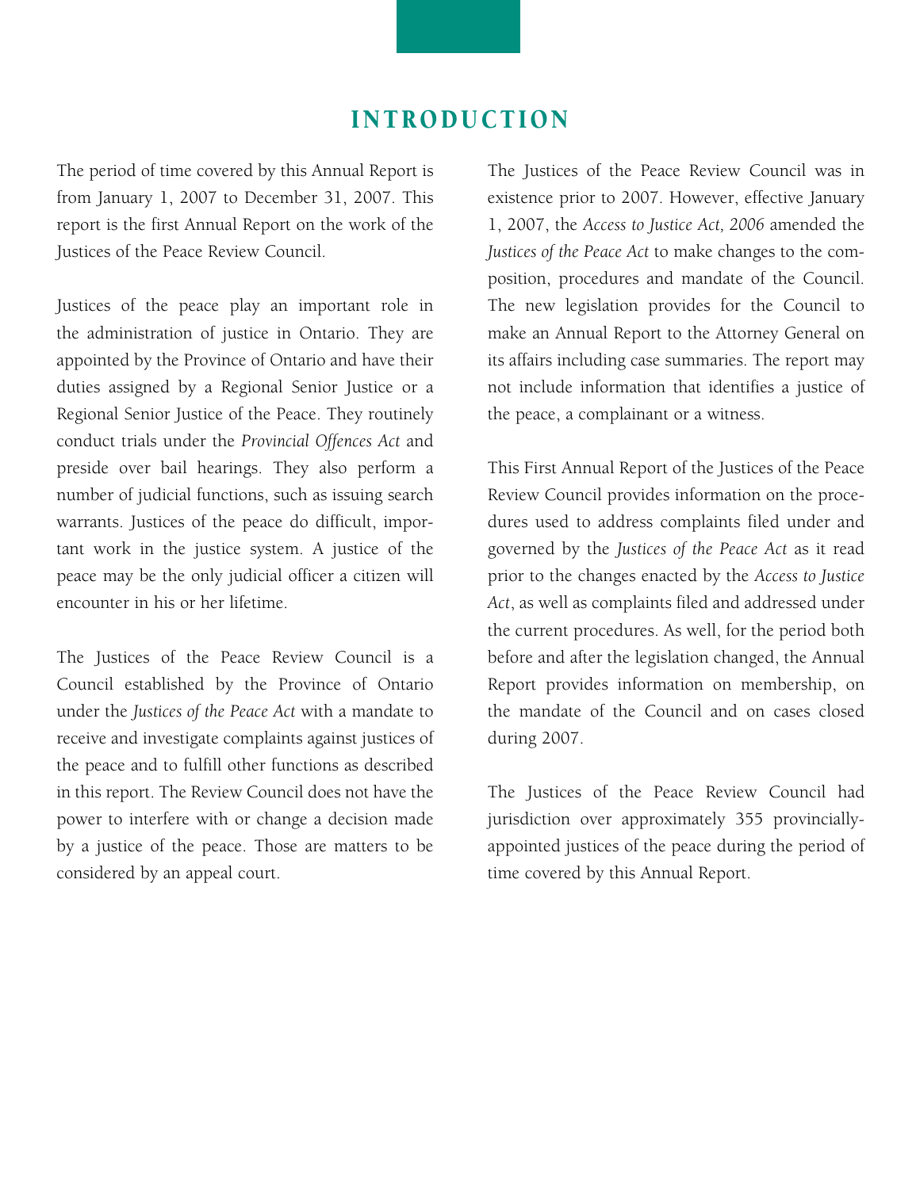# INTRODUCTION

The period of time covered by this Annual Report is from January 1, 2007 to December 31, 2007. This report is the first Annual Report on the work of the Justices of the Peace Review Council.

Justices of the peace play an important role in the administration of justice in Ontario. They are appointed by the Province of Ontario and have their duties assigned by a Regional Senior Justice or a Regional Senior Justice of the Peace. They routinely conduct trials under the *Provincial Offences Act* and preside over bail hearings. They also perform a number of judicial functions, such as issuing search warrants. Justices of the peace do difficult, important work in the justice system. A justice of the peace may be the only judicial officer a citizen will encounter in his or her lifetime.

The Justices of the Peace Review Council is a Council established by the Province of Ontario under the *Justices of the Peace Act* with a mandate to receive and investigate complaints against justices of the peace and to fulfill other functions as described in this report. The Review Council does not have the power to interfere with or change a decision made by a justice of the peace. Those are matters to be considered by an appeal court.

The Justices of the Peace Review Council was in existence prior to 2007. However, effective January 1, 2007, the *Access to Justice Act, 2006* amended the *Justices of the Peace Act* to make changes to the composition, procedures and mandate of the Council. The new legislation provides for the Council to make an Annual Report to the Attorney General on its affairs including case summaries. The report may not include information that identifies a justice of the peace, a complainant or a witness.

This First Annual Report of the Justices of the Peace Review Council provides information on the procedures used to address complaints filed under and governed by the *Justices of the Peace Act* as it read prior to the changes enacted by the *Access to Justice Act*, as well as complaints filed and addressed under the current procedures. As well, for the period both before and after the legislation changed, the Annual Report provides information on membership, on the mandate of the Council and on cases closed during 2007.

The Justices of the Peace Review Council had jurisdiction over approximately 355 provincially-appointed justices of the peace during the period of time covered by this Annual Report.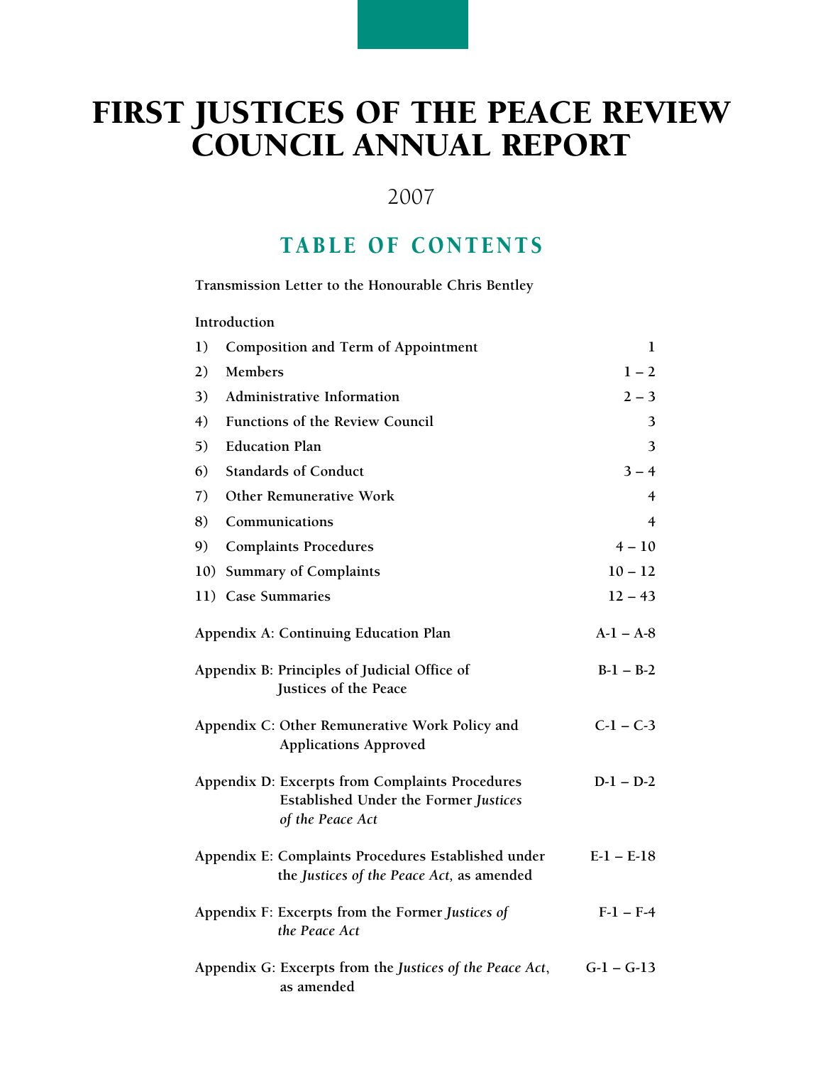# FIRST JUSTICES OF THE PEACE REVIEW COUNCIL ANNUAL REPORT

2007

## TABLE OF CONTENTS

**Transmission Letter to the Honourable Chris Bentley**

**Introduction**

| | | |
|---|---|---|
| 1) | Composition and Term of Appointment | 1 |
| 2) | Members | 1 – 2 |
| 3) | Administrative Information | 2 – 3 |
| 4) | Functions of the Review Council | 3 |
| 5) | Education Plan | 3 |
| 6) | Standards of Conduct | 3 – 4 |
| 7) | Other Remunerative Work | 4 |
| 8) | Communications | 4 |
| 9) | Complaints Procedures | 4 – 10 |
| 10) | Summary of Complaints | 10 – 12 |
| 11) | Case Summaries | 12 – 43 |

| | |
|---|---|
| Appendix A: Continuing Education Plan | A-1 – A-8 |
| Appendix B: Principles of Judicial Office of Justices of the Peace | B-1 – B-2 |
| Appendix C: Other Remunerative Work Policy and Applications Approved | C-1 – C-3 |
| Appendix D: Excerpts from Complaints Procedures Established Under the Former *Justices of the Peace Act* | D-1 – D-2 |
| Appendix E: Complaints Procedures Established under the *Justices of the Peace Act,* as amended | E-1 – E-18 |
| Appendix F: Excerpts from the Former *Justices of the Peace Act* | F-1 – F-4 |
| Appendix G: Excerpts from the *Justices of the Peace Act*, as amended | G-1 – G-13 |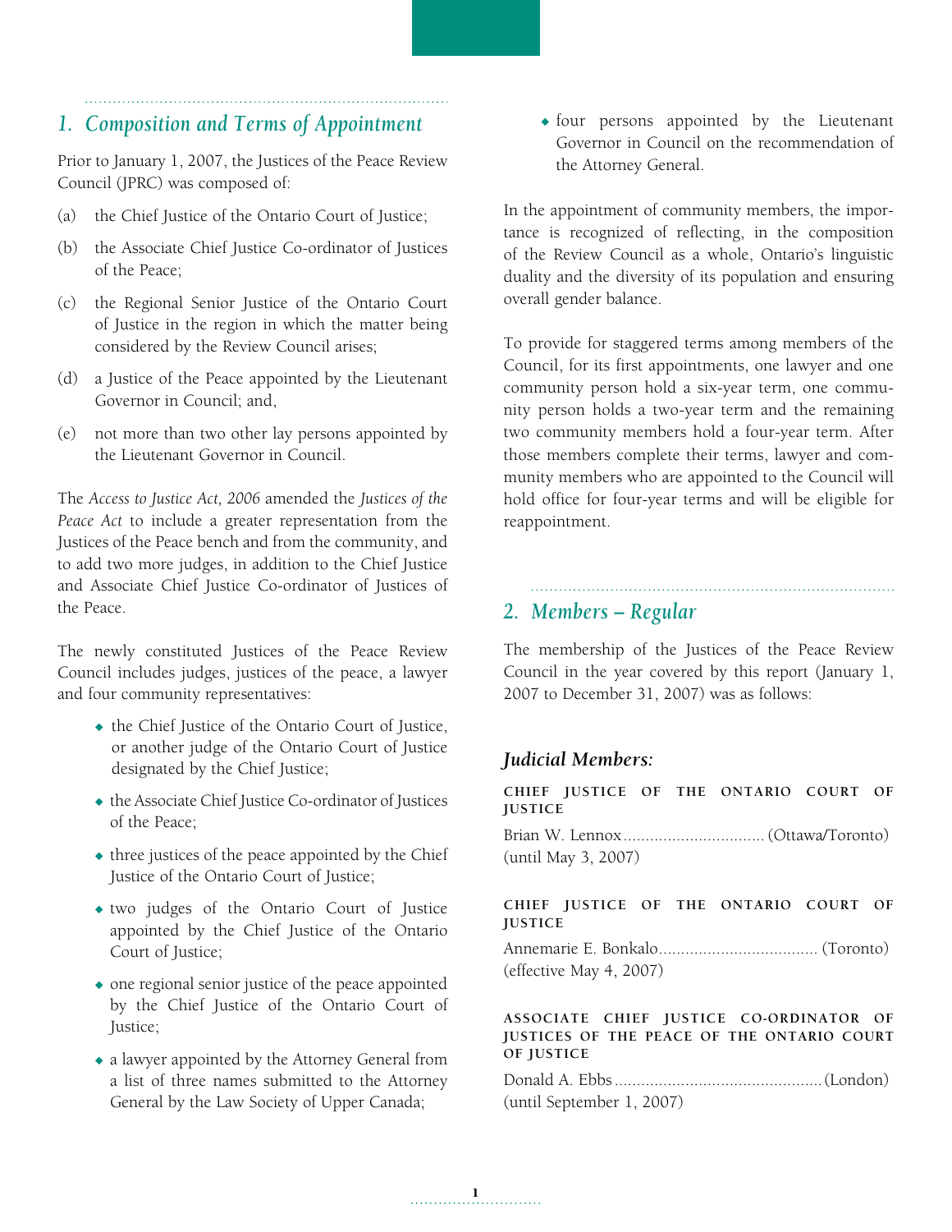## 1. Composition and Terms of Appointment

Prior to January 1, 2007, the Justices of the Peace Review Council (JPRC) was composed of:

(a) the Chief Justice of the Ontario Court of Justice;

(b) the Associate Chief Justice Co-ordinator of Justices of the Peace;

(c) the Regional Senior Justice of the Ontario Court of Justice in the region in which the matter being considered by the Review Council arises;

(d) a Justice of the Peace appointed by the Lieutenant Governor in Council; and,

(e) not more than two other lay persons appointed by the Lieutenant Governor in Council.

The *Access to Justice Act, 2006* amended the *Justices of the Peace Act* to include a greater representation from the Justices of the Peace bench and from the community, and to add two more judges, in addition to the Chief Justice and Associate Chief Justice Co-ordinator of Justices of the Peace.

The newly constituted Justices of the Peace Review Council includes judges, justices of the peace, a lawyer and four community representatives:

- the Chief Justice of the Ontario Court of Justice, or another judge of the Ontario Court of Justice designated by the Chief Justice;
- the Associate Chief Justice Co-ordinator of Justices of the Peace;
- three justices of the peace appointed by the Chief Justice of the Ontario Court of Justice;
- two judges of the Ontario Court of Justice appointed by the Chief Justice of the Ontario Court of Justice;
- one regional senior justice of the peace appointed by the Chief Justice of the Ontario Court of Justice;
- a lawyer appointed by the Attorney General from a list of three names submitted to the Attorney General by the Law Society of Upper Canada;
- four persons appointed by the Lieutenant Governor in Council on the recommendation of the Attorney General.

In the appointment of community members, the importance is recognized of reflecting, in the composition of the Review Council as a whole, Ontario's linguistic duality and the diversity of its population and ensuring overall gender balance.

To provide for staggered terms among members of the Council, for its first appointments, one lawyer and one community person hold a six-year term, one community person holds a two-year term and the remaining two community members hold a four-year term. After those members complete their terms, lawyer and community members who are appointed to the Council will hold office for four-year terms and will be eligible for reappointment.

## 2. Members – Regular

The membership of the Justices of the Peace Review Council in the year covered by this report (January 1, 2007 to December 31, 2007) was as follows:

### Judicial Members:

**CHIEF JUSTICE OF THE ONTARIO COURT OF JUSTICE**

Brian W. Lennox ................................ (Ottawa/Toronto)
(until May 3, 2007)

**CHIEF JUSTICE OF THE ONTARIO COURT OF JUSTICE**

Annemarie E. Bonkalo .................................... (Toronto)
(effective May 4, 2007)

**ASSOCIATE CHIEF JUSTICE CO-ORDINATOR OF JUSTICES OF THE PEACE OF THE ONTARIO COURT OF JUSTICE**

Donald A. Ebbs ............................................... (London)
(until September 1, 2007)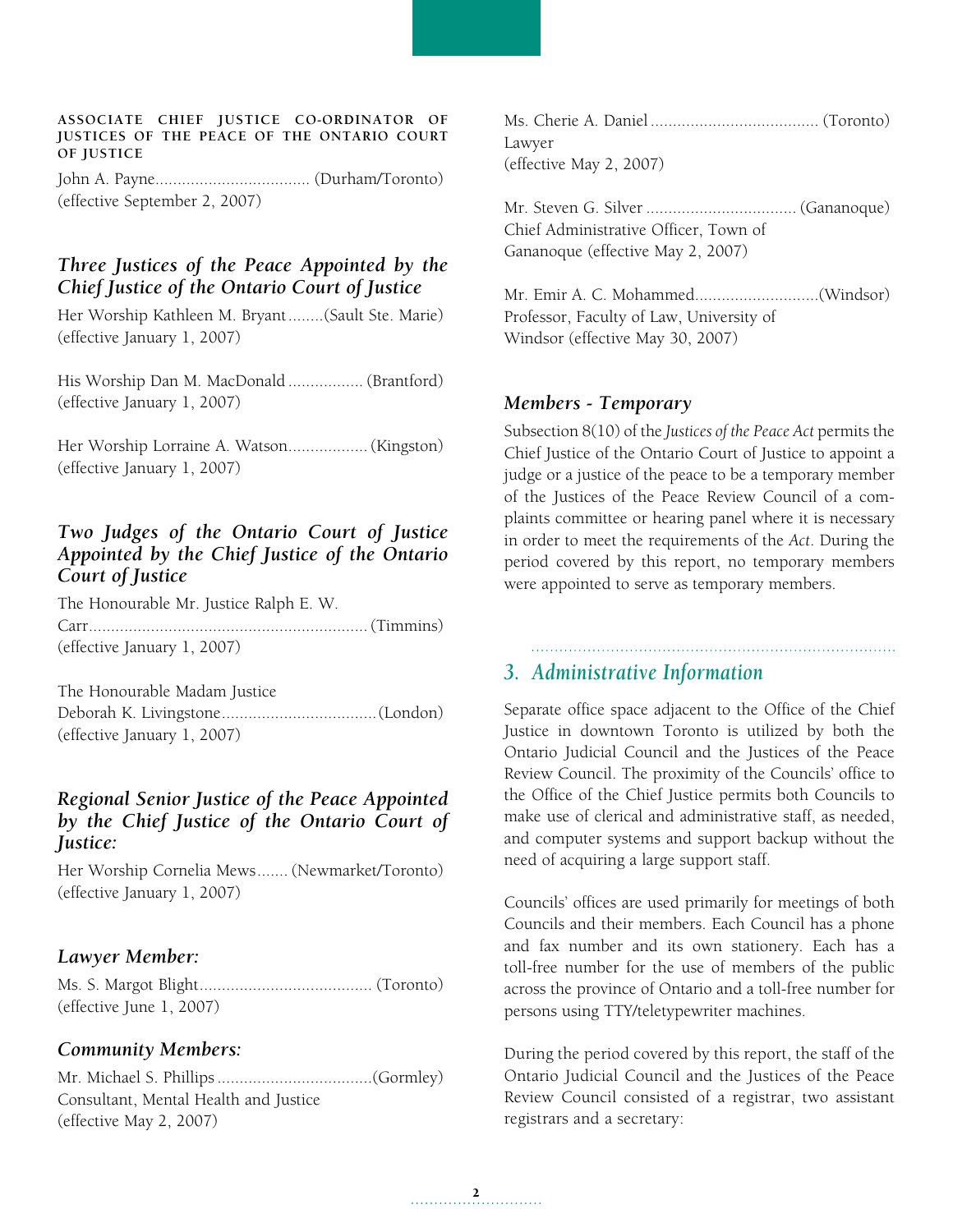**ASSOCIATE CHIEF JUSTICE CO-ORDINATOR OF JUSTICES OF THE PEACE OF THE ONTARIO COURT OF JUSTICE**

John A. Payne................................... (Durham/Toronto)
(effective September 2, 2007)

### *Three Justices of the Peace Appointed by the Chief Justice of the Ontario Court of Justice*

Her Worship Kathleen M. Bryant........(Sault Ste. Marie)
(effective January 1, 2007)

His Worship Dan M. MacDonald................. (Brantford)
(effective January 1, 2007)

Her Worship Lorraine A. Watson.................. (Kingston)
(effective January 1, 2007)

### *Two Judges of the Ontario Court of Justice Appointed by the Chief Justice of the Ontario Court of Justice*

The Honourable Mr. Justice Ralph E. W. Carr............................................................... (Timmins)
(effective January 1, 2007)

The Honourable Madam Justice Deborah K. Livingstone...................................(London)
(effective January 1, 2007)

### *Regional Senior Justice of the Peace Appointed by the Chief Justice of the Ontario Court of Justice:*

Her Worship Cornelia Mews....... (Newmarket/Toronto)
(effective January 1, 2007)

### *Lawyer Member:*

Ms. S. Margot Blight....................................... (Toronto)
(effective June 1, 2007)

### *Community Members:*

Mr. Michael S. Phillips...................................(Gormley)
Consultant, Mental Health and Justice
(effective May 2, 2007)

Ms. Cherie A. Daniel...................................... (Toronto)
Lawyer
(effective May 2, 2007)

Mr. Steven G. Silver.................................. (Gananoque)
Chief Administrative Officer, Town of Gananoque (effective May 2, 2007)

Mr. Emir A. C. Mohammed............................(Windsor)
Professor, Faculty of Law, University of Windsor (effective May 30, 2007)

### *Members - Temporary*

Subsection 8(10) of the *Justices of the Peace Act* permits the Chief Justice of the Ontario Court of Justice to appoint a judge or a justice of the peace to be a temporary member of the Justices of the Peace Review Council of a complaints committee or hearing panel where it is necessary in order to meet the requirements of the *Act*. During the period covered by this report, no temporary members were appointed to serve as temporary members.

## *3. Administrative Information*

Separate office space adjacent to the Office of the Chief Justice in downtown Toronto is utilized by both the Ontario Judicial Council and the Justices of the Peace Review Council. The proximity of the Councils' office to the Office of the Chief Justice permits both Councils to make use of clerical and administrative staff, as needed, and computer systems and support backup without the need of acquiring a large support staff.

Councils' offices are used primarily for meetings of both Councils and their members. Each Council has a phone and fax number and its own stationery. Each has a toll-free number for the use of members of the public across the province of Ontario and a toll-free number for persons using TTY/teletypewriter machines.

During the period covered by this report, the staff of the Ontario Judicial Council and the Justices of the Peace Review Council consisted of a registrar, two assistant registrars and a secretary: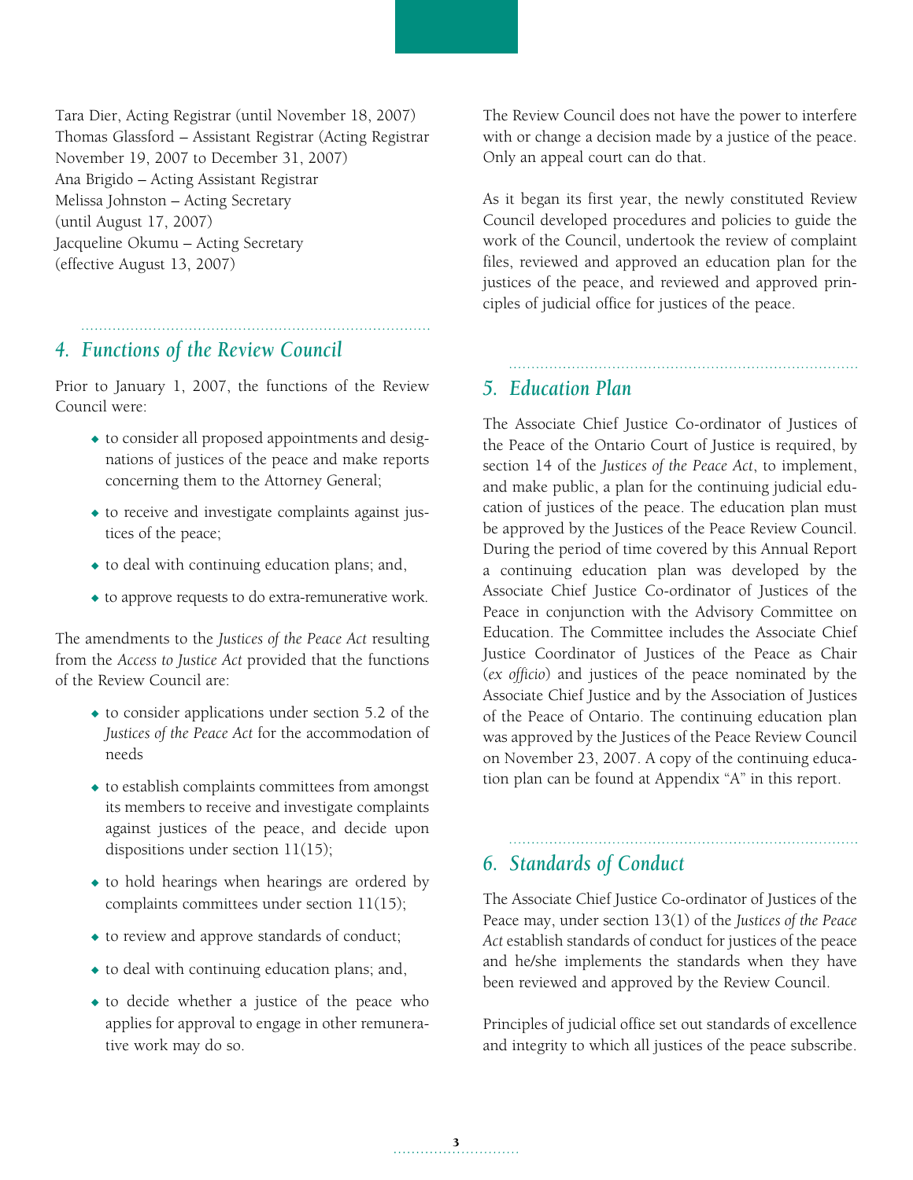Tara Dier, Acting Registrar (until November 18, 2007)
Thomas Glassford – Assistant Registrar (Acting Registrar November 19, 2007 to December 31, 2007)
Ana Brigido – Acting Assistant Registrar
Melissa Johnston – Acting Secretary (until August 17, 2007)
Jacqueline Okumu – Acting Secretary (effective August 13, 2007)

## 4. Functions of the Review Council

Prior to January 1, 2007, the functions of the Review Council were:

- to consider all proposed appointments and designations of justices of the peace and make reports concerning them to the Attorney General;
- to receive and investigate complaints against justices of the peace;
- to deal with continuing education plans; and,
- to approve requests to do extra-remunerative work.

The amendments to the *Justices of the Peace Act* resulting from the *Access to Justice Act* provided that the functions of the Review Council are:

- to consider applications under section 5.2 of the *Justices of the Peace Act* for the accommodation of needs
- to establish complaints committees from amongst its members to receive and investigate complaints against justices of the peace, and decide upon dispositions under section 11(15);
- to hold hearings when hearings are ordered by complaints committees under section 11(15);
- to review and approve standards of conduct;
- to deal with continuing education plans; and,
- to decide whether a justice of the peace who applies for approval to engage in other remunerative work may do so.

The Review Council does not have the power to interfere with or change a decision made by a justice of the peace. Only an appeal court can do that.

As it began its first year, the newly constituted Review Council developed procedures and policies to guide the work of the Council, undertook the review of complaint files, reviewed and approved an education plan for the justices of the peace, and reviewed and approved principles of judicial office for justices of the peace.

## 5. Education Plan

The Associate Chief Justice Co-ordinator of Justices of the Peace of the Ontario Court of Justice is required, by section 14 of the *Justices of the Peace Act*, to implement, and make public, a plan for the continuing judicial education of justices of the peace. The education plan must be approved by the Justices of the Peace Review Council. During the period of time covered by this Annual Report a continuing education plan was developed by the Associate Chief Justice Co-ordinator of Justices of the Peace in conjunction with the Advisory Committee on Education. The Committee includes the Associate Chief Justice Coordinator of Justices of the Peace as Chair (*ex officio*) and justices of the peace nominated by the Associate Chief Justice and by the Association of Justices of the Peace of Ontario. The continuing education plan was approved by the Justices of the Peace Review Council on November 23, 2007. A copy of the continuing education plan can be found at Appendix "A" in this report.

## 6. Standards of Conduct

The Associate Chief Justice Co-ordinator of Justices of the Peace may, under section 13(1) of the *Justices of the Peace Act* establish standards of conduct for justices of the peace and he/she implements the standards when they have been reviewed and approved by the Review Council.

Principles of judicial office set out standards of excellence and integrity to which all justices of the peace subscribe.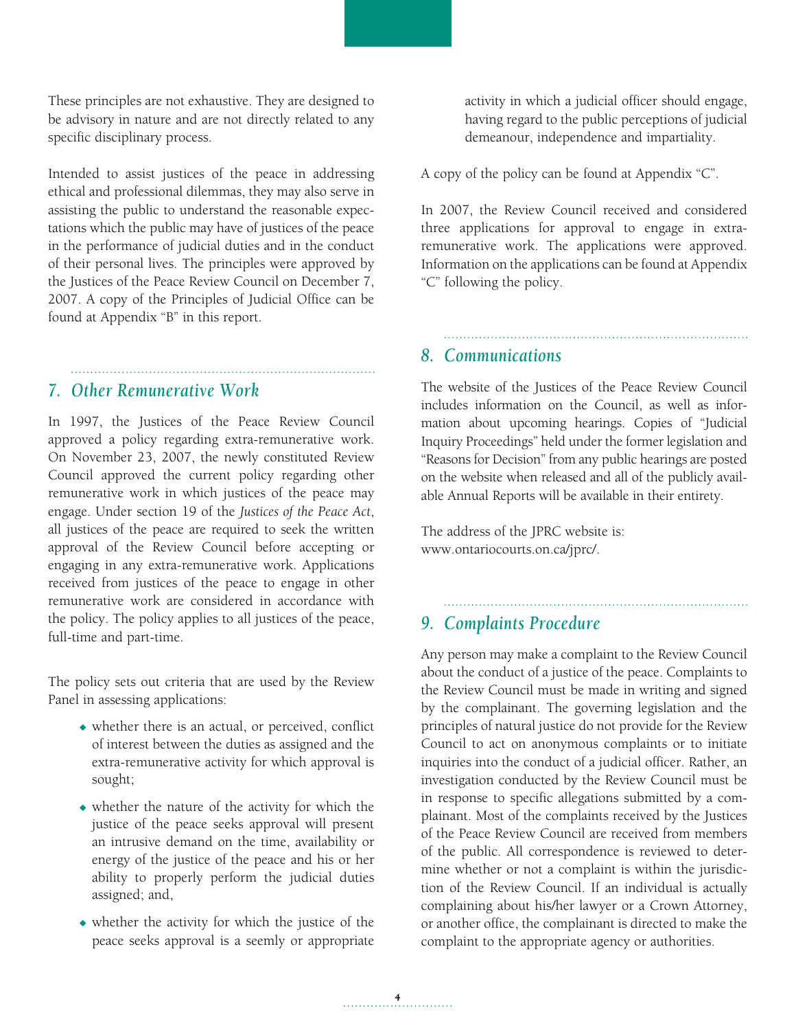These principles are not exhaustive. They are designed to be advisory in nature and are not directly related to any specific disciplinary process.

Intended to assist justices of the peace in addressing ethical and professional dilemmas, they may also serve in assisting the public to understand the reasonable expectations which the public may have of justices of the peace in the performance of judicial duties and in the conduct of their personal lives. The principles were approved by the Justices of the Peace Review Council on December 7, 2007. A copy of the Principles of Judicial Office can be found at Appendix "B" in this report.

## 7. Other Remunerative Work

In 1997, the Justices of the Peace Review Council approved a policy regarding extra-remunerative work. On November 23, 2007, the newly constituted Review Council approved the current policy regarding other remunerative work in which justices of the peace may engage. Under section 19 of the *Justices of the Peace Act*, all justices of the peace are required to seek the written approval of the Review Council before accepting or engaging in any extra-remunerative work. Applications received from justices of the peace to engage in other remunerative work are considered in accordance with the policy. The policy applies to all justices of the peace, full-time and part-time.

The policy sets out criteria that are used by the Review Panel in assessing applications:

- whether there is an actual, or perceived, conflict of interest between the duties as assigned and the extra-remunerative activity for which approval is sought;
- whether the nature of the activity for which the justice of the peace seeks approval will present an intrusive demand on the time, availability or energy of the justice of the peace and his or her ability to properly perform the judicial duties assigned; and,
- whether the activity for which the justice of the peace seeks approval is a seemly or appropriate activity in which a judicial officer should engage, having regard to the public perceptions of judicial demeanour, independence and impartiality.

A copy of the policy can be found at Appendix "C".

In 2007, the Review Council received and considered three applications for approval to engage in extra-remunerative work. The applications were approved. Information on the applications can be found at Appendix "C" following the policy.

## 8. Communications

The website of the Justices of the Peace Review Council includes information on the Council, as well as information about upcoming hearings. Copies of "Judicial Inquiry Proceedings" held under the former legislation and "Reasons for Decision" from any public hearings are posted on the website when released and all of the publicly available Annual Reports will be available in their entirety.

The address of the JPRC website is:
www.ontariocourts.on.ca/jprc/.

## 9. Complaints Procedure

Any person may make a complaint to the Review Council about the conduct of a justice of the peace. Complaints to the Review Council must be made in writing and signed by the complainant. The governing legislation and the principles of natural justice do not provide for the Review Council to act on anonymous complaints or to initiate inquiries into the conduct of a judicial officer. Rather, an investigation conducted by the Review Council must be in response to specific allegations submitted by a complainant. Most of the complaints received by the Justices of the Peace Review Council are received from members of the public. All correspondence is reviewed to determine whether or not a complaint is within the jurisdiction of the Review Council. If an individual is actually complaining about his/her lawyer or a Crown Attorney, or another office, the complainant is directed to make the complaint to the appropriate agency or authorities.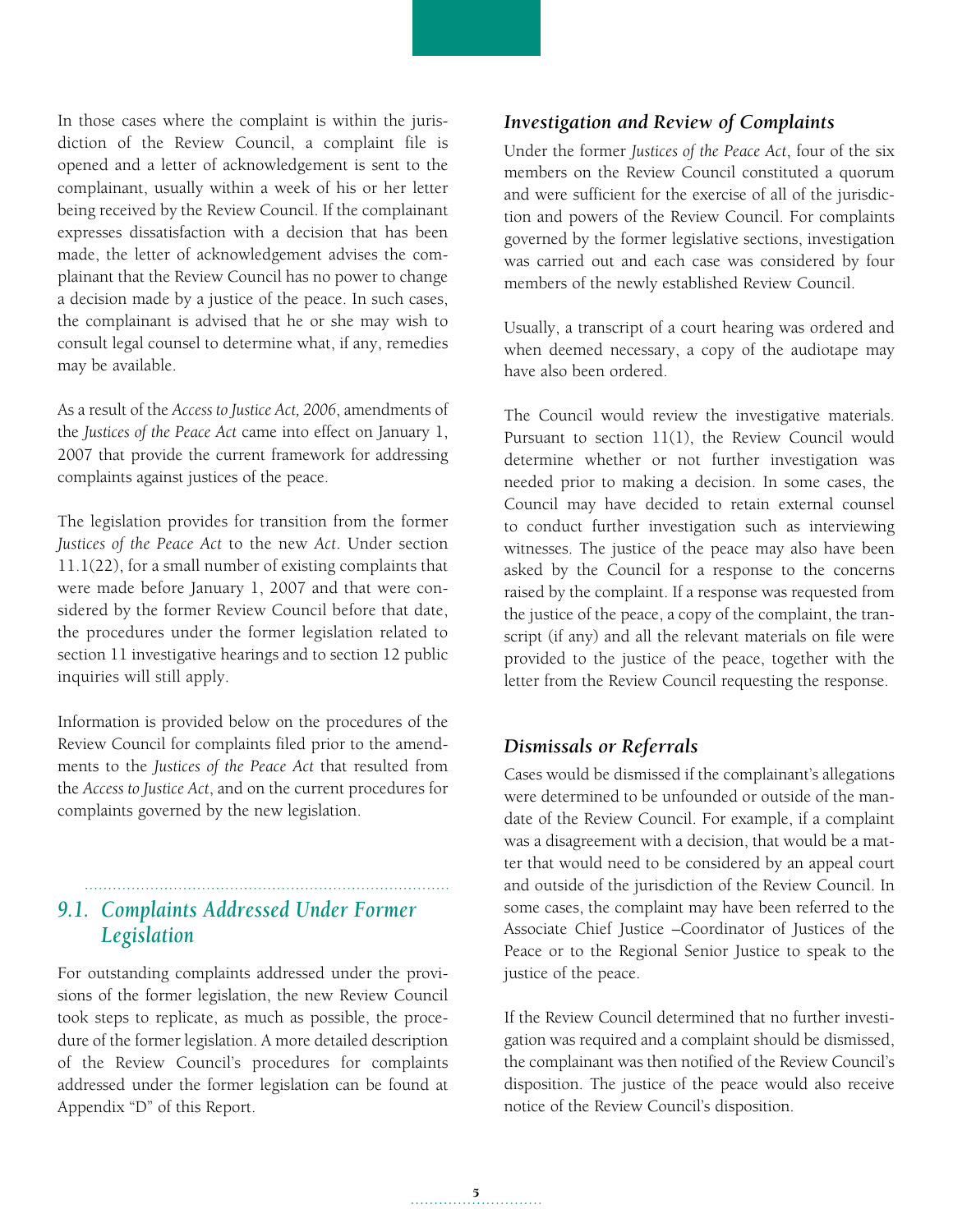In those cases where the complaint is within the jurisdiction of the Review Council, a complaint file is opened and a letter of acknowledgement is sent to the complainant, usually within a week of his or her letter being received by the Review Council. If the complainant expresses dissatisfaction with a decision that has been made, the letter of acknowledgement advises the complainant that the Review Council has no power to change a decision made by a justice of the peace. In such cases, the complainant is advised that he or she may wish to consult legal counsel to determine what, if any, remedies may be available.

As a result of the *Access to Justice Act, 2006*, amendments of the *Justices of the Peace Act* came into effect on January 1, 2007 that provide the current framework for addressing complaints against justices of the peace.

The legislation provides for transition from the former *Justices of the Peace Act* to the new *Act*. Under section 11.1(22), for a small number of existing complaints that were made before January 1, 2007 and that were considered by the former Review Council before that date, the procedures under the former legislation related to section 11 investigative hearings and to section 12 public inquiries will still apply.

Information is provided below on the procedures of the Review Council for complaints filed prior to the amendments to the *Justices of the Peace Act* that resulted from the *Access to Justice Act*, and on the current procedures for complaints governed by the new legislation.

## *9.1. Complaints Addressed Under Former Legislation*

For outstanding complaints addressed under the provisions of the former legislation, the new Review Council took steps to replicate, as much as possible, the procedure of the former legislation. A more detailed description of the Review Council's procedures for complaints addressed under the former legislation can be found at Appendix "D" of this Report.

### *Investigation and Review of Complaints*

Under the former *Justices of the Peace Act*, four of the six members on the Review Council constituted a quorum and were sufficient for the exercise of all of the jurisdiction and powers of the Review Council. For complaints governed by the former legislative sections, investigation was carried out and each case was considered by four members of the newly established Review Council.

Usually, a transcript of a court hearing was ordered and when deemed necessary, a copy of the audiotape may have also been ordered.

The Council would review the investigative materials. Pursuant to section 11(1), the Review Council would determine whether or not further investigation was needed prior to making a decision. In some cases, the Council may have decided to retain external counsel to conduct further investigation such as interviewing witnesses. The justice of the peace may also have been asked by the Council for a response to the concerns raised by the complaint. If a response was requested from the justice of the peace, a copy of the complaint, the transcript (if any) and all the relevant materials on file were provided to the justice of the peace, together with the letter from the Review Council requesting the response.

### *Dismissals or Referrals*

Cases would be dismissed if the complainant's allegations were determined to be unfounded or outside of the mandate of the Review Council. For example, if a complaint was a disagreement with a decision, that would be a matter that would need to be considered by an appeal court and outside of the jurisdiction of the Review Council. In some cases, the complaint may have been referred to the Associate Chief Justice –Coordinator of Justices of the Peace or to the Regional Senior Justice to speak to the justice of the peace.

If the Review Council determined that no further investigation was required and a complaint should be dismissed, the complainant was then notified of the Review Council's disposition. The justice of the peace would also receive notice of the Review Council's disposition.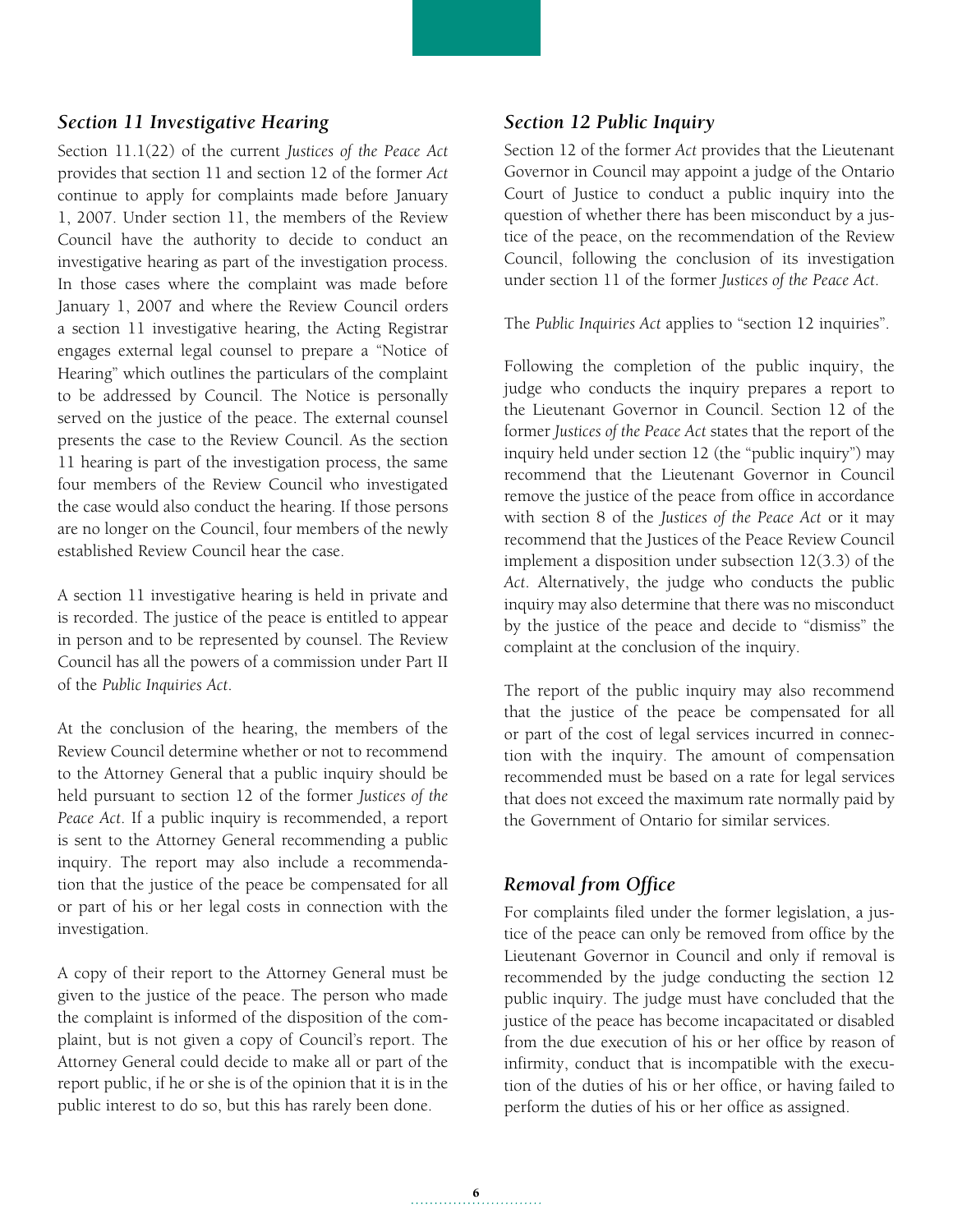### *Section 11 Investigative Hearing*

Section 11.1(22) of the current *Justices of the Peace Act* provides that section 11 and section 12 of the former *Act* continue to apply for complaints made before January 1, 2007. Under section 11, the members of the Review Council have the authority to decide to conduct an investigative hearing as part of the investigation process. In those cases where the complaint was made before January 1, 2007 and where the Review Council orders a section 11 investigative hearing, the Acting Registrar engages external legal counsel to prepare a "Notice of Hearing" which outlines the particulars of the complaint to be addressed by Council. The Notice is personally served on the justice of the peace. The external counsel presents the case to the Review Council. As the section 11 hearing is part of the investigation process, the same four members of the Review Council who investigated the case would also conduct the hearing. If those persons are no longer on the Council, four members of the newly established Review Council hear the case.

A section 11 investigative hearing is held in private and is recorded. The justice of the peace is entitled to appear in person and to be represented by counsel. The Review Council has all the powers of a commission under Part II of the *Public Inquiries Act*.

At the conclusion of the hearing, the members of the Review Council determine whether or not to recommend to the Attorney General that a public inquiry should be held pursuant to section 12 of the former *Justices of the Peace Act*. If a public inquiry is recommended, a report is sent to the Attorney General recommending a public inquiry. The report may also include a recommendation that the justice of the peace be compensated for all or part of his or her legal costs in connection with the investigation.

A copy of their report to the Attorney General must be given to the justice of the peace. The person who made the complaint is informed of the disposition of the complaint, but is not given a copy of Council's report. The Attorney General could decide to make all or part of the report public, if he or she is of the opinion that it is in the public interest to do so, but this has rarely been done.

### *Section 12 Public Inquiry*

Section 12 of the former *Act* provides that the Lieutenant Governor in Council may appoint a judge of the Ontario Court of Justice to conduct a public inquiry into the question of whether there has been misconduct by a justice of the peace, on the recommendation of the Review Council, following the conclusion of its investigation under section 11 of the former *Justices of the Peace Act*.

The *Public Inquiries Act* applies to "section 12 inquiries".

Following the completion of the public inquiry, the judge who conducts the inquiry prepares a report to the Lieutenant Governor in Council. Section 12 of the former *Justices of the Peace Act* states that the report of the inquiry held under section 12 (the "public inquiry") may recommend that the Lieutenant Governor in Council remove the justice of the peace from office in accordance with section 8 of the *Justices of the Peace Act* or it may recommend that the Justices of the Peace Review Council implement a disposition under subsection 12(3.3) of the *Act*. Alternatively, the judge who conducts the public inquiry may also determine that there was no misconduct by the justice of the peace and decide to "dismiss" the complaint at the conclusion of the inquiry.

The report of the public inquiry may also recommend that the justice of the peace be compensated for all or part of the cost of legal services incurred in connection with the inquiry. The amount of compensation recommended must be based on a rate for legal services that does not exceed the maximum rate normally paid by the Government of Ontario for similar services.

### *Removal from Office*

For complaints filed under the former legislation, a justice of the peace can only be removed from office by the Lieutenant Governor in Council and only if removal is recommended by the judge conducting the section 12 public inquiry. The judge must have concluded that the justice of the peace has become incapacitated or disabled from the due execution of his or her office by reason of infirmity, conduct that is incompatible with the execution of the duties of his or her office, or having failed to perform the duties of his or her office as assigned.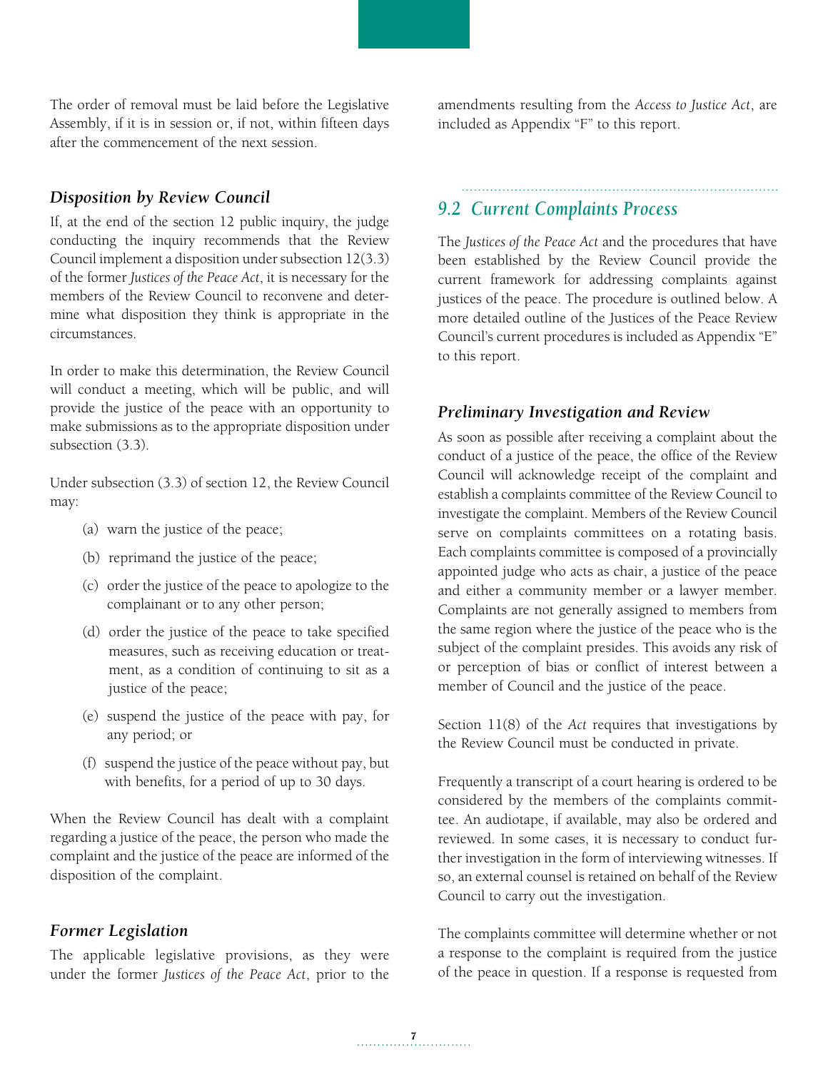The order of removal must be laid before the Legislative Assembly, if it is in session or, if not, within fifteen days after the commencement of the next session.

### *Disposition by Review Council*

If, at the end of the section 12 public inquiry, the judge conducting the inquiry recommends that the Review Council implement a disposition under subsection 12(3.3) of the former *Justices of the Peace Act*, it is necessary for the members of the Review Council to reconvene and determine what disposition they think is appropriate in the circumstances.

In order to make this determination, the Review Council will conduct a meeting, which will be public, and will provide the justice of the peace with an opportunity to make submissions as to the appropriate disposition under subsection (3.3).

Under subsection (3.3) of section 12, the Review Council may:

(a) warn the justice of the peace;

(b) reprimand the justice of the peace;

(c) order the justice of the peace to apologize to the complainant or to any other person;

(d) order the justice of the peace to take specified measures, such as receiving education or treatment, as a condition of continuing to sit as a justice of the peace;

(e) suspend the justice of the peace with pay, for any period; or

(f) suspend the justice of the peace without pay, but with benefits, for a period of up to 30 days.

When the Review Council has dealt with a complaint regarding a justice of the peace, the person who made the complaint and the justice of the peace are informed of the disposition of the complaint.

### *Former Legislation*

The applicable legislative provisions, as they were under the former *Justices of the Peace Act*, prior to the amendments resulting from the *Access to Justice Act*, are included as Appendix "F" to this report.

## *9.2 Current Complaints Process*

The *Justices of the Peace Act* and the procedures that have been established by the Review Council provide the current framework for addressing complaints against justices of the peace. The procedure is outlined below. A more detailed outline of the Justices of the Peace Review Council's current procedures is included as Appendix "E" to this report.

### *Preliminary Investigation and Review*

As soon as possible after receiving a complaint about the conduct of a justice of the peace, the office of the Review Council will acknowledge receipt of the complaint and establish a complaints committee of the Review Council to investigate the complaint. Members of the Review Council serve on complaints committees on a rotating basis. Each complaints committee is composed of a provincially appointed judge who acts as chair, a justice of the peace and either a community member or a lawyer member. Complaints are not generally assigned to members from the same region where the justice of the peace who is the subject of the complaint presides. This avoids any risk of or perception of bias or conflict of interest between a member of Council and the justice of the peace.

Section 11(8) of the *Act* requires that investigations by the Review Council must be conducted in private.

Frequently a transcript of a court hearing is ordered to be considered by the members of the complaints committee. An audiotape, if available, may also be ordered and reviewed. In some cases, it is necessary to conduct further investigation in the form of interviewing witnesses. If so, an external counsel is retained on behalf of the Review Council to carry out the investigation.

The complaints committee will determine whether or not a response to the complaint is required from the justice of the peace in question. If a response is requested from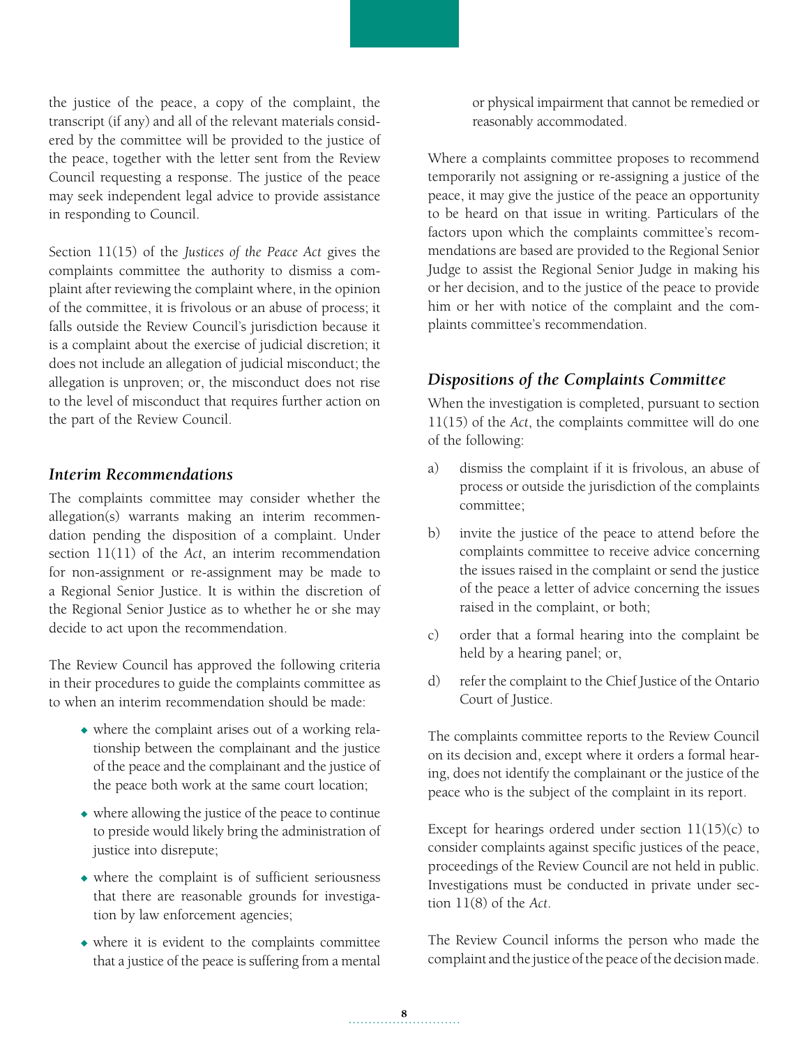the justice of the peace, a copy of the complaint, the transcript (if any) and all of the relevant materials considered by the committee will be provided to the justice of the peace, together with the letter sent from the Review Council requesting a response. The justice of the peace may seek independent legal advice to provide assistance in responding to Council.

Section 11(15) of the *Justices of the Peace Act* gives the complaints committee the authority to dismiss a complaint after reviewing the complaint where, in the opinion of the committee, it is frivolous or an abuse of process; it falls outside the Review Council's jurisdiction because it is a complaint about the exercise of judicial discretion; it does not include an allegation of judicial misconduct; the allegation is unproven; or, the misconduct does not rise to the level of misconduct that requires further action on the part of the Review Council.

### *Interim Recommendations*

The complaints committee may consider whether the allegation(s) warrants making an interim recommendation pending the disposition of a complaint. Under section 11(11) of the *Act*, an interim recommendation for non-assignment or re-assignment may be made to a Regional Senior Justice. It is within the discretion of the Regional Senior Justice as to whether he or she may decide to act upon the recommendation.

The Review Council has approved the following criteria in their procedures to guide the complaints committee as to when an interim recommendation should be made:

- where the complaint arises out of a working relationship between the complainant and the justice of the peace and the complainant and the justice of the peace both work at the same court location;
- where allowing the justice of the peace to continue to preside would likely bring the administration of justice into disrepute;
- where the complaint is of sufficient seriousness that there are reasonable grounds for investigation by law enforcement agencies;
- where it is evident to the complaints committee that a justice of the peace is suffering from a mental or physical impairment that cannot be remedied or reasonably accommodated.

Where a complaints committee proposes to recommend temporarily not assigning or re-assigning a justice of the peace, it may give the justice of the peace an opportunity to be heard on that issue in writing. Particulars of the factors upon which the complaints committee's recommendations are based are provided to the Regional Senior Judge to assist the Regional Senior Judge in making his or her decision, and to the justice of the peace to provide him or her with notice of the complaint and the complaints committee's recommendation.

### *Dispositions of the Complaints Committee*

When the investigation is completed, pursuant to section 11(15) of the *Act*, the complaints committee will do one of the following:

a) dismiss the complaint if it is frivolous, an abuse of process or outside the jurisdiction of the complaints committee;

b) invite the justice of the peace to attend before the complaints committee to receive advice concerning the issues raised in the complaint or send the justice of the peace a letter of advice concerning the issues raised in the complaint, or both;

c) order that a formal hearing into the complaint be held by a hearing panel; or,

d) refer the complaint to the Chief Justice of the Ontario Court of Justice.

The complaints committee reports to the Review Council on its decision and, except where it orders a formal hearing, does not identify the complainant or the justice of the peace who is the subject of the complaint in its report.

Except for hearings ordered under section 11(15)(c) to consider complaints against specific justices of the peace, proceedings of the Review Council are not held in public. Investigations must be conducted in private under section 11(8) of the *Act*.

The Review Council informs the person who made the complaint and the justice of the peace of the decision made.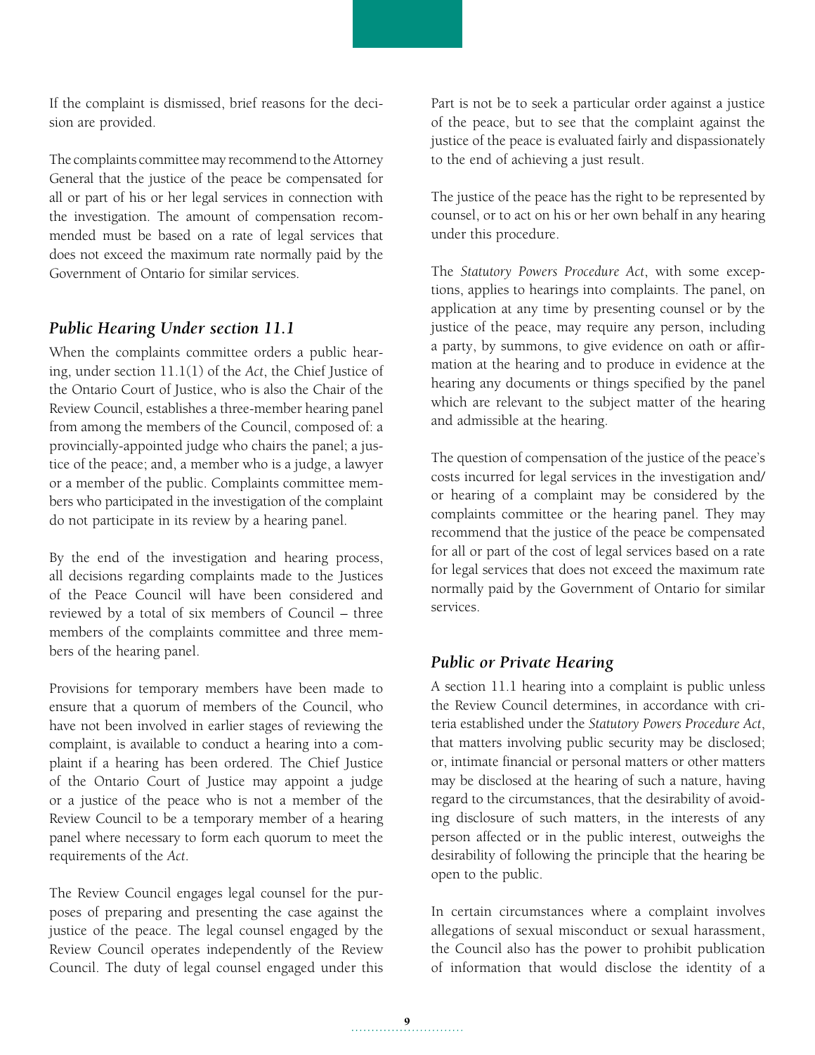If the complaint is dismissed, brief reasons for the decision are provided.

The complaints committee may recommend to the Attorney General that the justice of the peace be compensated for all or part of his or her legal services in connection with the investigation. The amount of compensation recommended must be based on a rate of legal services that does not exceed the maximum rate normally paid by the Government of Ontario for similar services.

### *Public Hearing Under section 11.1*

When the complaints committee orders a public hearing, under section 11.1(1) of the *Act*, the Chief Justice of the Ontario Court of Justice, who is also the Chair of the Review Council, establishes a three-member hearing panel from among the members of the Council, composed of: a provincially-appointed judge who chairs the panel; a justice of the peace; and, a member who is a judge, a lawyer or a member of the public. Complaints committee members who participated in the investigation of the complaint do not participate in its review by a hearing panel.

By the end of the investigation and hearing process, all decisions regarding complaints made to the Justices of the Peace Council will have been considered and reviewed by a total of six members of Council – three members of the complaints committee and three members of the hearing panel.

Provisions for temporary members have been made to ensure that a quorum of members of the Council, who have not been involved in earlier stages of reviewing the complaint, is available to conduct a hearing into a complaint if a hearing has been ordered. The Chief Justice of the Ontario Court of Justice may appoint a judge or a justice of the peace who is not a member of the Review Council to be a temporary member of a hearing panel where necessary to form each quorum to meet the requirements of the *Act*.

The Review Council engages legal counsel for the purposes of preparing and presenting the case against the justice of the peace. The legal counsel engaged by the Review Council operates independently of the Review Council. The duty of legal counsel engaged under this Part is not be to seek a particular order against a justice of the peace, but to see that the complaint against the justice of the peace is evaluated fairly and dispassionately to the end of achieving a just result.

The justice of the peace has the right to be represented by counsel, or to act on his or her own behalf in any hearing under this procedure.

The *Statutory Powers Procedure Act*, with some exceptions, applies to hearings into complaints. The panel, on application at any time by presenting counsel or by the justice of the peace, may require any person, including a party, by summons, to give evidence on oath or affirmation at the hearing and to produce in evidence at the hearing any documents or things specified by the panel which are relevant to the subject matter of the hearing and admissible at the hearing.

The question of compensation of the justice of the peace's costs incurred for legal services in the investigation and/or hearing of a complaint may be considered by the complaints committee or the hearing panel. They may recommend that the justice of the peace be compensated for all or part of the cost of legal services based on a rate for legal services that does not exceed the maximum rate normally paid by the Government of Ontario for similar services.

### *Public or Private Hearing*

A section 11.1 hearing into a complaint is public unless the Review Council determines, in accordance with criteria established under the *Statutory Powers Procedure Act*, that matters involving public security may be disclosed; or, intimate financial or personal matters or other matters may be disclosed at the hearing of such a nature, having regard to the circumstances, that the desirability of avoiding disclosure of such matters, in the interests of any person affected or in the public interest, outweighs the desirability of following the principle that the hearing be open to the public.

In certain circumstances where a complaint involves allegations of sexual misconduct or sexual harassment, the Council also has the power to prohibit publication of information that would disclose the identity of a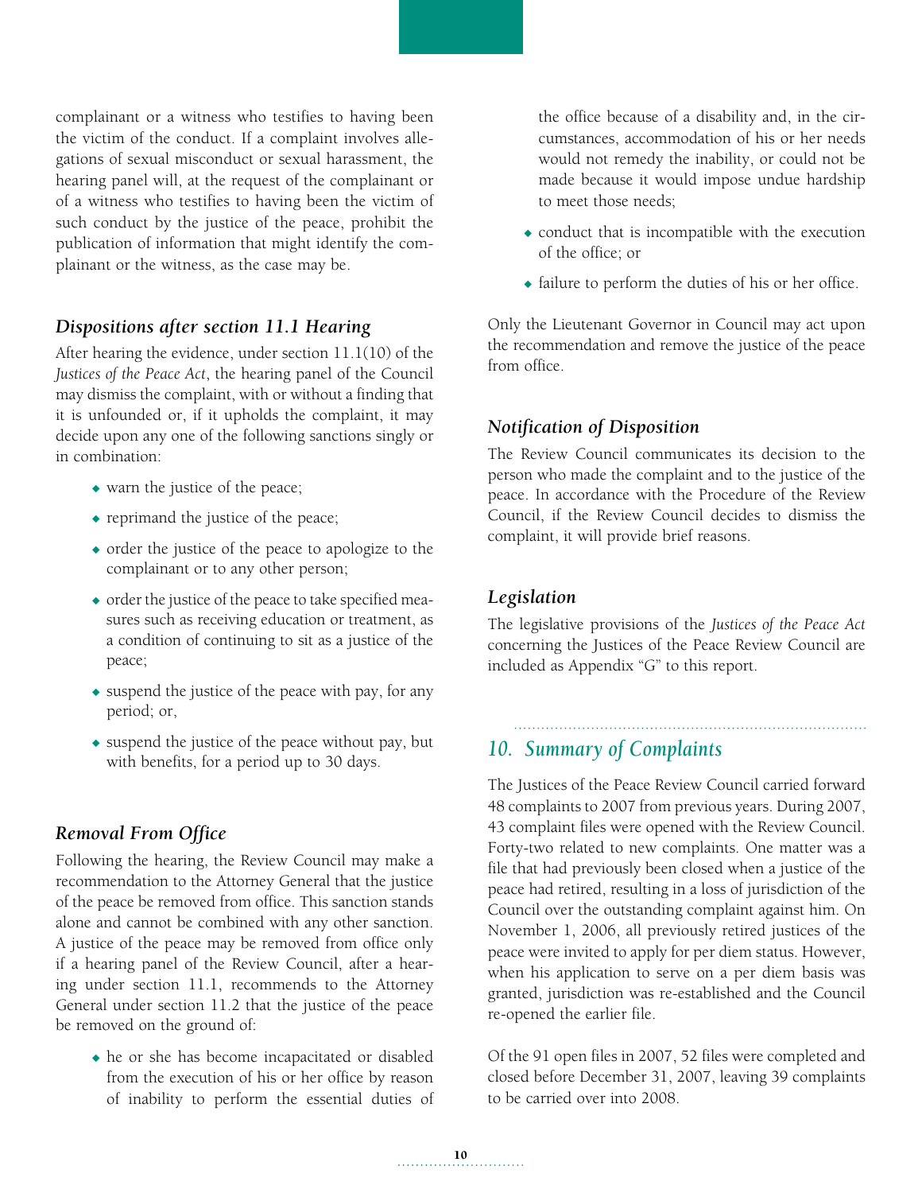complainant or a witness who testifies to having been the victim of the conduct. If a complaint involves allegations of sexual misconduct or sexual harassment, the hearing panel will, at the request of the complainant or of a witness who testifies to having been the victim of such conduct by the justice of the peace, prohibit the publication of information that might identify the complainant or the witness, as the case may be.

### *Dispositions after section 11.1 Hearing*

After hearing the evidence, under section 11.1(10) of the *Justices of the Peace Act*, the hearing panel of the Council may dismiss the complaint, with or without a finding that it is unfounded or, if it upholds the complaint, it may decide upon any one of the following sanctions singly or in combination:

- warn the justice of the peace;
- reprimand the justice of the peace;
- order the justice of the peace to apologize to the complainant or to any other person;
- order the justice of the peace to take specified measures such as receiving education or treatment, as a condition of continuing to sit as a justice of the peace;
- suspend the justice of the peace with pay, for any period; or,
- suspend the justice of the peace without pay, but with benefits, for a period up to 30 days.

### *Removal From Office*

Following the hearing, the Review Council may make a recommendation to the Attorney General that the justice of the peace be removed from office. This sanction stands alone and cannot be combined with any other sanction. A justice of the peace may be removed from office only if a hearing panel of the Review Council, after a hearing under section 11.1, recommends to the Attorney General under section 11.2 that the justice of the peace be removed on the ground of:

- he or she has become incapacitated or disabled from the execution of his or her office by reason of inability to perform the essential duties of the office because of a disability and, in the circumstances, accommodation of his or her needs would not remedy the inability, or could not be made because it would impose undue hardship to meet those needs;
- conduct that is incompatible with the execution of the office; or
- failure to perform the duties of his or her office.

Only the Lieutenant Governor in Council may act upon the recommendation and remove the justice of the peace from office.

### *Notification of Disposition*

The Review Council communicates its decision to the person who made the complaint and to the justice of the peace. In accordance with the Procedure of the Review Council, if the Review Council decides to dismiss the complaint, it will provide brief reasons.

### *Legislation*

The legislative provisions of the *Justices of the Peace Act* concerning the Justices of the Peace Review Council are included as Appendix "G" to this report.

## *10. Summary of Complaints*

The Justices of the Peace Review Council carried forward 48 complaints to 2007 from previous years. During 2007, 43 complaint files were opened with the Review Council. Forty-two related to new complaints. One matter was a file that had previously been closed when a justice of the peace had retired, resulting in a loss of jurisdiction of the Council over the outstanding complaint against him. On November 1, 2006, all previously retired justices of the peace were invited to apply for per diem status. However, when his application to serve on a per diem basis was granted, jurisdiction was re-established and the Council re-opened the earlier file.

Of the 91 open files in 2007, 52 files were completed and closed before December 31, 2007, leaving 39 complaints to be carried over into 2008.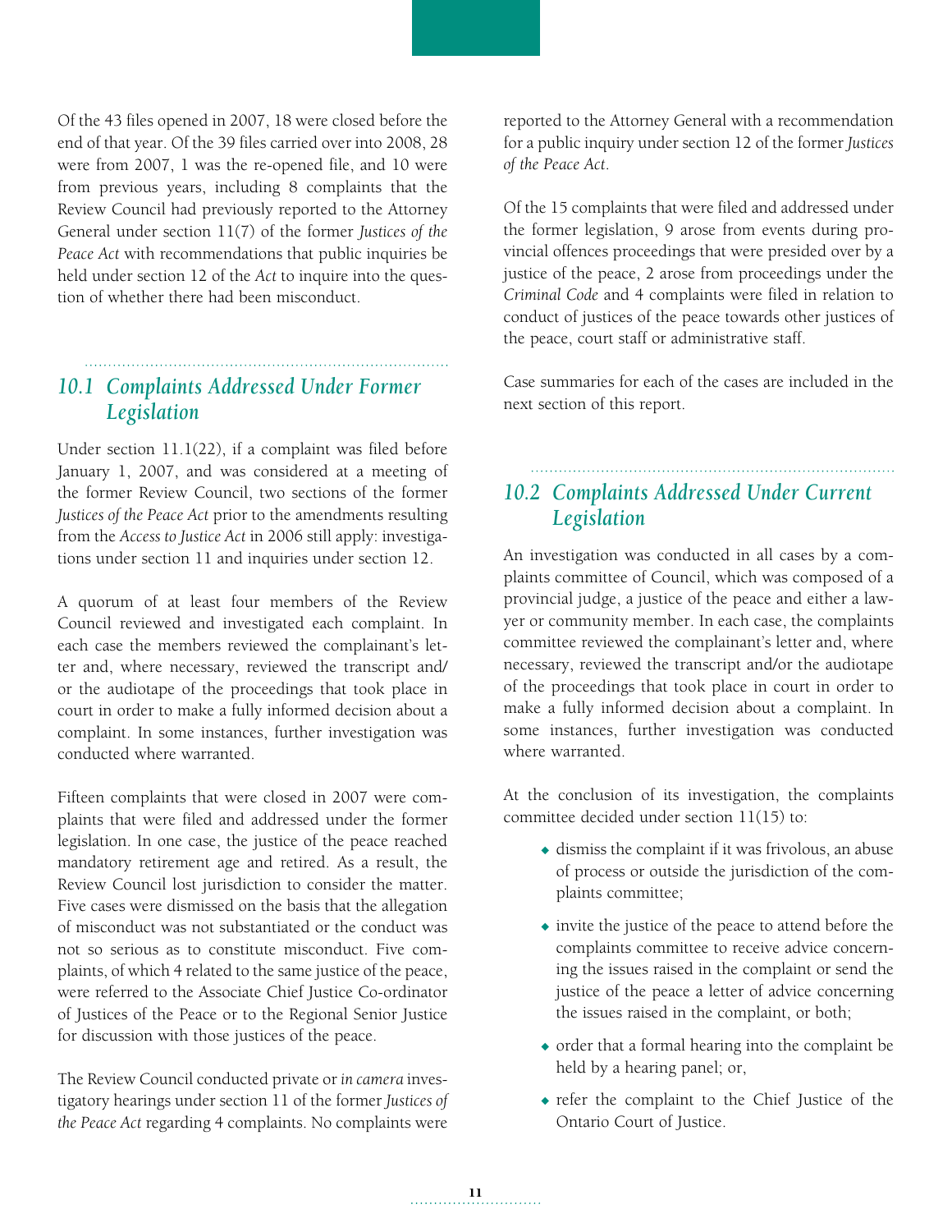Of the 43 files opened in 2007, 18 were closed before the end of that year. Of the 39 files carried over into 2008, 28 were from 2007, 1 was the re-opened file, and 10 were from previous years, including 8 complaints that the Review Council had previously reported to the Attorney General under section 11(7) of the former *Justices of the Peace Act* with recommendations that public inquiries be held under section 12 of the *Act* to inquire into the question of whether there had been misconduct.

## 10.1 Complaints Addressed Under Former Legislation

Under section 11.1(22), if a complaint was filed before January 1, 2007, and was considered at a meeting of the former Review Council, two sections of the former *Justices of the Peace Act* prior to the amendments resulting from the *Access to Justice Act* in 2006 still apply: investigations under section 11 and inquiries under section 12.

A quorum of at least four members of the Review Council reviewed and investigated each complaint. In each case the members reviewed the complainant's letter and, where necessary, reviewed the transcript and/or the audiotape of the proceedings that took place in court in order to make a fully informed decision about a complaint. In some instances, further investigation was conducted where warranted.

Fifteen complaints that were closed in 2007 were complaints that were filed and addressed under the former legislation. In one case, the justice of the peace reached mandatory retirement age and retired. As a result, the Review Council lost jurisdiction to consider the matter. Five cases were dismissed on the basis that the allegation of misconduct was not substantiated or the conduct was not so serious as to constitute misconduct. Five complaints, of which 4 related to the same justice of the peace, were referred to the Associate Chief Justice Co-ordinator of Justices of the Peace or to the Regional Senior Justice for discussion with those justices of the peace.

The Review Council conducted private or *in camera* investigatory hearings under section 11 of the former *Justices of the Peace Act* regarding 4 complaints. No complaints were reported to the Attorney General with a recommendation for a public inquiry under section 12 of the former *Justices of the Peace Act*.

Of the 15 complaints that were filed and addressed under the former legislation, 9 arose from events during provincial offences proceedings that were presided over by a justice of the peace, 2 arose from proceedings under the *Criminal Code* and 4 complaints were filed in relation to conduct of justices of the peace towards other justices of the peace, court staff or administrative staff.

Case summaries for each of the cases are included in the next section of this report.

## 10.2 Complaints Addressed Under Current Legislation

An investigation was conducted in all cases by a complaints committee of Council, which was composed of a provincial judge, a justice of the peace and either a lawyer or community member. In each case, the complaints committee reviewed the complainant's letter and, where necessary, reviewed the transcript and/or the audiotape of the proceedings that took place in court in order to make a fully informed decision about a complaint. In some instances, further investigation was conducted where warranted.

At the conclusion of its investigation, the complaints committee decided under section 11(15) to:

- dismiss the complaint if it was frivolous, an abuse of process or outside the jurisdiction of the complaints committee;
- invite the justice of the peace to attend before the complaints committee to receive advice concerning the issues raised in the complaint or send the justice of the peace a letter of advice concerning the issues raised in the complaint, or both;
- order that a formal hearing into the complaint be held by a hearing panel; or,
- refer the complaint to the Chief Justice of the Ontario Court of Justice.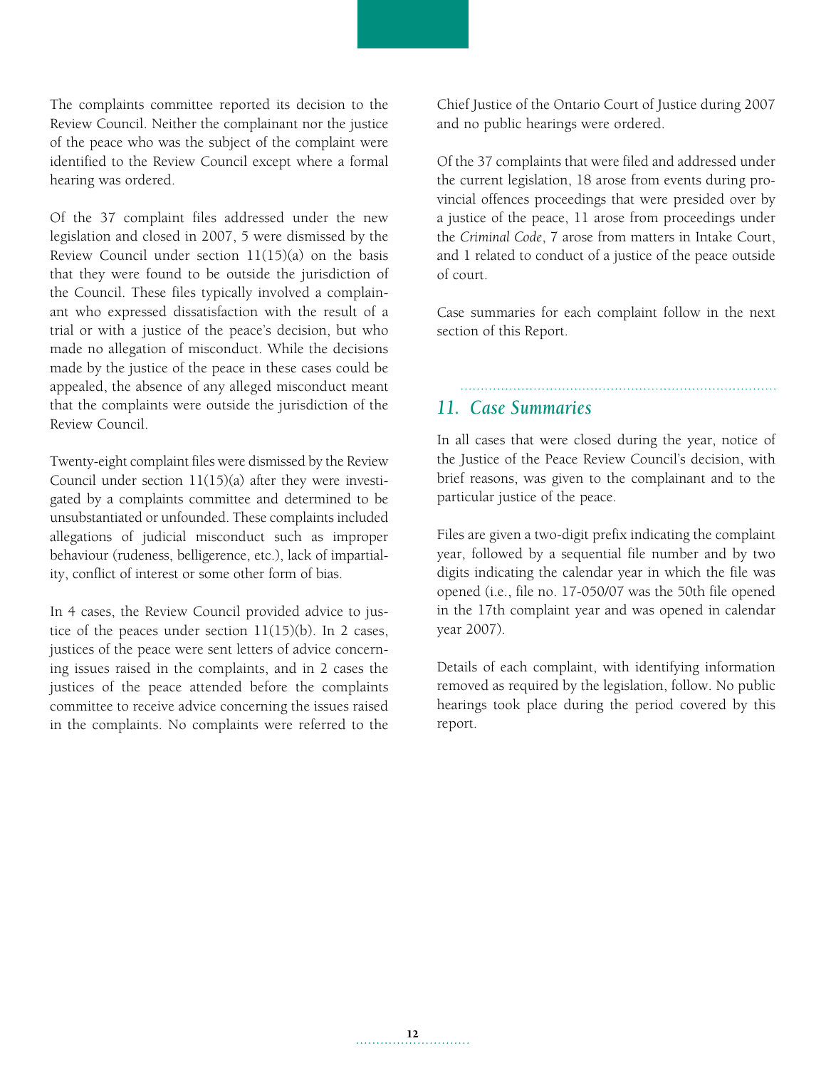The complaints committee reported its decision to the Review Council. Neither the complainant nor the justice of the peace who was the subject of the complaint were identified to the Review Council except where a formal hearing was ordered.

Of the 37 complaint files addressed under the new legislation and closed in 2007, 5 were dismissed by the Review Council under section 11(15)(a) on the basis that they were found to be outside the jurisdiction of the Council. These files typically involved a complainant who expressed dissatisfaction with the result of a trial or with a justice of the peace's decision, but who made no allegation of misconduct. While the decisions made by the justice of the peace in these cases could be appealed, the absence of any alleged misconduct meant that the complaints were outside the jurisdiction of the Review Council.

Twenty-eight complaint files were dismissed by the Review Council under section 11(15)(a) after they were investigated by a complaints committee and determined to be unsubstantiated or unfounded. These complaints included allegations of judicial misconduct such as improper behaviour (rudeness, belligerence, etc.), lack of impartiality, conflict of interest or some other form of bias.

In 4 cases, the Review Council provided advice to justice of the peaces under section 11(15)(b). In 2 cases, justices of the peace were sent letters of advice concerning issues raised in the complaints, and in 2 cases the justices of the peace attended before the complaints committee to receive advice concerning the issues raised in the complaints. No complaints were referred to the Chief Justice of the Ontario Court of Justice during 2007 and no public hearings were ordered.

Of the 37 complaints that were filed and addressed under the current legislation, 18 arose from events during provincial offences proceedings that were presided over by a justice of the peace, 11 arose from proceedings under the *Criminal Code*, 7 arose from matters in Intake Court, and 1 related to conduct of a justice of the peace outside of court.

Case summaries for each complaint follow in the next section of this Report.

## *11. Case Summaries*

In all cases that were closed during the year, notice of the Justice of the Peace Review Council's decision, with brief reasons, was given to the complainant and to the particular justice of the peace.

Files are given a two-digit prefix indicating the complaint year, followed by a sequential file number and by two digits indicating the calendar year in which the file was opened (i.e., file no. 17-050/07 was the 50th file opened in the 17th complaint year and was opened in calendar year 2007).

Details of each complaint, with identifying information removed as required by the legislation, follow. No public hearings took place during the period covered by this report.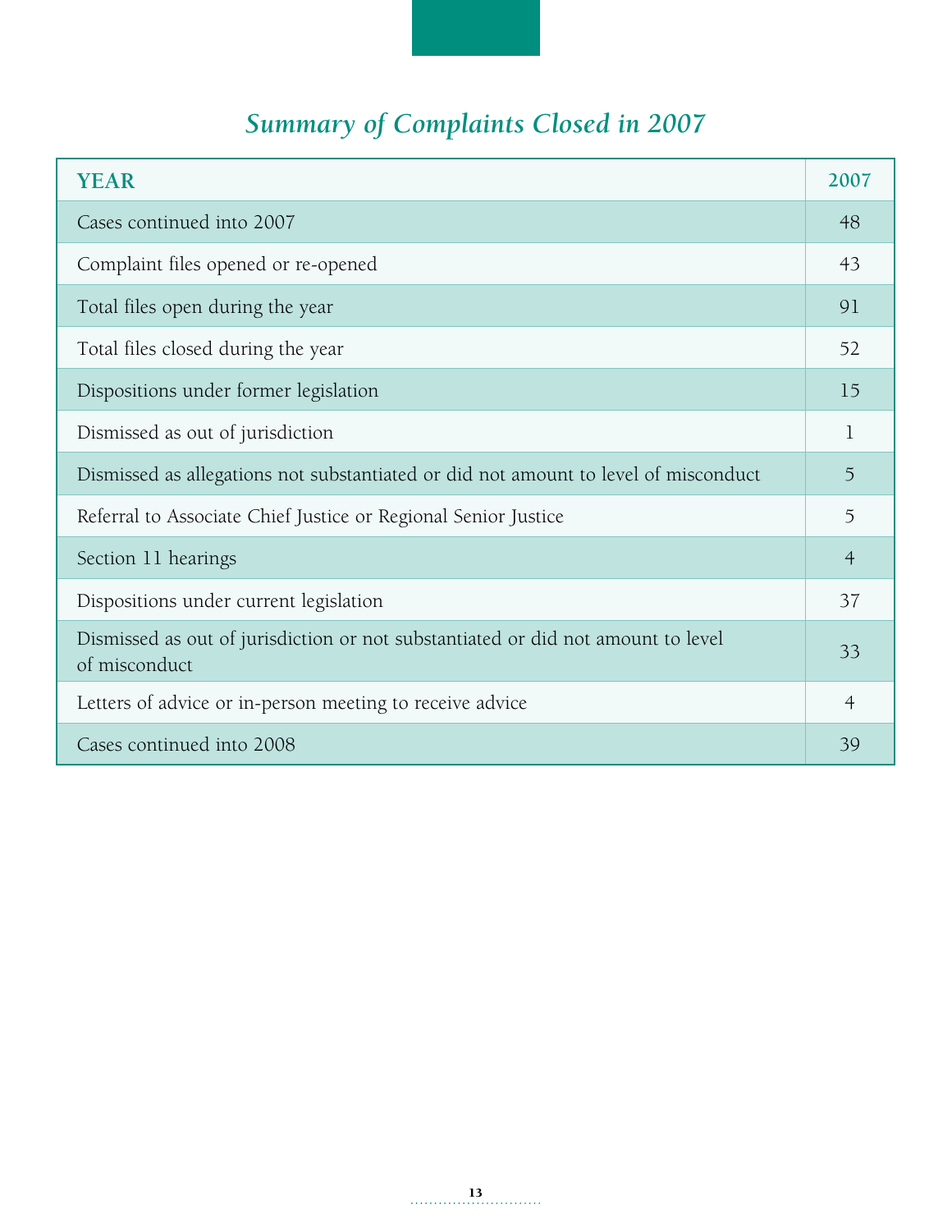## *Summary of Complaints Closed in 2007*

| YEAR | 2007 |
|---|---|
| Cases continued into 2007 | 48 |
| Complaint files opened or re-opened | 43 |
| Total files open during the year | 91 |
| Total files closed during the year | 52 |
| Dispositions under former legislation | 15 |
| Dismissed as out of jurisdiction | 1 |
| Dismissed as allegations not substantiated or did not amount to level of misconduct | 5 |
| Referral to Associate Chief Justice or Regional Senior Justice | 5 |
| Section 11 hearings | 4 |
| Dispositions under current legislation | 37 |
| Dismissed as out of jurisdiction or not substantiated or did not amount to level of misconduct | 33 |
| Letters of advice or in-person meeting to receive advice | 4 |
| Cases continued into 2008 | 39 |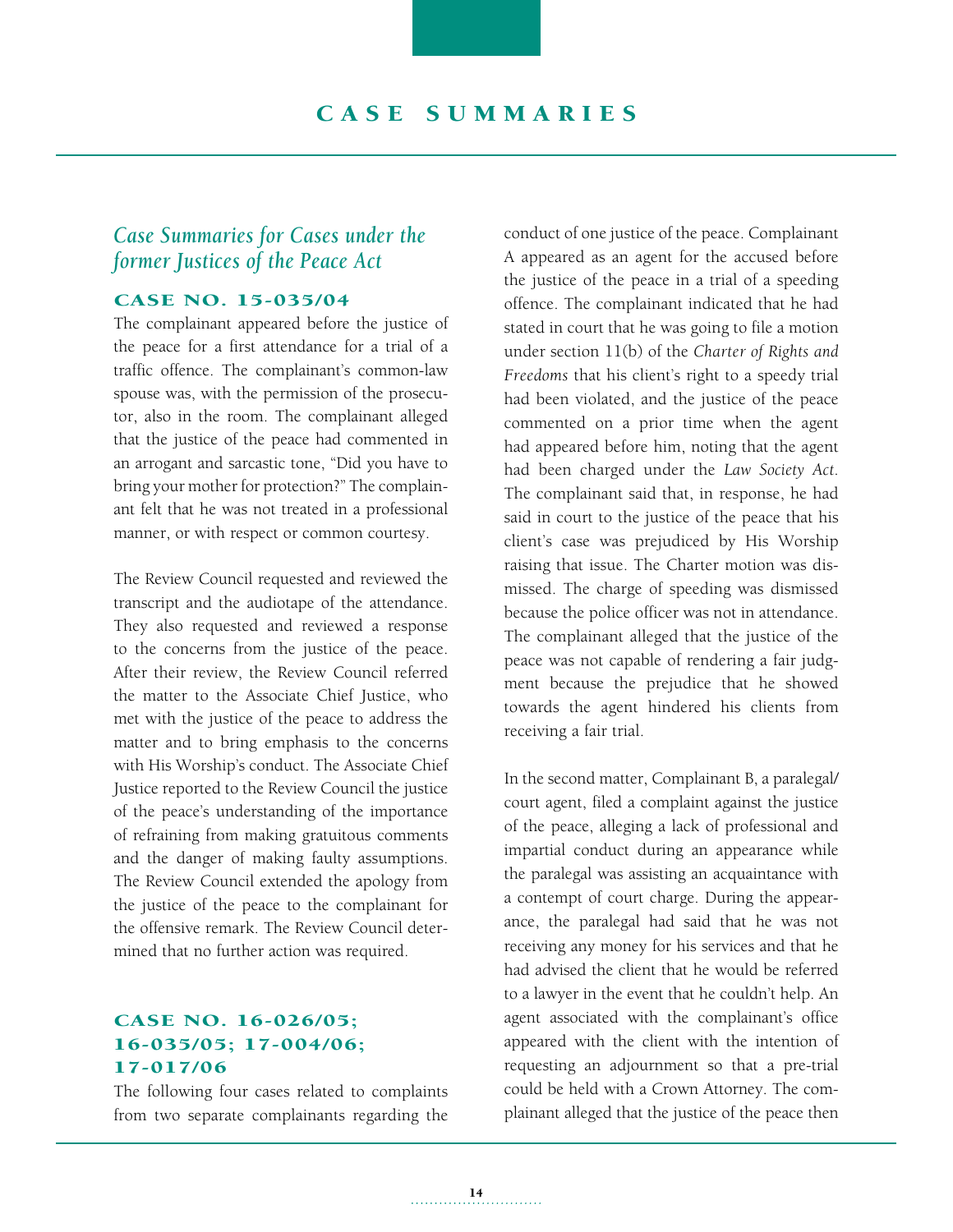# CASE SUMMARIES

## *Case Summaries for Cases under the former Justices of the Peace Act*

### CASE NO. 15-035/04

The complainant appeared before the justice of the peace for a first attendance for a trial of a traffic offence. The complainant's common-law spouse was, with the permission of the prosecutor, also in the room. The complainant alleged that the justice of the peace had commented in an arrogant and sarcastic tone, "Did you have to bring your mother for protection?" The complainant felt that he was not treated in a professional manner, or with respect or common courtesy.

The Review Council requested and reviewed the transcript and the audiotape of the attendance. They also requested and reviewed a response to the concerns from the justice of the peace. After their review, the Review Council referred the matter to the Associate Chief Justice, who met with the justice of the peace to address the matter and to bring emphasis to the concerns with His Worship's conduct. The Associate Chief Justice reported to the Review Council the justice of the peace's understanding of the importance of refraining from making gratuitous comments and the danger of making faulty assumptions. The Review Council extended the apology from the justice of the peace to the complainant for the offensive remark. The Review Council determined that no further action was required.

### CASE NO. 16-026/05; 16-035/05; 17-004/06; 17-017/06

The following four cases related to complaints from two separate complainants regarding the conduct of one justice of the peace. Complainant A appeared as an agent for the accused before the justice of the peace in a trial of a speeding offence. The complainant indicated that he had stated in court that he was going to file a motion under section 11(b) of the *Charter of Rights and Freedoms* that his client's right to a speedy trial had been violated, and the justice of the peace commented on a prior time when the agent had appeared before him, noting that the agent had been charged under the *Law Society Act*. The complainant said that, in response, he had said in court to the justice of the peace that his client's case was prejudiced by His Worship raising that issue. The Charter motion was dismissed. The charge of speeding was dismissed because the police officer was not in attendance. The complainant alleged that the justice of the peace was not capable of rendering a fair judgment because the prejudice that he showed towards the agent hindered his clients from receiving a fair trial.

In the second matter, Complainant B, a paralegal/court agent, filed a complaint against the justice of the peace, alleging a lack of professional and impartial conduct during an appearance while the paralegal was assisting an acquaintance with a contempt of court charge. During the appearance, the paralegal had said that he was not receiving any money for his services and that he had advised the client that he would be referred to a lawyer in the event that he couldn't help. An agent associated with the complainant's office appeared with the client with the intention of requesting an adjournment so that a pre-trial could be held with a Crown Attorney. The complainant alleged that the justice of the peace then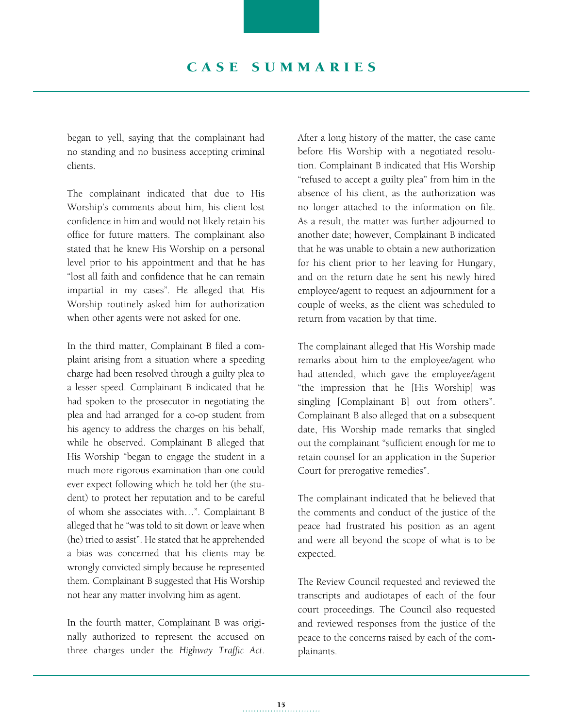began to yell, saying that the complainant had no standing and no business accepting criminal clients.

The complainant indicated that due to His Worship's comments about him, his client lost confidence in him and would not likely retain his office for future matters. The complainant also stated that he knew His Worship on a personal level prior to his appointment and that he has "lost all faith and confidence that he can remain impartial in my cases". He alleged that His Worship routinely asked him for authorization when other agents were not asked for one.

In the third matter, Complainant B filed a complaint arising from a situation where a speeding charge had been resolved through a guilty plea to a lesser speed. Complainant B indicated that he had spoken to the prosecutor in negotiating the plea and had arranged for a co-op student from his agency to address the charges on his behalf, while he observed. Complainant B alleged that His Worship "began to engage the student in a much more rigorous examination than one could ever expect following which he told her (the student) to protect her reputation and to be careful of whom she associates with…". Complainant B alleged that he "was told to sit down or leave when (he) tried to assist". He stated that he apprehended a bias was concerned that his clients may be wrongly convicted simply because he represented them. Complainant B suggested that His Worship not hear any matter involving him as agent.

In the fourth matter, Complainant B was originally authorized to represent the accused on three charges under the *Highway Traffic Act*. After a long history of the matter, the case came before His Worship with a negotiated resolution. Complainant B indicated that His Worship "refused to accept a guilty plea" from him in the absence of his client, as the authorization was no longer attached to the information on file. As a result, the matter was further adjourned to another date; however, Complainant B indicated that he was unable to obtain a new authorization for his client prior to her leaving for Hungary, and on the return date he sent his newly hired employee/agent to request an adjournment for a couple of weeks, as the client was scheduled to return from vacation by that time.

The complainant alleged that His Worship made remarks about him to the employee/agent who had attended, which gave the employee/agent "the impression that he [His Worship] was singling [Complainant B] out from others". Complainant B also alleged that on a subsequent date, His Worship made remarks that singled out the complainant "sufficient enough for me to retain counsel for an application in the Superior Court for prerogative remedies".

The complainant indicated that he believed that the comments and conduct of the justice of the peace had frustrated his position as an agent and were all beyond the scope of what is to be expected.

The Review Council requested and reviewed the transcripts and audiotapes of each of the four court proceedings. The Council also requested and reviewed responses from the justice of the peace to the concerns raised by each of the complainants.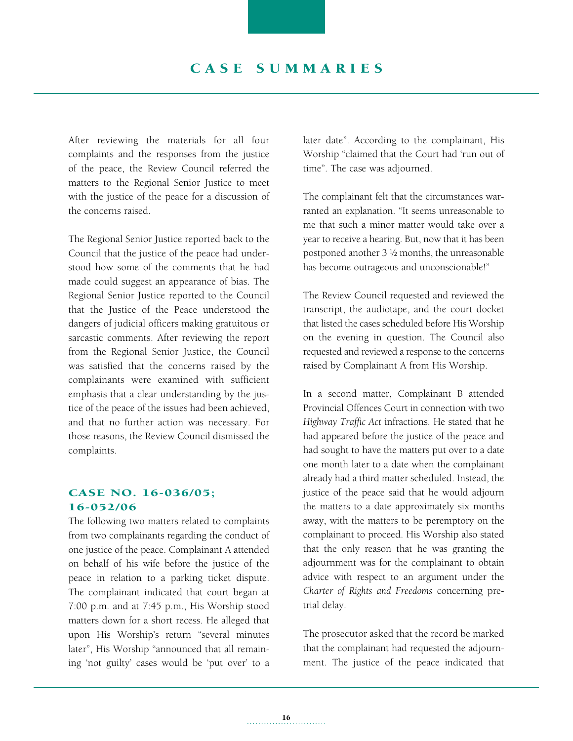After reviewing the materials for all four complaints and the responses from the justice of the peace, the Review Council referred the matters to the Regional Senior Justice to meet with the justice of the peace for a discussion of the concerns raised.

The Regional Senior Justice reported back to the Council that the justice of the peace had understood how some of the comments that he had made could suggest an appearance of bias. The Regional Senior Justice reported to the Council that the Justice of the Peace understood the dangers of judicial officers making gratuitous or sarcastic comments. After reviewing the report from the Regional Senior Justice, the Council was satisfied that the concerns raised by the complainants were examined with sufficient emphasis that a clear understanding by the justice of the peace of the issues had been achieved, and that no further action was necessary. For those reasons, the Review Council dismissed the complaints.

### CASE NO. 16-036/05; 16-052/06

The following two matters related to complaints from two complainants regarding the conduct of one justice of the peace. Complainant A attended on behalf of his wife before the justice of the peace in relation to a parking ticket dispute. The complainant indicated that court began at 7:00 p.m. and at 7:45 p.m., His Worship stood matters down for a short recess. He alleged that upon His Worship's return "several minutes later", His Worship "announced that all remaining 'not guilty' cases would be 'put over' to a later date". According to the complainant, His Worship "claimed that the Court had 'run out of time". The case was adjourned.

The complainant felt that the circumstances warranted an explanation. "It seems unreasonable to me that such a minor matter would take over a year to receive a hearing. But, now that it has been postponed another 3 ½ months, the unreasonable has become outrageous and unconscionable!"

The Review Council requested and reviewed the transcript, the audiotape, and the court docket that listed the cases scheduled before His Worship on the evening in question. The Council also requested and reviewed a response to the concerns raised by Complainant A from His Worship.

In a second matter, Complainant B attended Provincial Offences Court in connection with two *Highway Traffic Act* infractions. He stated that he had appeared before the justice of the peace and had sought to have the matters put over to a date one month later to a date when the complainant already had a third matter scheduled. Instead, the justice of the peace said that he would adjourn the matters to a date approximately six months away, with the matters to be peremptory on the complainant to proceed. His Worship also stated that the only reason that he was granting the adjournment was for the complainant to obtain advice with respect to an argument under the *Charter of Rights and Freedoms* concerning pretrial delay.

The prosecutor asked that the record be marked that the complainant had requested the adjournment. The justice of the peace indicated that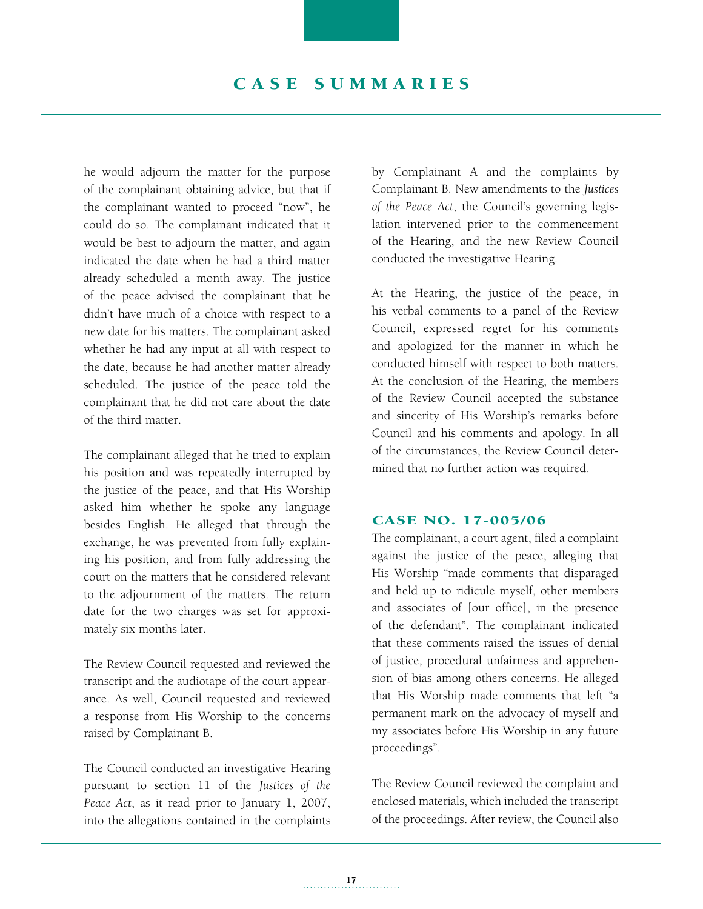he would adjourn the matter for the purpose of the complainant obtaining advice, but that if the complainant wanted to proceed "now", he could do so. The complainant indicated that it would be best to adjourn the matter, and again indicated the date when he had a third matter already scheduled a month away. The justice of the peace advised the complainant that he didn't have much of a choice with respect to a new date for his matters. The complainant asked whether he had any input at all with respect to the date, because he had another matter already scheduled. The justice of the peace told the complainant that he did not care about the date of the third matter.

The complainant alleged that he tried to explain his position and was repeatedly interrupted by the justice of the peace, and that His Worship asked him whether he spoke any language besides English. He alleged that through the exchange, he was prevented from fully explaining his position, and from fully addressing the court on the matters that he considered relevant to the adjournment of the matters. The return date for the two charges was set for approximately six months later.

The Review Council requested and reviewed the transcript and the audiotape of the court appearance. As well, Council requested and reviewed a response from His Worship to the concerns raised by Complainant B.

The Council conducted an investigative Hearing pursuant to section 11 of the *Justices of the Peace Act*, as it read prior to January 1, 2007, into the allegations contained in the complaints by Complainant A and the complaints by Complainant B. New amendments to the *Justices of the Peace Act*, the Council's governing legislation intervened prior to the commencement of the Hearing, and the new Review Council conducted the investigative Hearing.

At the Hearing, the justice of the peace, in his verbal comments to a panel of the Review Council, expressed regret for his comments and apologized for the manner in which he conducted himself with respect to both matters. At the conclusion of the Hearing, the members of the Review Council accepted the substance and sincerity of His Worship's remarks before Council and his comments and apology. In all of the circumstances, the Review Council determined that no further action was required.

### CASE NO. 17-005/06

The complainant, a court agent, filed a complaint against the justice of the peace, alleging that His Worship "made comments that disparaged and held up to ridicule myself, other members and associates of [our office], in the presence of the defendant". The complainant indicated that these comments raised the issues of denial of justice, procedural unfairness and apprehension of bias among others concerns. He alleged that His Worship made comments that left "a permanent mark on the advocacy of myself and my associates before His Worship in any future proceedings".

The Review Council reviewed the complaint and enclosed materials, which included the transcript of the proceedings. After review, the Council also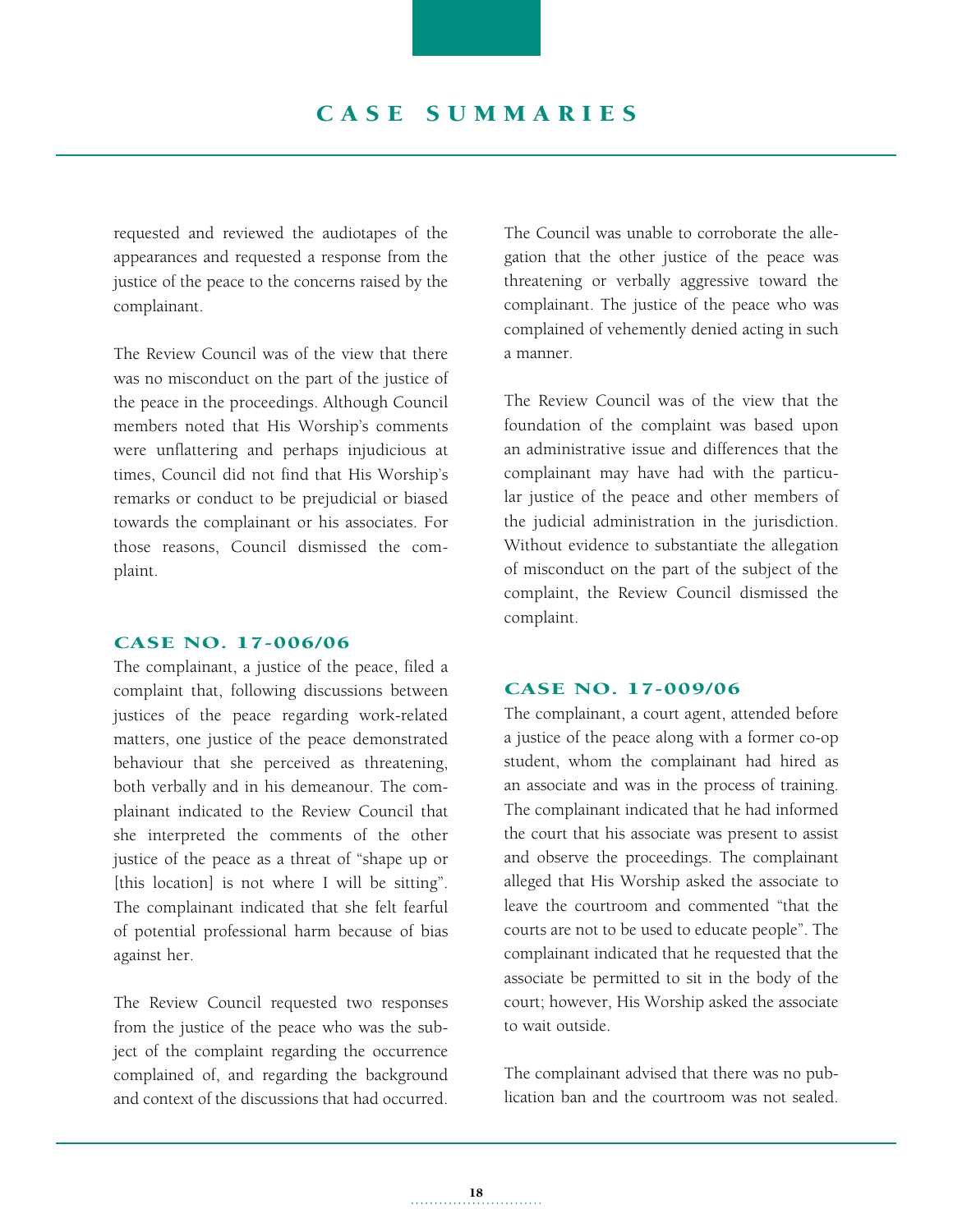requested and reviewed the audiotapes of the appearances and requested a response from the justice of the peace to the concerns raised by the complainant.

The Review Council was of the view that there was no misconduct on the part of the justice of the peace in the proceedings. Although Council members noted that His Worship's comments were unflattering and perhaps injudicious at times, Council did not find that His Worship's remarks or conduct to be prejudicial or biased towards the complainant or his associates. For those reasons, Council dismissed the complaint.

### CASE NO. 17-006/06

The complainant, a justice of the peace, filed a complaint that, following discussions between justices of the peace regarding work-related matters, one justice of the peace demonstrated behaviour that she perceived as threatening, both verbally and in his demeanour. The complainant indicated to the Review Council that she interpreted the comments of the other justice of the peace as a threat of "shape up or [this location] is not where I will be sitting". The complainant indicated that she felt fearful of potential professional harm because of bias against her.

The Review Council requested two responses from the justice of the peace who was the subject of the complaint regarding the occurrence complained of, and regarding the background and context of the discussions that had occurred. The Council was unable to corroborate the allegation that the other justice of the peace was threatening or verbally aggressive toward the complainant. The justice of the peace who was complained of vehemently denied acting in such a manner.

The Review Council was of the view that the foundation of the complaint was based upon an administrative issue and differences that the complainant may have had with the particular justice of the peace and other members of the judicial administration in the jurisdiction. Without evidence to substantiate the allegation of misconduct on the part of the subject of the complaint, the Review Council dismissed the complaint.

### CASE NO. 17-009/06

The complainant, a court agent, attended before a justice of the peace along with a former co-op student, whom the complainant had hired as an associate and was in the process of training. The complainant indicated that he had informed the court that his associate was present to assist and observe the proceedings. The complainant alleged that His Worship asked the associate to leave the courtroom and commented "that the courts are not to be used to educate people". The complainant indicated that he requested that the associate be permitted to sit in the body of the court; however, His Worship asked the associate to wait outside.

The complainant advised that there was no publication ban and the courtroom was not sealed.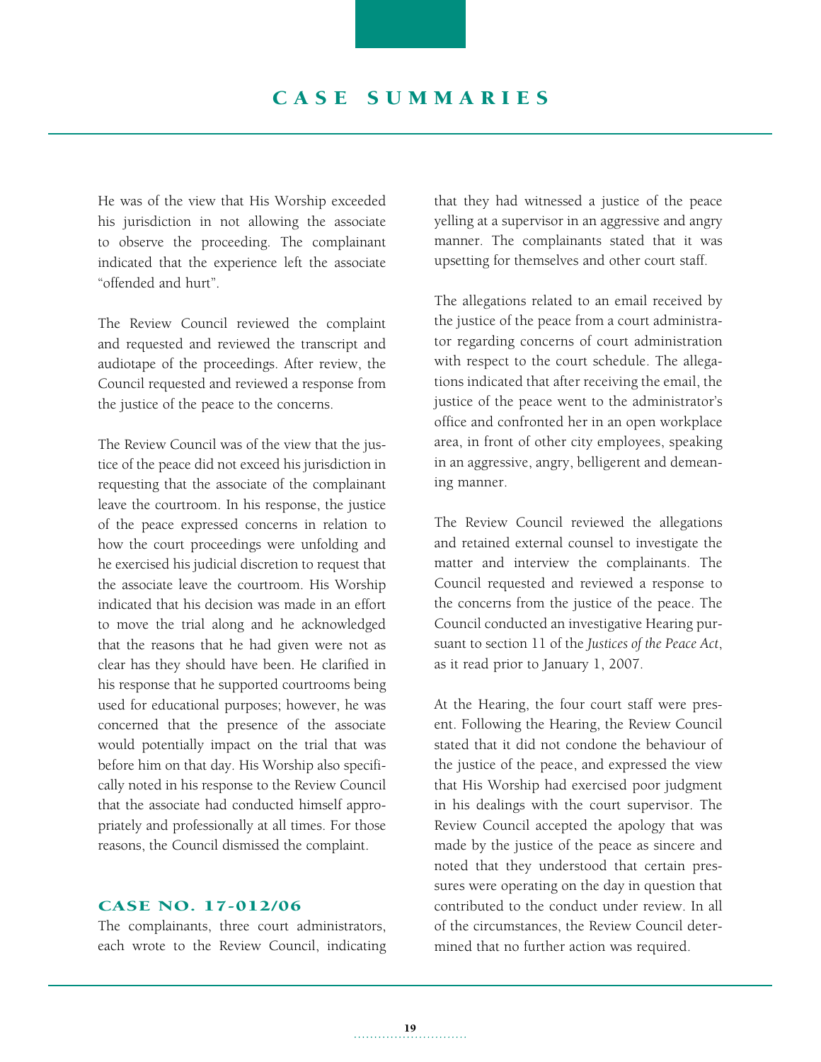He was of the view that His Worship exceeded his jurisdiction in not allowing the associate to observe the proceeding. The complainant indicated that the experience left the associate "offended and hurt".

The Review Council reviewed the complaint and requested and reviewed the transcript and audiotape of the proceedings. After review, the Council requested and reviewed a response from the justice of the peace to the concerns.

The Review Council was of the view that the justice of the peace did not exceed his jurisdiction in requesting that the associate of the complainant leave the courtroom. In his response, the justice of the peace expressed concerns in relation to how the court proceedings were unfolding and he exercised his judicial discretion to request that the associate leave the courtroom. His Worship indicated that his decision was made in an effort to move the trial along and he acknowledged that the reasons that he had given were not as clear has they should have been. He clarified in his response that he supported courtrooms being used for educational purposes; however, he was concerned that the presence of the associate would potentially impact on the trial that was before him on that day. His Worship also specifically noted in his response to the Review Council that the associate had conducted himself appropriately and professionally at all times. For those reasons, the Council dismissed the complaint.

### CASE NO. 17-012/06

The complainants, three court administrators, each wrote to the Review Council, indicating that they had witnessed a justice of the peace yelling at a supervisor in an aggressive and angry manner. The complainants stated that it was upsetting for themselves and other court staff.

The allegations related to an email received by the justice of the peace from a court administrator regarding concerns of court administration with respect to the court schedule. The allegations indicated that after receiving the email, the justice of the peace went to the administrator's office and confronted her in an open workplace area, in front of other city employees, speaking in an aggressive, angry, belligerent and demeaning manner.

The Review Council reviewed the allegations and retained external counsel to investigate the matter and interview the complainants. The Council requested and reviewed a response to the concerns from the justice of the peace. The Council conducted an investigative Hearing pursuant to section 11 of the *Justices of the Peace Act*, as it read prior to January 1, 2007.

At the Hearing, the four court staff were present. Following the Hearing, the Review Council stated that it did not condone the behaviour of the justice of the peace, and expressed the view that His Worship had exercised poor judgment in his dealings with the court supervisor. The Review Council accepted the apology that was made by the justice of the peace as sincere and noted that they understood that certain pressures were operating on the day in question that contributed to the conduct under review. In all of the circumstances, the Review Council determined that no further action was required.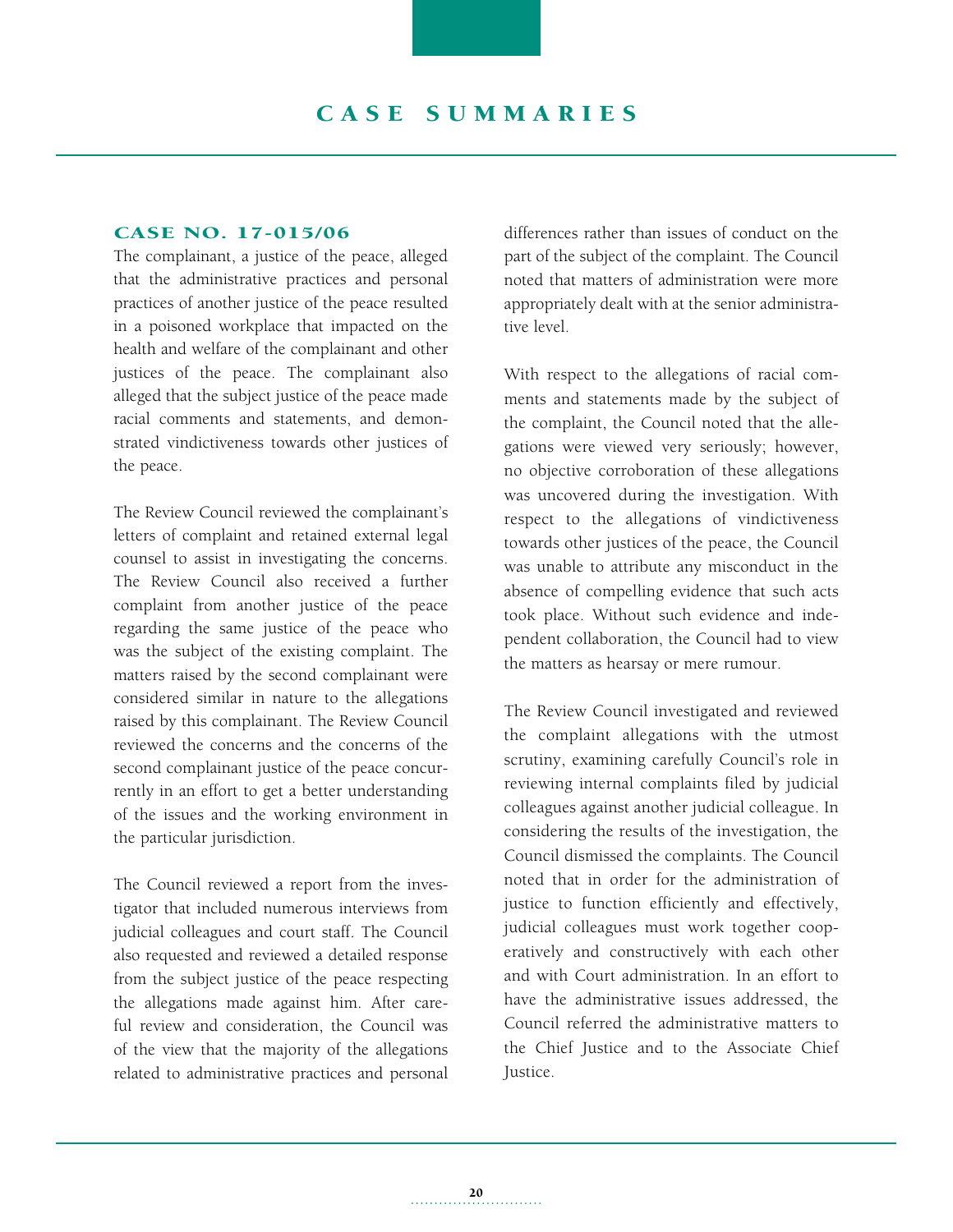# CASE SUMMARIES

## CASE NO. 17-015/06

The complainant, a justice of the peace, alleged that the administrative practices and personal practices of another justice of the peace resulted in a poisoned workplace that impacted on the health and welfare of the complainant and other justices of the peace. The complainant also alleged that the subject justice of the peace made racial comments and statements, and demonstrated vindictiveness towards other justices of the peace.

The Review Council reviewed the complainant's letters of complaint and retained external legal counsel to assist in investigating the concerns. The Review Council also received a further complaint from another justice of the peace regarding the same justice of the peace who was the subject of the existing complaint. The matters raised by the second complainant were considered similar in nature to the allegations raised by this complainant. The Review Council reviewed the concerns and the concerns of the second complainant justice of the peace concurrently in an effort to get a better understanding of the issues and the working environment in the particular jurisdiction.

The Council reviewed a report from the investigator that included numerous interviews from judicial colleagues and court staff. The Council also requested and reviewed a detailed response from the subject justice of the peace respecting the allegations made against him. After careful review and consideration, the Council was of the view that the majority of the allegations related to administrative practices and personal differences rather than issues of conduct on the part of the subject of the complaint. The Council noted that matters of administration were more appropriately dealt with at the senior administrative level.

With respect to the allegations of racial comments and statements made by the subject of the complaint, the Council noted that the allegations were viewed very seriously; however, no objective corroboration of these allegations was uncovered during the investigation. With respect to the allegations of vindictiveness towards other justices of the peace, the Council was unable to attribute any misconduct in the absence of compelling evidence that such acts took place. Without such evidence and independent collaboration, the Council had to view the matters as hearsay or mere rumour.

The Review Council investigated and reviewed the complaint allegations with the utmost scrutiny, examining carefully Council's role in reviewing internal complaints filed by judicial colleagues against another judicial colleague. In considering the results of the investigation, the Council dismissed the complaints. The Council noted that in order for the administration of justice to function efficiently and effectively, judicial colleagues must work together cooperatively and constructively with each other and with Court administration. In an effort to have the administrative issues addressed, the Council referred the administrative matters to the Chief Justice and to the Associate Chief Justice.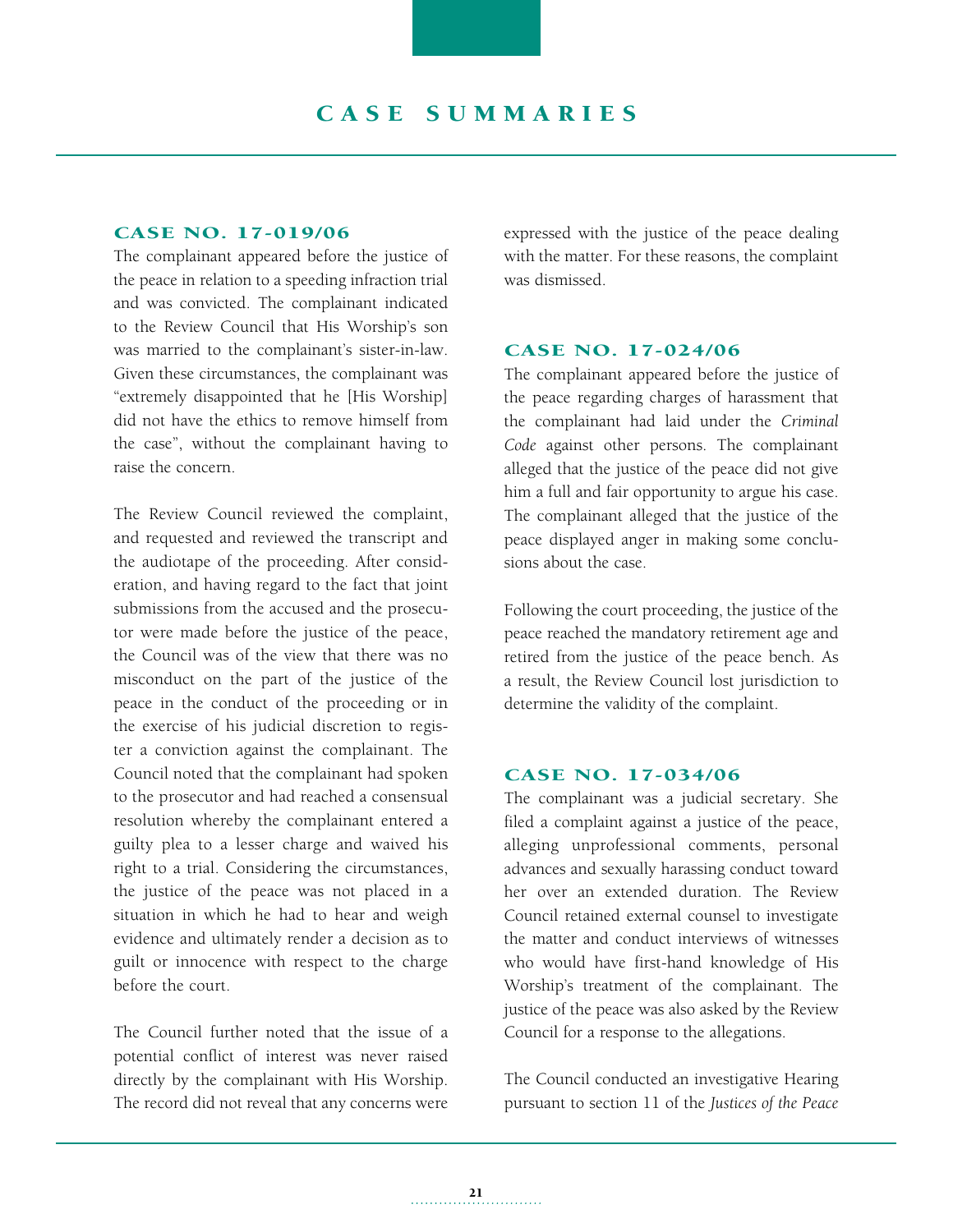# CASE SUMMARIES

### CASE NO. 17-019/06

The complainant appeared before the justice of the peace in relation to a speeding infraction trial and was convicted. The complainant indicated to the Review Council that His Worship's son was married to the complainant's sister-in-law. Given these circumstances, the complainant was "extremely disappointed that he [His Worship] did not have the ethics to remove himself from the case", without the complainant having to raise the concern.

The Review Council reviewed the complaint, and requested and reviewed the transcript and the audiotape of the proceeding. After consideration, and having regard to the fact that joint submissions from the accused and the prosecutor were made before the justice of the peace, the Council was of the view that there was no misconduct on the part of the justice of the peace in the conduct of the proceeding or in the exercise of his judicial discretion to register a conviction against the complainant. The Council noted that the complainant had spoken to the prosecutor and had reached a consensual resolution whereby the complainant entered a guilty plea to a lesser charge and waived his right to a trial. Considering the circumstances, the justice of the peace was not placed in a situation in which he had to hear and weigh evidence and ultimately render a decision as to guilt or innocence with respect to the charge before the court.

The Council further noted that the issue of a potential conflict of interest was never raised directly by the complainant with His Worship. The record did not reveal that any concerns were expressed with the justice of the peace dealing with the matter. For these reasons, the complaint was dismissed.

### CASE NO. 17-024/06

The complainant appeared before the justice of the peace regarding charges of harassment that the complainant had laid under the *Criminal Code* against other persons. The complainant alleged that the justice of the peace did not give him a full and fair opportunity to argue his case. The complainant alleged that the justice of the peace displayed anger in making some conclusions about the case.

Following the court proceeding, the justice of the peace reached the mandatory retirement age and retired from the justice of the peace bench. As a result, the Review Council lost jurisdiction to determine the validity of the complaint.

### CASE NO. 17-034/06

The complainant was a judicial secretary. She filed a complaint against a justice of the peace, alleging unprofessional comments, personal advances and sexually harassing conduct toward her over an extended duration. The Review Council retained external counsel to investigate the matter and conduct interviews of witnesses who would have first-hand knowledge of His Worship's treatment of the complainant. The justice of the peace was also asked by the Review Council for a response to the allegations.

The Council conducted an investigative Hearing pursuant to section 11 of the *Justices of the Peace*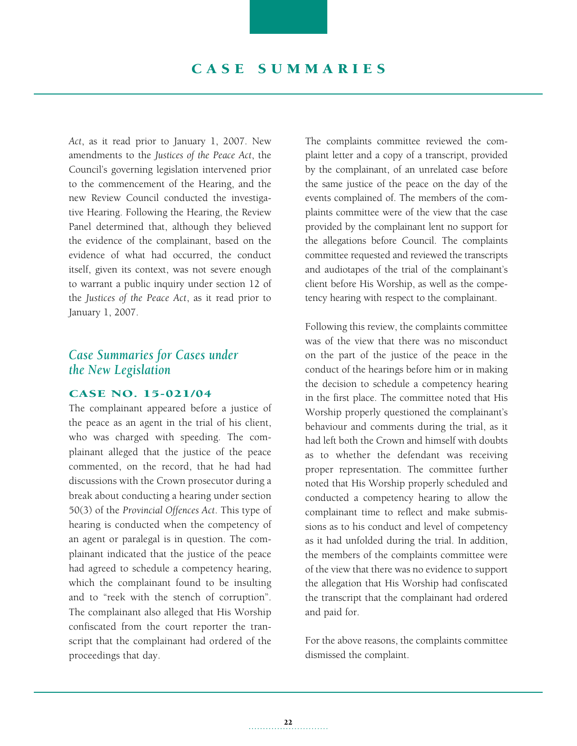*Act*, as it read prior to January 1, 2007. New amendments to the *Justices of the Peace Act*, the Council's governing legislation intervened prior to the commencement of the Hearing, and the new Review Council conducted the investigative Hearing. Following the Hearing, the Review Panel determined that, although they believed the evidence of the complainant, based on the evidence of what had occurred, the conduct itself, given its context, was not severe enough to warrant a public inquiry under section 12 of the *Justices of the Peace Act*, as it read prior to January 1, 2007.

## *Case Summaries for Cases under the New Legislation*

### CASE NO. 15-021/04

The complainant appeared before a justice of the peace as an agent in the trial of his client, who was charged with speeding. The complainant alleged that the justice of the peace commented, on the record, that he had had discussions with the Crown prosecutor during a break about conducting a hearing under section 50(3) of the *Provincial Offences Act*. This type of hearing is conducted when the competency of an agent or paralegal is in question. The complainant indicated that the justice of the peace had agreed to schedule a competency hearing, which the complainant found to be insulting and to "reek with the stench of corruption". The complainant also alleged that His Worship confiscated from the court reporter the transcript that the complainant had ordered of the proceedings that day.

The complaints committee reviewed the complaint letter and a copy of a transcript, provided by the complainant, of an unrelated case before the same justice of the peace on the day of the events complained of. The members of the complaints committee were of the view that the case provided by the complainant lent no support for the allegations before Council. The complaints committee requested and reviewed the transcripts and audiotapes of the trial of the complainant's client before His Worship, as well as the competency hearing with respect to the complainant.

Following this review, the complaints committee was of the view that there was no misconduct on the part of the justice of the peace in the conduct of the hearings before him or in making the decision to schedule a competency hearing in the first place. The committee noted that His Worship properly questioned the complainant's behaviour and comments during the trial, as it had left both the Crown and himself with doubts as to whether the defendant was receiving proper representation. The committee further noted that His Worship properly scheduled and conducted a competency hearing to allow the complainant time to reflect and make submissions as to his conduct and level of competency as it had unfolded during the trial. In addition, the members of the complaints committee were of the view that there was no evidence to support the allegation that His Worship had confiscated the transcript that the complainant had ordered and paid for.

For the above reasons, the complaints committee dismissed the complaint.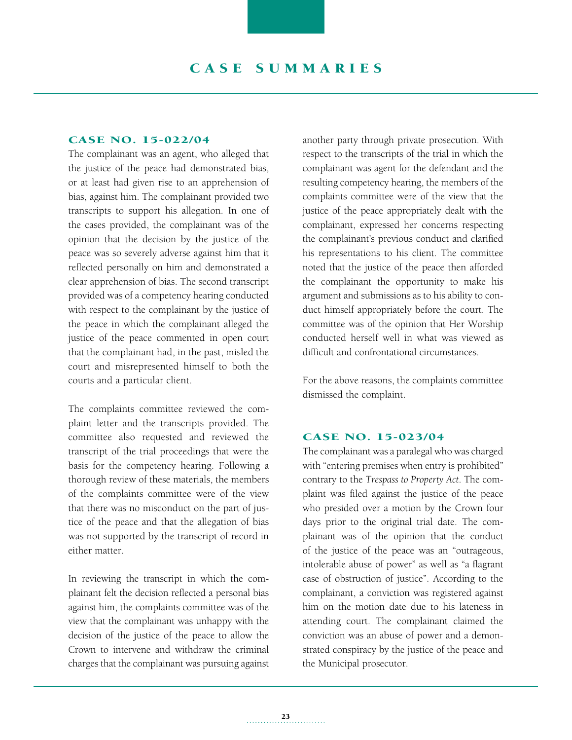# CASE SUMMARIES

## CASE NO. 15-022/04

The complainant was an agent, who alleged that the justice of the peace had demonstrated bias, or at least had given rise to an apprehension of bias, against him. The complainant provided two transcripts to support his allegation. In one of the cases provided, the complainant was of the opinion that the decision by the justice of the peace was so severely adverse against him that it reflected personally on him and demonstrated a clear apprehension of bias. The second transcript provided was of a competency hearing conducted with respect to the complainant by the justice of the peace in which the complainant alleged the justice of the peace commented in open court that the complainant had, in the past, misled the court and misrepresented himself to both the courts and a particular client.

The complaints committee reviewed the complaint letter and the transcripts provided. The committee also requested and reviewed the transcript of the trial proceedings that were the basis for the competency hearing. Following a thorough review of these materials, the members of the complaints committee were of the view that there was no misconduct on the part of justice of the peace and that the allegation of bias was not supported by the transcript of record in either matter.

In reviewing the transcript in which the complainant felt the decision reflected a personal bias against him, the complaints committee was of the view that the complainant was unhappy with the decision of the justice of the peace to allow the Crown to intervene and withdraw the criminal charges that the complainant was pursuing against another party through private prosecution. With respect to the transcripts of the trial in which the complainant was agent for the defendant and the resulting competency hearing, the members of the complaints committee were of the view that the justice of the peace appropriately dealt with the complainant, expressed her concerns respecting the complainant's previous conduct and clarified his representations to his client. The committee noted that the justice of the peace then afforded the complainant the opportunity to make his argument and submissions as to his ability to conduct himself appropriately before the court. The committee was of the opinion that Her Worship conducted herself well in what was viewed as difficult and confrontational circumstances.

For the above reasons, the complaints committee dismissed the complaint.

## CASE NO. 15-023/04

The complainant was a paralegal who was charged with "entering premises when entry is prohibited" contrary to the *Trespass to Property Act*. The complaint was filed against the justice of the peace who presided over a motion by the Crown four days prior to the original trial date. The complainant was of the opinion that the conduct of the justice of the peace was an "outrageous, intolerable abuse of power" as well as "a flagrant case of obstruction of justice". According to the complainant, a conviction was registered against him on the motion date due to his lateness in attending court. The complainant claimed the conviction was an abuse of power and a demonstrated conspiracy by the justice of the peace and the Municipal prosecutor.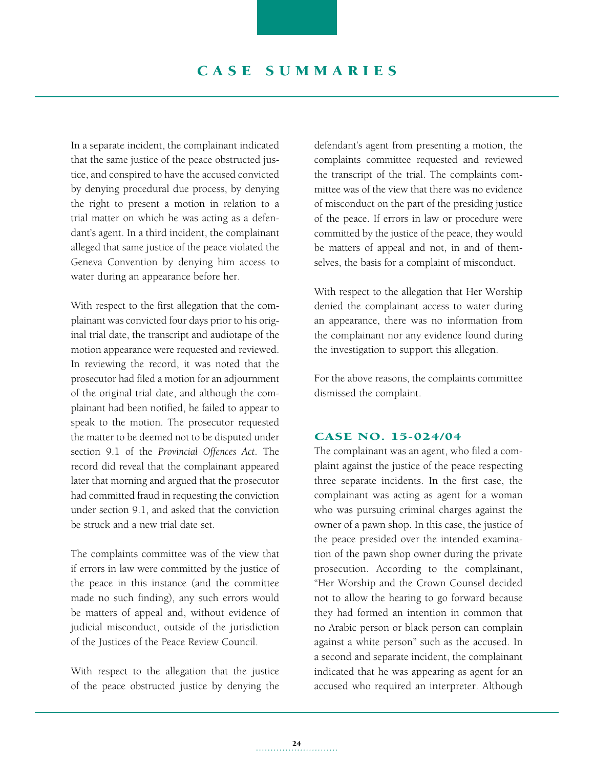In a separate incident, the complainant indicated that the same justice of the peace obstructed justice, and conspired to have the accused convicted by denying procedural due process, by denying the right to present a motion in relation to a trial matter on which he was acting as a defendant's agent. In a third incident, the complainant alleged that same justice of the peace violated the Geneva Convention by denying him access to water during an appearance before her.

With respect to the first allegation that the complainant was convicted four days prior to his original trial date, the transcript and audiotape of the motion appearance were requested and reviewed. In reviewing the record, it was noted that the prosecutor had filed a motion for an adjournment of the original trial date, and although the complainant had been notified, he failed to appear to speak to the motion. The prosecutor requested the matter to be deemed not to be disputed under section 9.1 of the *Provincial Offences Act*. The record did reveal that the complainant appeared later that morning and argued that the prosecutor had committed fraud in requesting the conviction under section 9.1, and asked that the conviction be struck and a new trial date set.

The complaints committee was of the view that if errors in law were committed by the justice of the peace in this instance (and the committee made no such finding), any such errors would be matters of appeal and, without evidence of judicial misconduct, outside of the jurisdiction of the Justices of the Peace Review Council.

With respect to the allegation that the justice of the peace obstructed justice by denying the defendant's agent from presenting a motion, the complaints committee requested and reviewed the transcript of the trial. The complaints committee was of the view that there was no evidence of misconduct on the part of the presiding justice of the peace. If errors in law or procedure were committed by the justice of the peace, they would be matters of appeal and not, in and of themselves, the basis for a complaint of misconduct.

With respect to the allegation that Her Worship denied the complainant access to water during an appearance, there was no information from the complainant nor any evidence found during the investigation to support this allegation.

For the above reasons, the complaints committee dismissed the complaint.

## CASE NO. 15-024/04

The complainant was an agent, who filed a complaint against the justice of the peace respecting three separate incidents. In the first case, the complainant was acting as agent for a woman who was pursuing criminal charges against the owner of a pawn shop. In this case, the justice of the peace presided over the intended examination of the pawn shop owner during the private prosecution. According to the complainant, "Her Worship and the Crown Counsel decided not to allow the hearing to go forward because they had formed an intention in common that no Arabic person or black person can complain against a white person" such as the accused. In a second and separate incident, the complainant indicated that he was appearing as agent for an accused who required an interpreter. Although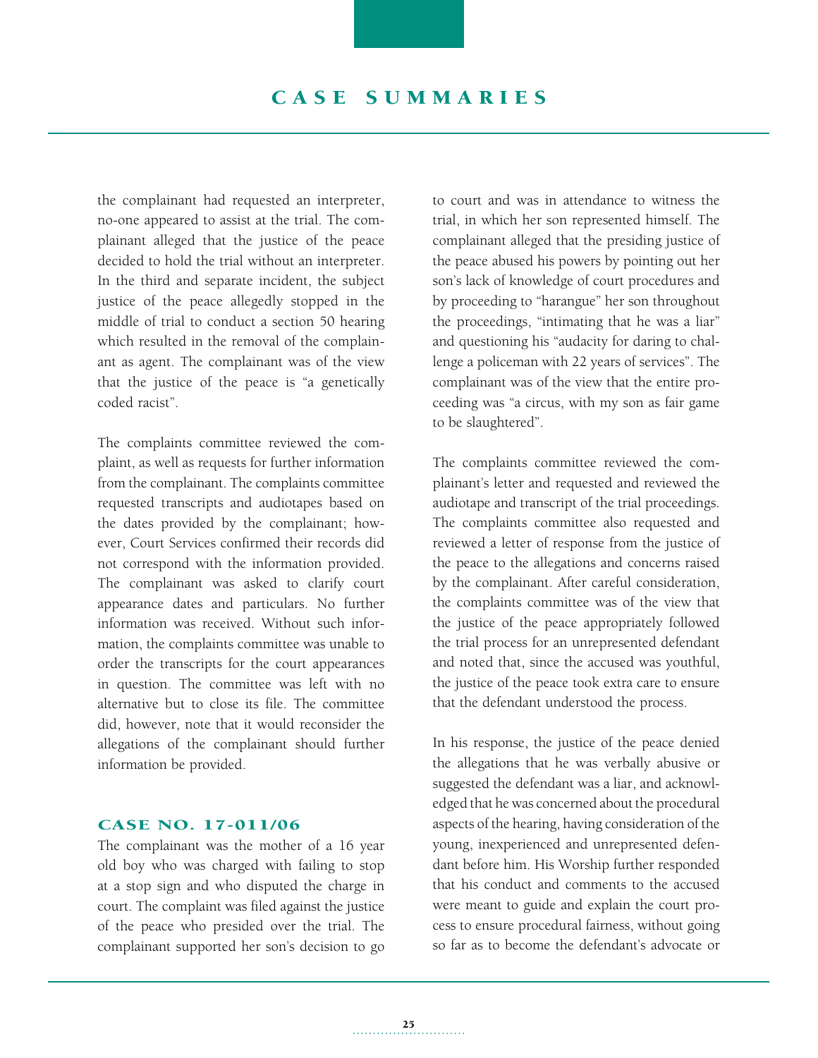the complainant had requested an interpreter, no-one appeared to assist at the trial. The complainant alleged that the justice of the peace decided to hold the trial without an interpreter. In the third and separate incident, the subject justice of the peace allegedly stopped in the middle of trial to conduct a section 50 hearing which resulted in the removal of the complainant as agent. The complainant was of the view that the justice of the peace is "a genetically coded racist".

The complaints committee reviewed the complaint, as well as requests for further information from the complainant. The complaints committee requested transcripts and audiotapes based on the dates provided by the complainant; however, Court Services confirmed their records did not correspond with the information provided. The complainant was asked to clarify court appearance dates and particulars. No further information was received. Without such information, the complaints committee was unable to order the transcripts for the court appearances in question. The committee was left with no alternative but to close its file. The committee did, however, note that it would reconsider the allegations of the complainant should further information be provided.

### CASE NO. 17-011/06

The complainant was the mother of a 16 year old boy who was charged with failing to stop at a stop sign and who disputed the charge in court. The complaint was filed against the justice of the peace who presided over the trial. The complainant supported her son's decision to go to court and was in attendance to witness the trial, in which her son represented himself. The complainant alleged that the presiding justice of the peace abused his powers by pointing out her son's lack of knowledge of court procedures and by proceeding to "harangue" her son throughout the proceedings, "intimating that he was a liar" and questioning his "audacity for daring to challenge a policeman with 22 years of services". The complainant was of the view that the entire proceeding was "a circus, with my son as fair game to be slaughtered".

The complaints committee reviewed the complainant's letter and requested and reviewed the audiotape and transcript of the trial proceedings. The complaints committee also requested and reviewed a letter of response from the justice of the peace to the allegations and concerns raised by the complainant. After careful consideration, the complaints committee was of the view that the justice of the peace appropriately followed the trial process for an unrepresented defendant and noted that, since the accused was youthful, the justice of the peace took extra care to ensure that the defendant understood the process.

In his response, the justice of the peace denied the allegations that he was verbally abusive or suggested the defendant was a liar, and acknowledged that he was concerned about the procedural aspects of the hearing, having consideration of the young, inexperienced and unrepresented defendant before him. His Worship further responded that his conduct and comments to the accused were meant to guide and explain the court process to ensure procedural fairness, without going so far as to become the defendant's advocate or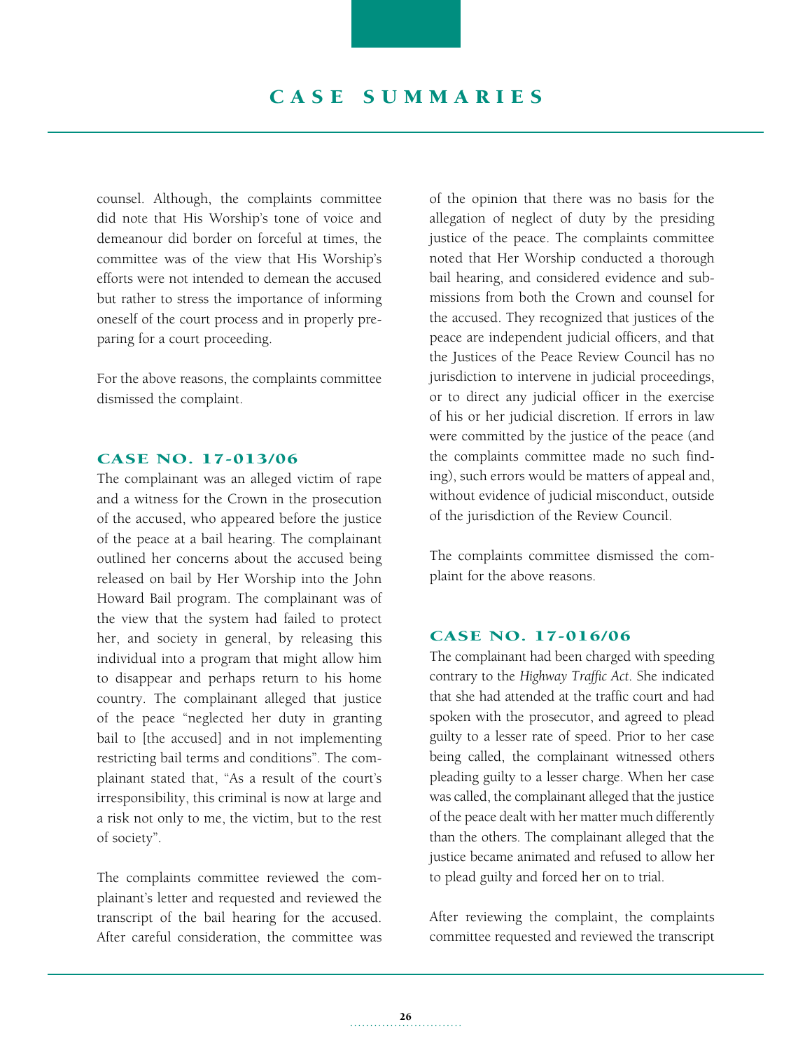counsel. Although, the complaints committee did note that His Worship's tone of voice and demeanour did border on forceful at times, the committee was of the view that His Worship's efforts were not intended to demean the accused but rather to stress the importance of informing oneself of the court process and in properly preparing for a court proceeding.

For the above reasons, the complaints committee dismissed the complaint.

### CASE NO. 17-013/06

The complainant was an alleged victim of rape and a witness for the Crown in the prosecution of the accused, who appeared before the justice of the peace at a bail hearing. The complainant outlined her concerns about the accused being released on bail by Her Worship into the John Howard Bail program. The complainant was of the view that the system had failed to protect her, and society in general, by releasing this individual into a program that might allow him to disappear and perhaps return to his home country. The complainant alleged that justice of the peace "neglected her duty in granting bail to [the accused] and in not implementing restricting bail terms and conditions". The complainant stated that, "As a result of the court's irresponsibility, this criminal is now at large and a risk not only to me, the victim, but to the rest of society".

The complaints committee reviewed the complainant's letter and requested and reviewed the transcript of the bail hearing for the accused. After careful consideration, the committee was of the opinion that there was no basis for the allegation of neglect of duty by the presiding justice of the peace. The complaints committee noted that Her Worship conducted a thorough bail hearing, and considered evidence and submissions from both the Crown and counsel for the accused. They recognized that justices of the peace are independent judicial officers, and that the Justices of the Peace Review Council has no jurisdiction to intervene in judicial proceedings, or to direct any judicial officer in the exercise of his or her judicial discretion. If errors in law were committed by the justice of the peace (and the complaints committee made no such finding), such errors would be matters of appeal and, without evidence of judicial misconduct, outside of the jurisdiction of the Review Council.

The complaints committee dismissed the complaint for the above reasons.

### CASE NO. 17-016/06

The complainant had been charged with speeding contrary to the *Highway Traffic Act*. She indicated that she had attended at the traffic court and had spoken with the prosecutor, and agreed to plead guilty to a lesser rate of speed. Prior to her case being called, the complainant witnessed others pleading guilty to a lesser charge. When her case was called, the complainant alleged that the justice of the peace dealt with her matter much differently than the others. The complainant alleged that the justice became animated and refused to allow her to plead guilty and forced her on to trial.

After reviewing the complaint, the complaints committee requested and reviewed the transcript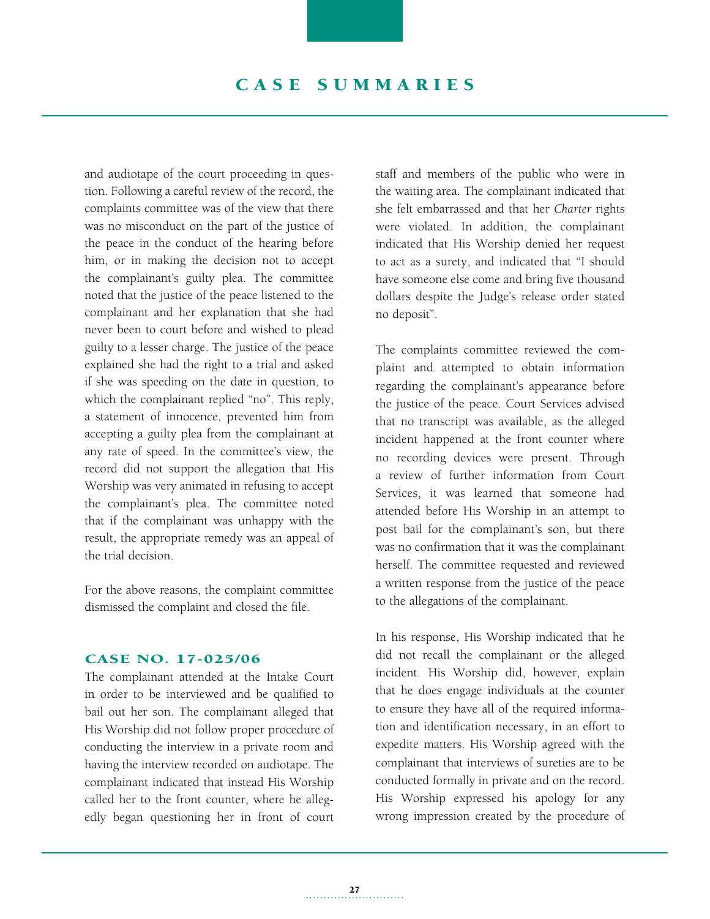and audiotape of the court proceeding in question. Following a careful review of the record, the complaints committee was of the view that there was no misconduct on the part of the justice of the peace in the conduct of the hearing before him, or in making the decision not to accept the complainant's guilty plea. The committee noted that the justice of the peace listened to the complainant and her explanation that she had never been to court before and wished to plead guilty to a lesser charge. The justice of the peace explained she had the right to a trial and asked if she was speeding on the date in question, to which the complainant replied "no". This reply, a statement of innocence, prevented him from accepting a guilty plea from the complainant at any rate of speed. In the committee's view, the record did not support the allegation that His Worship was very animated in refusing to accept the complainant's plea. The committee noted that if the complainant was unhappy with the result, the appropriate remedy was an appeal of the trial decision.

For the above reasons, the complaint committee dismissed the complaint and closed the file.

### CASE NO. 17-025/06

The complainant attended at the Intake Court in order to be interviewed and be qualified to bail out her son. The complainant alleged that His Worship did not follow proper procedure of conducting the interview in a private room and having the interview recorded on audiotape. The complainant indicated that instead His Worship called her to the front counter, where he allegedly began questioning her in front of court staff and members of the public who were in the waiting area. The complainant indicated that she felt embarrassed and that her *Charter* rights were violated. In addition, the complainant indicated that His Worship denied her request to act as a surety, and indicated that "I should have someone else come and bring five thousand dollars despite the Judge's release order stated no deposit".

The complaints committee reviewed the complaint and attempted to obtain information regarding the complainant's appearance before the justice of the peace. Court Services advised that no transcript was available, as the alleged incident happened at the front counter where no recording devices were present. Through a review of further information from Court Services, it was learned that someone had attended before His Worship in an attempt to post bail for the complainant's son, but there was no confirmation that it was the complainant herself. The committee requested and reviewed a written response from the justice of the peace to the allegations of the complainant.

In his response, His Worship indicated that he did not recall the complainant or the alleged incident. His Worship did, however, explain that he does engage individuals at the counter to ensure they have all of the required information and identification necessary, in an effort to expedite matters. His Worship agreed with the complainant that interviews of sureties are to be conducted formally in private and on the record. His Worship expressed his apology for any wrong impression created by the procedure of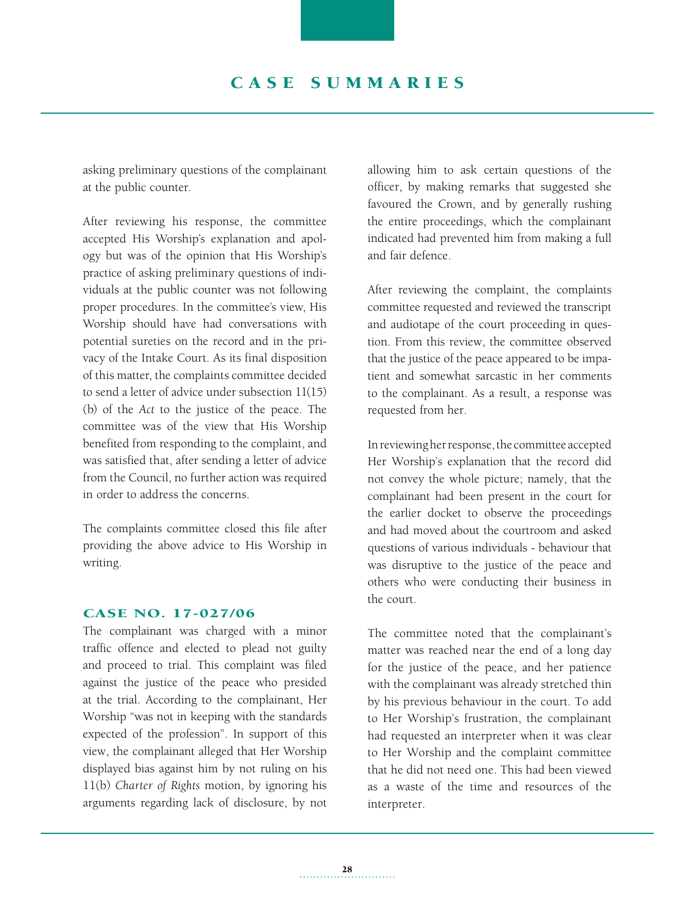asking preliminary questions of the complainant at the public counter.

After reviewing his response, the committee accepted His Worship's explanation and apology but was of the opinion that His Worship's practice of asking preliminary questions of individuals at the public counter was not following proper procedures. In the committee's view, His Worship should have had conversations with potential sureties on the record and in the privacy of the Intake Court. As its final disposition of this matter, the complaints committee decided to send a letter of advice under subsection 11(15)(b) of the *Act* to the justice of the peace. The committee was of the view that His Worship benefited from responding to the complaint, and was satisfied that, after sending a letter of advice from the Council, no further action was required in order to address the concerns.

The complaints committee closed this file after providing the above advice to His Worship in writing.

### CASE NO. 17-027/06

The complainant was charged with a minor traffic offence and elected to plead not guilty and proceed to trial. This complaint was filed against the justice of the peace who presided at the trial. According to the complainant, Her Worship "was not in keeping with the standards expected of the profession". In support of this view, the complainant alleged that Her Worship displayed bias against him by not ruling on his 11(b) *Charter of Rights* motion, by ignoring his arguments regarding lack of disclosure, by not allowing him to ask certain questions of the officer, by making remarks that suggested she favoured the Crown, and by generally rushing the entire proceedings, which the complainant indicated had prevented him from making a full and fair defence.

After reviewing the complaint, the complaints committee requested and reviewed the transcript and audiotape of the court proceeding in question. From this review, the committee observed that the justice of the peace appeared to be impatient and somewhat sarcastic in her comments to the complainant. As a result, a response was requested from her.

In reviewing her response, the committee accepted Her Worship's explanation that the record did not convey the whole picture; namely, that the complainant had been present in the court for the earlier docket to observe the proceedings and had moved about the courtroom and asked questions of various individuals - behaviour that was disruptive to the justice of the peace and others who were conducting their business in the court.

The committee noted that the complainant's matter was reached near the end of a long day for the justice of the peace, and her patience with the complainant was already stretched thin by his previous behaviour in the court. To add to Her Worship's frustration, the complainant had requested an interpreter when it was clear to Her Worship and the complaint committee that he did not need one. This had been viewed as a waste of the time and resources of the interpreter.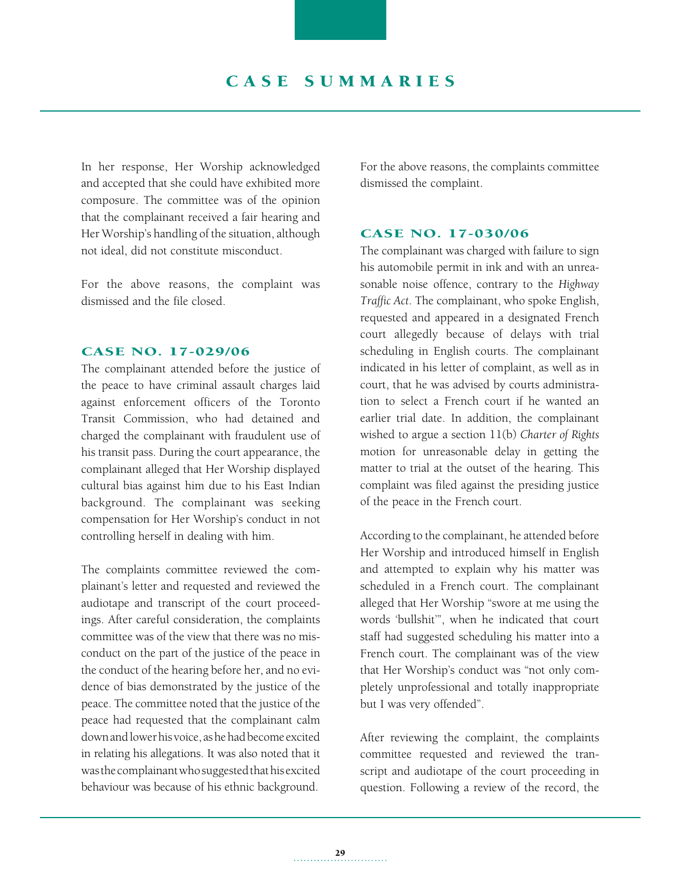In her response, Her Worship acknowledged and accepted that she could have exhibited more composure. The committee was of the opinion that the complainant received a fair hearing and Her Worship's handling of the situation, although not ideal, did not constitute misconduct.

For the above reasons, the complaint was dismissed and the file closed.

### CASE NO. 17-029/06

The complainant attended before the justice of the peace to have criminal assault charges laid against enforcement officers of the Toronto Transit Commission, who had detained and charged the complainant with fraudulent use of his transit pass. During the court appearance, the complainant alleged that Her Worship displayed cultural bias against him due to his East Indian background. The complainant was seeking compensation for Her Worship's conduct in not controlling herself in dealing with him.

The complaints committee reviewed the complainant's letter and requested and reviewed the audiotape and transcript of the court proceedings. After careful consideration, the complaints committee was of the view that there was no misconduct on the part of the justice of the peace in the conduct of the hearing before her, and no evidence of bias demonstrated by the justice of the peace. The committee noted that the justice of the peace had requested that the complainant calm down and lower his voice, as he had become excited in relating his allegations. It was also noted that it was the complainant who suggested that his excited behaviour was because of his ethnic background.

For the above reasons, the complaints committee dismissed the complaint.

### CASE NO. 17-030/06

The complainant was charged with failure to sign his automobile permit in ink and with an unreasonable noise offence, contrary to the *Highway Traffic Act*. The complainant, who spoke English, requested and appeared in a designated French court allegedly because of delays with trial scheduling in English courts. The complainant indicated in his letter of complaint, as well as in court, that he was advised by courts administration to select a French court if he wanted an earlier trial date. In addition, the complainant wished to argue a section 11(b) *Charter of Rights* motion for unreasonable delay in getting the matter to trial at the outset of the hearing. This complaint was filed against the presiding justice of the peace in the French court.

According to the complainant, he attended before Her Worship and introduced himself in English and attempted to explain why his matter was scheduled in a French court. The complainant alleged that Her Worship "swore at me using the words 'bullshit'", when he indicated that court staff had suggested scheduling his matter into a French court. The complainant was of the view that Her Worship's conduct was "not only completely unprofessional and totally inappropriate but I was very offended".

After reviewing the complaint, the complaints committee requested and reviewed the transcript and audiotape of the court proceeding in question. Following a review of the record, the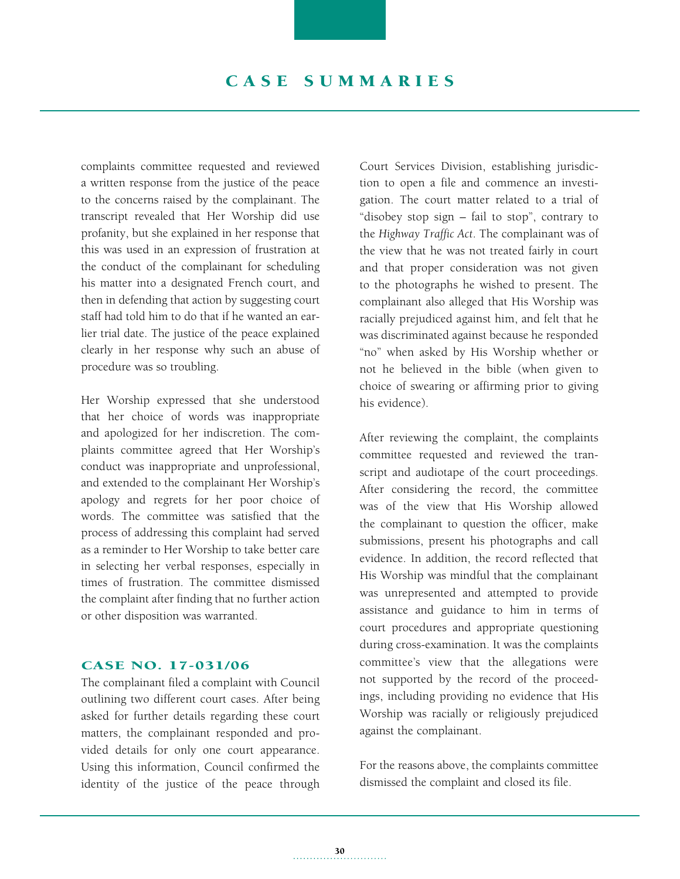complaints committee requested and reviewed a written response from the justice of the peace to the concerns raised by the complainant. The transcript revealed that Her Worship did use profanity, but she explained in her response that this was used in an expression of frustration at the conduct of the complainant for scheduling his matter into a designated French court, and then in defending that action by suggesting court staff had told him to do that if he wanted an earlier trial date. The justice of the peace explained clearly in her response why such an abuse of procedure was so troubling.

Her Worship expressed that she understood that her choice of words was inappropriate and apologized for her indiscretion. The complaints committee agreed that Her Worship's conduct was inappropriate and unprofessional, and extended to the complainant Her Worship's apology and regrets for her poor choice of words. The committee was satisfied that the process of addressing this complaint had served as a reminder to Her Worship to take better care in selecting her verbal responses, especially in times of frustration. The committee dismissed the complaint after finding that no further action or other disposition was warranted.

### CASE NO. 17-031/06

The complainant filed a complaint with Council outlining two different court cases. After being asked for further details regarding these court matters, the complainant responded and provided details for only one court appearance. Using this information, Council confirmed the identity of the justice of the peace through Court Services Division, establishing jurisdiction to open a file and commence an investigation. The court matter related to a trial of "disobey stop sign – fail to stop", contrary to the *Highway Traffic Act*. The complainant was of the view that he was not treated fairly in court and that proper consideration was not given to the photographs he wished to present. The complainant also alleged that His Worship was racially prejudiced against him, and felt that he was discriminated against because he responded "no" when asked by His Worship whether or not he believed in the bible (when given to choice of swearing or affirming prior to giving his evidence).

After reviewing the complaint, the complaints committee requested and reviewed the transcript and audiotape of the court proceedings. After considering the record, the committee was of the view that His Worship allowed the complainant to question the officer, make submissions, present his photographs and call evidence. In addition, the record reflected that His Worship was mindful that the complainant was unrepresented and attempted to provide assistance and guidance to him in terms of court procedures and appropriate questioning during cross-examination. It was the complaints committee's view that the allegations were not supported by the record of the proceedings, including providing no evidence that His Worship was racially or religiously prejudiced against the complainant.

For the reasons above, the complaints committee dismissed the complaint and closed its file.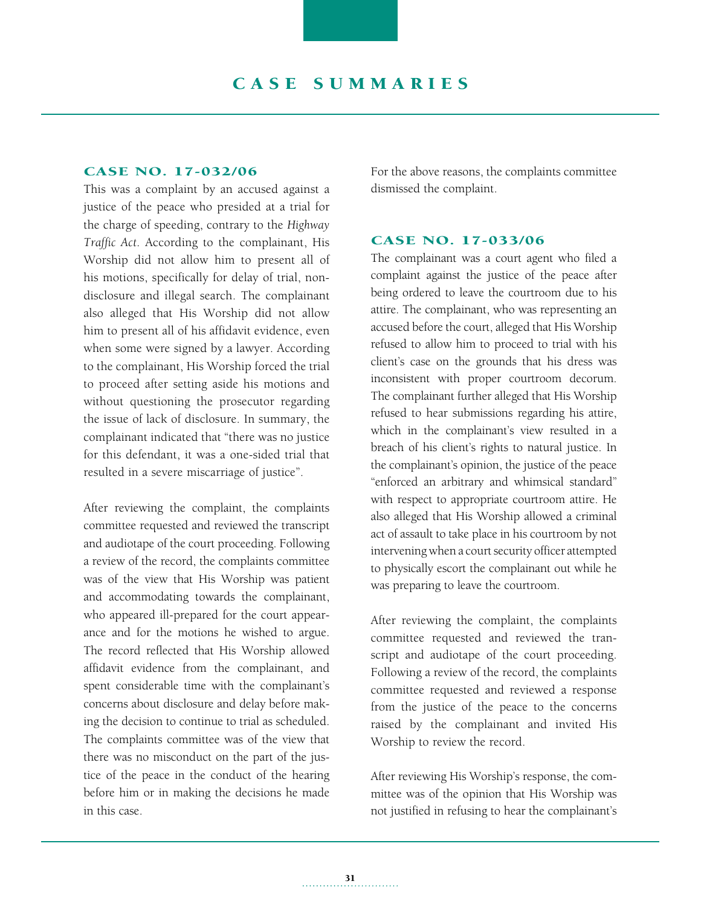# CASE SUMMARIES

### CASE NO. 17-032/06

This was a complaint by an accused against a justice of the peace who presided at a trial for the charge of speeding, contrary to the *Highway Traffic Act*. According to the complainant, His Worship did not allow him to present all of his motions, specifically for delay of trial, non-disclosure and illegal search. The complainant also alleged that His Worship did not allow him to present all of his affidavit evidence, even when some were signed by a lawyer. According to the complainant, His Worship forced the trial to proceed after setting aside his motions and without questioning the prosecutor regarding the issue of lack of disclosure. In summary, the complainant indicated that "there was no justice for this defendant, it was a one-sided trial that resulted in a severe miscarriage of justice".

After reviewing the complaint, the complaints committee requested and reviewed the transcript and audiotape of the court proceeding. Following a review of the record, the complaints committee was of the view that His Worship was patient and accommodating towards the complainant, who appeared ill-prepared for the court appearance and for the motions he wished to argue. The record reflected that His Worship allowed affidavit evidence from the complainant, and spent considerable time with the complainant's concerns about disclosure and delay before making the decision to continue to trial as scheduled. The complaints committee was of the view that there was no misconduct on the part of the justice of the peace in the conduct of the hearing before him or in making the decisions he made in this case.

For the above reasons, the complaints committee dismissed the complaint.

### CASE NO. 17-033/06

The complainant was a court agent who filed a complaint against the justice of the peace after being ordered to leave the courtroom due to his attire. The complainant, who was representing an accused before the court, alleged that His Worship refused to allow him to proceed to trial with his client's case on the grounds that his dress was inconsistent with proper courtroom decorum. The complainant further alleged that His Worship refused to hear submissions regarding his attire, which in the complainant's view resulted in a breach of his client's rights to natural justice. In the complainant's opinion, the justice of the peace "enforced an arbitrary and whimsical standard" with respect to appropriate courtroom attire. He also alleged that His Worship allowed a criminal act of assault to take place in his courtroom by not intervening when a court security officer attempted to physically escort the complainant out while he was preparing to leave the courtroom.

After reviewing the complaint, the complaints committee requested and reviewed the transcript and audiotape of the court proceeding. Following a review of the record, the complaints committee requested and reviewed a response from the justice of the peace to the concerns raised by the complainant and invited His Worship to review the record.

After reviewing His Worship's response, the committee was of the opinion that His Worship was not justified in refusing to hear the complainant's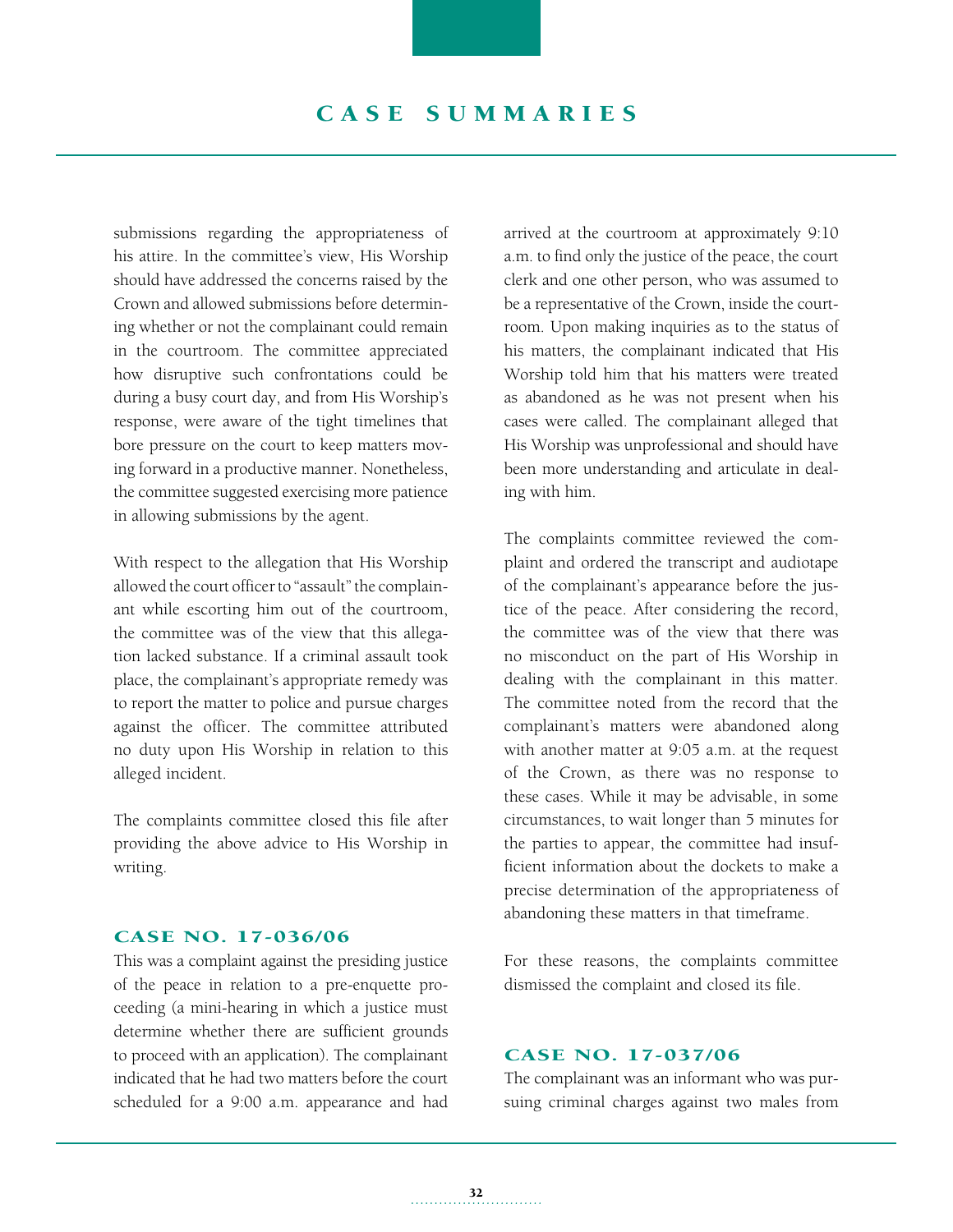submissions regarding the appropriateness of his attire. In the committee's view, His Worship should have addressed the concerns raised by the Crown and allowed submissions before determining whether or not the complainant could remain in the courtroom. The committee appreciated how disruptive such confrontations could be during a busy court day, and from His Worship's response, were aware of the tight timelines that bore pressure on the court to keep matters moving forward in a productive manner. Nonetheless, the committee suggested exercising more patience in allowing submissions by the agent.

With respect to the allegation that His Worship allowed the court officer to "assault" the complainant while escorting him out of the courtroom, the committee was of the view that this allegation lacked substance. If a criminal assault took place, the complainant's appropriate remedy was to report the matter to police and pursue charges against the officer. The committee attributed no duty upon His Worship in relation to this alleged incident.

The complaints committee closed this file after providing the above advice to His Worship in writing.

### CASE NO. 17-036/06

This was a complaint against the presiding justice of the peace in relation to a pre-enquette proceeding (a mini-hearing in which a justice must determine whether there are sufficient grounds to proceed with an application). The complainant indicated that he had two matters before the court scheduled for a 9:00 a.m. appearance and had arrived at the courtroom at approximately 9:10 a.m. to find only the justice of the peace, the court clerk and one other person, who was assumed to be a representative of the Crown, inside the courtroom. Upon making inquiries as to the status of his matters, the complainant indicated that His Worship told him that his matters were treated as abandoned as he was not present when his cases were called. The complainant alleged that His Worship was unprofessional and should have been more understanding and articulate in dealing with him.

The complaints committee reviewed the complaint and ordered the transcript and audiotape of the complainant's appearance before the justice of the peace. After considering the record, the committee was of the view that there was no misconduct on the part of His Worship in dealing with the complainant in this matter. The committee noted from the record that the complainant's matters were abandoned along with another matter at 9:05 a.m. at the request of the Crown, as there was no response to these cases. While it may be advisable, in some circumstances, to wait longer than 5 minutes for the parties to appear, the committee had insufficient information about the dockets to make a precise determination of the appropriateness of abandoning these matters in that timeframe.

For these reasons, the complaints committee dismissed the complaint and closed its file.

### CASE NO. 17-037/06

The complainant was an informant who was pursuing criminal charges against two males from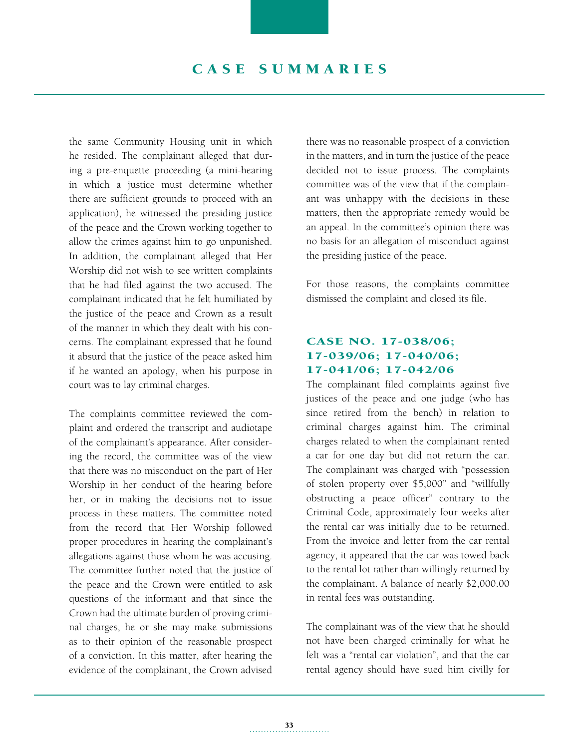the same Community Housing unit in which he resided. The complainant alleged that during a pre-enquette proceeding (a mini-hearing in which a justice must determine whether there are sufficient grounds to proceed with an application), he witnessed the presiding justice of the peace and the Crown working together to allow the crimes against him to go unpunished. In addition, the complainant alleged that Her Worship did not wish to see written complaints that he had filed against the two accused. The complainant indicated that he felt humiliated by the justice of the peace and Crown as a result of the manner in which they dealt with his concerns. The complainant expressed that he found it absurd that the justice of the peace asked him if he wanted an apology, when his purpose in court was to lay criminal charges.

The complaints committee reviewed the complaint and ordered the transcript and audiotape of the complainant's appearance. After considering the record, the committee was of the view that there was no misconduct on the part of Her Worship in her conduct of the hearing before her, or in making the decisions not to issue process in these matters. The committee noted from the record that Her Worship followed proper procedures in hearing the complainant's allegations against those whom he was accusing. The committee further noted that the justice of the peace and the Crown were entitled to ask questions of the informant and that since the Crown had the ultimate burden of proving criminal charges, he or she may make submissions as to their opinion of the reasonable prospect of a conviction. In this matter, after hearing the evidence of the complainant, the Crown advised there was no reasonable prospect of a conviction in the matters, and in turn the justice of the peace decided not to issue process. The complaints committee was of the view that if the complainant was unhappy with the decisions in these matters, then the appropriate remedy would be an appeal. In the committee's opinion there was no basis for an allegation of misconduct against the presiding justice of the peace.

For those reasons, the complaints committee dismissed the complaint and closed its file.

### CASE NO. 17-038/06; 17-039/06; 17-040/06; 17-041/06; 17-042/06

The complainant filed complaints against five justices of the peace and one judge (who has since retired from the bench) in relation to criminal charges against him. The criminal charges related to when the complainant rented a car for one day but did not return the car. The complainant was charged with "possession of stolen property over $5,000" and "willfully obstructing a peace officer" contrary to the Criminal Code, approximately four weeks after the rental car was initially due to be returned. From the invoice and letter from the car rental agency, it appeared that the car was towed back to the rental lot rather than willingly returned by the complainant. A balance of nearly $2,000.00 in rental fees was outstanding.

The complainant was of the view that he should not have been charged criminally for what he felt was a "rental car violation", and that the car rental agency should have sued him civilly for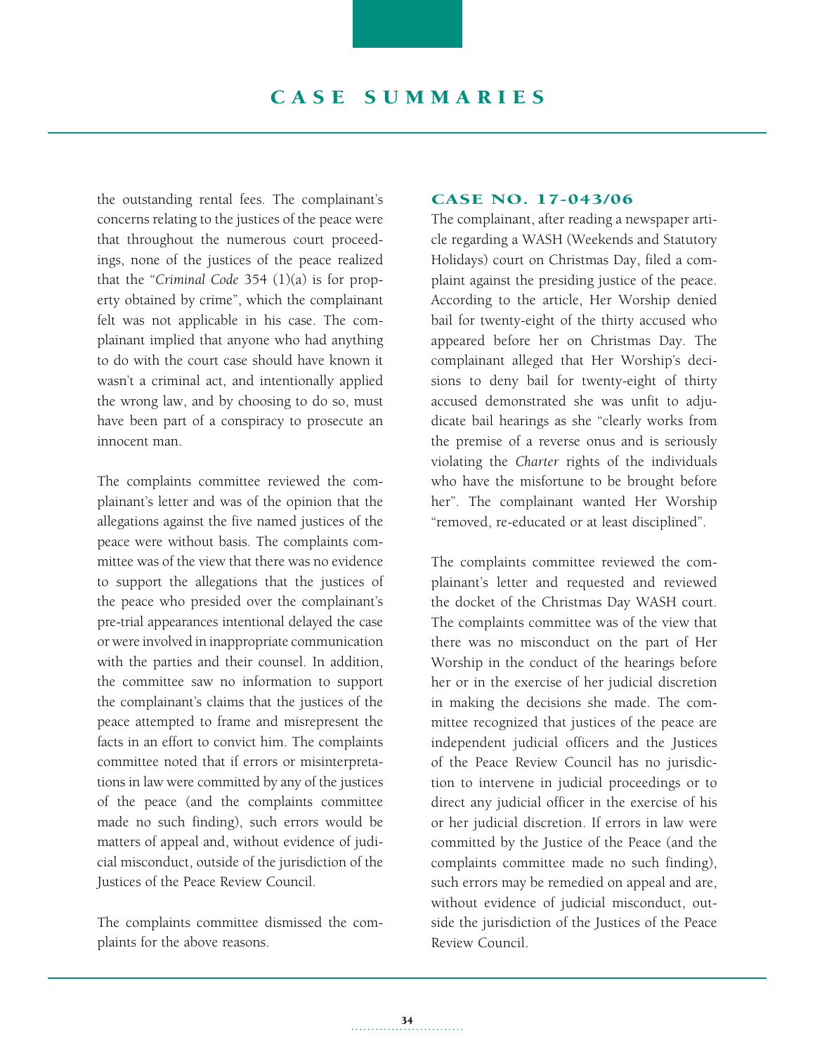the outstanding rental fees. The complainant's concerns relating to the justices of the peace were that throughout the numerous court proceedings, none of the justices of the peace realized that the "*Criminal Code* 354 (1)(a) is for property obtained by crime", which the complainant felt was not applicable in his case. The complainant implied that anyone who had anything to do with the court case should have known it wasn't a criminal act, and intentionally applied the wrong law, and by choosing to do so, must have been part of a conspiracy to prosecute an innocent man.

The complaints committee reviewed the complainant's letter and was of the opinion that the allegations against the five named justices of the peace were without basis. The complaints committee was of the view that there was no evidence to support the allegations that the justices of the peace who presided over the complainant's pre-trial appearances intentional delayed the case or were involved in inappropriate communication with the parties and their counsel. In addition, the committee saw no information to support the complainant's claims that the justices of the peace attempted to frame and misrepresent the facts in an effort to convict him. The complaints committee noted that if errors or misinterpretations in law were committed by any of the justices of the peace (and the complaints committee made no such finding), such errors would be matters of appeal and, without evidence of judicial misconduct, outside of the jurisdiction of the Justices of the Peace Review Council.

The complaints committee dismissed the complaints for the above reasons.

### CASE NO. 17-043/06

The complainant, after reading a newspaper article regarding a WASH (Weekends and Statutory Holidays) court on Christmas Day, filed a complaint against the presiding justice of the peace. According to the article, Her Worship denied bail for twenty-eight of the thirty accused who appeared before her on Christmas Day. The complainant alleged that Her Worship's decisions to deny bail for twenty-eight of thirty accused demonstrated she was unfit to adjudicate bail hearings as she "clearly works from the premise of a reverse onus and is seriously violating the *Charter* rights of the individuals who have the misfortune to be brought before her". The complainant wanted Her Worship "removed, re-educated or at least disciplined".

The complaints committee reviewed the complainant's letter and requested and reviewed the docket of the Christmas Day WASH court. The complaints committee was of the view that there was no misconduct on the part of Her Worship in the conduct of the hearings before her or in the exercise of her judicial discretion in making the decisions she made. The committee recognized that justices of the peace are independent judicial officers and the Justices of the Peace Review Council has no jurisdiction to intervene in judicial proceedings or to direct any judicial officer in the exercise of his or her judicial discretion. If errors in law were committed by the Justice of the Peace (and the complaints committee made no such finding), such errors may be remedied on appeal and are, without evidence of judicial misconduct, outside the jurisdiction of the Justices of the Peace Review Council.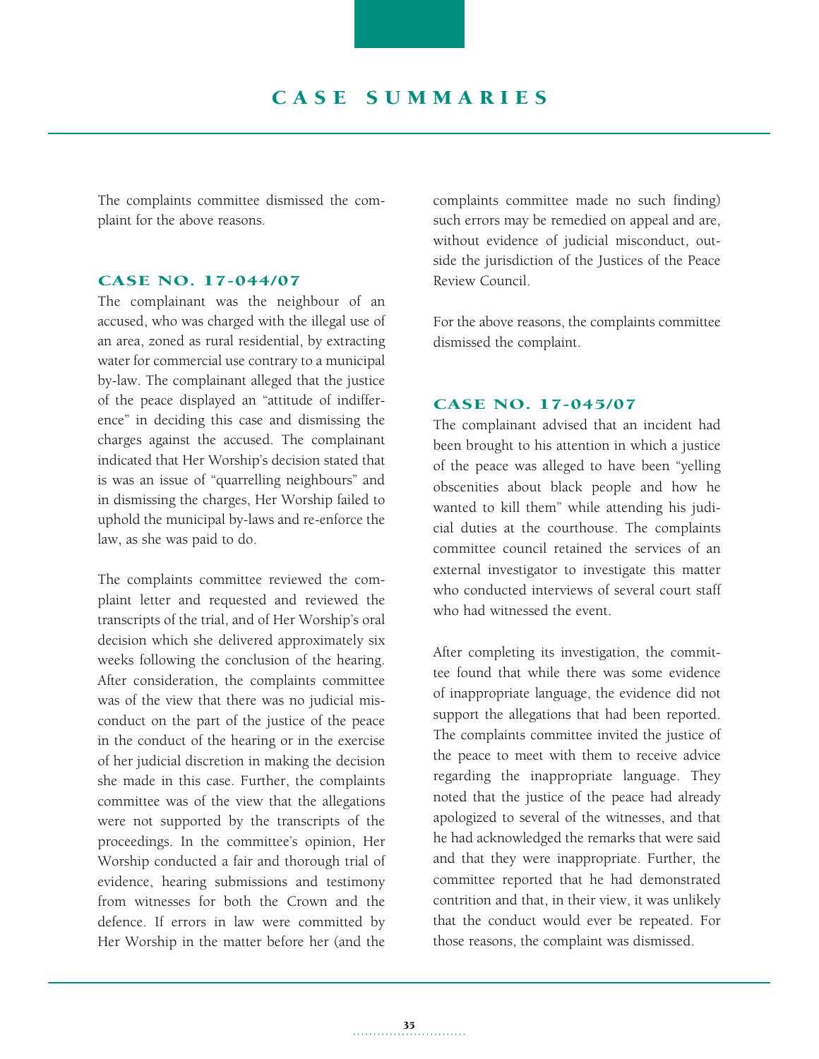The complaints committee dismissed the complaint for the above reasons.

### CASE NO. 17-044/07

The complainant was the neighbour of an accused, who was charged with the illegal use of an area, zoned as rural residential, by extracting water for commercial use contrary to a municipal by-law. The complainant alleged that the justice of the peace displayed an "attitude of indifference" in deciding this case and dismissing the charges against the accused. The complainant indicated that Her Worship's decision stated that is was an issue of "quarrelling neighbours" and in dismissing the charges, Her Worship failed to uphold the municipal by-laws and re-enforce the law, as she was paid to do.

The complaints committee reviewed the complaint letter and requested and reviewed the transcripts of the trial, and of Her Worship's oral decision which she delivered approximately six weeks following the conclusion of the hearing. After consideration, the complaints committee was of the view that there was no judicial misconduct on the part of the justice of the peace in the conduct of the hearing or in the exercise of her judicial discretion in making the decision she made in this case. Further, the complaints committee was of the view that the allegations were not supported by the transcripts of the proceedings. In the committee's opinion, Her Worship conducted a fair and thorough trial of evidence, hearing submissions and testimony from witnesses for both the Crown and the defence. If errors in law were committed by Her Worship in the matter before her (and the complaints committee made no such finding) such errors may be remedied on appeal and are, without evidence of judicial misconduct, outside the jurisdiction of the Justices of the Peace Review Council.

For the above reasons, the complaints committee dismissed the complaint.

### CASE NO. 17-045/07

The complainant advised that an incident had been brought to his attention in which a justice of the peace was alleged to have been "yelling obscenities about black people and how he wanted to kill them" while attending his judicial duties at the courthouse. The complaints committee council retained the services of an external investigator to investigate this matter who conducted interviews of several court staff who had witnessed the event.

After completing its investigation, the committee found that while there was some evidence of inappropriate language, the evidence did not support the allegations that had been reported. The complaints committee invited the justice of the peace to meet with them to receive advice regarding the inappropriate language. They noted that the justice of the peace had already apologized to several of the witnesses, and that he had acknowledged the remarks that were said and that they were inappropriate. Further, the committee reported that he had demonstrated contrition and that, in their view, it was unlikely that the conduct would ever be repeated. For those reasons, the complaint was dismissed.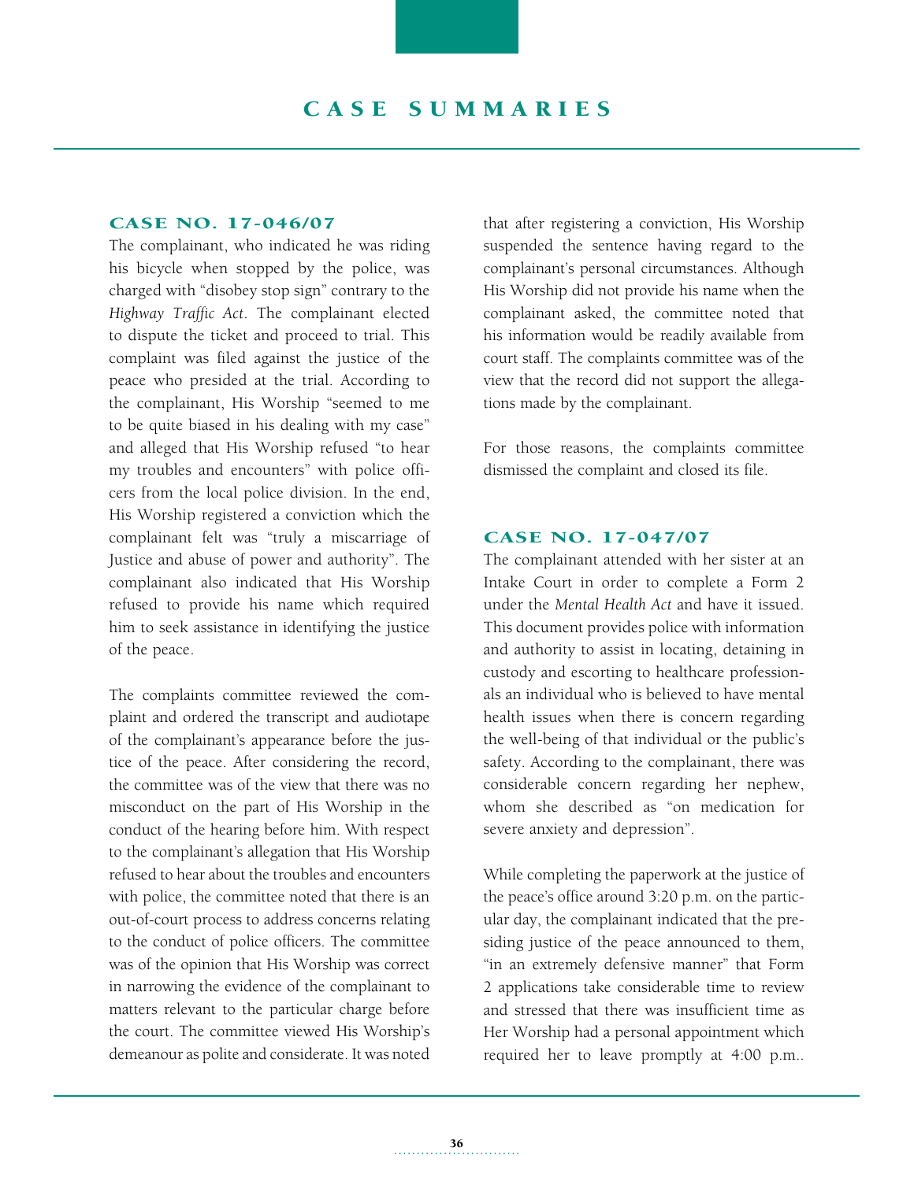# CASE SUMMARIES

### CASE NO. 17-046/07

The complainant, who indicated he was riding his bicycle when stopped by the police, was charged with "disobey stop sign" contrary to the *Highway Traffic Act*. The complainant elected to dispute the ticket and proceed to trial. This complaint was filed against the justice of the peace who presided at the trial. According to the complainant, His Worship "seemed to me to be quite biased in his dealing with my case" and alleged that His Worship refused "to hear my troubles and encounters" with police officers from the local police division. In the end, His Worship registered a conviction which the complainant felt was "truly a miscarriage of Justice and abuse of power and authority". The complainant also indicated that His Worship refused to provide his name which required him to seek assistance in identifying the justice of the peace.

The complaints committee reviewed the complaint and ordered the transcript and audiotape of the complainant's appearance before the justice of the peace. After considering the record, the committee was of the view that there was no misconduct on the part of His Worship in the conduct of the hearing before him. With respect to the complainant's allegation that His Worship refused to hear about the troubles and encounters with police, the committee noted that there is an out-of-court process to address concerns relating to the conduct of police officers. The committee was of the opinion that His Worship was correct in narrowing the evidence of the complainant to matters relevant to the particular charge before the court. The committee viewed His Worship's demeanour as polite and considerate. It was noted that after registering a conviction, His Worship suspended the sentence having regard to the complainant's personal circumstances. Although His Worship did not provide his name when the complainant asked, the committee noted that his information would be readily available from court staff. The complaints committee was of the view that the record did not support the allegations made by the complainant.

For those reasons, the complaints committee dismissed the complaint and closed its file.

### CASE NO. 17-047/07

The complainant attended with her sister at an Intake Court in order to complete a Form 2 under the *Mental Health Act* and have it issued. This document provides police with information and authority to assist in locating, detaining in custody and escorting to healthcare professionals an individual who is believed to have mental health issues when there is concern regarding the well-being of that individual or the public's safety. According to the complainant, there was considerable concern regarding her nephew, whom she described as "on medication for severe anxiety and depression".

While completing the paperwork at the justice of the peace's office around 3:20 p.m. on the particular day, the complainant indicated that the presiding justice of the peace announced to them, "in an extremely defensive manner" that Form 2 applications take considerable time to review and stressed that there was insufficient time as Her Worship had a personal appointment which required her to leave promptly at 4:00 p.m..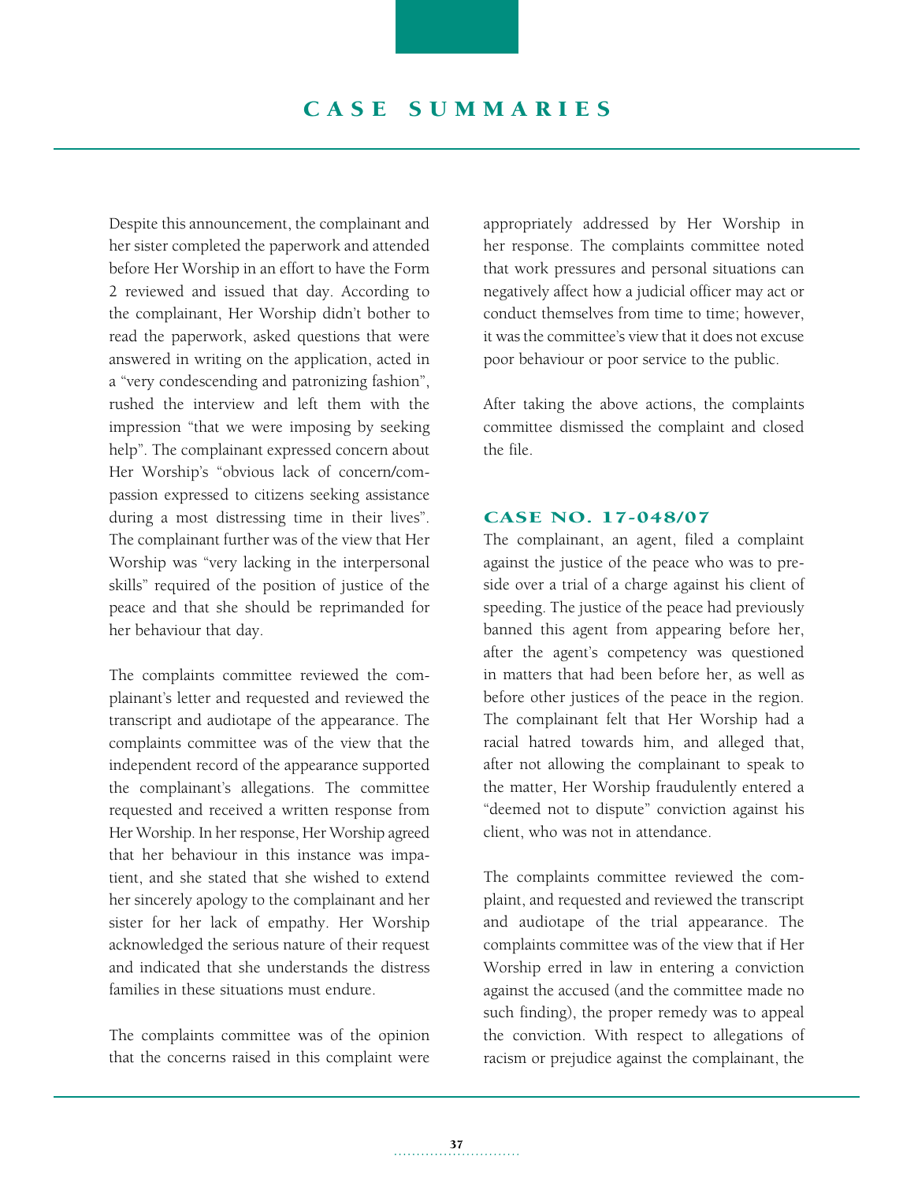Despite this announcement, the complainant and her sister completed the paperwork and attended before Her Worship in an effort to have the Form 2 reviewed and issued that day. According to the complainant, Her Worship didn't bother to read the paperwork, asked questions that were answered in writing on the application, acted in a "very condescending and patronizing fashion", rushed the interview and left them with the impression "that we were imposing by seeking help". The complainant expressed concern about Her Worship's "obvious lack of concern/compassion expressed to citizens seeking assistance during a most distressing time in their lives". The complainant further was of the view that Her Worship was "very lacking in the interpersonal skills" required of the position of justice of the peace and that she should be reprimanded for her behaviour that day.

The complaints committee reviewed the complainant's letter and requested and reviewed the transcript and audiotape of the appearance. The complaints committee was of the view that the independent record of the appearance supported the complainant's allegations. The committee requested and received a written response from Her Worship. In her response, Her Worship agreed that her behaviour in this instance was impatient, and she stated that she wished to extend her sincerely apology to the complainant and her sister for her lack of empathy. Her Worship acknowledged the serious nature of their request and indicated that she understands the distress families in these situations must endure.

The complaints committee was of the opinion that the concerns raised in this complaint were appropriately addressed by Her Worship in her response. The complaints committee noted that work pressures and personal situations can negatively affect how a judicial officer may act or conduct themselves from time to time; however, it was the committee's view that it does not excuse poor behaviour or poor service to the public.

After taking the above actions, the complaints committee dismissed the complaint and closed the file.

### CASE NO. 17-048/07

The complainant, an agent, filed a complaint against the justice of the peace who was to preside over a trial of a charge against his client of speeding. The justice of the peace had previously banned this agent from appearing before her, after the agent's competency was questioned in matters that had been before her, as well as before other justices of the peace in the region. The complainant felt that Her Worship had a racial hatred towards him, and alleged that, after not allowing the complainant to speak to the matter, Her Worship fraudulently entered a "deemed not to dispute" conviction against his client, who was not in attendance.

The complaints committee reviewed the complaint, and requested and reviewed the transcript and audiotape of the trial appearance. The complaints committee was of the view that if Her Worship erred in law in entering a conviction against the accused (and the committee made no such finding), the proper remedy was to appeal the conviction. With respect to allegations of racism or prejudice against the complainant, the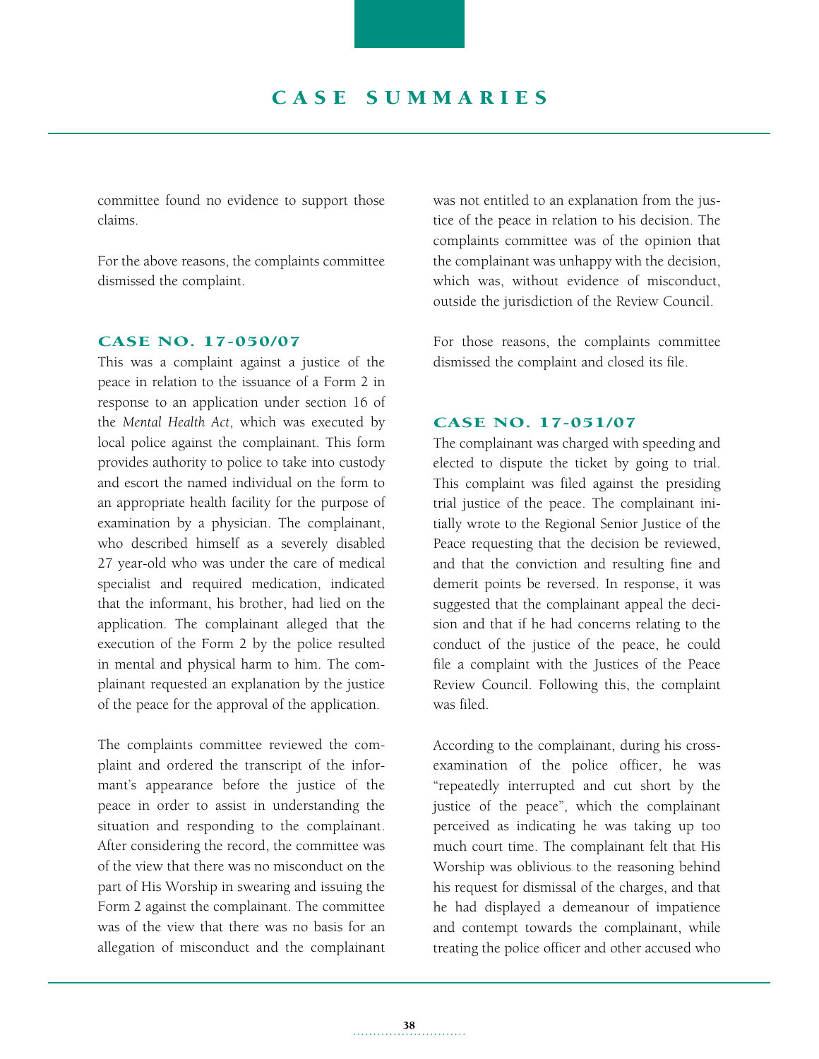committee found no evidence to support those claims.

For the above reasons, the complaints committee dismissed the complaint.

### CASE NO. 17-050/07

This was a complaint against a justice of the peace in relation to the issuance of a Form 2 in response to an application under section 16 of the *Mental Health Act*, which was executed by local police against the complainant. This form provides authority to police to take into custody and escort the named individual on the form to an appropriate health facility for the purpose of examination by a physician. The complainant, who described himself as a severely disabled 27 year-old who was under the care of medical specialist and required medication, indicated that the informant, his brother, had lied on the application. The complainant alleged that the execution of the Form 2 by the police resulted in mental and physical harm to him. The complainant requested an explanation by the justice of the peace for the approval of the application.

The complaints committee reviewed the complaint and ordered the transcript of the informant's appearance before the justice of the peace in order to assist in understanding the situation and responding to the complainant. After considering the record, the committee was of the view that there was no misconduct on the part of His Worship in swearing and issuing the Form 2 against the complainant. The committee was of the view that there was no basis for an allegation of misconduct and the complainant was not entitled to an explanation from the justice of the peace in relation to his decision. The complaints committee was of the opinion that the complainant was unhappy with the decision, which was, without evidence of misconduct, outside the jurisdiction of the Review Council.

For those reasons, the complaints committee dismissed the complaint and closed its file.

### CASE NO. 17-051/07

The complainant was charged with speeding and elected to dispute the ticket by going to trial. This complaint was filed against the presiding trial justice of the peace. The complainant initially wrote to the Regional Senior Justice of the Peace requesting that the decision be reviewed, and that the conviction and resulting fine and demerit points be reversed. In response, it was suggested that the complainant appeal the decision and that if he had concerns relating to the conduct of the justice of the peace, he could file a complaint with the Justices of the Peace Review Council. Following this, the complaint was filed.

According to the complainant, during his cross-examination of the police officer, he was "repeatedly interrupted and cut short by the justice of the peace", which the complainant perceived as indicating he was taking up too much court time. The complainant felt that His Worship was oblivious to the reasoning behind his request for dismissal of the charges, and that he had displayed a demeanour of impatience and contempt towards the complainant, while treating the police officer and other accused who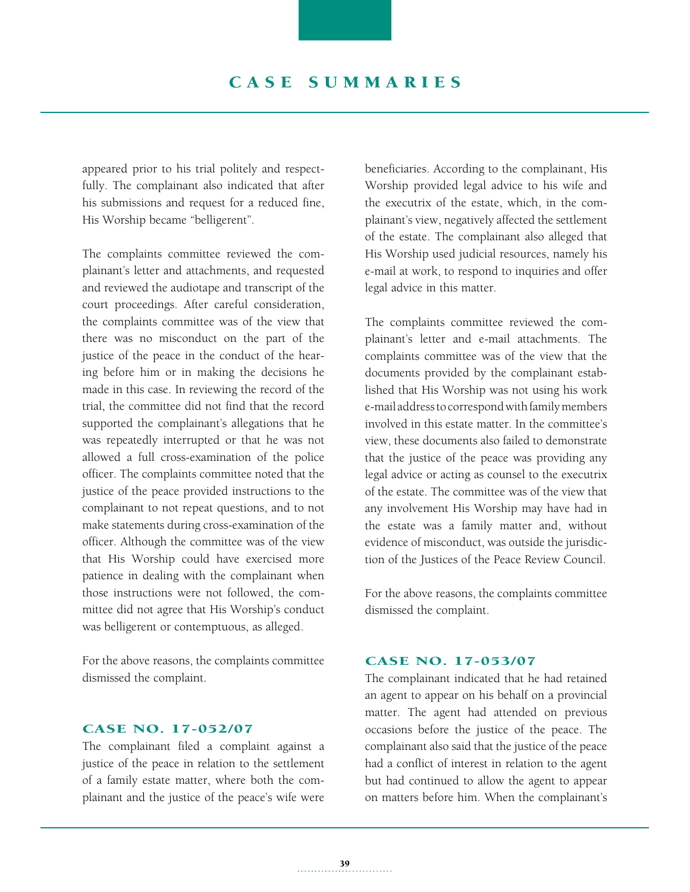appeared prior to his trial politely and respectfully. The complainant also indicated that after his submissions and request for a reduced fine, His Worship became "belligerent".

The complaints committee reviewed the complainant's letter and attachments, and requested and reviewed the audiotape and transcript of the court proceedings. After careful consideration, the complaints committee was of the view that there was no misconduct on the part of the justice of the peace in the conduct of the hearing before him or in making the decisions he made in this case. In reviewing the record of the trial, the committee did not find that the record supported the complainant's allegations that he was repeatedly interrupted or that he was not allowed a full cross-examination of the police officer. The complaints committee noted that the justice of the peace provided instructions to the complainant to not repeat questions, and to not make statements during cross-examination of the officer. Although the committee was of the view that His Worship could have exercised more patience in dealing with the complainant when those instructions were not followed, the committee did not agree that His Worship's conduct was belligerent or contemptuous, as alleged.

For the above reasons, the complaints committee dismissed the complaint.

### CASE NO. 17-052/07

The complainant filed a complaint against a justice of the peace in relation to the settlement of a family estate matter, where both the complainant and the justice of the peace's wife were beneficiaries. According to the complainant, His Worship provided legal advice to his wife and the executrix of the estate, which, in the complainant's view, negatively affected the settlement of the estate. The complainant also alleged that His Worship used judicial resources, namely his e-mail at work, to respond to inquiries and offer legal advice in this matter.

The complaints committee reviewed the complainant's letter and e-mail attachments. The complaints committee was of the view that the documents provided by the complainant established that His Worship was not using his work e-mail address to correspond with family members involved in this estate matter. In the committee's view, these documents also failed to demonstrate that the justice of the peace was providing any legal advice or acting as counsel to the executrix of the estate. The committee was of the view that any involvement His Worship may have had in the estate was a family matter and, without evidence of misconduct, was outside the jurisdiction of the Justices of the Peace Review Council.

For the above reasons, the complaints committee dismissed the complaint.

### CASE NO. 17-053/07

The complainant indicated that he had retained an agent to appear on his behalf on a provincial matter. The agent had attended on previous occasions before the justice of the peace. The complainant also said that the justice of the peace had a conflict of interest in relation to the agent but had continued to allow the agent to appear on matters before him. When the complainant's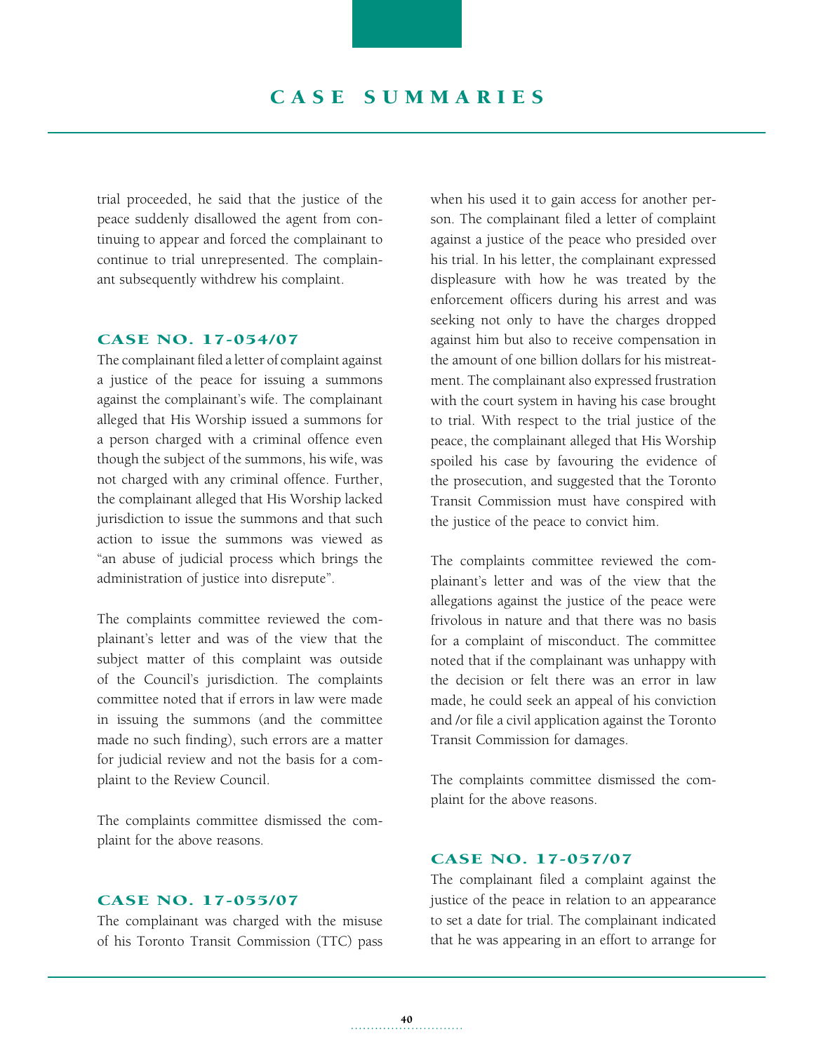trial proceeded, he said that the justice of the peace suddenly disallowed the agent from continuing to appear and forced the complainant to continue to trial unrepresented. The complainant subsequently withdrew his complaint.

### CASE NO. 17-054/07

The complainant filed a letter of complaint against a justice of the peace for issuing a summons against the complainant's wife. The complainant alleged that His Worship issued a summons for a person charged with a criminal offence even though the subject of the summons, his wife, was not charged with any criminal offence. Further, the complainant alleged that His Worship lacked jurisdiction to issue the summons and that such action to issue the summons was viewed as "an abuse of judicial process which brings the administration of justice into disrepute".

The complaints committee reviewed the complainant's letter and was of the view that the subject matter of this complaint was outside of the Council's jurisdiction. The complaints committee noted that if errors in law were made in issuing the summons (and the committee made no such finding), such errors are a matter for judicial review and not the basis for a complaint to the Review Council.

The complaints committee dismissed the complaint for the above reasons.

### CASE NO. 17-055/07

The complainant was charged with the misuse of his Toronto Transit Commission (TTC) pass when his used it to gain access for another person. The complainant filed a letter of complaint against a justice of the peace who presided over his trial. In his letter, the complainant expressed displeasure with how he was treated by the enforcement officers during his arrest and was seeking not only to have the charges dropped against him but also to receive compensation in the amount of one billion dollars for his mistreatment. The complainant also expressed frustration with the court system in having his case brought to trial. With respect to the trial justice of the peace, the complainant alleged that His Worship spoiled his case by favouring the evidence of the prosecution, and suggested that the Toronto Transit Commission must have conspired with the justice of the peace to convict him.

The complaints committee reviewed the complainant's letter and was of the view that the allegations against the justice of the peace were frivolous in nature and that there was no basis for a complaint of misconduct. The committee noted that if the complainant was unhappy with the decision or felt there was an error in law made, he could seek an appeal of his conviction and /or file a civil application against the Toronto Transit Commission for damages.

The complaints committee dismissed the complaint for the above reasons.

### CASE NO. 17-057/07

The complainant filed a complaint against the justice of the peace in relation to an appearance to set a date for trial. The complainant indicated that he was appearing in an effort to arrange for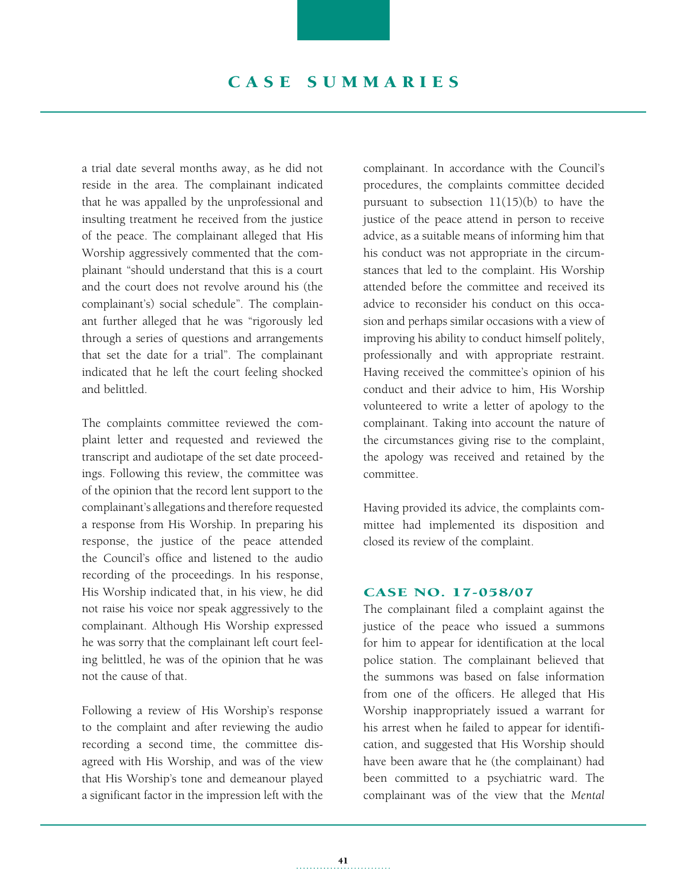a trial date several months away, as he did not reside in the area. The complainant indicated that he was appalled by the unprofessional and insulting treatment he received from the justice of the peace. The complainant alleged that His Worship aggressively commented that the complainant "should understand that this is a court and the court does not revolve around his (the complainant's) social schedule". The complainant further alleged that he was "rigorously led through a series of questions and arrangements that set the date for a trial". The complainant indicated that he left the court feeling shocked and belittled.

The complaints committee reviewed the complaint letter and requested and reviewed the transcript and audiotape of the set date proceedings. Following this review, the committee was of the opinion that the record lent support to the complainant's allegations and therefore requested a response from His Worship. In preparing his response, the justice of the peace attended the Council's office and listened to the audio recording of the proceedings. In his response, His Worship indicated that, in his view, he did not raise his voice nor speak aggressively to the complainant. Although His Worship expressed he was sorry that the complainant left court feeling belittled, he was of the opinion that he was not the cause of that.

Following a review of His Worship's response to the complaint and after reviewing the audio recording a second time, the committee disagreed with His Worship, and was of the view that His Worship's tone and demeanour played a significant factor in the impression left with the complainant. In accordance with the Council's procedures, the complaints committee decided pursuant to subsection 11(15)(b) to have the justice of the peace attend in person to receive advice, as a suitable means of informing him that his conduct was not appropriate in the circumstances that led to the complaint. His Worship attended before the committee and received its advice to reconsider his conduct on this occasion and perhaps similar occasions with a view of improving his ability to conduct himself politely, professionally and with appropriate restraint. Having received the committee's opinion of his conduct and their advice to him, His Worship volunteered to write a letter of apology to the complainant. Taking into account the nature of the circumstances giving rise to the complaint, the apology was received and retained by the committee.

Having provided its advice, the complaints committee had implemented its disposition and closed its review of the complaint.

### CASE NO. 17-058/07

The complainant filed a complaint against the justice of the peace who issued a summons for him to appear for identification at the local police station. The complainant believed that the summons was based on false information from one of the officers. He alleged that His Worship inappropriately issued a warrant for his arrest when he failed to appear for identification, and suggested that His Worship should have been aware that he (the complainant) had been committed to a psychiatric ward. The complainant was of the view that the *Mental*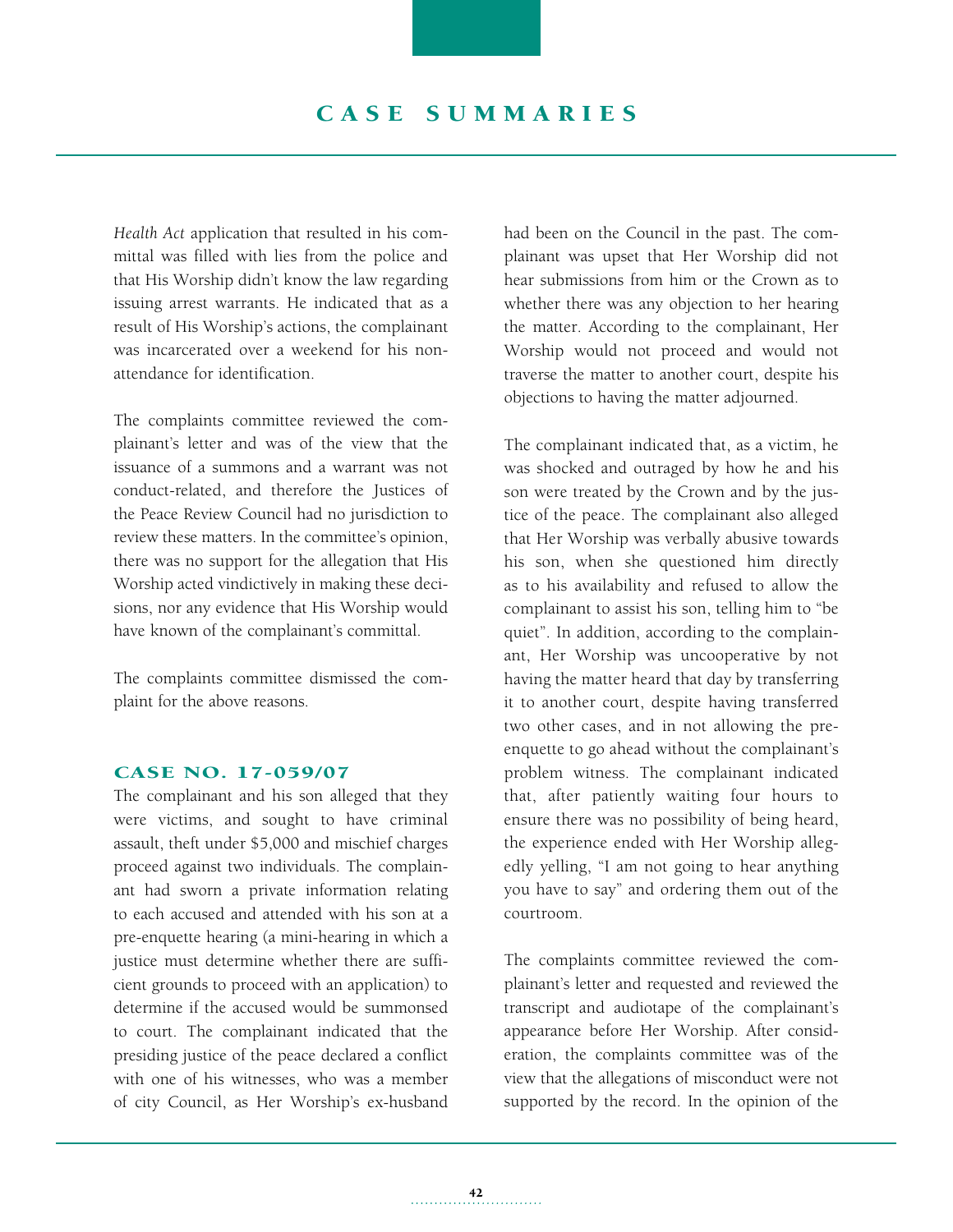*Health Act* application that resulted in his committal was filled with lies from the police and that His Worship didn't know the law regarding issuing arrest warrants. He indicated that as a result of His Worship's actions, the complainant was incarcerated over a weekend for his non-attendance for identification.

The complaints committee reviewed the complainant's letter and was of the view that the issuance of a summons and a warrant was not conduct-related, and therefore the Justices of the Peace Review Council had no jurisdiction to review these matters. In the committee's opinion, there was no support for the allegation that His Worship acted vindictively in making these decisions, nor any evidence that His Worship would have known of the complainant's committal.

The complaints committee dismissed the complaint for the above reasons.

### CASE NO. 17-059/07

The complainant and his son alleged that they were victims, and sought to have criminal assault, theft under $5,000 and mischief charges proceed against two individuals. The complainant had sworn a private information relating to each accused and attended with his son at a pre-enquette hearing (a mini-hearing in which a justice must determine whether there are sufficient grounds to proceed with an application) to determine if the accused would be summonsed to court. The complainant indicated that the presiding justice of the peace declared a conflict with one of his witnesses, who was a member of city Council, as Her Worship's ex-husband had been on the Council in the past. The complainant was upset that Her Worship did not hear submissions from him or the Crown as to whether there was any objection to her hearing the matter. According to the complainant, Her Worship would not proceed and would not traverse the matter to another court, despite his objections to having the matter adjourned.

The complainant indicated that, as a victim, he was shocked and outraged by how he and his son were treated by the Crown and by the justice of the peace. The complainant also alleged that Her Worship was verbally abusive towards his son, when she questioned him directly as to his availability and refused to allow the complainant to assist his son, telling him to "be quiet". In addition, according to the complainant, Her Worship was uncooperative by not having the matter heard that day by transferring it to another court, despite having transferred two other cases, and in not allowing the pre-enquette to go ahead without the complainant's problem witness. The complainant indicated that, after patiently waiting four hours to ensure there was no possibility of being heard, the experience ended with Her Worship allegedly yelling, "I am not going to hear anything you have to say" and ordering them out of the courtroom.

The complaints committee reviewed the complainant's letter and requested and reviewed the transcript and audiotape of the complainant's appearance before Her Worship. After consideration, the complaints committee was of the view that the allegations of misconduct were not supported by the record. In the opinion of the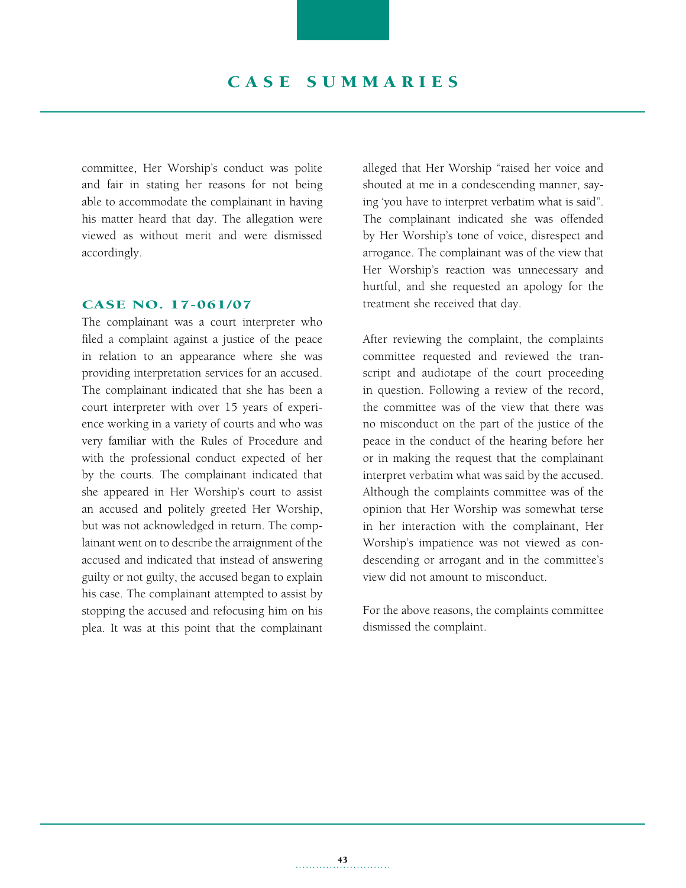committee, Her Worship's conduct was polite and fair in stating her reasons for not being able to accommodate the complainant in having his matter heard that day. The allegation were viewed as without merit and were dismissed accordingly.

### CASE NO. 17-061/07

The complainant was a court interpreter who filed a complaint against a justice of the peace in relation to an appearance where she was providing interpretation services for an accused. The complainant indicated that she has been a court interpreter with over 15 years of experience working in a variety of courts and who was very familiar with the Rules of Procedure and with the professional conduct expected of her by the courts. The complainant indicated that she appeared in Her Worship's court to assist an accused and politely greeted Her Worship, but was not acknowledged in return. The complainant went on to describe the arraignment of the accused and indicated that instead of answering guilty or not guilty, the accused began to explain his case. The complainant attempted to assist by stopping the accused and refocusing him on his plea. It was at this point that the complainant alleged that Her Worship "raised her voice and shouted at me in a condescending manner, saying 'you have to interpret verbatim what is said". The complainant indicated she was offended by Her Worship's tone of voice, disrespect and arrogance. The complainant was of the view that Her Worship's reaction was unnecessary and hurtful, and she requested an apology for the treatment she received that day.

After reviewing the complaint, the complaints committee requested and reviewed the transcript and audiotape of the court proceeding in question. Following a review of the record, the committee was of the view that there was no misconduct on the part of the justice of the peace in the conduct of the hearing before her or in making the request that the complainant interpret verbatim what was said by the accused. Although the complaints committee was of the opinion that Her Worship was somewhat terse in her interaction with the complainant, Her Worship's impatience was not viewed as condescending or arrogant and in the committee's view did not amount to misconduct.

For the above reasons, the complaints committee dismissed the complaint.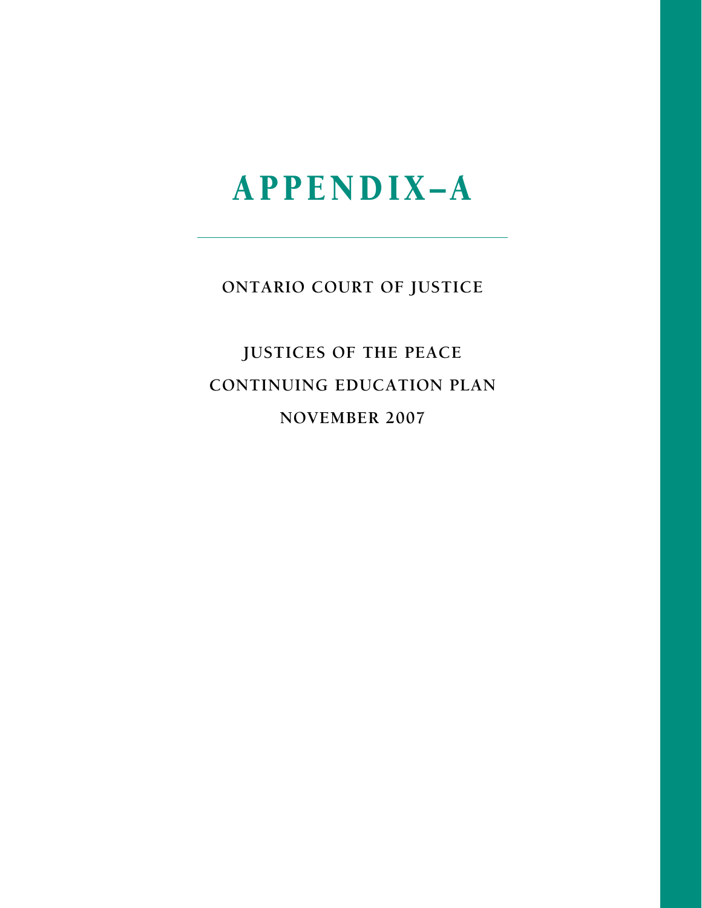# APPENDIX–A

## ONTARIO COURT OF JUSTICE

## JUSTICES OF THE PEACE
## CONTINUING EDUCATION PLAN
## NOVEMBER 2007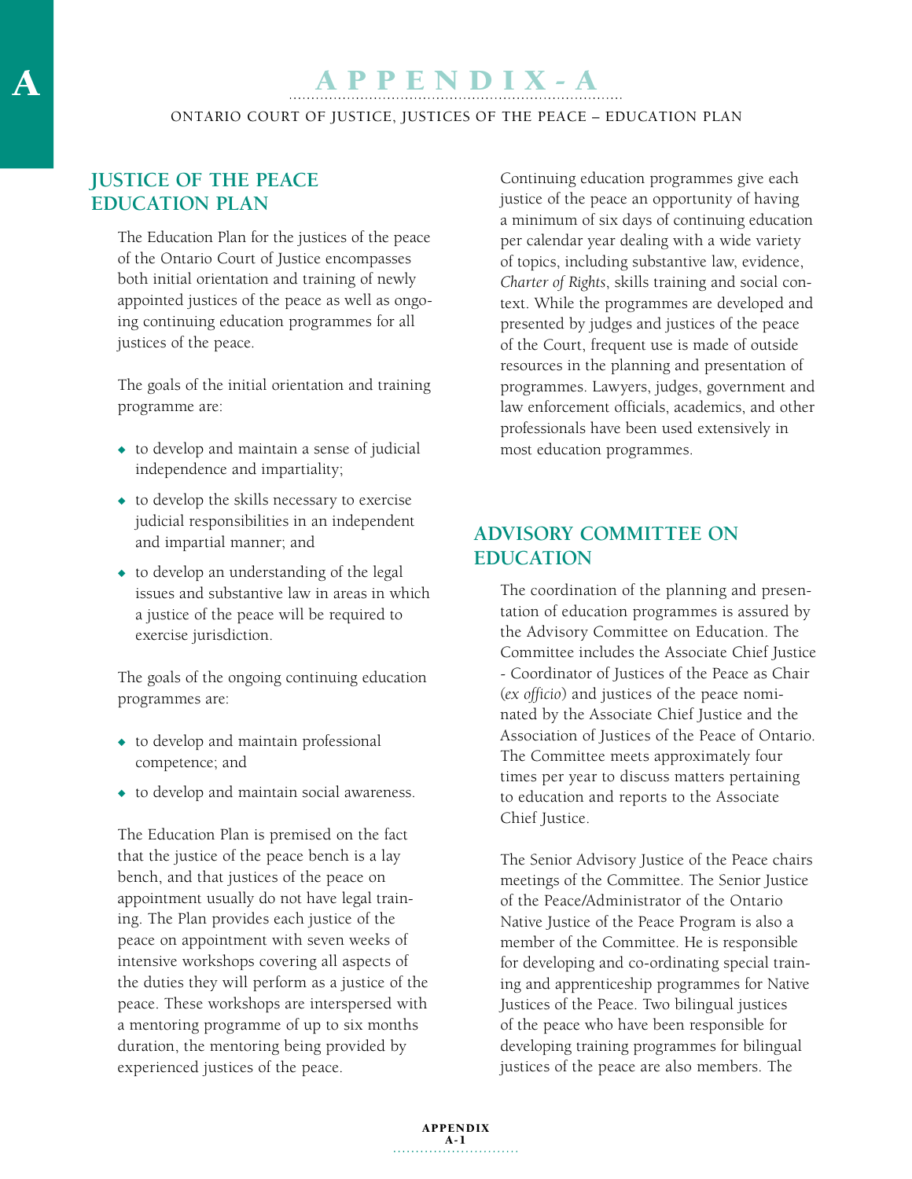# APPENDIX - A

ONTARIO COURT OF JUSTICE, JUSTICES OF THE PEACE – EDUCATION PLAN

## JUSTICE OF THE PEACE EDUCATION PLAN

The Education Plan for the justices of the peace of the Ontario Court of Justice encompasses both initial orientation and training of newly appointed justices of the peace as well as ongoing continuing education programmes for all justices of the peace.

The goals of the initial orientation and training programme are:

- to develop and maintain a sense of judicial independence and impartiality;
- to develop the skills necessary to exercise judicial responsibilities in an independent and impartial manner; and
- to develop an understanding of the legal issues and substantive law in areas in which a justice of the peace will be required to exercise jurisdiction.

The goals of the ongoing continuing education programmes are:

- to develop and maintain professional competence; and
- to develop and maintain social awareness.

The Education Plan is premised on the fact that the justice of the peace bench is a lay bench, and that justices of the peace on appointment usually do not have legal training. The Plan provides each justice of the peace on appointment with seven weeks of intensive workshops covering all aspects of the duties they will perform as a justice of the peace. These workshops are interspersed with a mentoring programme of up to six months duration, the mentoring being provided by experienced justices of the peace.

Continuing education programmes give each justice of the peace an opportunity of having a minimum of six days of continuing education per calendar year dealing with a wide variety of topics, including substantive law, evidence, *Charter of Rights*, skills training and social context. While the programmes are developed and presented by judges and justices of the peace of the Court, frequent use is made of outside resources in the planning and presentation of programmes. Lawyers, judges, government and law enforcement officials, academics, and other professionals have been used extensively in most education programmes.

## ADVISORY COMMITTEE ON EDUCATION

The coordination of the planning and presentation of education programmes is assured by the Advisory Committee on Education. The Committee includes the Associate Chief Justice - Coordinator of Justices of the Peace as Chair (*ex officio*) and justices of the peace nominated by the Associate Chief Justice and the Association of Justices of the Peace of Ontario. The Committee meets approximately four times per year to discuss matters pertaining to education and reports to the Associate Chief Justice.

The Senior Advisory Justice of the Peace chairs meetings of the Committee. The Senior Justice of the Peace/Administrator of the Ontario Native Justice of the Peace Program is also a member of the Committee. He is responsible for developing and co-ordinating special training and apprenticeship programmes for Native Justices of the Peace. Two bilingual justices of the peace who have been responsible for developing training programmes for bilingual justices of the peace are also members. The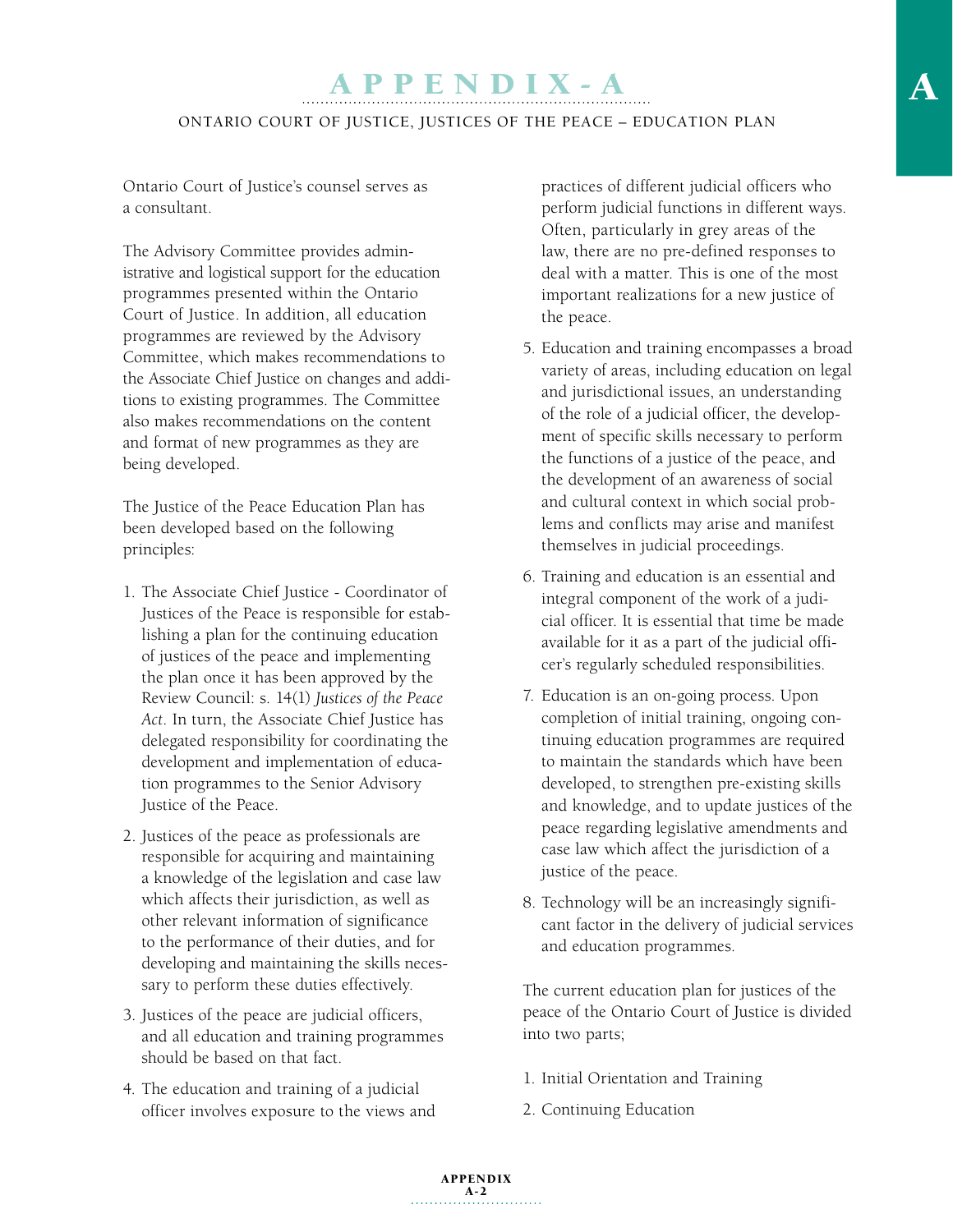Ontario Court of Justice's counsel serves as a consultant.

The Advisory Committee provides administrative and logistical support for the education programmes presented within the Ontario Court of Justice. In addition, all education programmes are reviewed by the Advisory Committee, which makes recommendations to the Associate Chief Justice on changes and additions to existing programmes. The Committee also makes recommendations on the content and format of new programmes as they are being developed.

The Justice of the Peace Education Plan has been developed based on the following principles:

1. The Associate Chief Justice - Coordinator of Justices of the Peace is responsible for establishing a plan for the continuing education of justices of the peace and implementing the plan once it has been approved by the Review Council: s. 14(1) *Justices of the Peace Act*. In turn, the Associate Chief Justice has delegated responsibility for coordinating the development and implementation of education programmes to the Senior Advisory Justice of the Peace.
2. Justices of the peace as professionals are responsible for acquiring and maintaining a knowledge of the legislation and case law which affects their jurisdiction, as well as other relevant information of significance to the performance of their duties, and for developing and maintaining the skills necessary to perform these duties effectively.
3. Justices of the peace are judicial officers, and all education and training programmes should be based on that fact.
4. The education and training of a judicial officer involves exposure to the views and practices of different judicial officers who perform judicial functions in different ways. Often, particularly in grey areas of the law, there are no pre-defined responses to deal with a matter. This is one of the most important realizations for a new justice of the peace.
5. Education and training encompasses a broad variety of areas, including education on legal and jurisdictional issues, an understanding of the role of a judicial officer, the development of specific skills necessary to perform the functions of a justice of the peace, and the development of an awareness of social and cultural context in which social problems and conflicts may arise and manifest themselves in judicial proceedings.
6. Training and education is an essential and integral component of the work of a judicial officer. It is essential that time be made available for it as a part of the judicial officer's regularly scheduled responsibilities.
7. Education is an on-going process. Upon completion of initial training, ongoing continuing education programmes are required to maintain the standards which have been developed, to strengthen pre-existing skills and knowledge, and to update justices of the peace regarding legislative amendments and case law which affect the jurisdiction of a justice of the peace.
8. Technology will be an increasingly significant factor in the delivery of judicial services and education programmes.

The current education plan for justices of the peace of the Ontario Court of Justice is divided into two parts;

1. Initial Orientation and Training
2. Continuing Education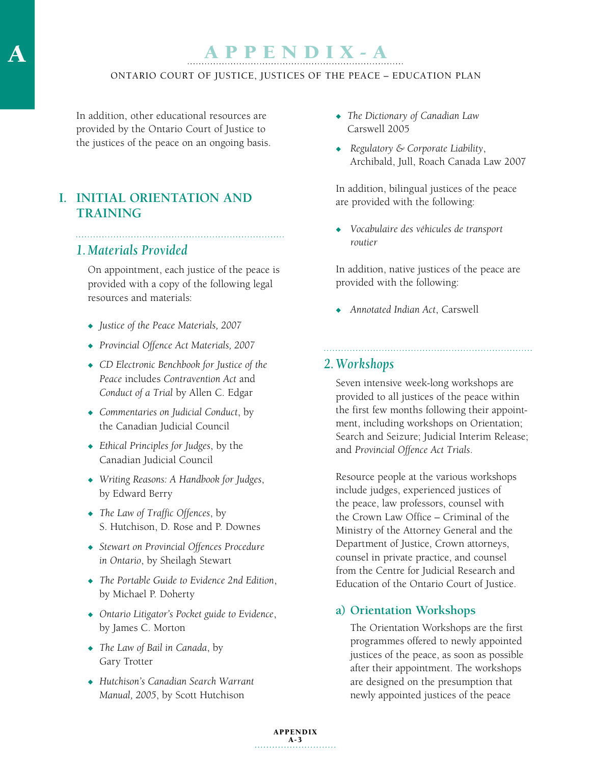In addition, other educational resources are provided by the Ontario Court of Justice to the justices of the peace on an ongoing basis.

## I. INITIAL ORIENTATION AND TRAINING

### 1. Materials Provided

On appointment, each justice of the peace is provided with a copy of the following legal resources and materials:

- *Justice of the Peace Materials, 2007*
- *Provincial Offence Act Materials, 2007*
- *CD Electronic Benchbook for Justice of the Peace* includes *Contravention Act* and *Conduct of a Trial* by Allen C. Edgar
- *Commentaries on Judicial Conduct*, by the Canadian Judicial Council
- *Ethical Principles for Judges*, by the Canadian Judicial Council
- *Writing Reasons: A Handbook for Judges*, by Edward Berry
- *The Law of Traffic Offences*, by S. Hutchison, D. Rose and P. Downes
- *Stewart on Provincial Offences Procedure in Ontario*, by Sheilagh Stewart
- *The Portable Guide to Evidence 2nd Edition*, by Michael P. Doherty
- *Ontario Litigator's Pocket guide to Evidence*, by James C. Morton
- *The Law of Bail in Canada*, by Gary Trotter
- *Hutchison's Canadian Search Warrant Manual, 2005*, by Scott Hutchison
- *The Dictionary of Canadian Law* Carswell 2005
- *Regulatory & Corporate Liability*, Archibald, Jull, Roach Canada Law 2007

In addition, bilingual justices of the peace are provided with the following:

- *Vocabulaire des véhicules de transport routier*

In addition, native justices of the peace are provided with the following:

- *Annotated Indian Act*, Carswell

### 2. Workshops

Seven intensive week-long workshops are provided to all justices of the peace within the first few months following their appointment, including workshops on Orientation; Search and Seizure; Judicial Interim Release; and *Provincial Offence Act Trials*.

Resource people at the various workshops include judges, experienced justices of the peace, law professors, counsel with the Crown Law Office – Criminal of the Ministry of the Attorney General and the Department of Justice, Crown attorneys, counsel in private practice, and counsel from the Centre for Judicial Research and Education of the Ontario Court of Justice.

#### a) Orientation Workshops

The Orientation Workshops are the first programmes offered to newly appointed justices of the peace, as soon as possible after their appointment. The workshops are designed on the presumption that newly appointed justices of the peace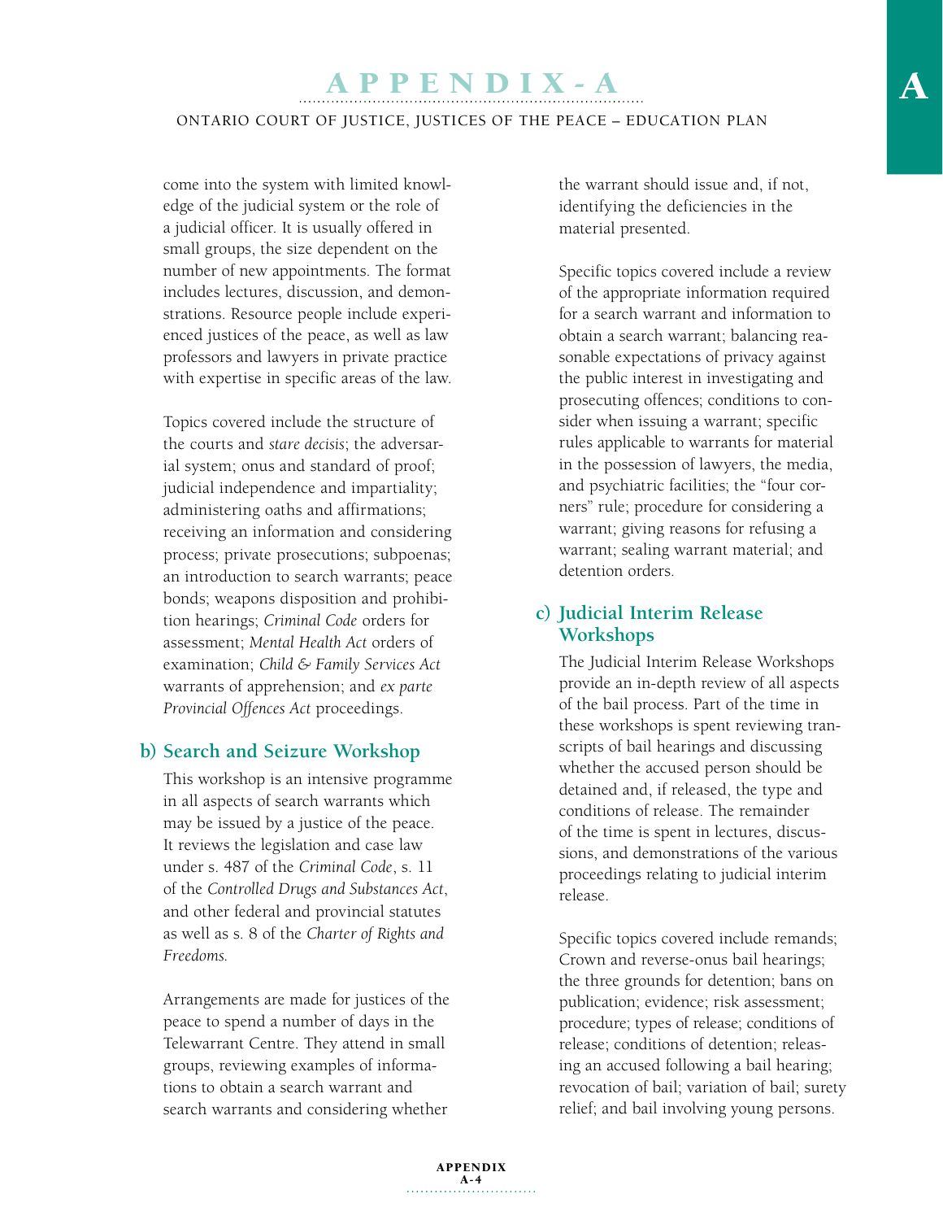come into the system with limited knowledge of the judicial system or the role of a judicial officer. It is usually offered in small groups, the size dependent on the number of new appointments. The format includes lectures, discussion, and demonstrations. Resource people include experienced justices of the peace, as well as law professors and lawyers in private practice with expertise in specific areas of the law.

Topics covered include the structure of the courts and *stare decisis*; the adversarial system; onus and standard of proof; judicial independence and impartiality; administering oaths and affirmations; receiving an information and considering process; private prosecutions; subpoenas; an introduction to search warrants; peace bonds; weapons disposition and prohibition hearings; *Criminal Code* orders for assessment; *Mental Health Act* orders of examination; *Child & Family Services Act* warrants of apprehension; and *ex parte Provincial Offences Act* proceedings.

### b) Search and Seizure Workshop

This workshop is an intensive programme in all aspects of search warrants which may be issued by a justice of the peace. It reviews the legislation and case law under s. 487 of the *Criminal Code*, s. 11 of the *Controlled Drugs and Substances Act*, and other federal and provincial statutes as well as s. 8 of the *Charter of Rights and Freedoms.*

Arrangements are made for justices of the peace to spend a number of days in the Telewarrant Centre. They attend in small groups, reviewing examples of informations to obtain a search warrant and search warrants and considering whether the warrant should issue and, if not, identifying the deficiencies in the material presented.

Specific topics covered include a review of the appropriate information required for a search warrant and information to obtain a search warrant; balancing reasonable expectations of privacy against the public interest in investigating and prosecuting offences; conditions to consider when issuing a warrant; specific rules applicable to warrants for material in the possession of lawyers, the media, and psychiatric facilities; the "four corners" rule; procedure for considering a warrant; giving reasons for refusing a warrant; sealing warrant material; and detention orders.

### c) Judicial Interim Release Workshops

The Judicial Interim Release Workshops provide an in-depth review of all aspects of the bail process. Part of the time in these workshops is spent reviewing transcripts of bail hearings and discussing whether the accused person should be detained and, if released, the type and conditions of release. The remainder of the time is spent in lectures, discussions, and demonstrations of the various proceedings relating to judicial interim release.

Specific topics covered include remands; Crown and reverse-onus bail hearings; the three grounds for detention; bans on publication; evidence; risk assessment; procedure; types of release; conditions of release; conditions of detention; releasing an accused following a bail hearing; revocation of bail; variation of bail; surety relief; and bail involving young persons.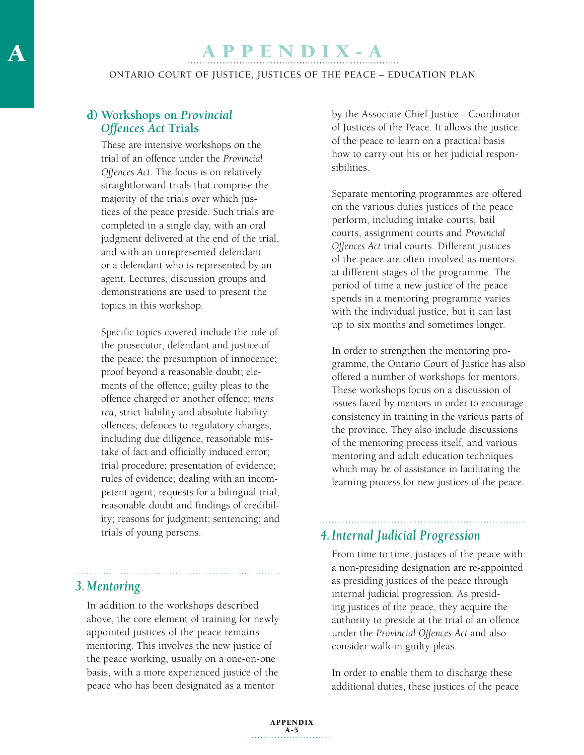#### d) Workshops on *Provincial Offences Act* Trials

These are intensive workshops on the trial of an offence under the *Provincial Offences Act*. The focus is on relatively straightforward trials that comprise the majority of the trials over which justices of the peace preside. Such trials are completed in a single day, with an oral judgment delivered at the end of the trial, and with an unrepresented defendant or a defendant who is represented by an agent. Lectures, discussion groups and demonstrations are used to present the topics in this workshop.

Specific topics covered include the role of the prosecutor, defendant and justice of the peace; the presumption of innocence; proof beyond a reasonable doubt; elements of the offence; guilty pleas to the offence charged or another offence; *mens rea*, strict liability and absolute liability offences; defences to regulatory charges, including due diligence, reasonable mistake of fact and officially induced error; trial procedure; presentation of evidence; rules of evidence; dealing with an incompetent agent; requests for a bilingual trial; reasonable doubt and findings of credibility; reasons for judgment; sentencing; and trials of young persons.

### 3. Mentoring

In addition to the workshops described above, the core element of training for newly appointed justices of the peace remains mentoring. This involves the new justice of the peace working, usually on a one-on-one basis, with a more experienced justice of the peace who has been designated as a mentor by the Associate Chief Justice - Coordinator of Justices of the Peace. It allows the justice of the peace to learn on a practical basis how to carry out his or her judicial responsibilities.

Separate mentoring programmes are offered on the various duties justices of the peace perform, including intake courts, bail courts, assignment courts and *Provincial Offences Act* trial courts. Different justices of the peace are often involved as mentors at different stages of the programme. The period of time a new justice of the peace spends in a mentoring programme varies with the individual justice, but it can last up to six months and sometimes longer.

In order to strengthen the mentoring programme, the Ontario Court of Justice has also offered a number of workshops for mentors. These workshops focus on a discussion of issues faced by mentors in order to encourage consistency in training in the various parts of the province. They also include discussions of the mentoring process itself, and various mentoring and adult education techniques which may be of assistance in facilitating the learning process for new justices of the peace.

### 4. Internal Judicial Progression

From time to time, justices of the peace with a non-presiding designation are re-appointed as presiding justices of the peace through internal judicial progression. As presiding justices of the peace, they acquire the authority to preside at the trial of an offence under the *Provincial Offences Act* and also consider walk-in guilty pleas.

In order to enable them to discharge these additional duties, these justices of the peace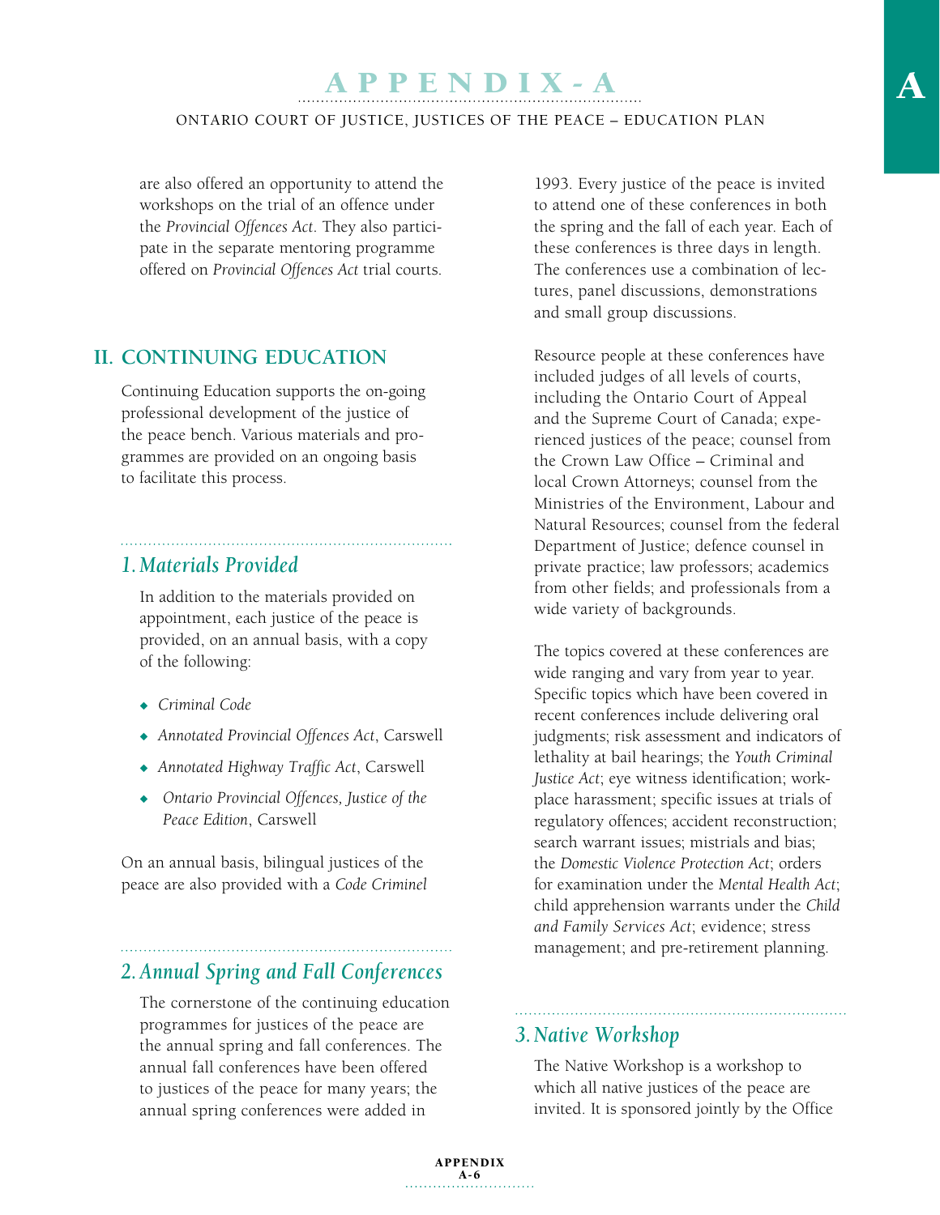are also offered an opportunity to attend the workshops on the trial of an offence under the *Provincial Offences Act*. They also participate in the separate mentoring programme offered on *Provincial Offences Act* trial courts.

## II. CONTINUING EDUCATION

Continuing Education supports the on-going professional development of the justice of the peace bench. Various materials and programmes are provided on an ongoing basis to facilitate this process.

### 1. Materials Provided

In addition to the materials provided on appointment, each justice of the peace is provided, on an annual basis, with a copy of the following:

- *Criminal Code*
- *Annotated Provincial Offences Act*, Carswell
- *Annotated Highway Traffic Act*, Carswell
- *Ontario Provincial Offences, Justice of the Peace Edition*, Carswell

On an annual basis, bilingual justices of the peace are also provided with a *Code Criminel*

### 2. Annual Spring and Fall Conferences

The cornerstone of the continuing education programmes for justices of the peace are the annual spring and fall conferences. The annual fall conferences have been offered to justices of the peace for many years; the annual spring conferences were added in 1993. Every justice of the peace is invited to attend one of these conferences in both the spring and the fall of each year. Each of these conferences is three days in length. The conferences use a combination of lectures, panel discussions, demonstrations and small group discussions.

Resource people at these conferences have included judges of all levels of courts, including the Ontario Court of Appeal and the Supreme Court of Canada; experienced justices of the peace; counsel from the Crown Law Office – Criminal and local Crown Attorneys; counsel from the Ministries of the Environment, Labour and Natural Resources; counsel from the federal Department of Justice; defence counsel in private practice; law professors; academics from other fields; and professionals from a wide variety of backgrounds.

The topics covered at these conferences are wide ranging and vary from year to year. Specific topics which have been covered in recent conferences include delivering oral judgments; risk assessment and indicators of lethality at bail hearings; the *Youth Criminal Justice Act*; eye witness identification; workplace harassment; specific issues at trials of regulatory offences; accident reconstruction; search warrant issues; mistrials and bias; the *Domestic Violence Protection Act*; orders for examination under the *Mental Health Act*; child apprehension warrants under the *Child and Family Services Act*; evidence; stress management; and pre-retirement planning.

### 3. Native Workshop

The Native Workshop is a workshop to which all native justices of the peace are invited. It is sponsored jointly by the Office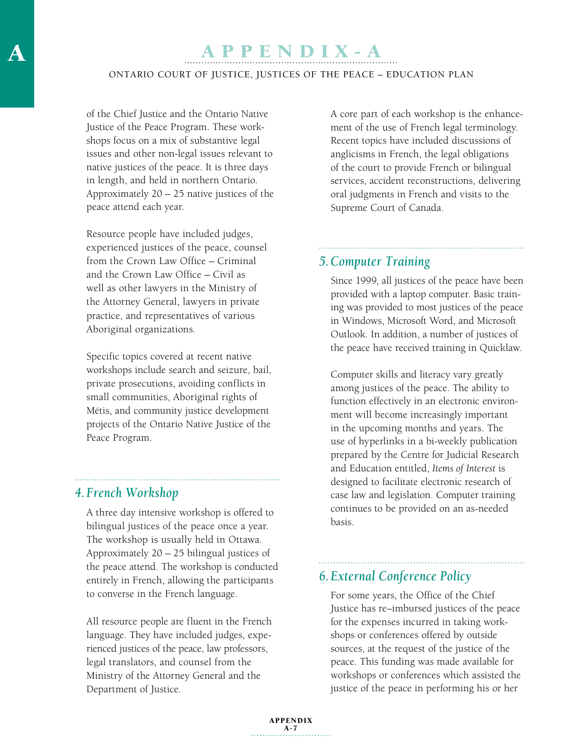of the Chief Justice and the Ontario Native Justice of the Peace Program. These workshops focus on a mix of substantive legal issues and other non-legal issues relevant to native justices of the peace. It is three days in length, and held in northern Ontario. Approximately 20 – 25 native justices of the peace attend each year.

Resource people have included judges, experienced justices of the peace, counsel from the Crown Law Office – Criminal and the Crown Law Office – Civil as well as other lawyers in the Ministry of the Attorney General, lawyers in private practice, and representatives of various Aboriginal organizations.

Specific topics covered at recent native workshops include search and seizure, bail, private prosecutions, avoiding conflicts in small communities, Aboriginal rights of Métis, and community justice development projects of the Ontario Native Justice of the Peace Program.

## 4. French Workshop

A three day intensive workshop is offered to bilingual justices of the peace once a year. The workshop is usually held in Ottawa. Approximately 20 – 25 bilingual justices of the peace attend. The workshop is conducted entirely in French, allowing the participants to converse in the French language.

All resource people are fluent in the French language. They have included judges, experienced justices of the peace, law professors, legal translators, and counsel from the Ministry of the Attorney General and the Department of Justice.

A core part of each workshop is the enhancement of the use of French legal terminology. Recent topics have included discussions of anglicisms in French, the legal obligations of the court to provide French or bilingual services, accident reconstructions, delivering oral judgments in French and visits to the Supreme Court of Canada.

## 5. Computer Training

Since 1999, all justices of the peace have been provided with a laptop computer. Basic training was provided to most justices of the peace in Windows, Microsoft Word, and Microsoft Outlook. In addition, a number of justices of the peace have received training in Quicklaw.

Computer skills and literacy vary greatly among justices of the peace. The ability to function effectively in an electronic environment will become increasingly important in the upcoming months and years. The use of hyperlinks in a bi-weekly publication prepared by the Centre for Judicial Research and Education entitled, *Items of Interest* is designed to facilitate electronic research of case law and legislation. Computer training continues to be provided on an as-needed basis.

## 6. External Conference Policy

For some years, the Office of the Chief Justice has re–imbursed justices of the peace for the expenses incurred in taking workshops or conferences offered by outside sources, at the request of the justice of the peace. This funding was made available for workshops or conferences which assisted the justice of the peace in performing his or her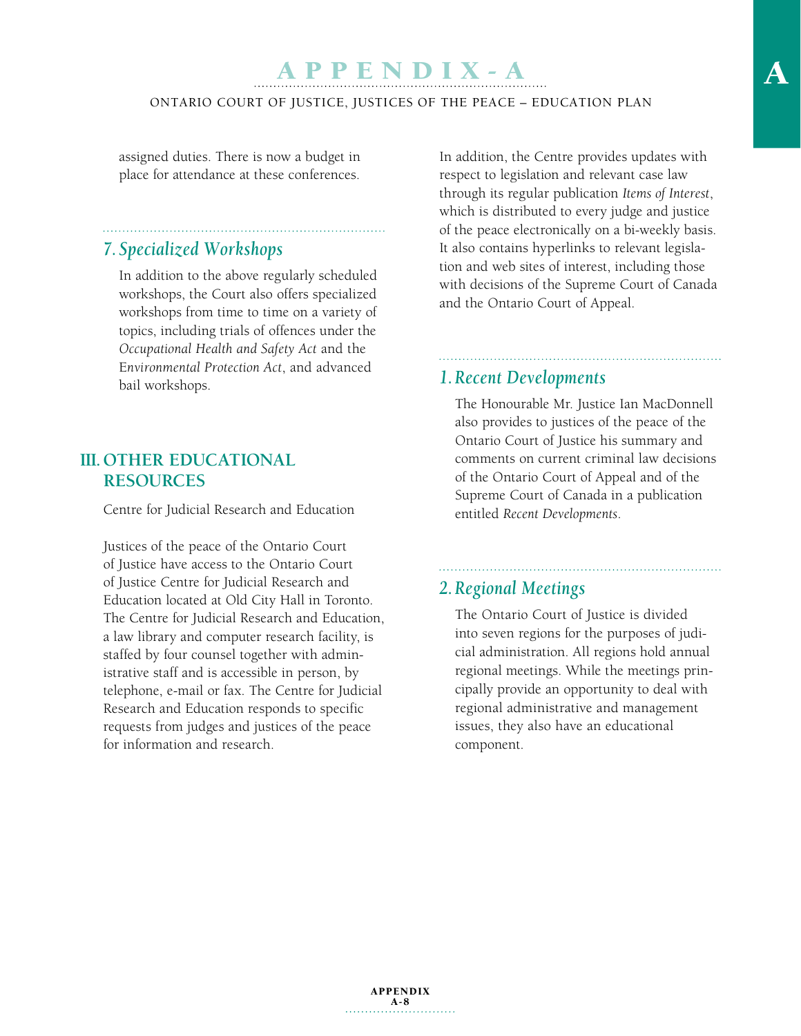assigned duties. There is now a budget in place for attendance at these conferences.

### 7. *Specialized Workshops*

In addition to the above regularly scheduled workshops, the Court also offers specialized workshops from time to time on a variety of topics, including trials of offences under the *Occupational Health and Safety Act* and the *Environmental Protection Act*, and advanced bail workshops.

## III. OTHER EDUCATIONAL RESOURCES

Centre for Judicial Research and Education

Justices of the peace of the Ontario Court of Justice have access to the Ontario Court of Justice Centre for Judicial Research and Education located at Old City Hall in Toronto. The Centre for Judicial Research and Education, a law library and computer research facility, is staffed by four counsel together with administrative staff and is accessible in person, by telephone, e-mail or fax. The Centre for Judicial Research and Education responds to specific requests from judges and justices of the peace for information and research.

In addition, the Centre provides updates with respect to legislation and relevant case law through its regular publication *Items of Interest*, which is distributed to every judge and justice of the peace electronically on a bi-weekly basis. It also contains hyperlinks to relevant legislation and web sites of interest, including those with decisions of the Supreme Court of Canada and the Ontario Court of Appeal.

### 1. *Recent Developments*

The Honourable Mr. Justice Ian MacDonnell also provides to justices of the peace of the Ontario Court of Justice his summary and comments on current criminal law decisions of the Ontario Court of Appeal and of the Supreme Court of Canada in a publication entitled *Recent Developments*.

### 2. *Regional Meetings*

The Ontario Court of Justice is divided into seven regions for the purposes of judicial administration. All regions hold annual regional meetings. While the meetings principally provide an opportunity to deal with regional administrative and management issues, they also have an educational component.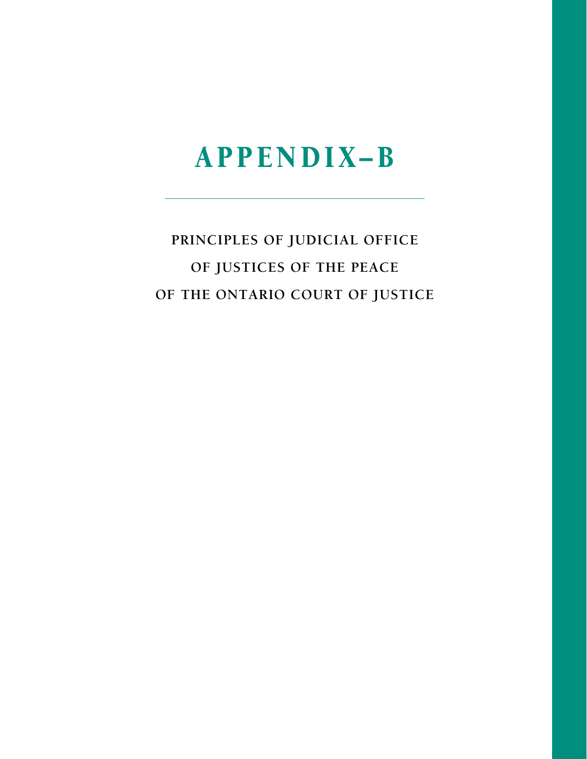# APPENDIX–B

## PRINCIPLES OF JUDICIAL OFFICE OF JUSTICES OF THE PEACE OF THE ONTARIO COURT OF JUSTICE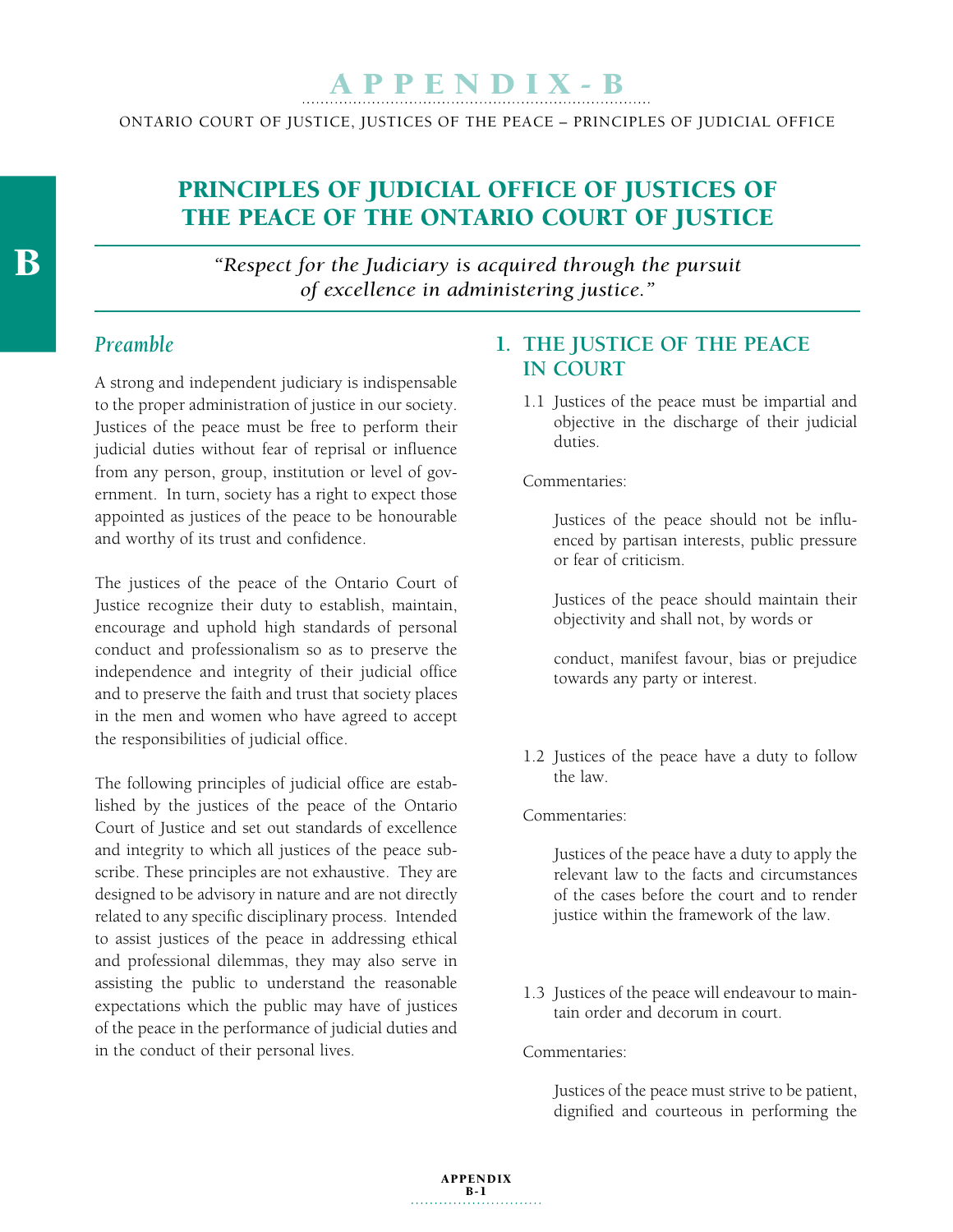# APPENDIX - B

ONTARIO COURT OF JUSTICE, JUSTICES OF THE PEACE – PRINCIPLES OF JUDICIAL OFFICE

## PRINCIPLES OF JUDICIAL OFFICE OF JUSTICES OF THE PEACE OF THE ONTARIO COURT OF JUSTICE

*"Respect for the Judiciary is acquired through the pursuit of excellence in administering justice."*

### *Preamble*

A strong and independent judiciary is indispensable to the proper administration of justice in our society. Justices of the peace must be free to perform their judicial duties without fear of reprisal or influence from any person, group, institution or level of government. In turn, society has a right to expect those appointed as justices of the peace to be honourable and worthy of its trust and confidence.

The justices of the peace of the Ontario Court of Justice recognize their duty to establish, maintain, encourage and uphold high standards of personal conduct and professionalism so as to preserve the independence and integrity of their judicial office and to preserve the faith and trust that society places in the men and women who have agreed to accept the responsibilities of judicial office.

The following principles of judicial office are established by the justices of the peace of the Ontario Court of Justice and set out standards of excellence and integrity to which all justices of the peace subscribe. These principles are not exhaustive. They are designed to be advisory in nature and are not directly related to any specific disciplinary process. Intended to assist justices of the peace in addressing ethical and professional dilemmas, they may also serve in assisting the public to understand the reasonable expectations which the public may have of justices of the peace in the performance of judicial duties and in the conduct of their personal lives.

### 1. THE JUSTICE OF THE PEACE IN COURT

1.1 Justices of the peace must be impartial and objective in the discharge of their judicial duties.

Commentaries:

Justices of the peace should not be influenced by partisan interests, public pressure or fear of criticism.

Justices of the peace should maintain their objectivity and shall not, by words or conduct, manifest favour, bias or prejudice towards any party or interest.

1.2 Justices of the peace have a duty to follow the law.

Commentaries:

Justices of the peace have a duty to apply the relevant law to the facts and circumstances of the cases before the court and to render justice within the framework of the law.

1.3 Justices of the peace will endeavour to maintain order and decorum in court.

Commentaries:

Justices of the peace must strive to be patient, dignified and courteous in performing the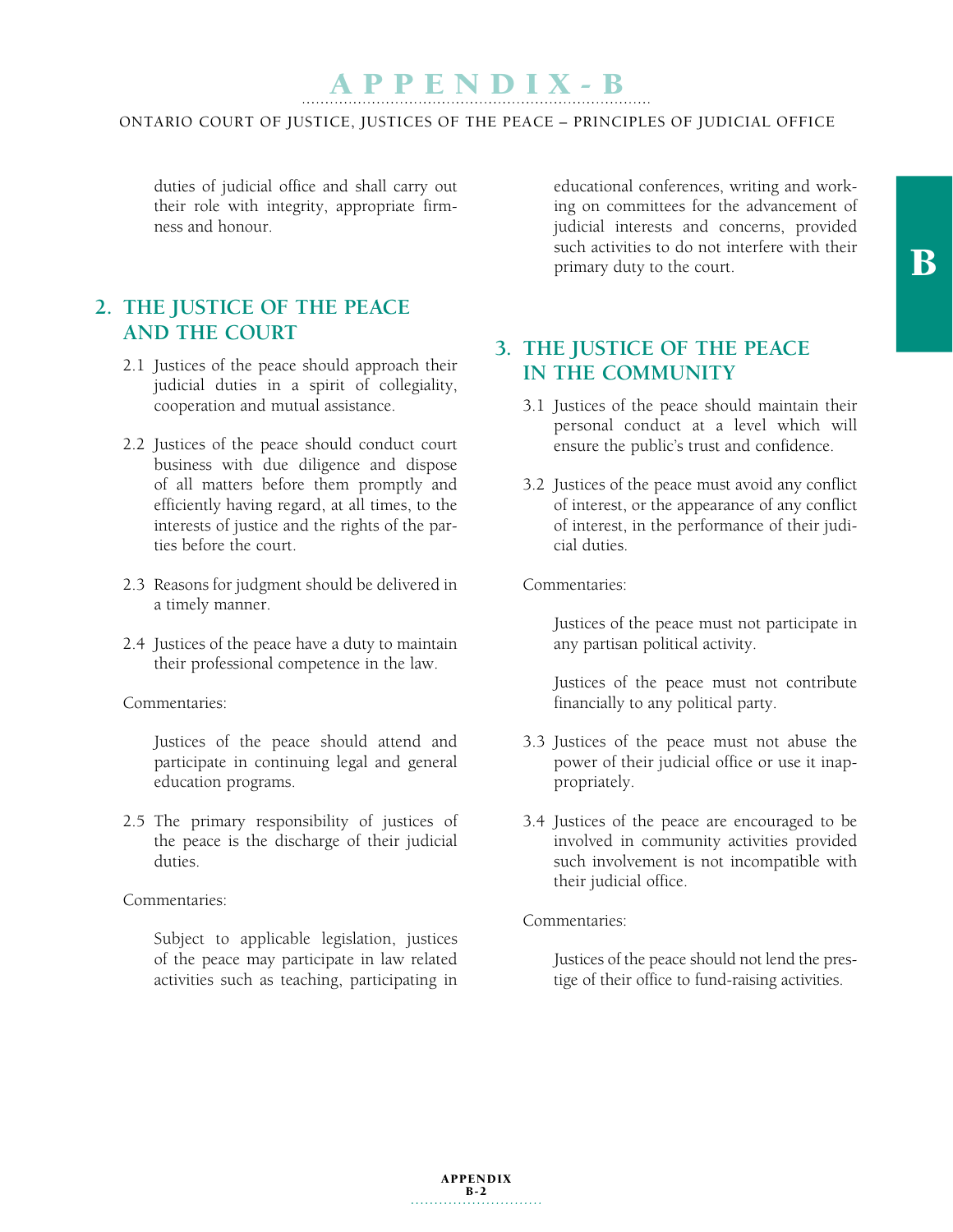duties of judicial office and shall carry out their role with integrity, appropriate firmness and honour.

## 2. THE JUSTICE OF THE PEACE AND THE COURT

2.1 Justices of the peace should approach their judicial duties in a spirit of collegiality, cooperation and mutual assistance.

2.2 Justices of the peace should conduct court business with due diligence and dispose of all matters before them promptly and efficiently having regard, at all times, to the interests of justice and the rights of the parties before the court.

2.3 Reasons for judgment should be delivered in a timely manner.

2.4 Justices of the peace have a duty to maintain their professional competence in the law.

Commentaries:

Justices of the peace should attend and participate in continuing legal and general education programs.

2.5 The primary responsibility of justices of the peace is the discharge of their judicial duties.

Commentaries:

Subject to applicable legislation, justices of the peace may participate in law related activities such as teaching, participating in educational conferences, writing and working on committees for the advancement of judicial interests and concerns, provided such activities to do not interfere with their primary duty to the court.

## 3. THE JUSTICE OF THE PEACE IN THE COMMUNITY

3.1 Justices of the peace should maintain their personal conduct at a level which will ensure the public's trust and confidence.

3.2 Justices of the peace must avoid any conflict of interest, or the appearance of any conflict of interest, in the performance of their judicial duties.

Commentaries:

Justices of the peace must not participate in any partisan political activity.

Justices of the peace must not contribute financially to any political party.

3.3 Justices of the peace must not abuse the power of their judicial office or use it inappropriately.

3.4 Justices of the peace are encouraged to be involved in community activities provided such involvement is not incompatible with their judicial office.

Commentaries:

Justices of the peace should not lend the prestige of their office to fund-raising activities.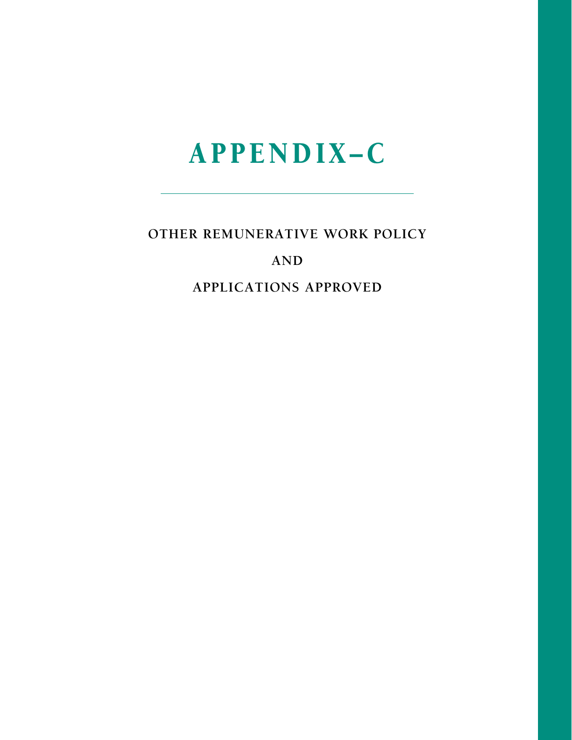# APPENDIX–C

## OTHER REMUNERATIVE WORK POLICY

## AND

## APPLICATIONS APPROVED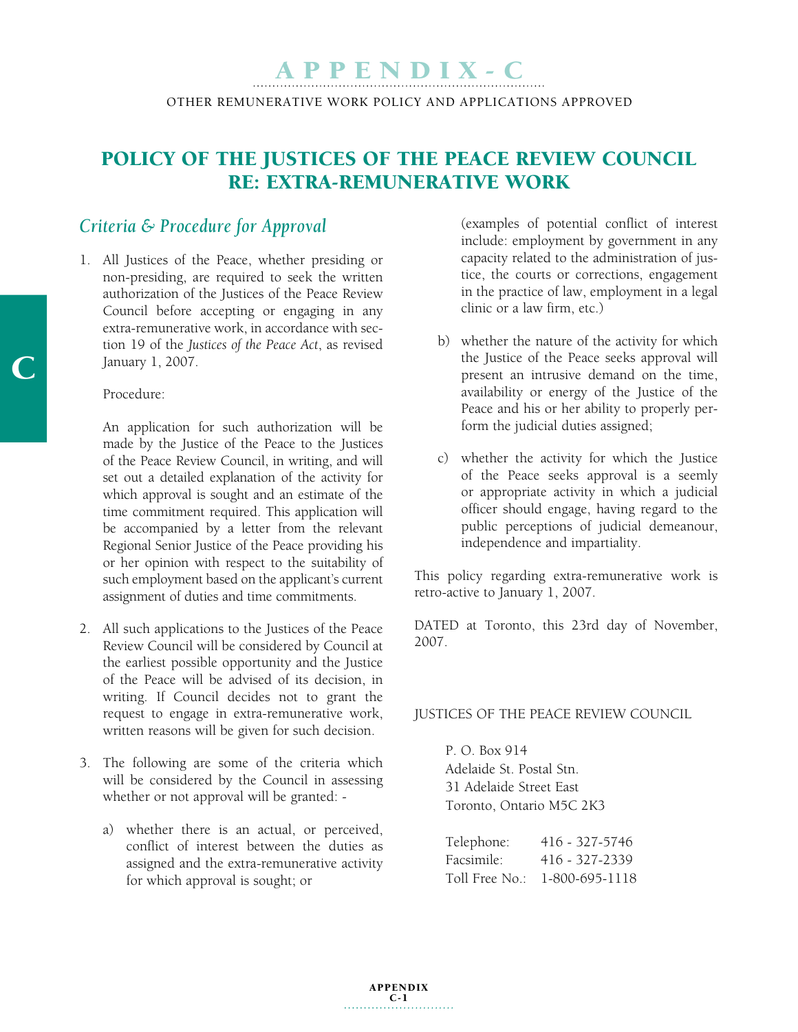# APPENDIX - C

OTHER REMUNERATIVE WORK POLICY AND APPLICATIONS APPROVED

## POLICY OF THE JUSTICES OF THE PEACE REVIEW COUNCIL RE: EXTRA-REMUNERATIVE WORK

### *Criteria & Procedure for Approval*

1. All Justices of the Peace, whether presiding or non-presiding, are required to seek the written authorization of the Justices of the Peace Review Council before accepting or engaging in any extra-remunerative work, in accordance with section 19 of the *Justices of the Peace Act*, as revised January 1, 2007.

   Procedure:

   An application for such authorization will be made by the Justice of the Peace to the Justices of the Peace Review Council, in writing, and will set out a detailed explanation of the activity for which approval is sought and an estimate of the time commitment required. This application will be accompanied by a letter from the relevant Regional Senior Justice of the Peace providing his or her opinion with respect to the suitability of such employment based on the applicant's current assignment of duties and time commitments.

2. All such applications to the Justices of the Peace Review Council will be considered by Council at the earliest possible opportunity and the Justice of the Peace will be advised of its decision, in writing. If Council decides not to grant the request to engage in extra-remunerative work, written reasons will be given for such decision.

3. The following are some of the criteria which will be considered by the Council in assessing whether or not approval will be granted: -

   a) whether there is an actual, or perceived, conflict of interest between the duties as assigned and the extra-remunerative activity for which approval is sought; or

      (examples of potential conflict of interest include: employment by government in any capacity related to the administration of justice, the courts or corrections, engagement in the practice of law, employment in a legal clinic or a law firm, etc.)

   b) whether the nature of the activity for which the Justice of the Peace seeks approval will present an intrusive demand on the time, availability or energy of the Justice of the Peace and his or her ability to properly perform the judicial duties assigned;

   c) whether the activity for which the Justice of the Peace seeks approval is a seemly or appropriate activity in which a judicial officer should engage, having regard to the public perceptions of judicial demeanour, independence and impartiality.

This policy regarding extra-remunerative work is retro-active to January 1, 2007.

DATED at Toronto, this 23rd day of November, 2007.

JUSTICES OF THE PEACE REVIEW COUNCIL

P. O. Box 914
Adelaide St. Postal Stn.
31 Adelaide Street East
Toronto, Ontario M5C 2K3

| | |
|---|---|
| Telephone: | 416 - 327-5746 |
| Facsimile: | 416 - 327-2339 |
| Toll Free No.: | 1-800-695-1118 |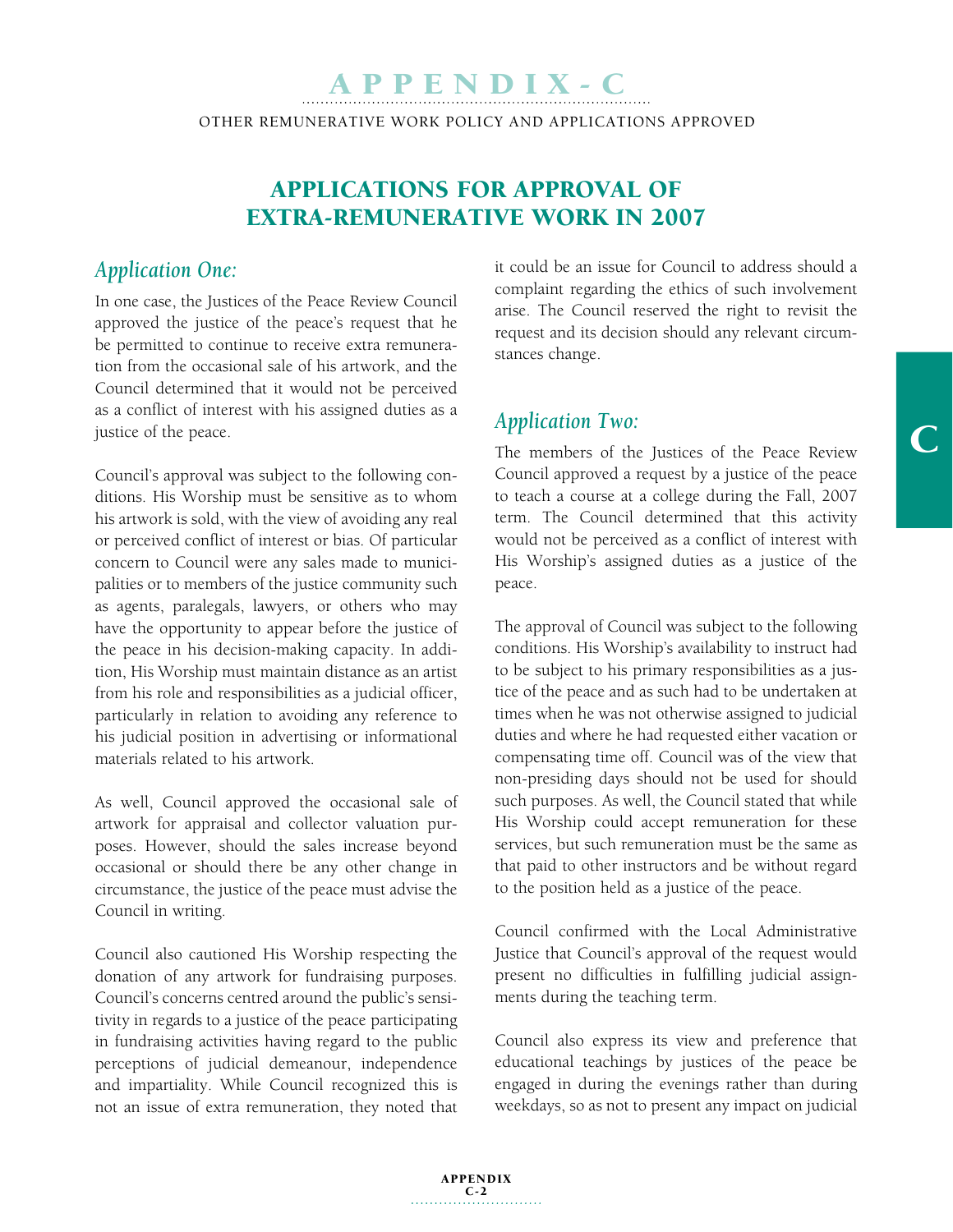# APPENDIX - C

OTHER REMUNERATIVE WORK POLICY AND APPLICATIONS APPROVED

## APPLICATIONS FOR APPROVAL OF EXTRA-REMUNERATIVE WORK IN 2007

### *Application One:*

In one case, the Justices of the Peace Review Council approved the justice of the peace's request that he be permitted to continue to receive extra remuneration from the occasional sale of his artwork, and the Council determined that it would not be perceived as a conflict of interest with his assigned duties as a justice of the peace.

Council's approval was subject to the following conditions. His Worship must be sensitive as to whom his artwork is sold, with the view of avoiding any real or perceived conflict of interest or bias. Of particular concern to Council were any sales made to municipalities or to members of the justice community such as agents, paralegals, lawyers, or others who may have the opportunity to appear before the justice of the peace in his decision-making capacity. In addition, His Worship must maintain distance as an artist from his role and responsibilities as a judicial officer, particularly in relation to avoiding any reference to his judicial position in advertising or informational materials related to his artwork.

As well, Council approved the occasional sale of artwork for appraisal and collector valuation purposes. However, should the sales increase beyond occasional or should there be any other change in circumstance, the justice of the peace must advise the Council in writing.

Council also cautioned His Worship respecting the donation of any artwork for fundraising purposes. Council's concerns centred around the public's sensitivity in regards to a justice of the peace participating in fundraising activities having regard to the public perceptions of judicial demeanour, independence and impartiality. While Council recognized this is not an issue of extra remuneration, they noted that it could be an issue for Council to address should a complaint regarding the ethics of such involvement arise. The Council reserved the right to revisit the request and its decision should any relevant circumstances change.

### *Application Two:*

The members of the Justices of the Peace Review Council approved a request by a justice of the peace to teach a course at a college during the Fall, 2007 term. The Council determined that this activity would not be perceived as a conflict of interest with His Worship's assigned duties as a justice of the peace.

The approval of Council was subject to the following conditions. His Worship's availability to instruct had to be subject to his primary responsibilities as a justice of the peace and as such had to be undertaken at times when he was not otherwise assigned to judicial duties and where he had requested either vacation or compensating time off. Council was of the view that non-presiding days should not be used for should such purposes. As well, the Council stated that while His Worship could accept remuneration for these services, but such remuneration must be the same as that paid to other instructors and be without regard to the position held as a justice of the peace.

Council confirmed with the Local Administrative Justice that Council's approval of the request would present no difficulties in fulfilling judicial assignments during the teaching term.

Council also express its view and preference that educational teachings by justices of the peace be engaged in during the evenings rather than during weekdays, so as not to present any impact on judicial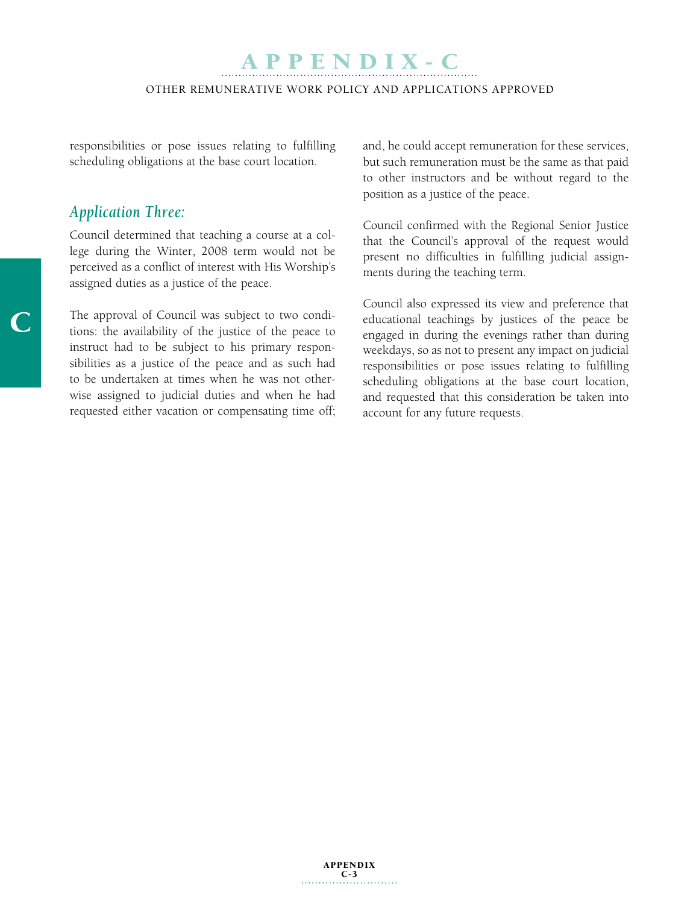responsibilities or pose issues relating to fulfilling scheduling obligations at the base court location.

### *Application Three:*

Council determined that teaching a course at a college during the Winter, 2008 term would not be perceived as a conflict of interest with His Worship's assigned duties as a justice of the peace.

The approval of Council was subject to two conditions: the availability of the justice of the peace to instruct had to be subject to his primary responsibilities as a justice of the peace and as such had to be undertaken at times when he was not otherwise assigned to judicial duties and when he had requested either vacation or compensating time off; and, he could accept remuneration for these services, but such remuneration must be the same as that paid to other instructors and be without regard to the position as a justice of the peace.

Council confirmed with the Regional Senior Justice that the Council's approval of the request would present no difficulties in fulfilling judicial assignments during the teaching term.

Council also expressed its view and preference that educational teachings by justices of the peace be engaged in during the evenings rather than during weekdays, so as not to present any impact on judicial responsibilities or pose issues relating to fulfilling scheduling obligations at the base court location, and requested that this consideration be taken into account for any future requests.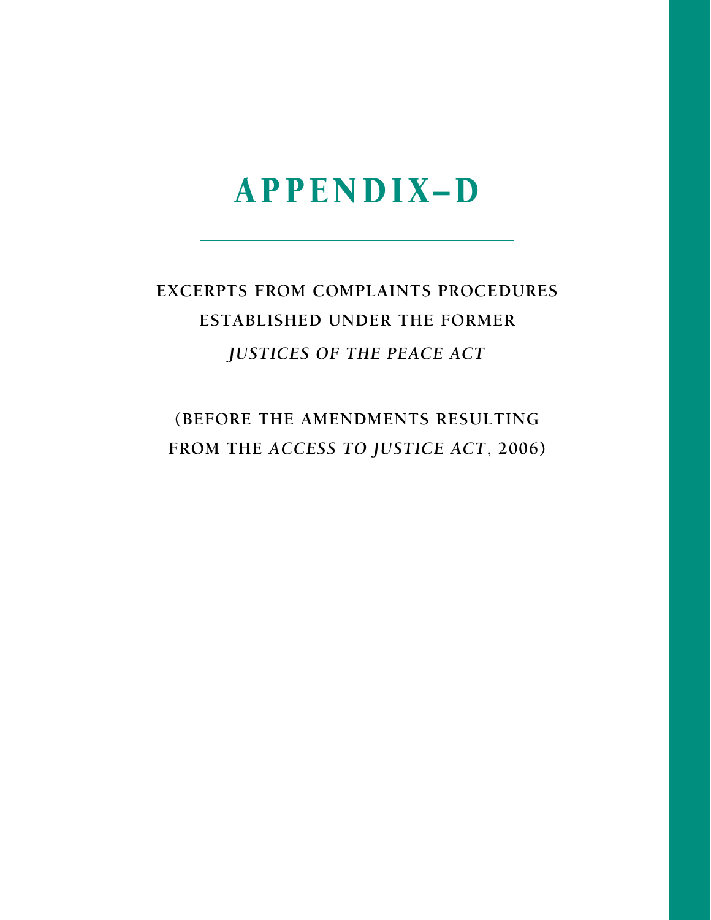# APPENDIX–D

## EXCERPTS FROM COMPLAINTS PROCEDURES ESTABLISHED UNDER THE FORMER *JUSTICES OF THE PEACE ACT*

## (BEFORE THE AMENDMENTS RESULTING FROM THE *ACCESS TO JUSTICE ACT*, 2006)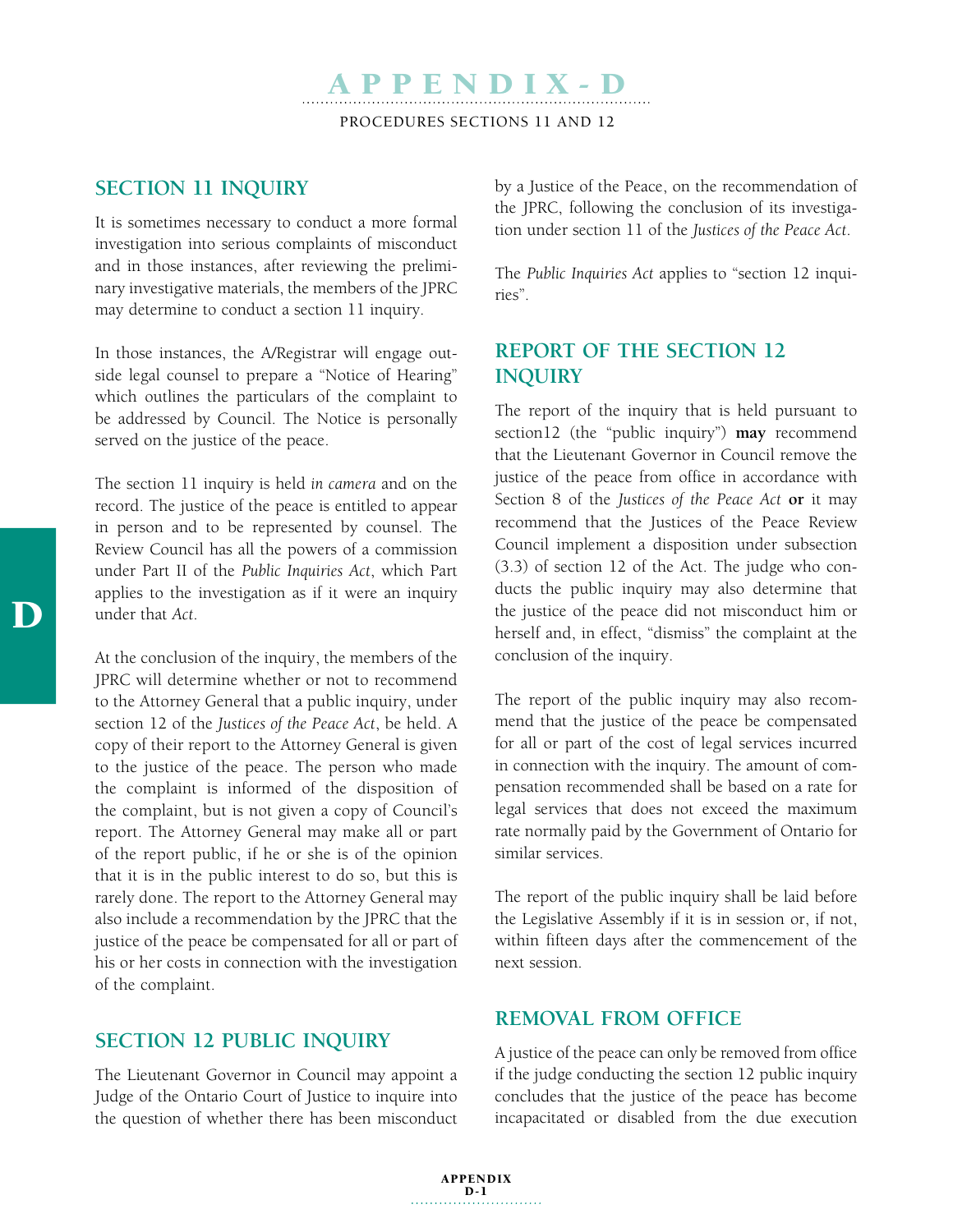# APPENDIX - D

PROCEDURES SECTIONS 11 AND 12

## SECTION 11 INQUIRY

It is sometimes necessary to conduct a more formal investigation into serious complaints of misconduct and in those instances, after reviewing the preliminary investigative materials, the members of the JPRC may determine to conduct a section 11 inquiry.

In those instances, the A/Registrar will engage outside legal counsel to prepare a "Notice of Hearing" which outlines the particulars of the complaint to be addressed by Council. The Notice is personally served on the justice of the peace.

The section 11 inquiry is held *in camera* and on the record. The justice of the peace is entitled to appear in person and to be represented by counsel. The Review Council has all the powers of a commission under Part II of the *Public Inquiries Act*, which Part applies to the investigation as if it were an inquiry under that *Act*.

At the conclusion of the inquiry, the members of the JPRC will determine whether or not to recommend to the Attorney General that a public inquiry, under section 12 of the *Justices of the Peace Act*, be held. A copy of their report to the Attorney General is given to the justice of the peace. The person who made the complaint is informed of the disposition of the complaint, but is not given a copy of Council's report. The Attorney General may make all or part of the report public, if he or she is of the opinion that it is in the public interest to do so, but this is rarely done. The report to the Attorney General may also include a recommendation by the JPRC that the justice of the peace be compensated for all or part of his or her costs in connection with the investigation of the complaint.

## SECTION 12 PUBLIC INQUIRY

The Lieutenant Governor in Council may appoint a Judge of the Ontario Court of Justice to inquire into the question of whether there has been misconduct by a Justice of the Peace, on the recommendation of the JPRC, following the conclusion of its investigation under section 11 of the *Justices of the Peace Act*.

The *Public Inquiries Act* applies to "section 12 inquiries".

## REPORT OF THE SECTION 12 INQUIRY

The report of the inquiry that is held pursuant to section12 (the "public inquiry") **may** recommend that the Lieutenant Governor in Council remove the justice of the peace from office in accordance with Section 8 of the *Justices of the Peace Act* **or** it may recommend that the Justices of the Peace Review Council implement a disposition under subsection (3.3) of section 12 of the Act. The judge who conducts the public inquiry may also determine that the justice of the peace did not misconduct him or herself and, in effect, "dismiss" the complaint at the conclusion of the inquiry.

The report of the public inquiry may also recommend that the justice of the peace be compensated for all or part of the cost of legal services incurred in connection with the inquiry. The amount of compensation recommended shall be based on a rate for legal services that does not exceed the maximum rate normally paid by the Government of Ontario for similar services.

The report of the public inquiry shall be laid before the Legislative Assembly if it is in session or, if not, within fifteen days after the commencement of the next session.

## REMOVAL FROM OFFICE

A justice of the peace can only be removed from office if the judge conducting the section 12 public inquiry concludes that the justice of the peace has become incapacitated or disabled from the due execution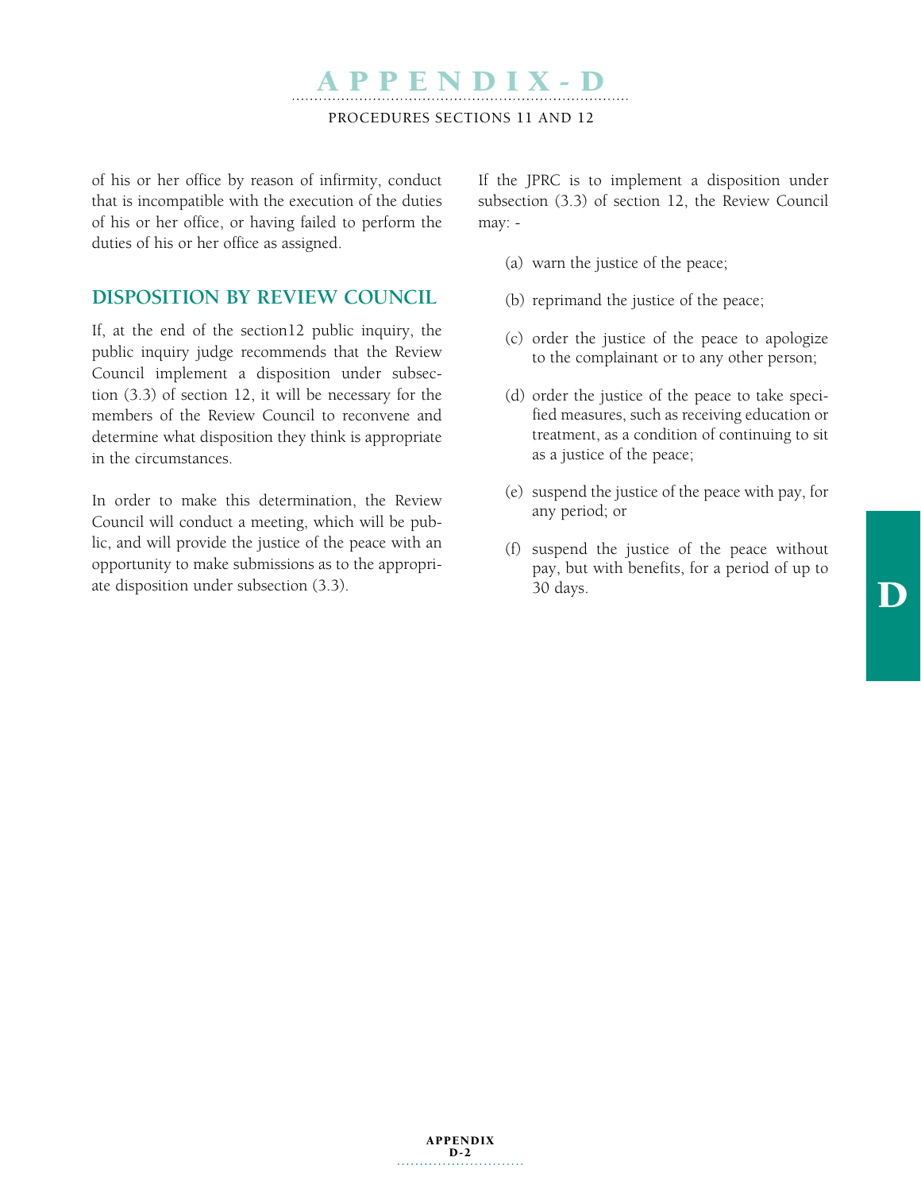of his or her office by reason of infirmity, conduct that is incompatible with the execution of the duties of his or her office, or having failed to perform the duties of his or her office as assigned.

## DISPOSITION BY REVIEW COUNCIL

If, at the end of the section12 public inquiry, the public inquiry judge recommends that the Review Council implement a disposition under subsection (3.3) of section 12, it will be necessary for the members of the Review Council to reconvene and determine what disposition they think is appropriate in the circumstances.

In order to make this determination, the Review Council will conduct a meeting, which will be public, and will provide the justice of the peace with an opportunity to make submissions as to the appropriate disposition under subsection (3.3).

If the JPRC is to implement a disposition under subsection (3.3) of section 12, the Review Council may: -

(a) warn the justice of the peace;

(b) reprimand the justice of the peace;

(c) order the justice of the peace to apologize to the complainant or to any other person;

(d) order the justice of the peace to take specified measures, such as receiving education or treatment, as a condition of continuing to sit as a justice of the peace;

(e) suspend the justice of the peace with pay, for any period; or

(f) suspend the justice of the peace without pay, but with benefits, for a period of up to 30 days.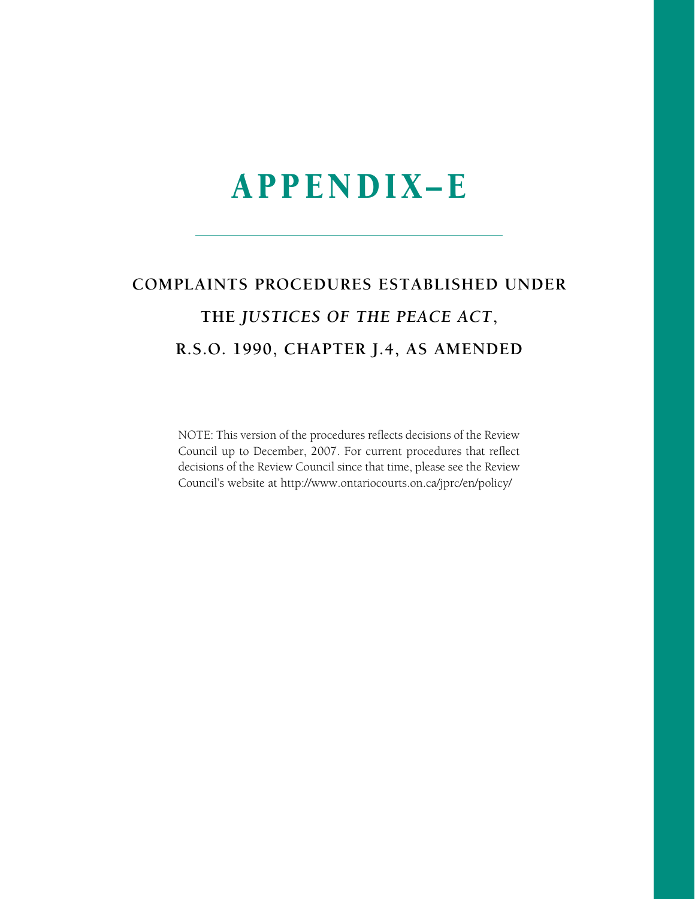# APPENDIX–E

## COMPLAINTS PROCEDURES ESTABLISHED UNDER THE *JUSTICES OF THE PEACE ACT*, R.S.O. 1990, CHAPTER J.4, AS AMENDED

NOTE: This version of the procedures reflects decisions of the Review Council up to December, 2007. For current procedures that reflect decisions of the Review Council since that time, please see the Review Council's website at http://www.ontariocourts.on.ca/jprc/en/policy/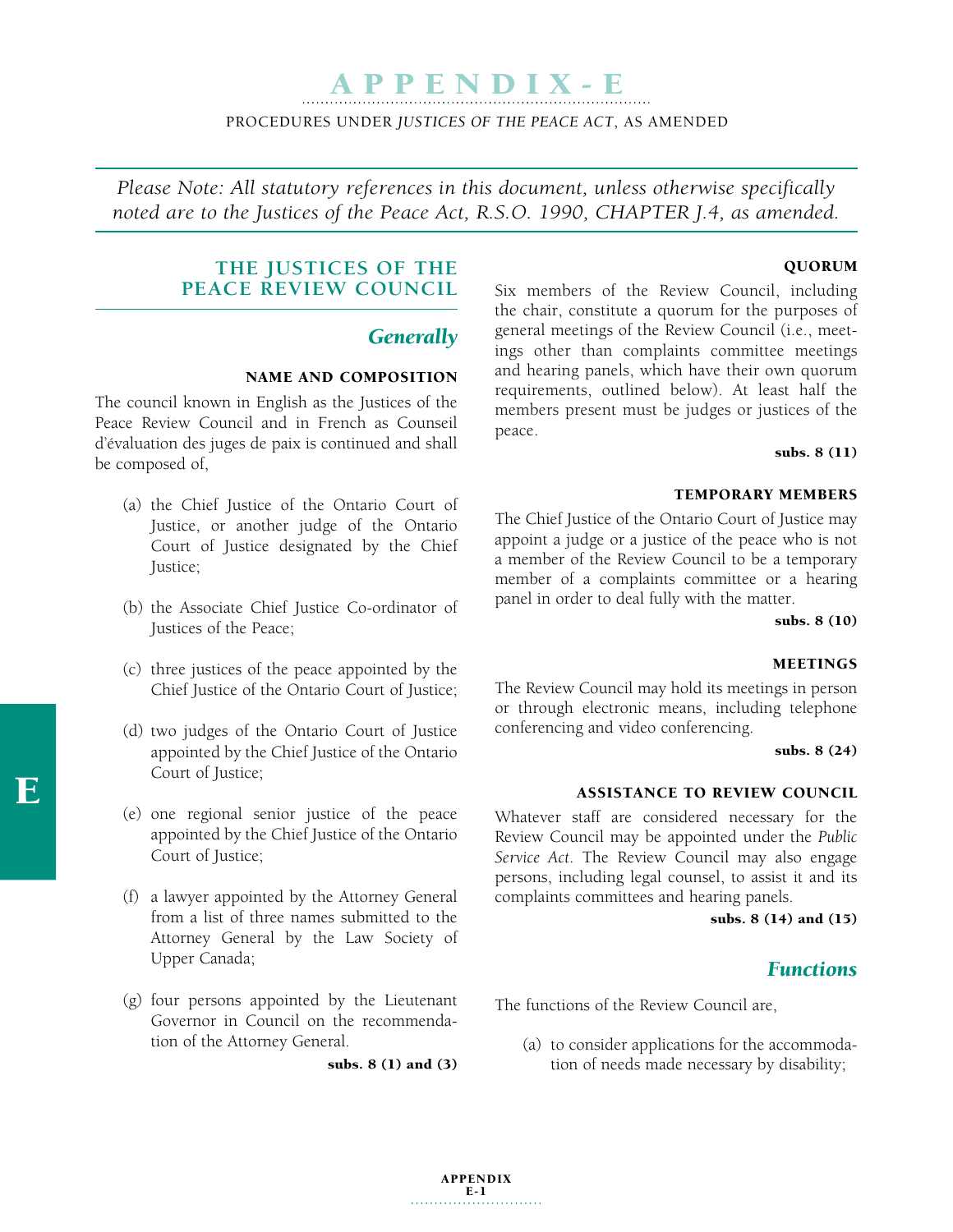# APPENDIX - E

PROCEDURES UNDER *JUSTICES OF THE PEACE ACT*, AS AMENDED

*Please Note: All statutory references in this document, unless otherwise specifically noted are to the Justices of the Peace Act, R.S.O. 1990, CHAPTER J.4, as amended.*

## THE JUSTICES OF THE PEACE REVIEW COUNCIL

### *Generally*

#### NAME AND COMPOSITION

The council known in English as the Justices of the Peace Review Council and in French as Counseil d'évaluation des juges de paix is continued and shall be composed of,

(a) the Chief Justice of the Ontario Court of Justice, or another judge of the Ontario Court of Justice designated by the Chief Justice;

(b) the Associate Chief Justice Co-ordinator of Justices of the Peace;

(c) three justices of the peace appointed by the Chief Justice of the Ontario Court of Justice;

(d) two judges of the Ontario Court of Justice appointed by the Chief Justice of the Ontario Court of Justice;

(e) one regional senior justice of the peace appointed by the Chief Justice of the Ontario Court of Justice;

(f) a lawyer appointed by the Attorney General from a list of three names submitted to the Attorney General by the Law Society of Upper Canada;

(g) four persons appointed by the Lieutenant Governor in Council on the recommendation of the Attorney General.

**subs. 8 (1) and (3)**

#### QUORUM

Six members of the Review Council, including the chair, constitute a quorum for the purposes of general meetings of the Review Council (i.e., meetings other than complaints committee meetings and hearing panels, which have their own quorum requirements, outlined below). At least half the members present must be judges or justices of the peace.

**subs. 8 (11)**

#### TEMPORARY MEMBERS

The Chief Justice of the Ontario Court of Justice may appoint a judge or a justice of the peace who is not a member of the Review Council to be a temporary member of a complaints committee or a hearing panel in order to deal fully with the matter.

**subs. 8 (10)**

#### MEETINGS

The Review Council may hold its meetings in person or through electronic means, including telephone conferencing and video conferencing.

**subs. 8 (24)**

#### ASSISTANCE TO REVIEW COUNCIL

Whatever staff are considered necessary for the Review Council may be appointed under the *Public Service Act*. The Review Council may also engage persons, including legal counsel, to assist it and its complaints committees and hearing panels.

**subs. 8 (14) and (15)**

### *Functions*

The functions of the Review Council are,

(a) to consider applications for the accommodation of needs made necessary by disability;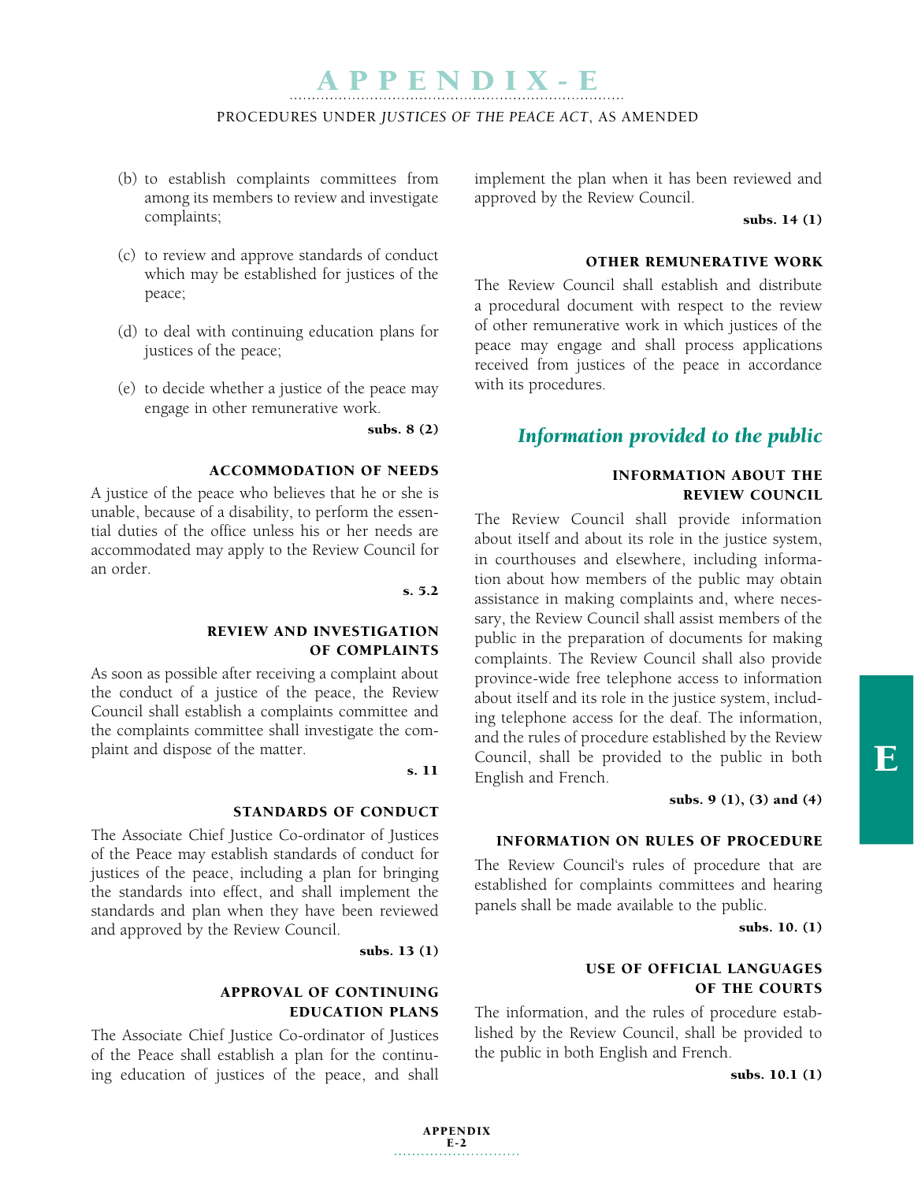(b) to establish complaints committees from among its members to review and investigate complaints;

(c) to review and approve standards of conduct which may be established for justices of the peace;

(d) to deal with continuing education plans for justices of the peace;

(e) to decide whether a justice of the peace may engage in other remunerative work.

**subs. 8 (2)**

#### ACCOMMODATION OF NEEDS

A justice of the peace who believes that he or she is unable, because of a disability, to perform the essential duties of the office unless his or her needs are accommodated may apply to the Review Council for an order.

**s. 5.2**

#### REVIEW AND INVESTIGATION OF COMPLAINTS

As soon as possible after receiving a complaint about the conduct of a justice of the peace, the Review Council shall establish a complaints committee and the complaints committee shall investigate the complaint and dispose of the matter.

**s. 11**

#### STANDARDS OF CONDUCT

The Associate Chief Justice Co-ordinator of Justices of the Peace may establish standards of conduct for justices of the peace, including a plan for bringing the standards into effect, and shall implement the standards and plan when they have been reviewed and approved by the Review Council.

**subs. 13 (1)**

#### APPROVAL OF CONTINUING EDUCATION PLANS

The Associate Chief Justice Co-ordinator of Justices of the Peace shall establish a plan for the continuing education of justices of the peace, and shall implement the plan when it has been reviewed and approved by the Review Council.

**subs. 14 (1)**

#### OTHER REMUNERATIVE WORK

The Review Council shall establish and distribute a procedural document with respect to the review of other remunerative work in which justices of the peace may engage and shall process applications received from justices of the peace in accordance with its procedures.

## *Information provided to the public*

#### INFORMATION ABOUT THE REVIEW COUNCIL

The Review Council shall provide information about itself and about its role in the justice system, in courthouses and elsewhere, including information about how members of the public may obtain assistance in making complaints and, where necessary, the Review Council shall assist members of the public in the preparation of documents for making complaints. The Review Council shall also provide province-wide free telephone access to information about itself and its role in the justice system, including telephone access for the deaf. The information, and the rules of procedure established by the Review Council, shall be provided to the public in both English and French.

**subs. 9 (1), (3) and (4)**

#### INFORMATION ON RULES OF PROCEDURE

The Review Council's rules of procedure that are established for complaints committees and hearing panels shall be made available to the public.

**subs. 10. (1)**

#### USE OF OFFICIAL LANGUAGES OF THE COURTS

The information, and the rules of procedure established by the Review Council, shall be provided to the public in both English and French.

**subs. 10.1 (1)**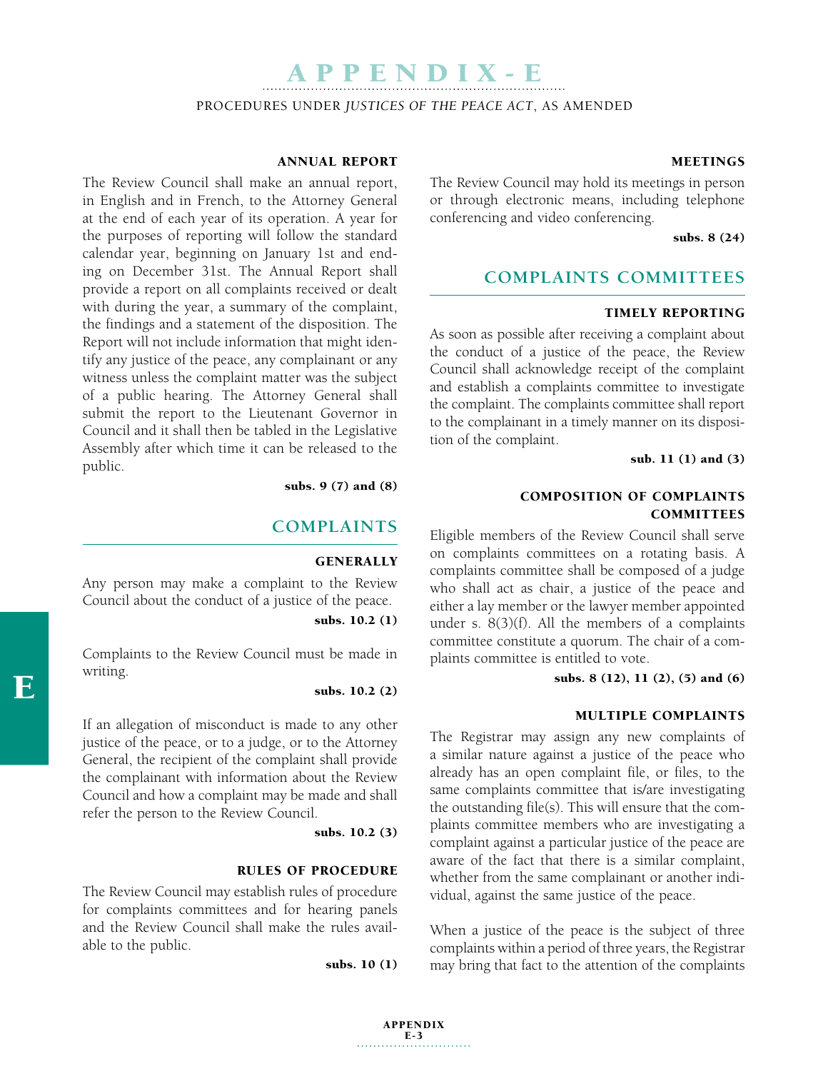#### ANNUAL REPORT

The Review Council shall make an annual report, in English and in French, to the Attorney General at the end of each year of its operation. A year for the purposes of reporting will follow the standard calendar year, beginning on January 1st and ending on December 31st. The Annual Report shall provide a report on all complaints received or dealt with during the year, a summary of the complaint, the findings and a statement of the disposition. The Report will not include information that might identify any justice of the peace, any complainant or any witness unless the complaint matter was the subject of a public hearing. The Attorney General shall submit the report to the Lieutenant Governor in Council and it shall then be tabled in the Legislative Assembly after which time it can be released to the public.

**subs. 9 (7) and (8)**

## COMPLAINTS

#### GENERALLY

Any person may make a complaint to the Review Council about the conduct of a justice of the peace.

**subs. 10.2 (1)**

Complaints to the Review Council must be made in writing.

**subs. 10.2 (2)**

If an allegation of misconduct is made to any other justice of the peace, or to a judge, or to the Attorney General, the recipient of the complaint shall provide the complainant with information about the Review Council and how a complaint may be made and shall refer the person to the Review Council.

**subs. 10.2 (3)**

#### RULES OF PROCEDURE

The Review Council may establish rules of procedure for complaints committees and for hearing panels and the Review Council shall make the rules available to the public.

**subs. 10 (1)**

#### MEETINGS

The Review Council may hold its meetings in person or through electronic means, including telephone conferencing and video conferencing.

**subs. 8 (24)**

## COMPLAINTS COMMITTEES

#### TIMELY REPORTING

As soon as possible after receiving a complaint about the conduct of a justice of the peace, the Review Council shall acknowledge receipt of the complaint and establish a complaints committee to investigate the complaint. The complaints committee shall report to the complainant in a timely manner on its disposition of the complaint.

**sub. 11 (1) and (3)**

#### COMPOSITION OF COMPLAINTS COMMITTEES

Eligible members of the Review Council shall serve on complaints committees on a rotating basis. A complaints committee shall be composed of a judge who shall act as chair, a justice of the peace and either a lay member or the lawyer member appointed under s. 8(3)(f). All the members of a complaints committee constitute a quorum. The chair of a complaints committee is entitled to vote.

**subs. 8 (12), 11 (2), (5) and (6)**

#### MULTIPLE COMPLAINTS

The Registrar may assign any new complaints of a similar nature against a justice of the peace who already has an open complaint file, or files, to the same complaints committee that is/are investigating the outstanding file(s). This will ensure that the complaints committee members who are investigating a complaint against a particular justice of the peace are aware of the fact that there is a similar complaint, whether from the same complainant or another individual, against the same justice of the peace.

When a justice of the peace is the subject of three complaints within a period of three years, the Registrar may bring that fact to the attention of the complaints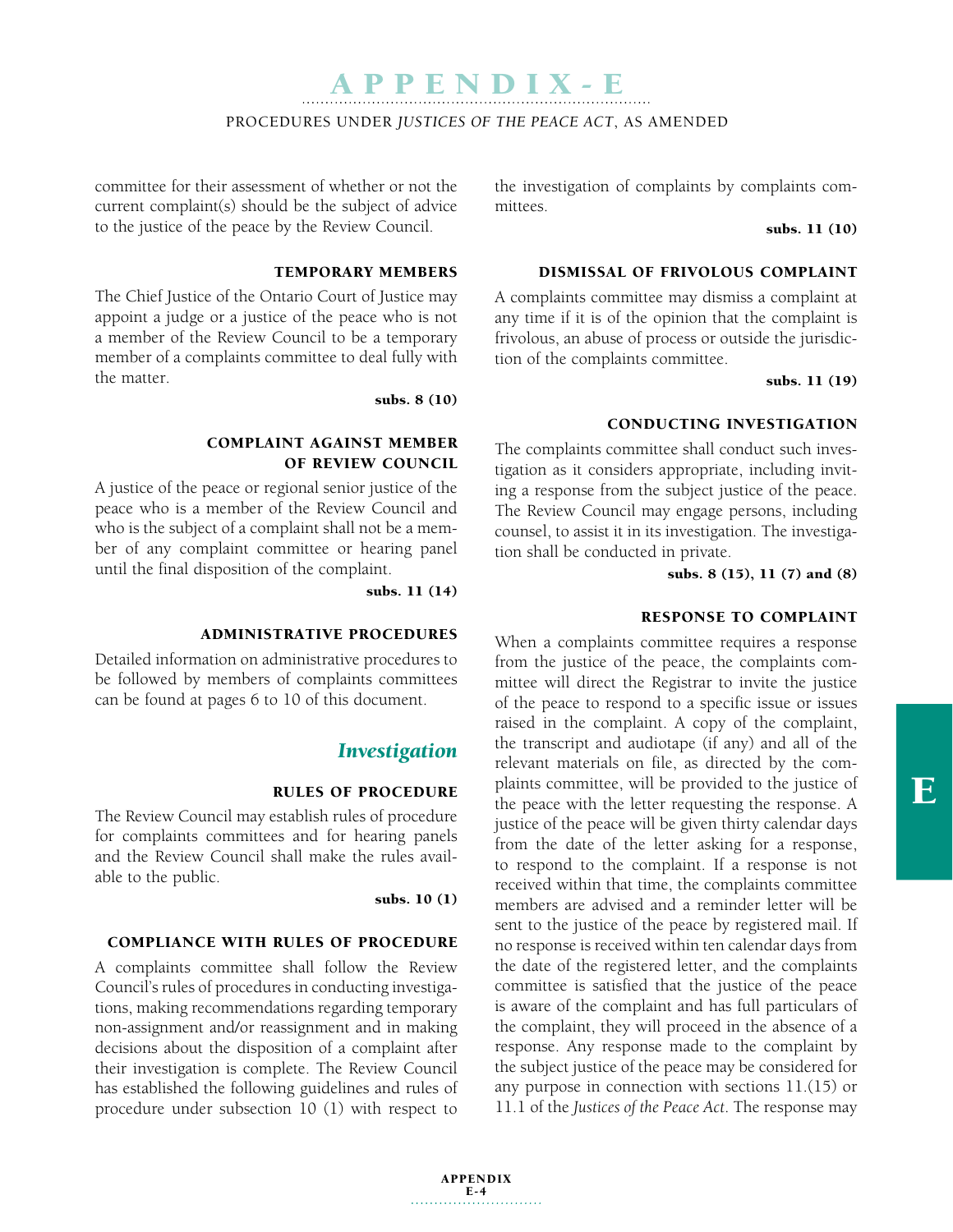committee for their assessment of whether or not the current complaint(s) should be the subject of advice to the justice of the peace by the Review Council.

#### TEMPORARY MEMBERS

The Chief Justice of the Ontario Court of Justice may appoint a judge or a justice of the peace who is not a member of the Review Council to be a temporary member of a complaints committee to deal fully with the matter.

**subs. 8 (10)**

#### COMPLAINT AGAINST MEMBER OF REVIEW COUNCIL

A justice of the peace or regional senior justice of the peace who is a member of the Review Council and who is the subject of a complaint shall not be a member of any complaint committee or hearing panel until the final disposition of the complaint.

**subs. 11 (14)**

#### ADMINISTRATIVE PROCEDURES

Detailed information on administrative procedures to be followed by members of complaints committees can be found at pages 6 to 10 of this document.

### *Investigation*

#### RULES OF PROCEDURE

The Review Council may establish rules of procedure for complaints committees and for hearing panels and the Review Council shall make the rules available to the public.

**subs. 10 (1)**

#### COMPLIANCE WITH RULES OF PROCEDURE

A complaints committee shall follow the Review Council's rules of procedures in conducting investigations, making recommendations regarding temporary non-assignment and/or reassignment and in making decisions about the disposition of a complaint after their investigation is complete. The Review Council has established the following guidelines and rules of procedure under subsection 10 (1) with respect to the investigation of complaints by complaints committees.

**subs. 11 (10)**

#### DISMISSAL OF FRIVOLOUS COMPLAINT

A complaints committee may dismiss a complaint at any time if it is of the opinion that the complaint is frivolous, an abuse of process or outside the jurisdiction of the complaints committee.

**subs. 11 (19)**

#### CONDUCTING INVESTIGATION

The complaints committee shall conduct such investigation as it considers appropriate, including inviting a response from the subject justice of the peace. The Review Council may engage persons, including counsel, to assist it in its investigation. The investigation shall be conducted in private.

**subs. 8 (15), 11 (7) and (8)**

#### RESPONSE TO COMPLAINT

When a complaints committee requires a response from the justice of the peace, the complaints committee will direct the Registrar to invite the justice of the peace to respond to a specific issue or issues raised in the complaint. A copy of the complaint, the transcript and audiotape (if any) and all of the relevant materials on file, as directed by the complaints committee, will be provided to the justice of the peace with the letter requesting the response. A justice of the peace will be given thirty calendar days from the date of the letter asking for a response, to respond to the complaint. If a response is not received within that time, the complaints committee members are advised and a reminder letter will be sent to the justice of the peace by registered mail. If no response is received within ten calendar days from the date of the registered letter, and the complaints committee is satisfied that the justice of the peace is aware of the complaint and has full particulars of the complaint, they will proceed in the absence of a response. Any response made to the complaint by the subject justice of the peace may be considered for any purpose in connection with sections 11.(15) or 11.1 of the *Justices of the Peace Act*. The response may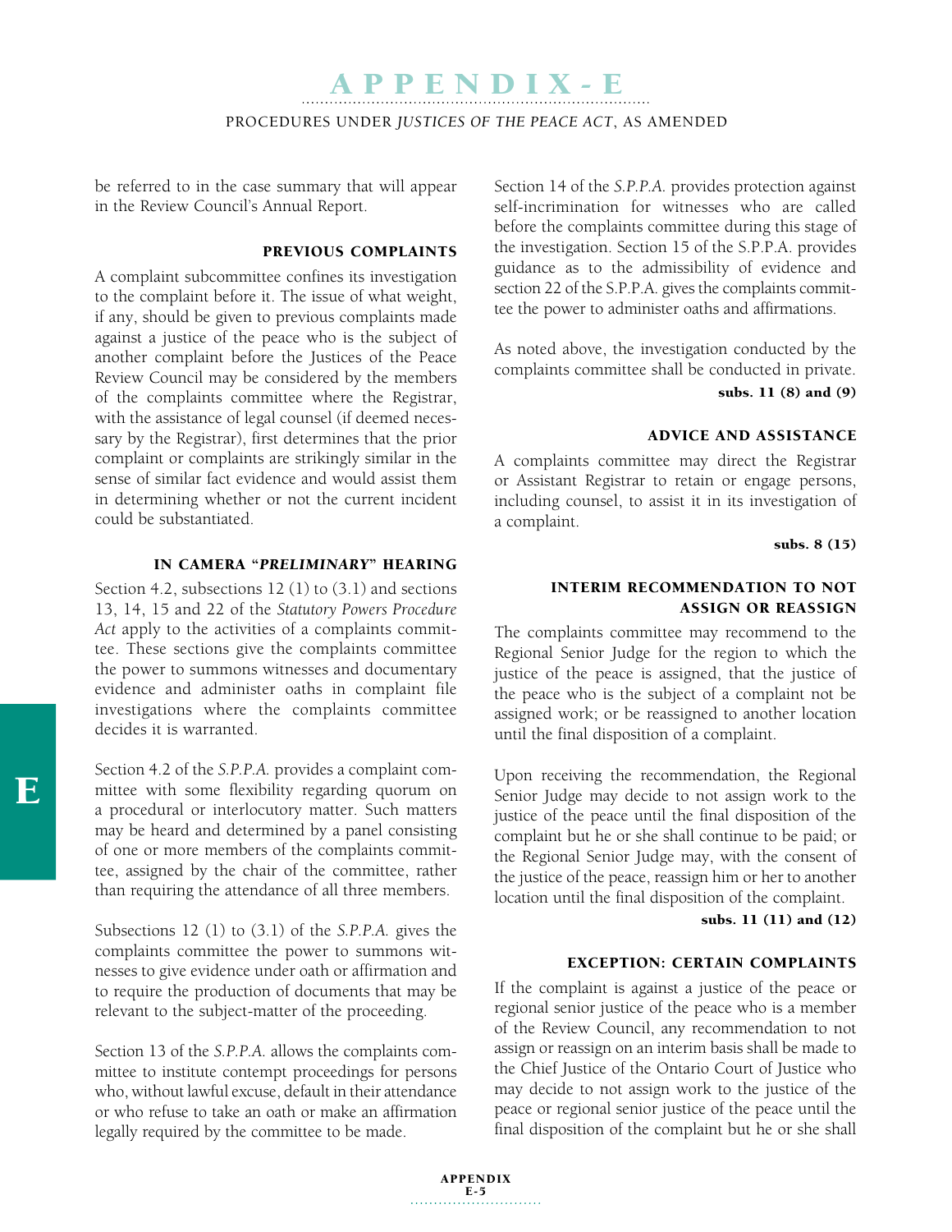be referred to in the case summary that will appear in the Review Council's Annual Report.

### PREVIOUS COMPLAINTS

A complaint subcommittee confines its investigation to the complaint before it. The issue of what weight, if any, should be given to previous complaints made against a justice of the peace who is the subject of another complaint before the Justices of the Peace Review Council may be considered by the members of the complaints committee where the Registrar, with the assistance of legal counsel (if deemed necessary by the Registrar), first determines that the prior complaint or complaints are strikingly similar in the sense of similar fact evidence and would assist them in determining whether or not the current incident could be substantiated.

### IN CAMERA "*PRELIMINARY*" HEARING

Section 4.2, subsections 12 (1) to (3.1) and sections 13, 14, 15 and 22 of the *Statutory Powers Procedure Act* apply to the activities of a complaints committee. These sections give the complaints committee the power to summons witnesses and documentary evidence and administer oaths in complaint file investigations where the complaints committee decides it is warranted.

Section 4.2 of the *S.P.P.A.* provides a complaint committee with some flexibility regarding quorum on a procedural or interlocutory matter. Such matters may be heard and determined by a panel consisting of one or more members of the complaints committee, assigned by the chair of the committee, rather than requiring the attendance of all three members.

Subsections 12 (1) to (3.1) of the *S.P.P.A.* gives the complaints committee the power to summons witnesses to give evidence under oath or affirmation and to require the production of documents that may be relevant to the subject-matter of the proceeding.

Section 13 of the *S.P.P.A.* allows the complaints committee to institute contempt proceedings for persons who, without lawful excuse, default in their attendance or who refuse to take an oath or make an affirmation legally required by the committee to be made.

Section 14 of the *S.P.P.A.* provides protection against self-incrimination for witnesses who are called before the complaints committee during this stage of the investigation. Section 15 of the S.P.P.A. provides guidance as to the admissibility of evidence and section 22 of the S.P.P.A. gives the complaints committee the power to administer oaths and affirmations.

As noted above, the investigation conducted by the complaints committee shall be conducted in private.

**subs. 11 (8) and (9)**

### ADVICE AND ASSISTANCE

A complaints committee may direct the Registrar or Assistant Registrar to retain or engage persons, including counsel, to assist it in its investigation of a complaint.

**subs. 8 (15)**

### INTERIM RECOMMENDATION TO NOT ASSIGN OR REASSIGN

The complaints committee may recommend to the Regional Senior Judge for the region to which the justice of the peace is assigned, that the justice of the peace who is the subject of a complaint not be assigned work; or be reassigned to another location until the final disposition of a complaint.

Upon receiving the recommendation, the Regional Senior Judge may decide to not assign work to the justice of the peace until the final disposition of the complaint but he or she shall continue to be paid; or the Regional Senior Judge may, with the consent of the justice of the peace, reassign him or her to another location until the final disposition of the complaint.

**subs. 11 (11) and (12)**

### EXCEPTION: CERTAIN COMPLAINTS

If the complaint is against a justice of the peace or regional senior justice of the peace who is a member of the Review Council, any recommendation to not assign or reassign on an interim basis shall be made to the Chief Justice of the Ontario Court of Justice who may decide to not assign work to the justice of the peace or regional senior justice of the peace until the final disposition of the complaint but he or she shall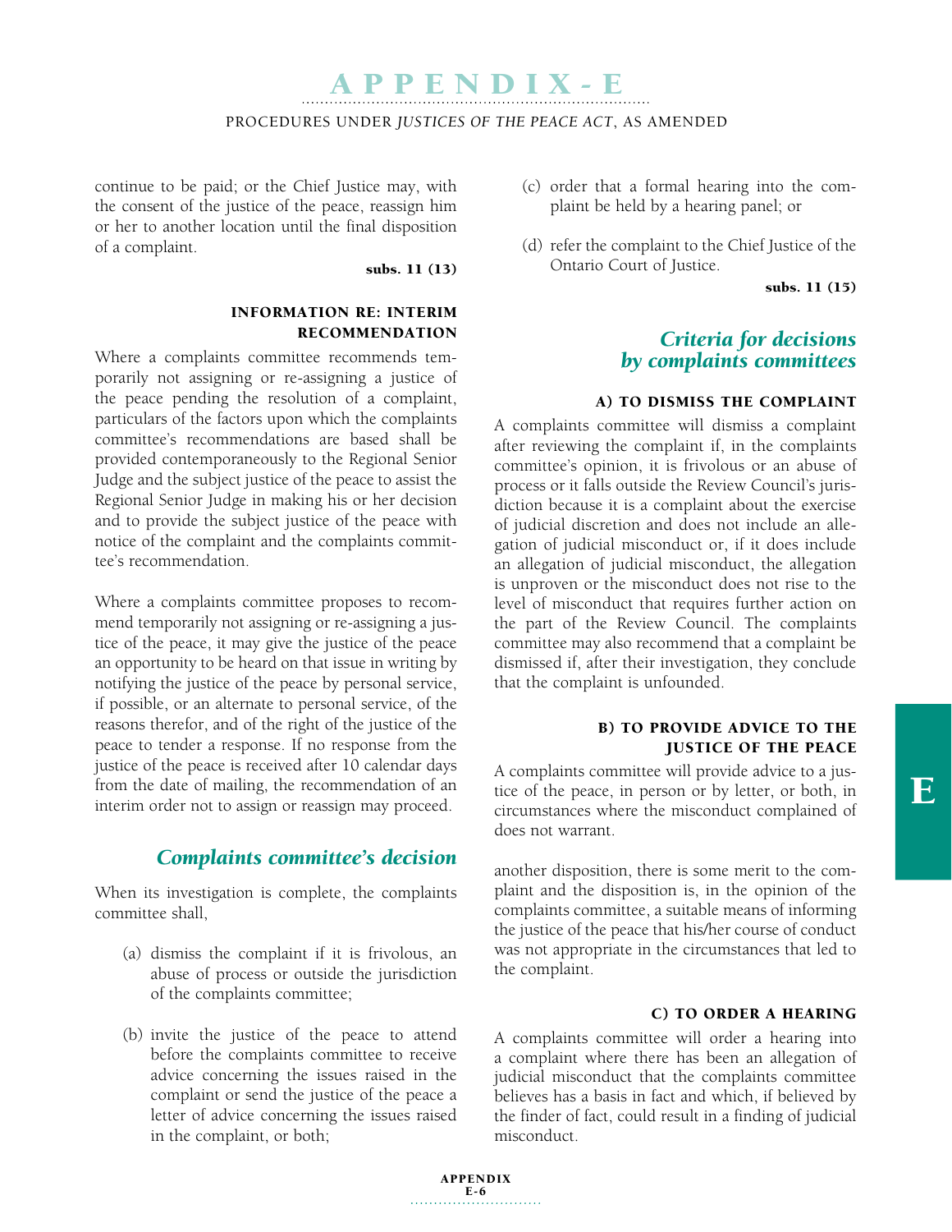continue to be paid; or the Chief Justice may, with the consent of the justice of the peace, reassign him or her to another location until the final disposition of a complaint.

**subs. 11 (13)**

#### INFORMATION RE: INTERIM RECOMMENDATION

Where a complaints committee recommends temporarily not assigning or re-assigning a justice of the peace pending the resolution of a complaint, particulars of the factors upon which the complaints committee's recommendations are based shall be provided contemporaneously to the Regional Senior Judge and the subject justice of the peace to assist the Regional Senior Judge in making his or her decision and to provide the subject justice of the peace with notice of the complaint and the complaints committee's recommendation.

Where a complaints committee proposes to recommend temporarily not assigning or re-assigning a justice of the peace, it may give the justice of the peace an opportunity to be heard on that issue in writing by notifying the justice of the peace by personal service, if possible, or an alternate to personal service, of the reasons therefor, and of the right of the justice of the peace to tender a response. If no response from the justice of the peace is received after 10 calendar days from the date of mailing, the recommendation of an interim order not to assign or reassign may proceed.

### *Complaints committee's decision*

When its investigation is complete, the complaints committee shall,

(a) dismiss the complaint if it is frivolous, an abuse of process or outside the jurisdiction of the complaints committee;

(b) invite the justice of the peace to attend before the complaints committee to receive advice concerning the issues raised in the complaint or send the justice of the peace a letter of advice concerning the issues raised in the complaint, or both;

(c) order that a formal hearing into the complaint be held by a hearing panel; or

(d) refer the complaint to the Chief Justice of the Ontario Court of Justice.

**subs. 11 (15)**

### *Criteria for decisions by complaints committees*

#### A) TO DISMISS THE COMPLAINT

A complaints committee will dismiss a complaint after reviewing the complaint if, in the complaints committee's opinion, it is frivolous or an abuse of process or it falls outside the Review Council's jurisdiction because it is a complaint about the exercise of judicial discretion and does not include an allegation of judicial misconduct or, if it does include an allegation of judicial misconduct, the allegation is unproven or the misconduct does not rise to the level of misconduct that requires further action on the part of the Review Council. The complaints committee may also recommend that a complaint be dismissed if, after their investigation, they conclude that the complaint is unfounded.

#### B) TO PROVIDE ADVICE TO THE JUSTICE OF THE PEACE

A complaints committee will provide advice to a justice of the peace, in person or by letter, or both, in circumstances where the misconduct complained of does not warrant.

another disposition, there is some merit to the complaint and the disposition is, in the opinion of the complaints committee, a suitable means of informing the justice of the peace that his/her course of conduct was not appropriate in the circumstances that led to the complaint.

#### C) TO ORDER A HEARING

A complaints committee will order a hearing into a complaint where there has been an allegation of judicial misconduct that the complaints committee believes has a basis in fact and which, if believed by the finder of fact, could result in a finding of judicial misconduct.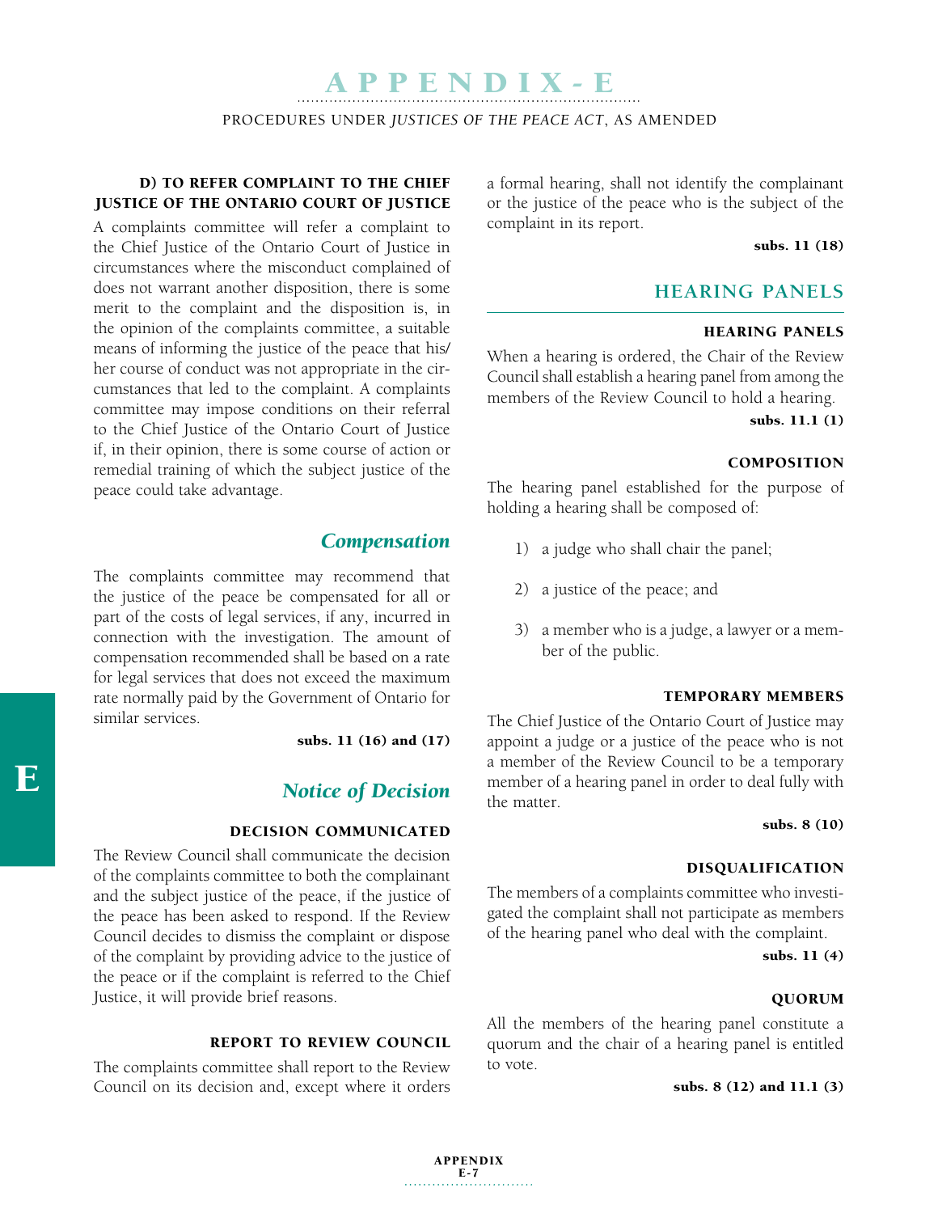#### D) TO REFER COMPLAINT TO THE CHIEF JUSTICE OF THE ONTARIO COURT OF JUSTICE

A complaints committee will refer a complaint to the Chief Justice of the Ontario Court of Justice in circumstances where the misconduct complained of does not warrant another disposition, there is some merit to the complaint and the disposition is, in the opinion of the complaints committee, a suitable means of informing the justice of the peace that his/her course of conduct was not appropriate in the circumstances that led to the complaint. A complaints committee may impose conditions on their referral to the Chief Justice of the Ontario Court of Justice if, in their opinion, there is some course of action or remedial training of which the subject justice of the peace could take advantage.

### *Compensation*

The complaints committee may recommend that the justice of the peace be compensated for all or part of the costs of legal services, if any, incurred in connection with the investigation. The amount of compensation recommended shall be based on a rate for legal services that does not exceed the maximum rate normally paid by the Government of Ontario for similar services.

**subs. 11 (16) and (17)**

### *Notice of Decision*

#### DECISION COMMUNICATED

The Review Council shall communicate the decision of the complaints committee to both the complainant and the subject justice of the peace, if the justice of the peace has been asked to respond. If the Review Council decides to dismiss the complaint or dispose of the complaint by providing advice to the justice of the peace or if the complaint is referred to the Chief Justice, it will provide brief reasons.

#### REPORT TO REVIEW COUNCIL

The complaints committee shall report to the Review Council on its decision and, except where it orders a formal hearing, shall not identify the complainant or the justice of the peace who is the subject of the complaint in its report.

**subs. 11 (18)**

## HEARING PANELS

#### HEARING PANELS

When a hearing is ordered, the Chair of the Review Council shall establish a hearing panel from among the members of the Review Council to hold a hearing.

**subs. 11.1 (1)**

#### COMPOSITION

The hearing panel established for the purpose of holding a hearing shall be composed of:

1) a judge who shall chair the panel;

2) a justice of the peace; and

3) a member who is a judge, a lawyer or a member of the public.

#### TEMPORARY MEMBERS

The Chief Justice of the Ontario Court of Justice may appoint a judge or a justice of the peace who is not a member of the Review Council to be a temporary member of a hearing panel in order to deal fully with the matter.

**subs. 8 (10)**

#### DISQUALIFICATION

The members of a complaints committee who investigated the complaint shall not participate as members of the hearing panel who deal with the complaint.

**subs. 11 (4)**

#### QUORUM

All the members of the hearing panel constitute a quorum and the chair of a hearing panel is entitled to vote.

**subs. 8 (12) and 11.1 (3)**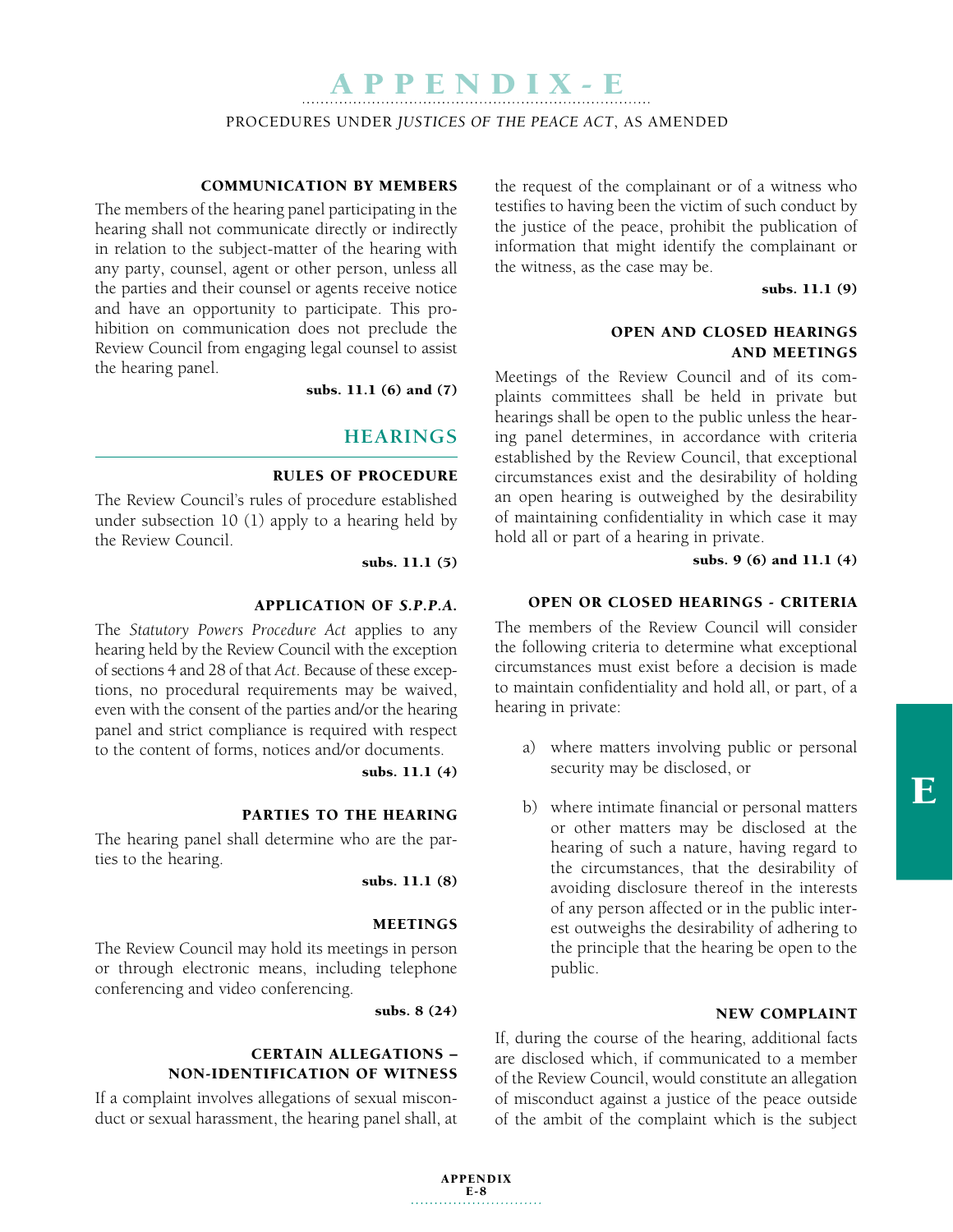#### COMMUNICATION BY MEMBERS

The members of the hearing panel participating in the hearing shall not communicate directly or indirectly in relation to the subject-matter of the hearing with any party, counsel, agent or other person, unless all the parties and their counsel or agents receive notice and have an opportunity to participate. This prohibition on communication does not preclude the Review Council from engaging legal counsel to assist the hearing panel.

**subs. 11.1 (6) and (7)**

## HEARINGS

#### RULES OF PROCEDURE

The Review Council's rules of procedure established under subsection 10 (1) apply to a hearing held by the Review Council.

**subs. 11.1 (5)**

#### APPLICATION OF *S.P.P.A.*

The *Statutory Powers Procedure Act* applies to any hearing held by the Review Council with the exception of sections 4 and 28 of that *Act*. Because of these exceptions, no procedural requirements may be waived, even with the consent of the parties and/or the hearing panel and strict compliance is required with respect to the content of forms, notices and/or documents.

**subs. 11.1 (4)**

#### PARTIES TO THE HEARING

The hearing panel shall determine who are the parties to the hearing.

**subs. 11.1 (8)**

#### MEETINGS

The Review Council may hold its meetings in person or through electronic means, including telephone conferencing and video conferencing.

**subs. 8 (24)**

#### CERTAIN ALLEGATIONS – NON-IDENTIFICATION OF WITNESS

If a complaint involves allegations of sexual misconduct or sexual harassment, the hearing panel shall, at the request of the complainant or of a witness who testifies to having been the victim of such conduct by the justice of the peace, prohibit the publication of information that might identify the complainant or the witness, as the case may be.

**subs. 11.1 (9)**

#### OPEN AND CLOSED HEARINGS AND MEETINGS

Meetings of the Review Council and of its complaints committees shall be held in private but hearings shall be open to the public unless the hearing panel determines, in accordance with criteria established by the Review Council, that exceptional circumstances exist and the desirability of holding an open hearing is outweighed by the desirability of maintaining confidentiality in which case it may hold all or part of a hearing in private.

**subs. 9 (6) and 11.1 (4)**

#### OPEN OR CLOSED HEARINGS - CRITERIA

The members of the Review Council will consider the following criteria to determine what exceptional circumstances must exist before a decision is made to maintain confidentiality and hold all, or part, of a hearing in private:

a) where matters involving public or personal security may be disclosed, or

b) where intimate financial or personal matters or other matters may be disclosed at the hearing of such a nature, having regard to the circumstances, that the desirability of avoiding disclosure thereof in the interests of any person affected or in the public interest outweighs the desirability of adhering to the principle that the hearing be open to the public.

#### NEW COMPLAINT

If, during the course of the hearing, additional facts are disclosed which, if communicated to a member of the Review Council, would constitute an allegation of misconduct against a justice of the peace outside of the ambit of the complaint which is the subject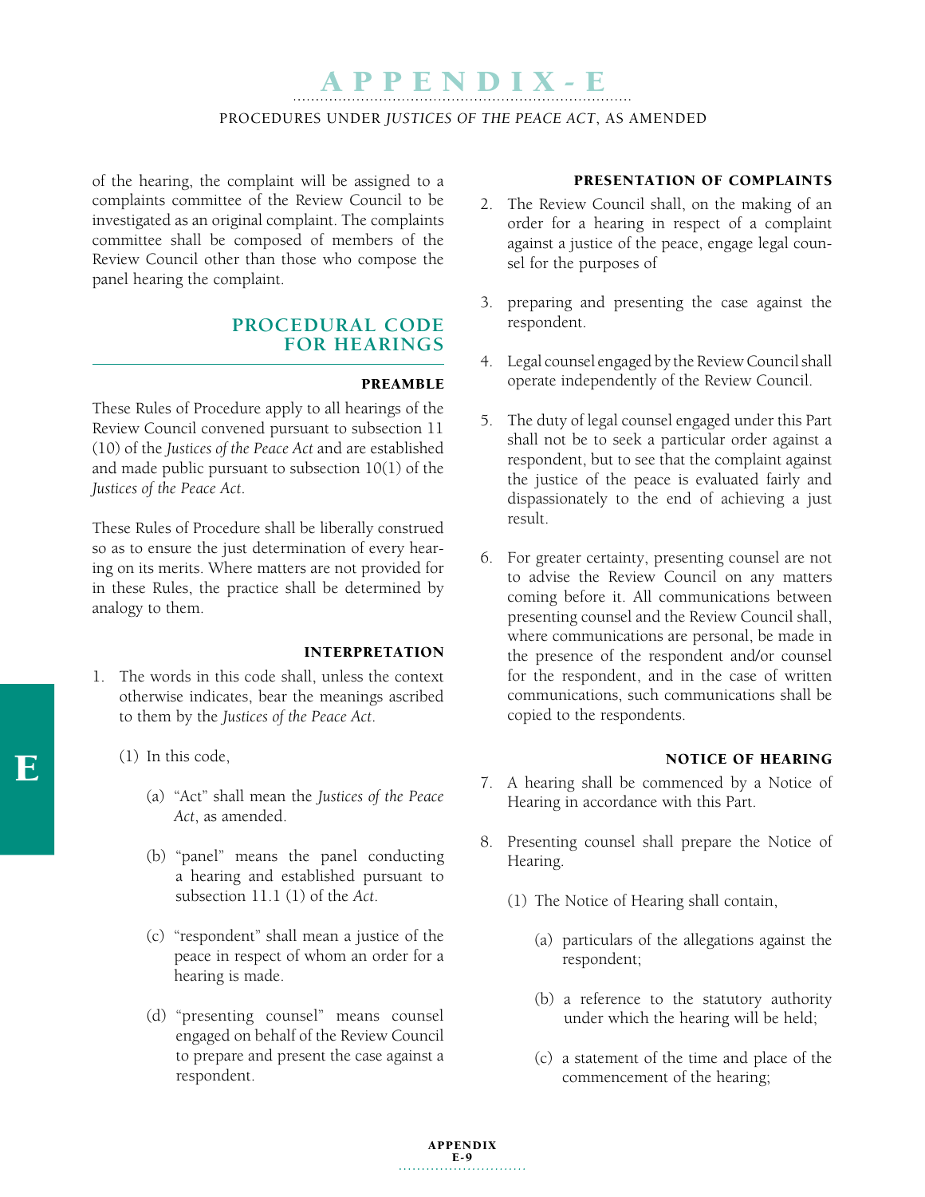of the hearing, the complaint will be assigned to a complaints committee of the Review Council to be investigated as an original complaint. The complaints committee shall be composed of members of the Review Council other than those who compose the panel hearing the complaint.

## PROCEDURAL CODE FOR HEARINGS

### PREAMBLE

These Rules of Procedure apply to all hearings of the Review Council convened pursuant to subsection 11 (10) of the *Justices of the Peace Act* and are established and made public pursuant to subsection 10(1) of the *Justices of the Peace Act*.

These Rules of Procedure shall be liberally construed so as to ensure the just determination of every hearing on its merits. Where matters are not provided for in these Rules, the practice shall be determined by analogy to them.

### INTERPRETATION

1. The words in this code shall, unless the context otherwise indicates, bear the meanings ascribed to them by the *Justices of the Peace Act*.

   (1) In this code,

   (a) "Act" shall mean the *Justices of the Peace Act*, as amended.

   (b) "panel" means the panel conducting a hearing and established pursuant to subsection 11.1 (1) of the *Act*.

   (c) "respondent" shall mean a justice of the peace in respect of whom an order for a hearing is made.

   (d) "presenting counsel" means counsel engaged on behalf of the Review Council to prepare and present the case against a respondent.

### PRESENTATION OF COMPLAINTS

2. The Review Council shall, on the making of an order for a hearing in respect of a complaint against a justice of the peace, engage legal counsel for the purposes of

3. preparing and presenting the case against the respondent.

4. Legal counsel engaged by the Review Council shall operate independently of the Review Council.

5. The duty of legal counsel engaged under this Part shall not be to seek a particular order against a respondent, but to see that the complaint against the justice of the peace is evaluated fairly and dispassionately to the end of achieving a just result.

6. For greater certainty, presenting counsel are not to advise the Review Council on any matters coming before it. All communications between presenting counsel and the Review Council shall, where communications are personal, be made in the presence of the respondent and/or counsel for the respondent, and in the case of written communications, such communications shall be copied to the respondents.

### NOTICE OF HEARING

7. A hearing shall be commenced by a Notice of Hearing in accordance with this Part.

8. Presenting counsel shall prepare the Notice of Hearing.

   (1) The Notice of Hearing shall contain,

   (a) particulars of the allegations against the respondent;

   (b) a reference to the statutory authority under which the hearing will be held;

   (c) a statement of the time and place of the commencement of the hearing;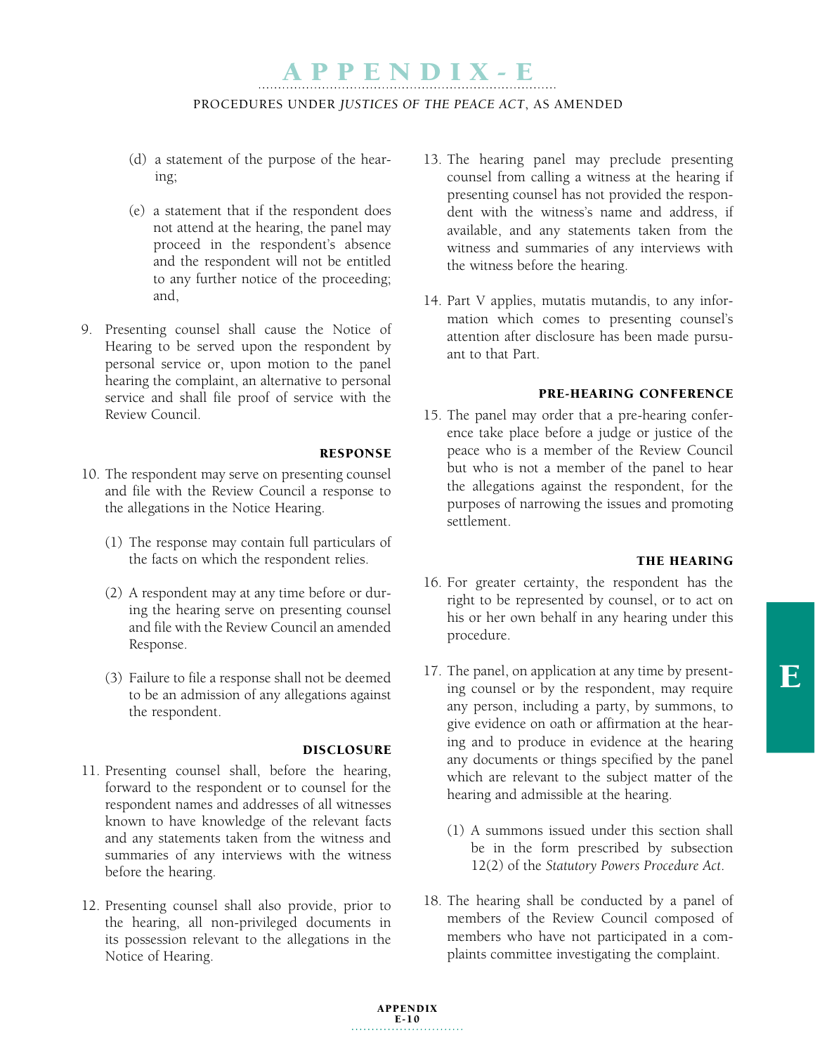(d) a statement of the purpose of the hearing;

(e) a statement that if the respondent does not attend at the hearing, the panel may proceed in the respondent's absence and the respondent will not be entitled to any further notice of the proceeding; and,

9. Presenting counsel shall cause the Notice of Hearing to be served upon the respondent by personal service or, upon motion to the panel hearing the complaint, an alternative to personal service and shall file proof of service with the Review Council.

#### RESPONSE

10. The respondent may serve on presenting counsel and file with the Review Council a response to the allegations in the Notice Hearing.

    (1) The response may contain full particulars of the facts on which the respondent relies.

    (2) A respondent may at any time before or during the hearing serve on presenting counsel and file with the Review Council an amended Response.

    (3) Failure to file a response shall not be deemed to be an admission of any allegations against the respondent.

#### DISCLOSURE

11. Presenting counsel shall, before the hearing, forward to the respondent or to counsel for the respondent names and addresses of all witnesses known to have knowledge of the relevant facts and any statements taken from the witness and summaries of any interviews with the witness before the hearing.

12. Presenting counsel shall also provide, prior to the hearing, all non-privileged documents in its possession relevant to the allegations in the Notice of Hearing.

13. The hearing panel may preclude presenting counsel from calling a witness at the hearing if presenting counsel has not provided the respondent with the witness's name and address, if available, and any statements taken from the witness and summaries of any interviews with the witness before the hearing.

14. Part V applies, mutatis mutandis, to any information which comes to presenting counsel's attention after disclosure has been made pursuant to that Part.

#### PRE-HEARING CONFERENCE

15. The panel may order that a pre-hearing conference take place before a judge or justice of the peace who is a member of the Review Council but who is not a member of the panel to hear the allegations against the respondent, for the purposes of narrowing the issues and promoting settlement.

#### THE HEARING

16. For greater certainty, the respondent has the right to be represented by counsel, or to act on his or her own behalf in any hearing under this procedure.

17. The panel, on application at any time by presenting counsel or by the respondent, may require any person, including a party, by summons, to give evidence on oath or affirmation at the hearing and to produce in evidence at the hearing any documents or things specified by the panel which are relevant to the subject matter of the hearing and admissible at the hearing.

    (1) A summons issued under this section shall be in the form prescribed by subsection 12(2) of the *Statutory Powers Procedure Act*.

18. The hearing shall be conducted by a panel of members of the Review Council composed of members who have not participated in a complaints committee investigating the complaint.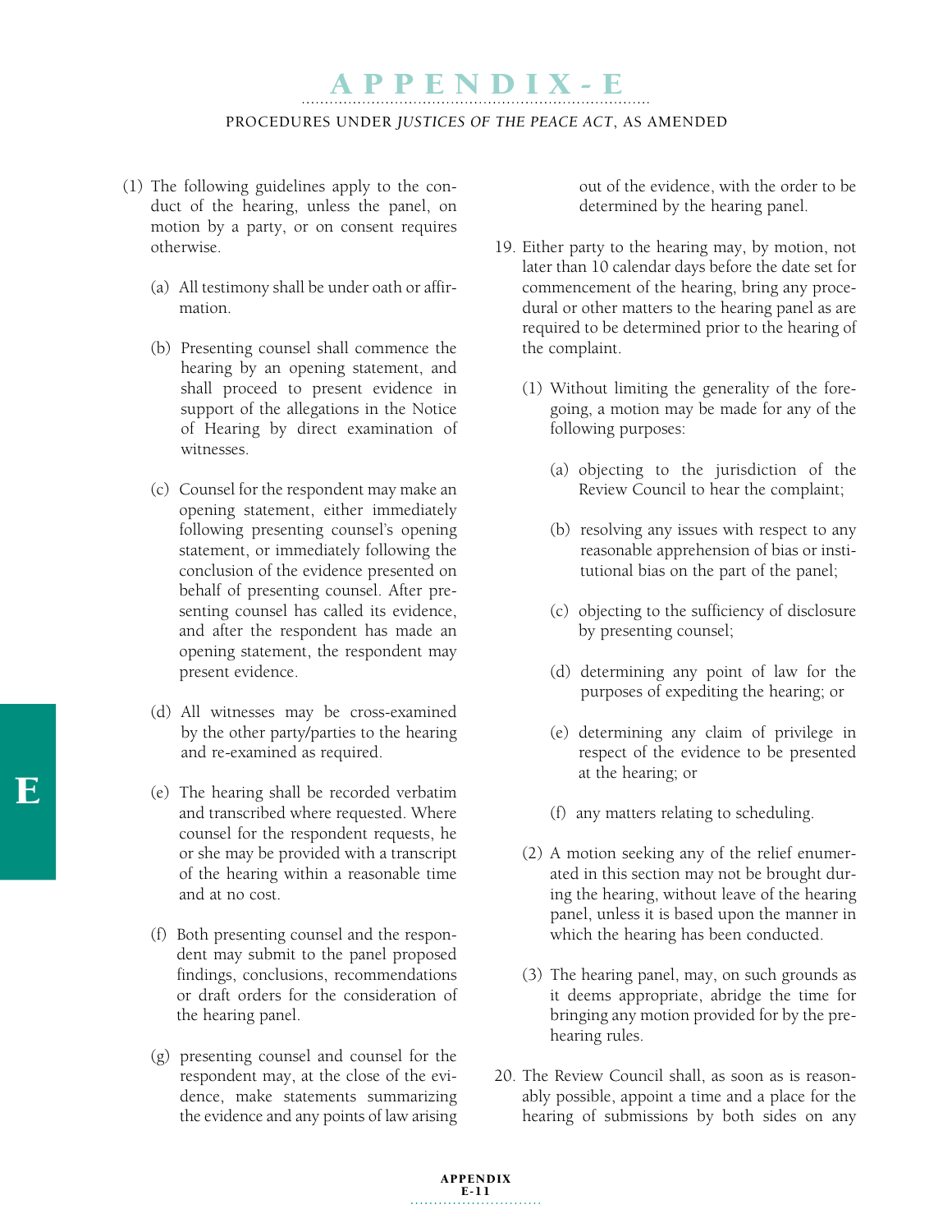(1) The following guidelines apply to the conduct of the hearing, unless the panel, on motion by a party, or on consent requires otherwise.

(a) All testimony shall be under oath or affirmation.

(b) Presenting counsel shall commence the hearing by an opening statement, and shall proceed to present evidence in support of the allegations in the Notice of Hearing by direct examination of witnesses.

(c) Counsel for the respondent may make an opening statement, either immediately following presenting counsel's opening statement, or immediately following the conclusion of the evidence presented on behalf of presenting counsel. After presenting counsel has called its evidence, and after the respondent has made an opening statement, the respondent may present evidence.

(d) All witnesses may be cross-examined by the other party/parties to the hearing and re-examined as required.

(e) The hearing shall be recorded verbatim and transcribed where requested. Where counsel for the respondent requests, he or she may be provided with a transcript of the hearing within a reasonable time and at no cost.

(f) Both presenting counsel and the respondent may submit to the panel proposed findings, conclusions, recommendations or draft orders for the consideration of the hearing panel.

(g) presenting counsel and counsel for the respondent may, at the close of the evidence, make statements summarizing the evidence and any points of law arising out of the evidence, with the order to be determined by the hearing panel.

19. Either party to the hearing may, by motion, not later than 10 calendar days before the date set for commencement of the hearing, bring any procedural or other matters to the hearing panel as are required to be determined prior to the hearing of the complaint.

(1) Without limiting the generality of the foregoing, a motion may be made for any of the following purposes:

(a) objecting to the jurisdiction of the Review Council to hear the complaint;

(b) resolving any issues with respect to any reasonable apprehension of bias or institutional bias on the part of the panel;

(c) objecting to the sufficiency of disclosure by presenting counsel;

(d) determining any point of law for the purposes of expediting the hearing; or

(e) determining any claim of privilege in respect of the evidence to be presented at the hearing; or

(f) any matters relating to scheduling.

(2) A motion seeking any of the relief enumerated in this section may not be brought during the hearing, without leave of the hearing panel, unless it is based upon the manner in which the hearing has been conducted.

(3) The hearing panel, may, on such grounds as it deems appropriate, abridge the time for bringing any motion provided for by the pre-hearing rules.

20. The Review Council shall, as soon as is reasonably possible, appoint a time and a place for the hearing of submissions by both sides on any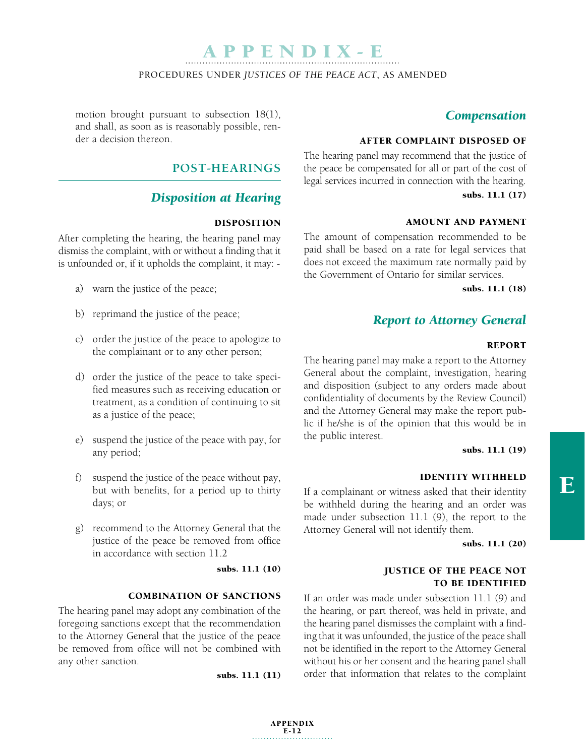motion brought pursuant to subsection 18(1), and shall, as soon as is reasonably possible, render a decision thereon.

## POST-HEARINGS

### *Disposition at Hearing*

#### DISPOSITION

After completing the hearing, the hearing panel may dismiss the complaint, with or without a finding that it is unfounded or, if it upholds the complaint, it may: -

a) warn the justice of the peace;

b) reprimand the justice of the peace;

c) order the justice of the peace to apologize to the complainant or to any other person;

d) order the justice of the peace to take specified measures such as receiving education or treatment, as a condition of continuing to sit as a justice of the peace;

e) suspend the justice of the peace with pay, for any period;

f) suspend the justice of the peace without pay, but with benefits, for a period up to thirty days; or

g) recommend to the Attorney General that the justice of the peace be removed from office in accordance with section 11.2

**subs. 11.1 (10)**

#### COMBINATION OF SANCTIONS

The hearing panel may adopt any combination of the foregoing sanctions except that the recommendation to the Attorney General that the justice of the peace be removed from office will not be combined with any other sanction.

**subs. 11.1 (11)**

### *Compensation*

#### AFTER COMPLAINT DISPOSED OF

The hearing panel may recommend that the justice of the peace be compensated for all or part of the cost of legal services incurred in connection with the hearing.

**subs. 11.1 (17)**

#### AMOUNT AND PAYMENT

The amount of compensation recommended to be paid shall be based on a rate for legal services that does not exceed the maximum rate normally paid by the Government of Ontario for similar services.

**subs. 11.1 (18)**

### *Report to Attorney General*

#### REPORT

The hearing panel may make a report to the Attorney General about the complaint, investigation, hearing and disposition (subject to any orders made about confidentiality of documents by the Review Council) and the Attorney General may make the report public if he/she is of the opinion that this would be in the public interest.

**subs. 11.1 (19)**

#### IDENTITY WITHHELD

If a complainant or witness asked that their identity be withheld during the hearing and an order was made under subsection 11.1 (9), the report to the Attorney General will not identify them.

**subs. 11.1 (20)**

#### JUSTICE OF THE PEACE NOT TO BE IDENTIFIED

If an order was made under subsection 11.1 (9) and the hearing, or part thereof, was held in private, and the hearing panel dismisses the complaint with a finding that it was unfounded, the justice of the peace shall not be identified in the report to the Attorney General without his or her consent and the hearing panel shall order that information that relates to the complaint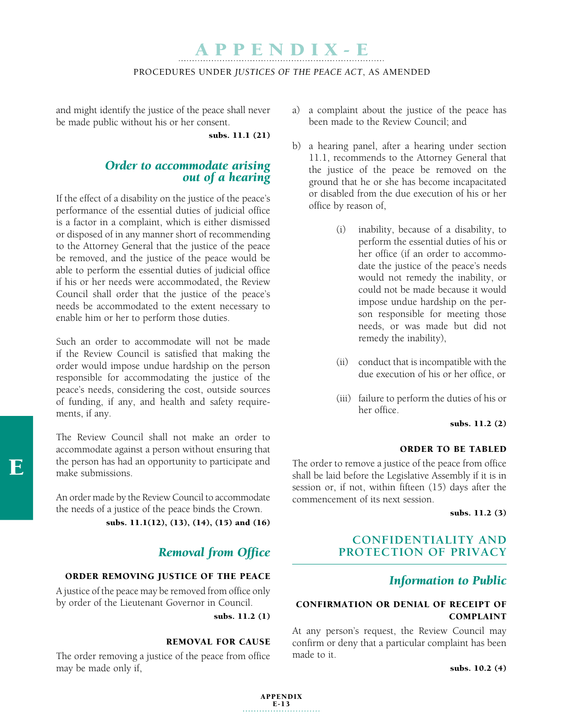and might identify the justice of the peace shall never be made public without his or her consent.

**subs. 11.1 (21)**

### *Order to accommodate arising out of a hearing*

If the effect of a disability on the justice of the peace's performance of the essential duties of judicial office is a factor in a complaint, which is either dismissed or disposed of in any manner short of recommending to the Attorney General that the justice of the peace be removed, and the justice of the peace would be able to perform the essential duties of judicial office if his or her needs were accommodated, the Review Council shall order that the justice of the peace's needs be accommodated to the extent necessary to enable him or her to perform those duties.

Such an order to accommodate will not be made if the Review Council is satisfied that making the order would impose undue hardship on the person responsible for accommodating the justice of the peace's needs, considering the cost, outside sources of funding, if any, and health and safety requirements, if any.

The Review Council shall not make an order to accommodate against a person without ensuring that the person has had an opportunity to participate and make submissions.

An order made by the Review Council to accommodate the needs of a justice of the peace binds the Crown.

**subs. 11.1(12), (13), (14), (15) and (16)**

### *Removal from Office*

#### ORDER REMOVING JUSTICE OF THE PEACE

A justice of the peace may be removed from office only by order of the Lieutenant Governor in Council.

**subs. 11.2 (1)**

#### REMOVAL FOR CAUSE

The order removing a justice of the peace from office may be made only if,

a) a complaint about the justice of the peace has been made to the Review Council; and

b) a hearing panel, after a hearing under section 11.1, recommends to the Attorney General that the justice of the peace be removed on the ground that he or she has become incapacitated or disabled from the due execution of his or her office by reason of,

   (i) inability, because of a disability, to perform the essential duties of his or her office (if an order to accommodate the justice of the peace's needs would not remedy the inability, or could not be made because it would impose undue hardship on the person responsible for meeting those needs, or was made but did not remedy the inability),

   (ii) conduct that is incompatible with the due execution of his or her office, or

   (iii) failure to perform the duties of his or her office.

**subs. 11.2 (2)**

#### ORDER TO BE TABLED

The order to remove a justice of the peace from office shall be laid before the Legislative Assembly if it is in session or, if not, within fifteen (15) days after the commencement of its next session.

**subs. 11.2 (3)**

## CONFIDENTIALITY AND PROTECTION OF PRIVACY

### *Information to Public*

#### CONFIRMATION OR DENIAL OF RECEIPT OF COMPLAINT

At any person's request, the Review Council may confirm or deny that a particular complaint has been made to it.

**subs. 10.2 (4)**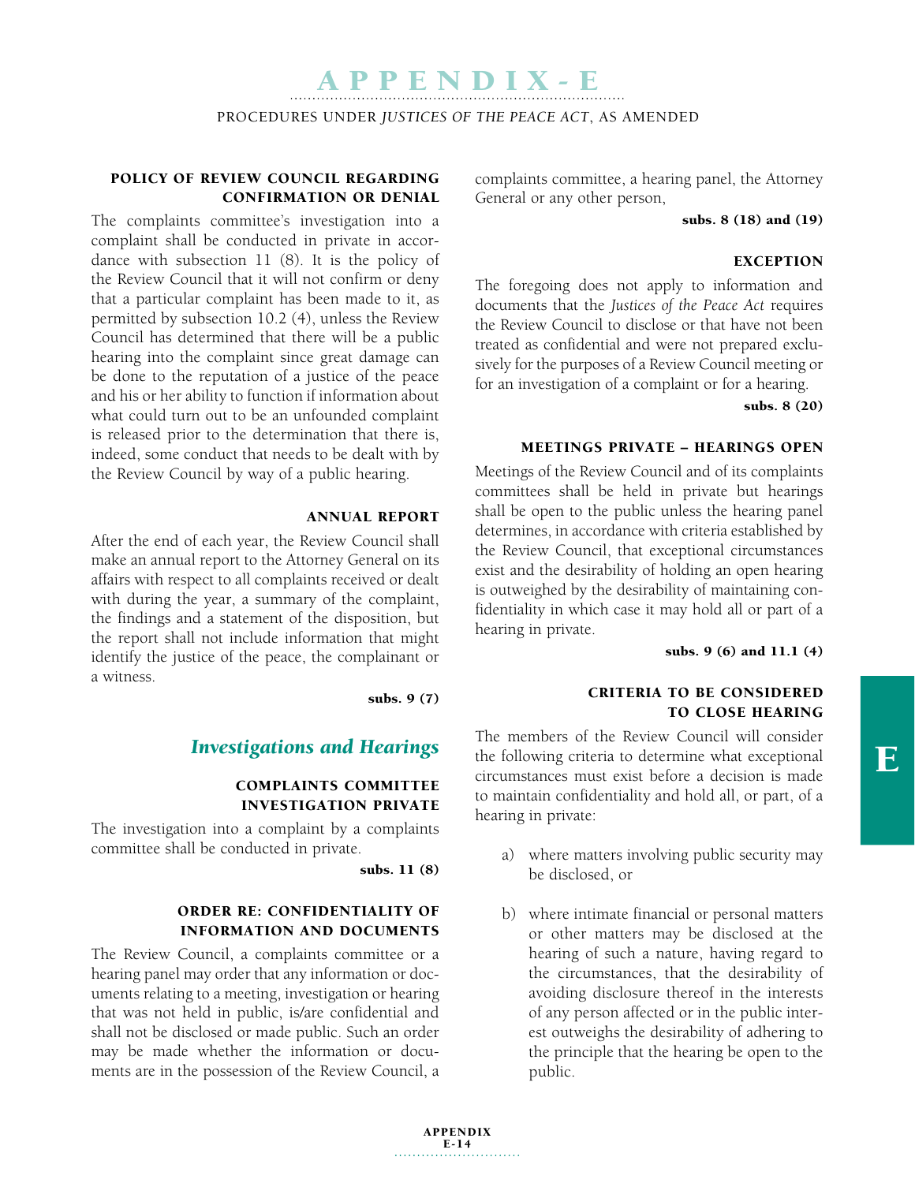### POLICY OF REVIEW COUNCIL REGARDING CONFIRMATION OR DENIAL

The complaints committee's investigation into a complaint shall be conducted in private in accordance with subsection 11 (8). It is the policy of the Review Council that it will not confirm or deny that a particular complaint has been made to it, as permitted by subsection 10.2 (4), unless the Review Council has determined that there will be a public hearing into the complaint since great damage can be done to the reputation of a justice of the peace and his or her ability to function if information about what could turn out to be an unfounded complaint is released prior to the determination that there is, indeed, some conduct that needs to be dealt with by the Review Council by way of a public hearing.

### ANNUAL REPORT

After the end of each year, the Review Council shall make an annual report to the Attorney General on its affairs with respect to all complaints received or dealt with during the year, a summary of the complaint, the findings and a statement of the disposition, but the report shall not include information that might identify the justice of the peace, the complainant or a witness.

**subs. 9 (7)**

## *Investigations and Hearings*

### COMPLAINTS COMMITTEE INVESTIGATION PRIVATE

The investigation into a complaint by a complaints committee shall be conducted in private.

**subs. 11 (8)**

### ORDER RE: CONFIDENTIALITY OF INFORMATION AND DOCUMENTS

The Review Council, a complaints committee or a hearing panel may order that any information or documents relating to a meeting, investigation or hearing that was not held in public, is/are confidential and shall not be disclosed or made public. Such an order may be made whether the information or documents are in the possession of the Review Council, a complaints committee, a hearing panel, the Attorney General or any other person,

**subs. 8 (18) and (19)**

### EXCEPTION

The foregoing does not apply to information and documents that the *Justices of the Peace Act* requires the Review Council to disclose or that have not been treated as confidential and were not prepared exclusively for the purposes of a Review Council meeting or for an investigation of a complaint or for a hearing.

**subs. 8 (20)**

### MEETINGS PRIVATE – HEARINGS OPEN

Meetings of the Review Council and of its complaints committees shall be held in private but hearings shall be open to the public unless the hearing panel determines, in accordance with criteria established by the Review Council, that exceptional circumstances exist and the desirability of holding an open hearing is outweighed by the desirability of maintaining confidentiality in which case it may hold all or part of a hearing in private.

**subs. 9 (6) and 11.1 (4)**

### CRITERIA TO BE CONSIDERED TO CLOSE HEARING

The members of the Review Council will consider the following criteria to determine what exceptional circumstances must exist before a decision is made to maintain confidentiality and hold all, or part, of a hearing in private:

a) where matters involving public security may be disclosed, or

b) where intimate financial or personal matters or other matters may be disclosed at the hearing of such a nature, having regard to the circumstances, that the desirability of avoiding disclosure thereof in the interests of any person affected or in the public interest outweighs the desirability of adhering to the principle that the hearing be open to the public.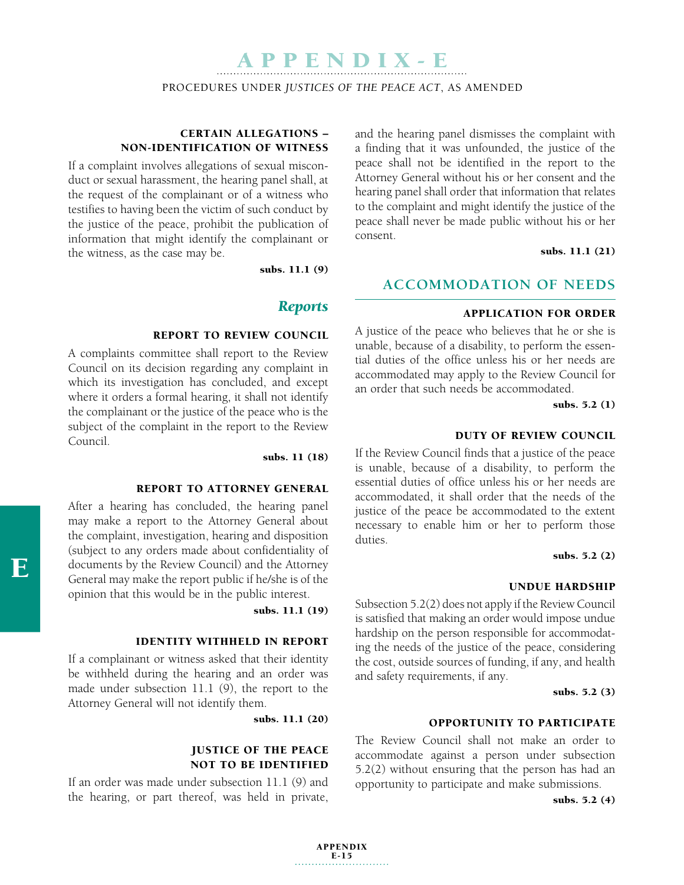#### CERTAIN ALLEGATIONS – NON-IDENTIFICATION OF WITNESS

If a complaint involves allegations of sexual misconduct or sexual harassment, the hearing panel shall, at the request of the complainant or of a witness who testifies to having been the victim of such conduct by the justice of the peace, prohibit the publication of information that might identify the complainant or the witness, as the case may be.

**subs. 11.1 (9)**

### *Reports*

#### REPORT TO REVIEW COUNCIL

A complaints committee shall report to the Review Council on its decision regarding any complaint in which its investigation has concluded, and except where it orders a formal hearing, it shall not identify the complainant or the justice of the peace who is the subject of the complaint in the report to the Review Council.

**subs. 11 (18)**

#### REPORT TO ATTORNEY GENERAL

After a hearing has concluded, the hearing panel may make a report to the Attorney General about the complaint, investigation, hearing and disposition (subject to any orders made about confidentiality of documents by the Review Council) and the Attorney General may make the report public if he/she is of the opinion that this would be in the public interest.

**subs. 11.1 (19)**

#### IDENTITY WITHHELD IN REPORT

If a complainant or witness asked that their identity be withheld during the hearing and an order was made under subsection 11.1 (9), the report to the Attorney General will not identify them.

**subs. 11.1 (20)**

#### JUSTICE OF THE PEACE NOT TO BE IDENTIFIED

If an order was made under subsection 11.1 (9) and the hearing, or part thereof, was held in private, and the hearing panel dismisses the complaint with a finding that it was unfounded, the justice of the peace shall not be identified in the report to the Attorney General without his or her consent and the hearing panel shall order that information that relates to the complaint and might identify the justice of the peace shall never be made public without his or her consent.

**subs. 11.1 (21)**

## ACCOMMODATION OF NEEDS

#### APPLICATION FOR ORDER

A justice of the peace who believes that he or she is unable, because of a disability, to perform the essential duties of the office unless his or her needs are accommodated may apply to the Review Council for an order that such needs be accommodated.

**subs. 5.2 (1)**

#### DUTY OF REVIEW COUNCIL

If the Review Council finds that a justice of the peace is unable, because of a disability, to perform the essential duties of office unless his or her needs are accommodated, it shall order that the needs of the justice of the peace be accommodated to the extent necessary to enable him or her to perform those duties.

**subs. 5.2 (2)**

#### UNDUE HARDSHIP

Subsection 5.2(2) does not apply if the Review Council is satisfied that making an order would impose undue hardship on the person responsible for accommodating the needs of the justice of the peace, considering the cost, outside sources of funding, if any, and health and safety requirements, if any.

**subs. 5.2 (3)**

#### OPPORTUNITY TO PARTICIPATE

The Review Council shall not make an order to accommodate against a person under subsection 5.2(2) without ensuring that the person has had an opportunity to participate and make submissions.

**subs. 5.2 (4)**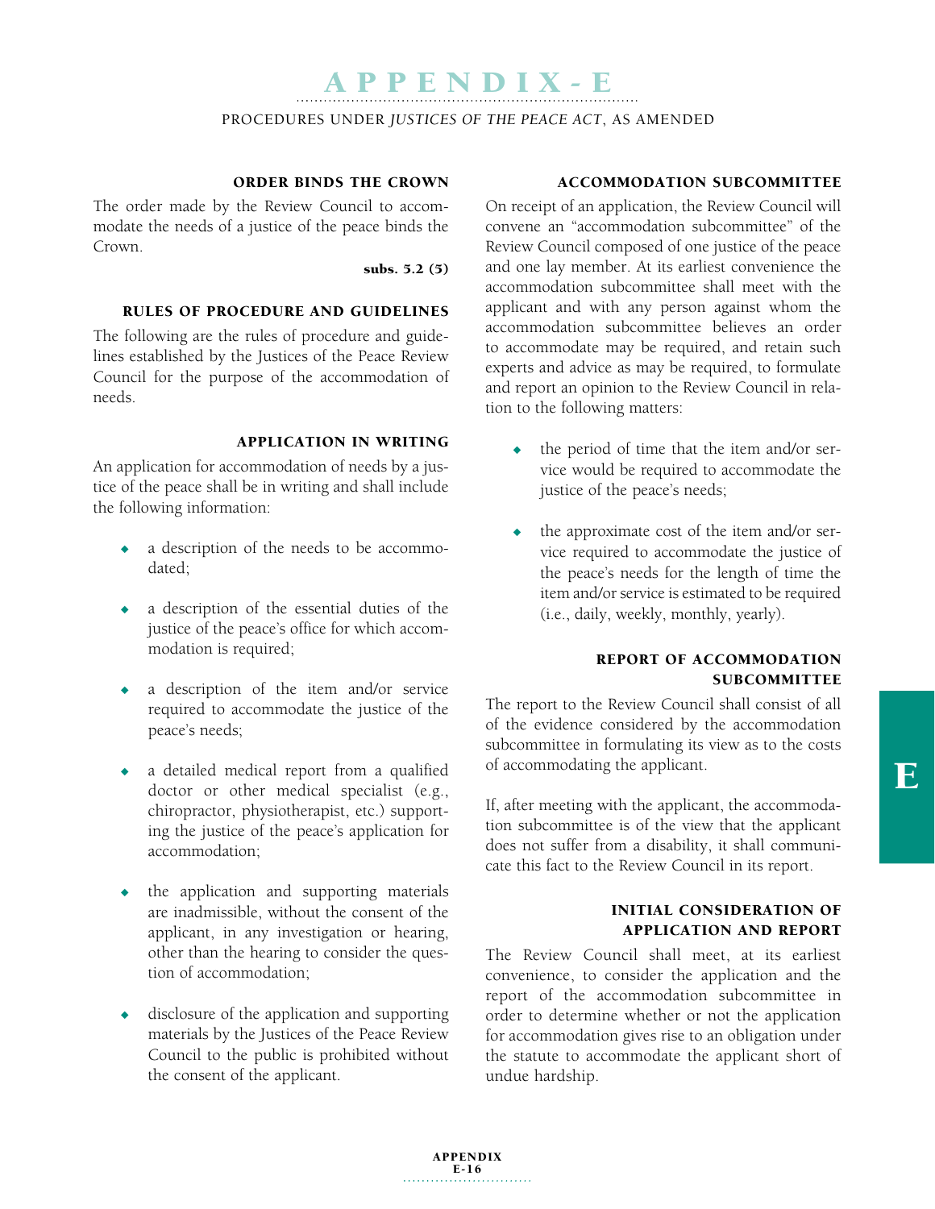#### ORDER BINDS THE CROWN

The order made by the Review Council to accommodate the needs of a justice of the peace binds the Crown.

**subs. 5.2 (5)**

#### RULES OF PROCEDURE AND GUIDELINES

The following are the rules of procedure and guidelines established by the Justices of the Peace Review Council for the purpose of the accommodation of needs.

#### APPLICATION IN WRITING

An application for accommodation of needs by a justice of the peace shall be in writing and shall include the following information:

- a description of the needs to be accommodated;
- a description of the essential duties of the justice of the peace's office for which accommodation is required;
- a description of the item and/or service required to accommodate the justice of the peace's needs;
- a detailed medical report from a qualified doctor or other medical specialist (e.g., chiropractor, physiotherapist, etc.) supporting the justice of the peace's application for accommodation;
- the application and supporting materials are inadmissible, without the consent of the applicant, in any investigation or hearing, other than the hearing to consider the question of accommodation;
- disclosure of the application and supporting materials by the Justices of the Peace Review Council to the public is prohibited without the consent of the applicant.

#### ACCOMMODATION SUBCOMMITTEE

On receipt of an application, the Review Council will convene an "accommodation subcommittee" of the Review Council composed of one justice of the peace and one lay member. At its earliest convenience the accommodation subcommittee shall meet with the applicant and with any person against whom the accommodation subcommittee believes an order to accommodate may be required, and retain such experts and advice as may be required, to formulate and report an opinion to the Review Council in relation to the following matters:

- the period of time that the item and/or service would be required to accommodate the justice of the peace's needs;
- the approximate cost of the item and/or service required to accommodate the justice of the peace's needs for the length of time the item and/or service is estimated to be required (i.e., daily, weekly, monthly, yearly).

#### REPORT OF ACCOMMODATION SUBCOMMITTEE

The report to the Review Council shall consist of all of the evidence considered by the accommodation subcommittee in formulating its view as to the costs of accommodating the applicant.

If, after meeting with the applicant, the accommodation subcommittee is of the view that the applicant does not suffer from a disability, it shall communicate this fact to the Review Council in its report.

#### INITIAL CONSIDERATION OF APPLICATION AND REPORT

The Review Council shall meet, at its earliest convenience, to consider the application and the report of the accommodation subcommittee in order to determine whether or not the application for accommodation gives rise to an obligation under the statute to accommodate the applicant short of undue hardship.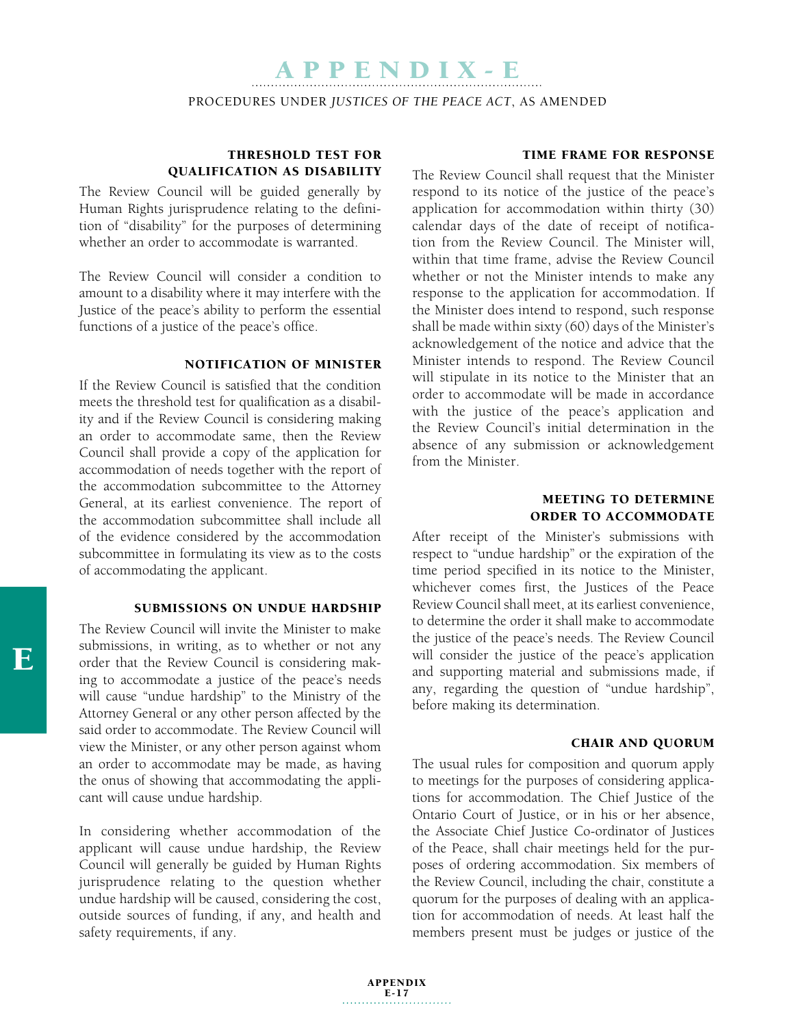#### THRESHOLD TEST FOR QUALIFICATION AS DISABILITY

The Review Council will be guided generally by Human Rights jurisprudence relating to the definition of "disability" for the purposes of determining whether an order to accommodate is warranted.

The Review Council will consider a condition to amount to a disability where it may interfere with the Justice of the peace's ability to perform the essential functions of a justice of the peace's office.

#### NOTIFICATION OF MINISTER

If the Review Council is satisfied that the condition meets the threshold test for qualification as a disability and if the Review Council is considering making an order to accommodate same, then the Review Council shall provide a copy of the application for accommodation of needs together with the report of the accommodation subcommittee to the Attorney General, at its earliest convenience. The report of the accommodation subcommittee shall include all of the evidence considered by the accommodation subcommittee in formulating its view as to the costs of accommodating the applicant.

#### SUBMISSIONS ON UNDUE HARDSHIP

The Review Council will invite the Minister to make submissions, in writing, as to whether or not any order that the Review Council is considering making to accommodate a justice of the peace's needs will cause "undue hardship" to the Ministry of the Attorney General or any other person affected by the said order to accommodate. The Review Council will view the Minister, or any other person against whom an order to accommodate may be made, as having the onus of showing that accommodating the applicant will cause undue hardship.

In considering whether accommodation of the applicant will cause undue hardship, the Review Council will generally be guided by Human Rights jurisprudence relating to the question whether undue hardship will be caused, considering the cost, outside sources of funding, if any, and health and safety requirements, if any.

#### TIME FRAME FOR RESPONSE

The Review Council shall request that the Minister respond to its notice of the justice of the peace's application for accommodation within thirty (30) calendar days of the date of receipt of notification from the Review Council. The Minister will, within that time frame, advise the Review Council whether or not the Minister intends to make any response to the application for accommodation. If the Minister does intend to respond, such response shall be made within sixty (60) days of the Minister's acknowledgement of the notice and advice that the Minister intends to respond. The Review Council will stipulate in its notice to the Minister that an order to accommodate will be made in accordance with the justice of the peace's application and the Review Council's initial determination in the absence of any submission or acknowledgement from the Minister.

#### MEETING TO DETERMINE ORDER TO ACCOMMODATE

After receipt of the Minister's submissions with respect to "undue hardship" or the expiration of the time period specified in its notice to the Minister, whichever comes first, the Justices of the Peace Review Council shall meet, at its earliest convenience, to determine the order it shall make to accommodate the justice of the peace's needs. The Review Council will consider the justice of the peace's application and supporting material and submissions made, if any, regarding the question of "undue hardship", before making its determination.

#### CHAIR AND QUORUM

The usual rules for composition and quorum apply to meetings for the purposes of considering applications for accommodation. The Chief Justice of the Ontario Court of Justice, or in his or her absence, the Associate Chief Justice Co-ordinator of Justices of the Peace, shall chair meetings held for the purposes of ordering accommodation. Six members of the Review Council, including the chair, constitute a quorum for the purposes of dealing with an application for accommodation of needs. At least half the members present must be judges or justice of the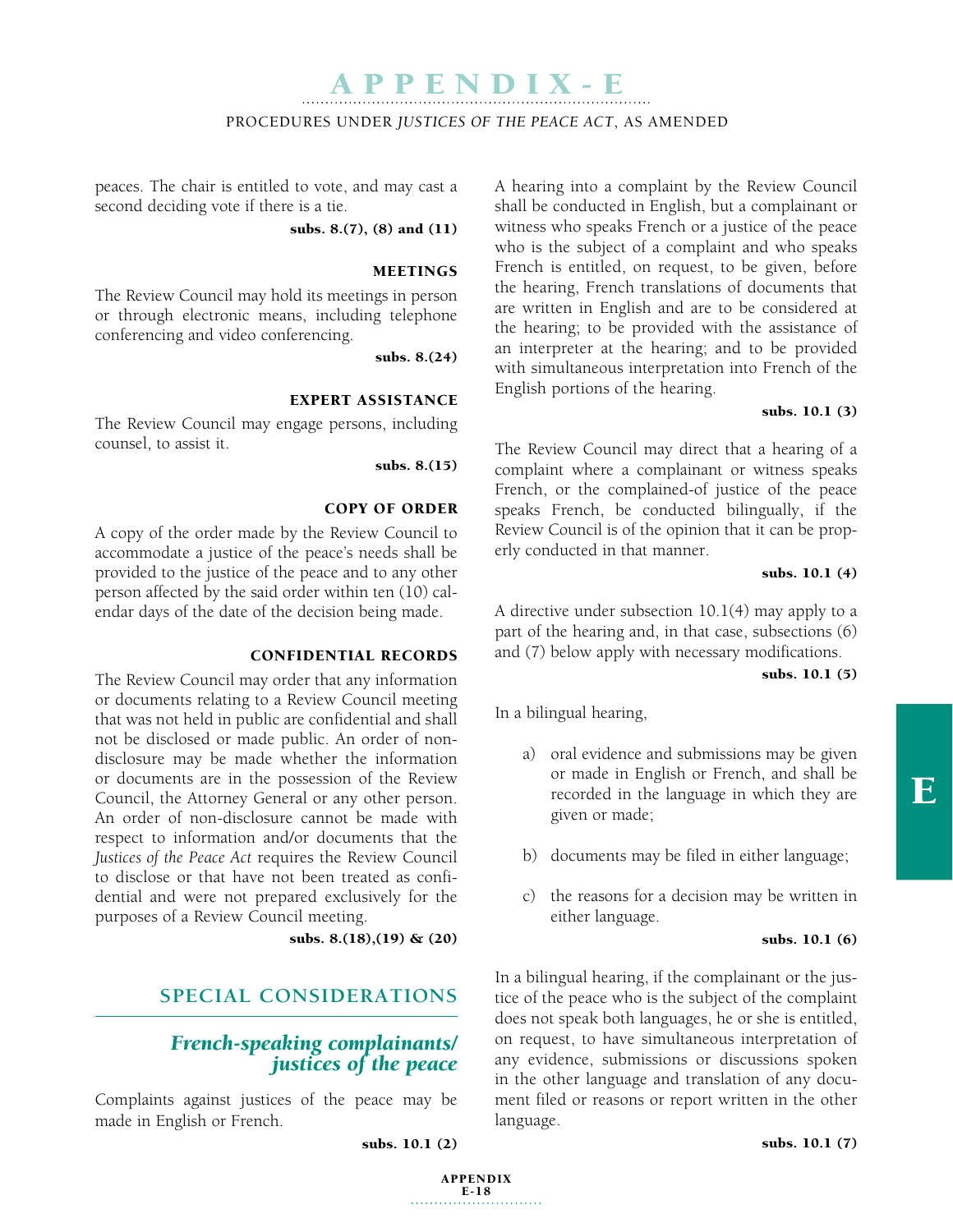peaces. The chair is entitled to vote, and may cast a second deciding vote if there is a tie.

**subs. 8.(7), (8) and (11)**

#### MEETINGS

The Review Council may hold its meetings in person or through electronic means, including telephone conferencing and video conferencing.

**subs. 8.(24)**

#### EXPERT ASSISTANCE

The Review Council may engage persons, including counsel, to assist it.

**subs. 8.(15)**

#### COPY OF ORDER

A copy of the order made by the Review Council to accommodate a justice of the peace's needs shall be provided to the justice of the peace and to any other person affected by the said order within ten (10) calendar days of the date of the decision being made.

#### CONFIDENTIAL RECORDS

The Review Council may order that any information or documents relating to a Review Council meeting that was not held in public are confidential and shall not be disclosed or made public. An order of non-disclosure may be made whether the information or documents are in the possession of the Review Council, the Attorney General or any other person. An order of non-disclosure cannot be made with respect to information and/or documents that the *Justices of the Peace Act* requires the Review Council to disclose or that have not been treated as confidential and were not prepared exclusively for the purposes of a Review Council meeting.

**subs. 8.(18),(19) & (20)**

## SPECIAL CONSIDERATIONS

### *French-speaking complainants/ justices of the peace*

Complaints against justices of the peace may be made in English or French.

**subs. 10.1 (2)**

A hearing into a complaint by the Review Council shall be conducted in English, but a complainant or witness who speaks French or a justice of the peace who is the subject of a complaint and who speaks French is entitled, on request, to be given, before the hearing, French translations of documents that are written in English and are to be considered at the hearing; to be provided with the assistance of an interpreter at the hearing; and to be provided with simultaneous interpretation into French of the English portions of the hearing.

**subs. 10.1 (3)**

The Review Council may direct that a hearing of a complaint where a complainant or witness speaks French, or the complained-of justice of the peace speaks French, be conducted bilingually, if the Review Council is of the opinion that it can be properly conducted in that manner.

**subs. 10.1 (4)**

A directive under subsection 10.1(4) may apply to a part of the hearing and, in that case, subsections (6) and (7) below apply with necessary modifications.

**subs. 10.1 (5)**

In a bilingual hearing,

a) oral evidence and submissions may be given or made in English or French, and shall be recorded in the language in which they are given or made;

b) documents may be filed in either language;

c) the reasons for a decision may be written in either language.

**subs. 10.1 (6)**

In a bilingual hearing, if the complainant or the justice of the peace who is the subject of the complaint does not speak both languages, he or she is entitled, on request, to have simultaneous interpretation of any evidence, submissions or discussions spoken in the other language and translation of any document filed or reasons or report written in the other language.

**subs. 10.1 (7)**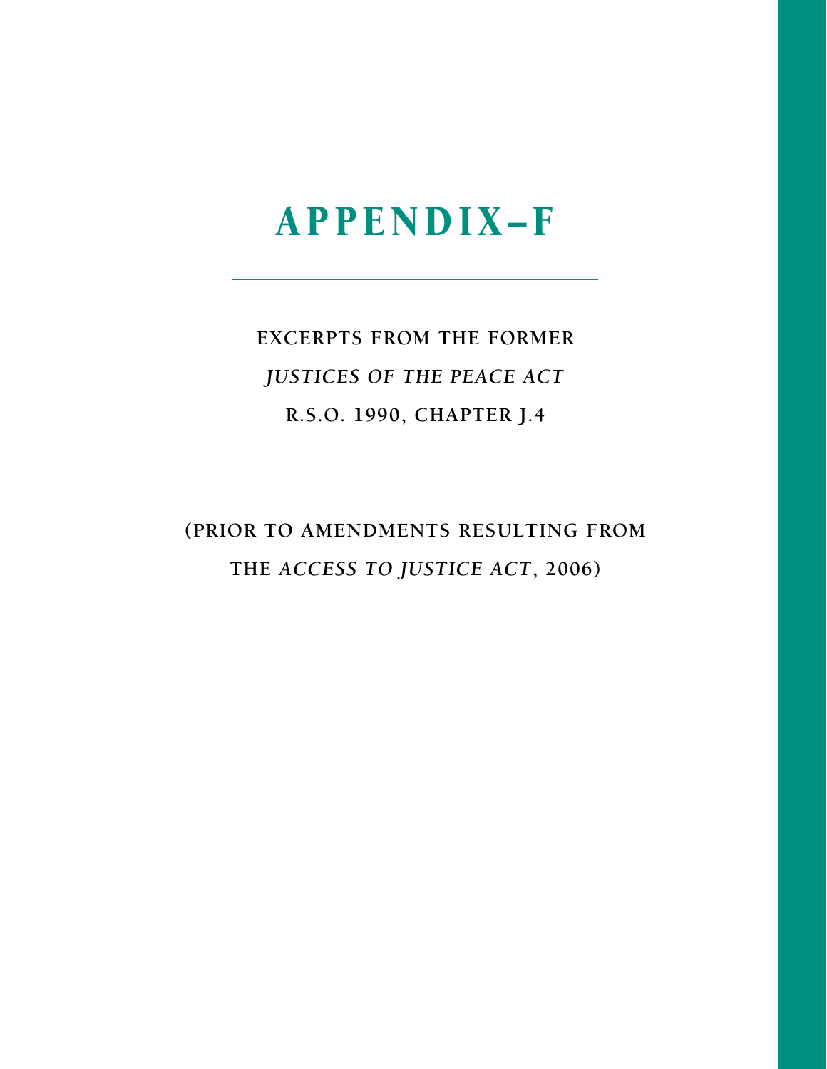# APPENDIX–F

**EXCERPTS FROM THE FORMER**

***JUSTICES OF THE PEACE ACT***

**R.S.O. 1990, CHAPTER J.4**

**(PRIOR TO AMENDMENTS RESULTING FROM THE *ACCESS TO JUSTICE ACT*, 2006)**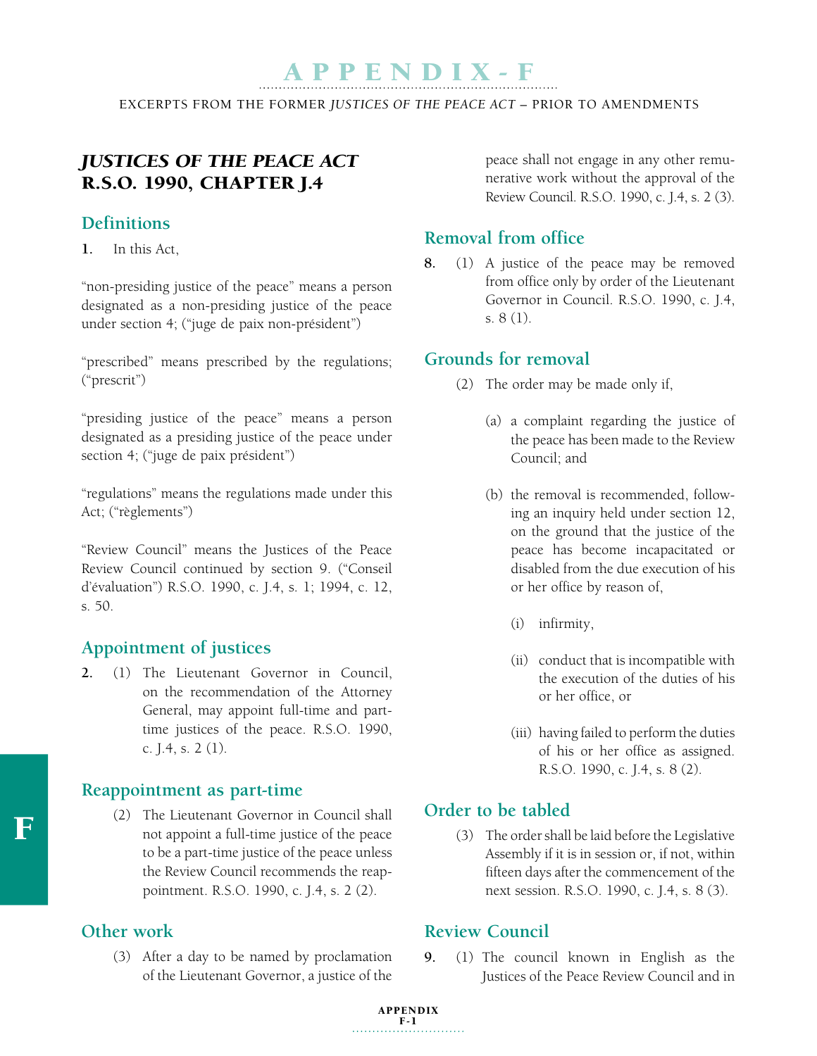# APPENDIX-F

EXCERPTS FROM THE FORMER *JUSTICES OF THE PEACE ACT* – PRIOR TO AMENDMENTS

## *JUSTICES OF THE PEACE ACT* R.S.O. 1990, CHAPTER J.4

### Definitions

**1.** In this Act,

"non-presiding justice of the peace" means a person designated as a non-presiding justice of the peace under section 4; ("juge de paix non-président")

"prescribed" means prescribed by the regulations; ("prescrit")

"presiding justice of the peace" means a person designated as a presiding justice of the peace under section 4; ("juge de paix président")

"regulations" means the regulations made under this Act; ("règlements")

"Review Council" means the Justices of the Peace Review Council continued by section 9. ("Conseil d'évaluation") R.S.O. 1990, c. J.4, s. 1; 1994, c. 12, s. 50.

### Appointment of justices

**2.** (1) The Lieutenant Governor in Council, on the recommendation of the Attorney General, may appoint full-time and part-time justices of the peace. R.S.O. 1990, c. J.4, s. 2 (1).

### Reappointment as part-time

(2) The Lieutenant Governor in Council shall not appoint a full-time justice of the peace to be a part-time justice of the peace unless the Review Council recommends the reappointment. R.S.O. 1990, c. J.4, s. 2 (2).

### Other work

(3) After a day to be named by proclamation of the Lieutenant Governor, a justice of the peace shall not engage in any other remunerative work without the approval of the Review Council. R.S.O. 1990, c. J.4, s. 2 (3).

### Removal from office

**8.** (1) A justice of the peace may be removed from office only by order of the Lieutenant Governor in Council. R.S.O. 1990, c. J.4, s. 8 (1).

### Grounds for removal

(2) The order may be made only if,

(a) a complaint regarding the justice of the peace has been made to the Review Council; and

(b) the removal is recommended, following an inquiry held under section 12, on the ground that the justice of the peace has become incapacitated or disabled from the due execution of his or her office by reason of,

(i) infirmity,

(ii) conduct that is incompatible with the execution of the duties of his or her office, or

(iii) having failed to perform the duties of his or her office as assigned. R.S.O. 1990, c. J.4, s. 8 (2).

### Order to be tabled

(3) The order shall be laid before the Legislative Assembly if it is in session or, if not, within fifteen days after the commencement of the next session. R.S.O. 1990, c. J.4, s. 8 (3).

### Review Council

**9.** (1) The council known in English as the Justices of the Peace Review Council and in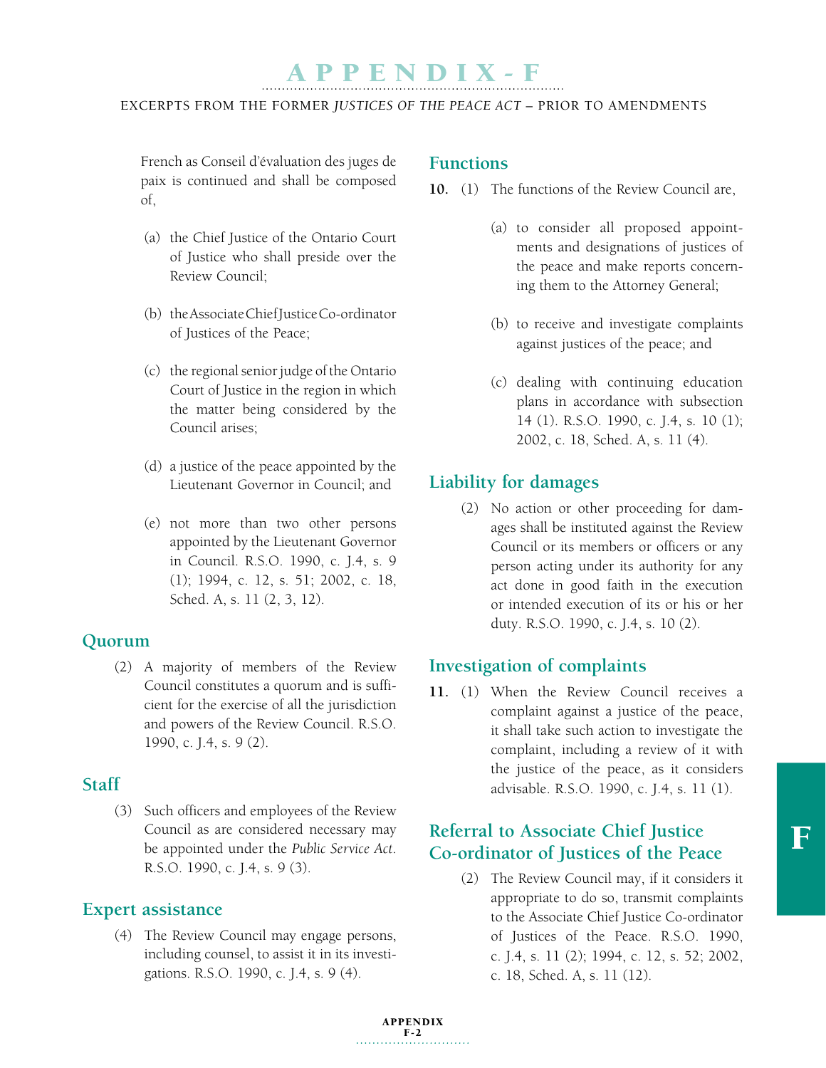French as Conseil d'évaluation des juges de paix is continued and shall be composed of,

(a) the Chief Justice of the Ontario Court of Justice who shall preside over the Review Council;

(b) the Associate Chief Justice Co-ordinator of Justices of the Peace;

(c) the regional senior judge of the Ontario Court of Justice in the region in which the matter being considered by the Council arises;

(d) a justice of the peace appointed by the Lieutenant Governor in Council; and

(e) not more than two other persons appointed by the Lieutenant Governor in Council. R.S.O. 1990, c. J.4, s. 9 (1); 1994, c. 12, s. 51; 2002, c. 18, Sched. A, s. 11 (2, 3, 12).

### Quorum

(2) A majority of members of the Review Council constitutes a quorum and is sufficient for the exercise of all the jurisdiction and powers of the Review Council. R.S.O. 1990, c. J.4, s. 9 (2).

### Staff

(3) Such officers and employees of the Review Council as are considered necessary may be appointed under the *Public Service Act*. R.S.O. 1990, c. J.4, s. 9 (3).

### Expert assistance

(4) The Review Council may engage persons, including counsel, to assist it in its investigations. R.S.O. 1990, c. J.4, s. 9 (4).

### Functions

**10.** (1) The functions of the Review Council are,

(a) to consider all proposed appointments and designations of justices of the peace and make reports concerning them to the Attorney General;

(b) to receive and investigate complaints against justices of the peace; and

(c) dealing with continuing education plans in accordance with subsection 14 (1). R.S.O. 1990, c. J.4, s. 10 (1); 2002, c. 18, Sched. A, s. 11 (4).

### Liability for damages

(2) No action or other proceeding for damages shall be instituted against the Review Council or its members or officers or any person acting under its authority for any act done in good faith in the execution or intended execution of its or his or her duty. R.S.O. 1990, c. J.4, s. 10 (2).

### Investigation of complaints

**11.** (1) When the Review Council receives a complaint against a justice of the peace, it shall take such action to investigate the complaint, including a review of it with the justice of the peace, as it considers advisable. R.S.O. 1990, c. J.4, s. 11 (1).

### Referral to Associate Chief Justice Co-ordinator of Justices of the Peace

(2) The Review Council may, if it considers it appropriate to do so, transmit complaints to the Associate Chief Justice Co-ordinator of Justices of the Peace. R.S.O. 1990, c. J.4, s. 11 (2); 1994, c. 12, s. 52; 2002, c. 18, Sched. A, s. 11 (12).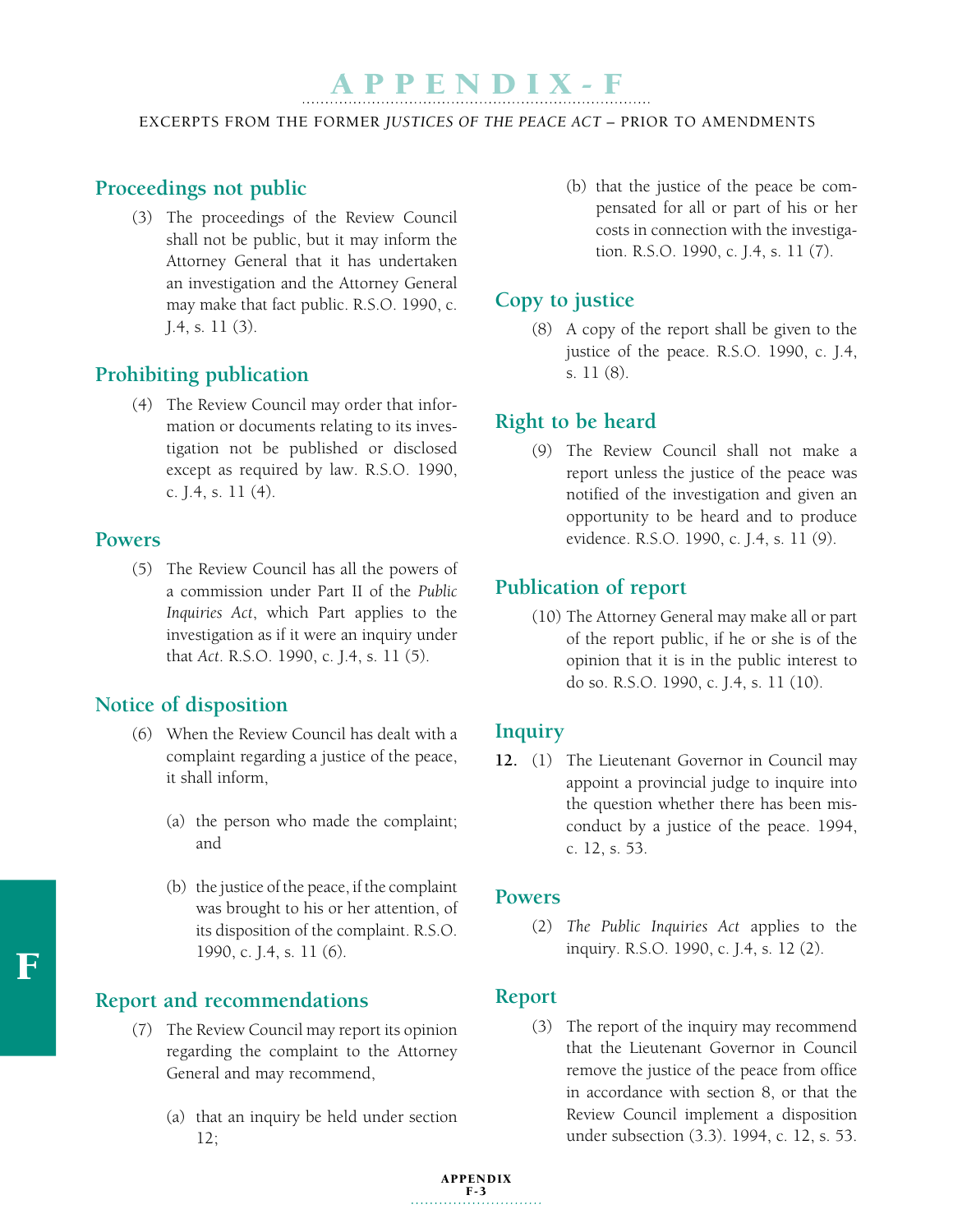# APPENDIX-F

EXCERPTS FROM THE FORMER *JUSTICES OF THE PEACE ACT* – PRIOR TO AMENDMENTS

## Proceedings not public

(3) The proceedings of the Review Council shall not be public, but it may inform the Attorney General that it has undertaken an investigation and the Attorney General may make that fact public. R.S.O. 1990, c. J.4, s. 11 (3).

## Prohibiting publication

(4) The Review Council may order that information or documents relating to its investigation not be published or disclosed except as required by law. R.S.O. 1990, c. J.4, s. 11 (4).

## Powers

(5) The Review Council has all the powers of a commission under Part II of the *Public Inquiries Act*, which Part applies to the investigation as if it were an inquiry under that *Act*. R.S.O. 1990, c. J.4, s. 11 (5).

## Notice of disposition

(6) When the Review Council has dealt with a complaint regarding a justice of the peace, it shall inform,

(a) the person who made the complaint; and

(b) the justice of the peace, if the complaint was brought to his or her attention, of its disposition of the complaint. R.S.O. 1990, c. J.4, s. 11 (6).

## Report and recommendations

(7) The Review Council may report its opinion regarding the complaint to the Attorney General and may recommend,

(a) that an inquiry be held under section 12;

(b) that the justice of the peace be compensated for all or part of his or her costs in connection with the investigation. R.S.O. 1990, c. J.4, s. 11 (7).

## Copy to justice

(8) A copy of the report shall be given to the justice of the peace. R.S.O. 1990, c. J.4, s. 11 (8).

## Right to be heard

(9) The Review Council shall not make a report unless the justice of the peace was notified of the investigation and given an opportunity to be heard and to produce evidence. R.S.O. 1990, c. J.4, s. 11 (9).

## Publication of report

(10) The Attorney General may make all or part of the report public, if he or she is of the opinion that it is in the public interest to do so. R.S.O. 1990, c. J.4, s. 11 (10).

## Inquiry

**12.** (1) The Lieutenant Governor in Council may appoint a provincial judge to inquire into the question whether there has been misconduct by a justice of the peace. 1994, c. 12, s. 53.

## Powers

(2) *The Public Inquiries Act* applies to the inquiry. R.S.O. 1990, c. J.4, s. 12 (2).

## Report

(3) The report of the inquiry may recommend that the Lieutenant Governor in Council remove the justice of the peace from office in accordance with section 8, or that the Review Council implement a disposition under subsection (3.3). 1994, c. 12, s. 53.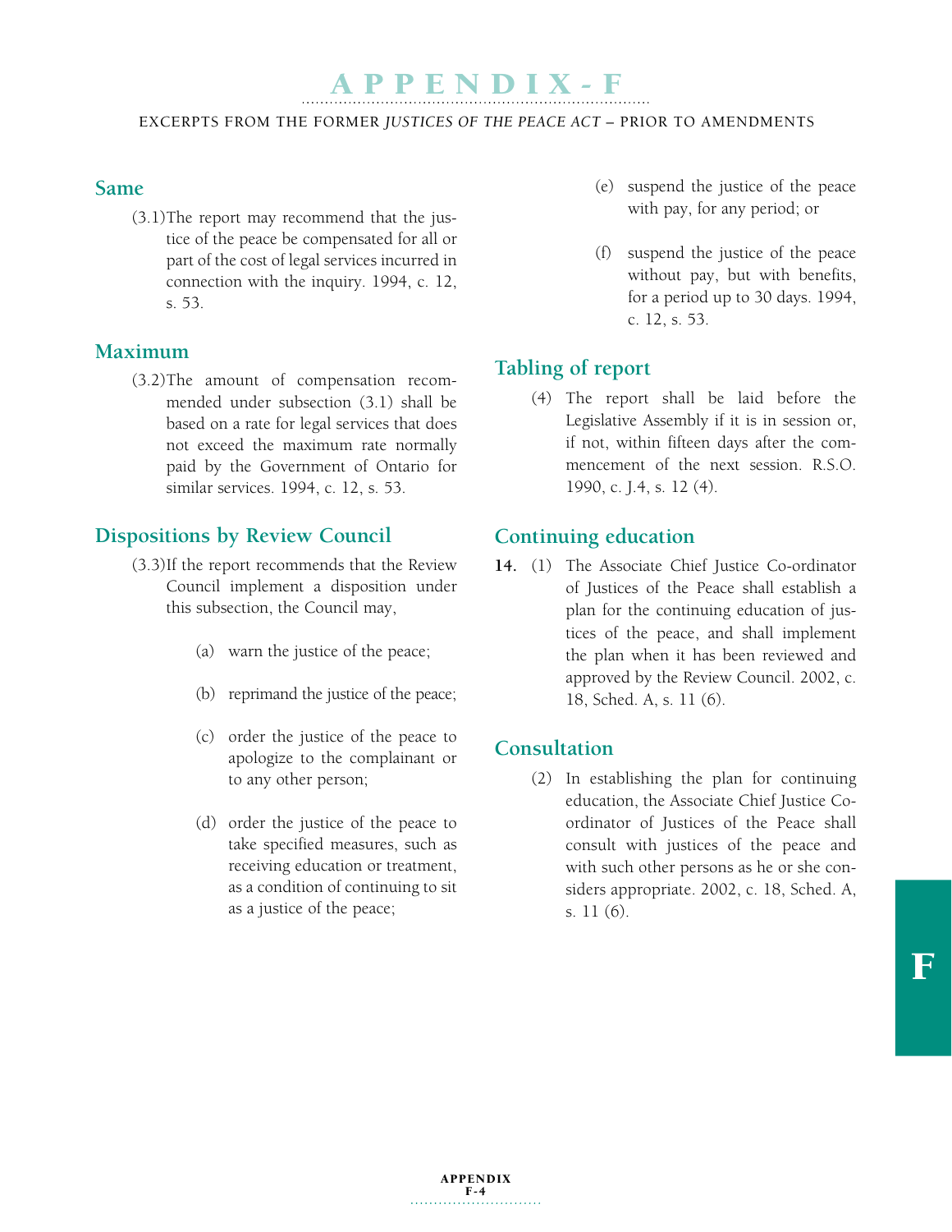### Same

(3.1) The report may recommend that the justice of the peace be compensated for all or part of the cost of legal services incurred in connection with the inquiry. 1994, c. 12, s. 53.

### Maximum

(3.2) The amount of compensation recommended under subsection (3.1) shall be based on a rate for legal services that does not exceed the maximum rate normally paid by the Government of Ontario for similar services. 1994, c. 12, s. 53.

### Dispositions by Review Council

(3.3) If the report recommends that the Review Council implement a disposition under this subsection, the Council may,

- (a) warn the justice of the peace;
- (b) reprimand the justice of the peace;
- (c) order the justice of the peace to apologize to the complainant or to any other person;
- (d) order the justice of the peace to take specified measures, such as receiving education or treatment, as a condition of continuing to sit as a justice of the peace;
- (e) suspend the justice of the peace with pay, for any period; or
- (f) suspend the justice of the peace without pay, but with benefits, for a period up to 30 days. 1994, c. 12, s. 53.

### Tabling of report

(4) The report shall be laid before the Legislative Assembly if it is in session or, if not, within fifteen days after the commencement of the next session. R.S.O. 1990, c. J.4, s. 12 (4).

### Continuing education

**14.** (1) The Associate Chief Justice Co-ordinator of Justices of the Peace shall establish a plan for the continuing education of justices of the peace, and shall implement the plan when it has been reviewed and approved by the Review Council. 2002, c. 18, Sched. A, s. 11 (6).

### Consultation

(2) In establishing the plan for continuing education, the Associate Chief Justice Co-ordinator of Justices of the Peace shall consult with justices of the peace and with such other persons as he or she considers appropriate. 2002, c. 18, Sched. A, s. 11 (6).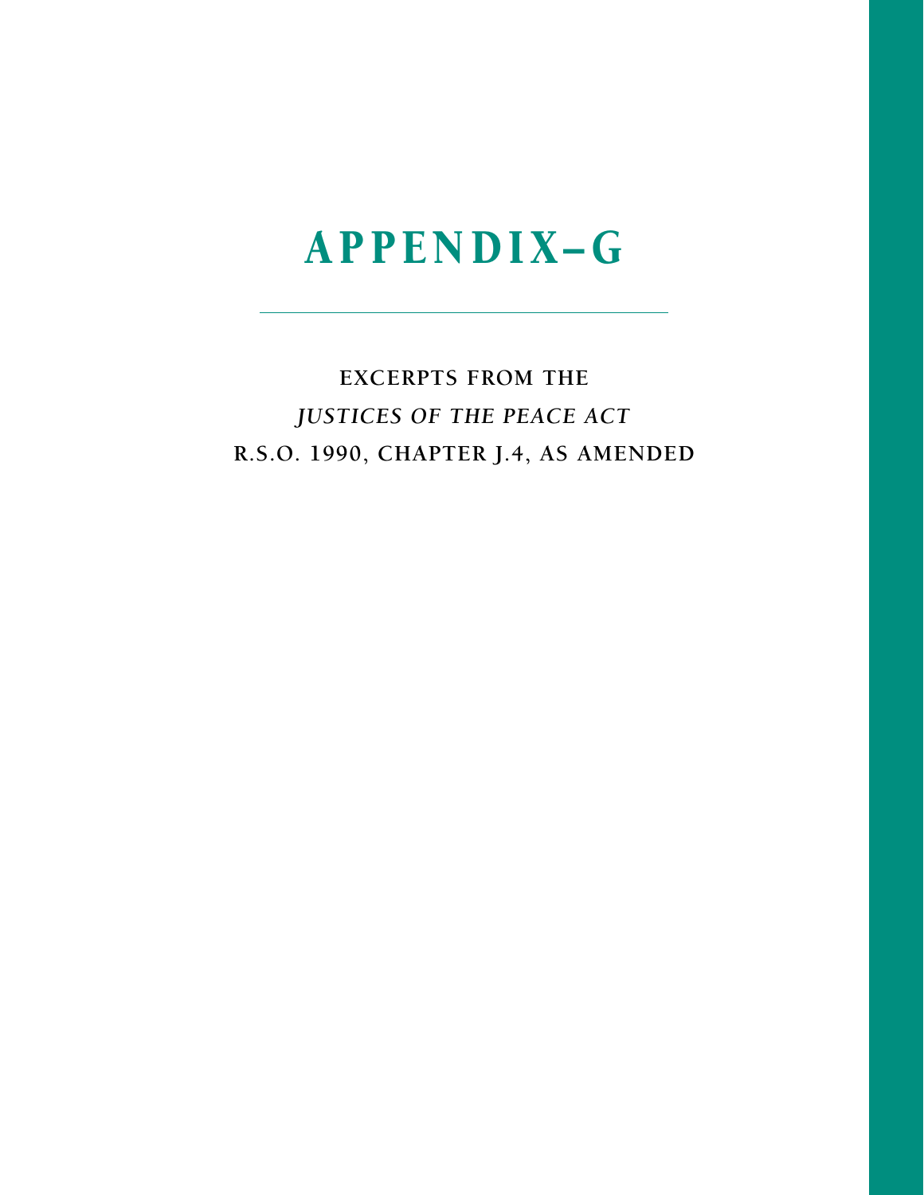# APPENDIX–G

**EXCERPTS FROM THE**
***JUSTICES OF THE PEACE ACT***
**R.S.O. 1990, CHAPTER J.4, AS AMENDED**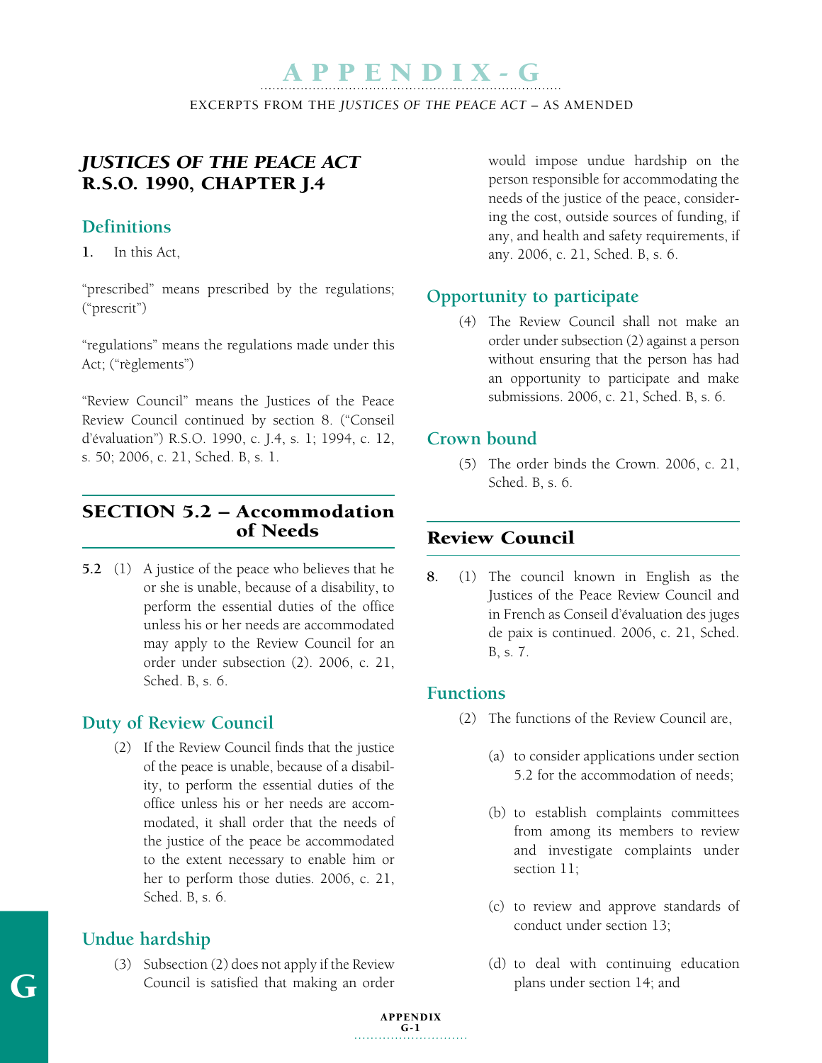# APPENDIX - G

EXCERPTS FROM THE *JUSTICES OF THE PEACE ACT* – AS AMENDED

## *JUSTICES OF THE PEACE ACT* R.S.O. 1990, CHAPTER J.4

### Definitions

**1.** In this Act,

"prescribed" means prescribed by the regulations; ("prescrit")

"regulations" means the regulations made under this Act; ("règlements")

"Review Council" means the Justices of the Peace Review Council continued by section 8. ("Conseil d'évaluation") R.S.O. 1990, c. J.4, s. 1; 1994, c. 12, s. 50; 2006, c. 21, Sched. B, s. 1.

## SECTION 5.2 – Accommodation of Needs

**5.2** (1) A justice of the peace who believes that he or she is unable, because of a disability, to perform the essential duties of the office unless his or her needs are accommodated may apply to the Review Council for an order under subsection (2). 2006, c. 21, Sched. B, s. 6.

### Duty of Review Council

(2) If the Review Council finds that the justice of the peace is unable, because of a disability, to perform the essential duties of the office unless his or her needs are accommodated, it shall order that the needs of the justice of the peace be accommodated to the extent necessary to enable him or her to perform those duties. 2006, c. 21, Sched. B, s. 6.

### Undue hardship

(3) Subsection (2) does not apply if the Review Council is satisfied that making an order would impose undue hardship on the person responsible for accommodating the needs of the justice of the peace, considering the cost, outside sources of funding, if any, and health and safety requirements, if any. 2006, c. 21, Sched. B, s. 6.

### Opportunity to participate

(4) The Review Council shall not make an order under subsection (2) against a person without ensuring that the person has had an opportunity to participate and make submissions. 2006, c. 21, Sched. B, s. 6.

### Crown bound

(5) The order binds the Crown. 2006, c. 21, Sched. B, s. 6.

## Review Council

**8.** (1) The council known in English as the Justices of the Peace Review Council and in French as Conseil d'évaluation des juges de paix is continued. 2006, c. 21, Sched. B, s. 7.

### Functions

(2) The functions of the Review Council are,

(a) to consider applications under section 5.2 for the accommodation of needs;

(b) to establish complaints committees from among its members to review and investigate complaints under section 11;

(c) to review and approve standards of conduct under section 13;

(d) to deal with continuing education plans under section 14; and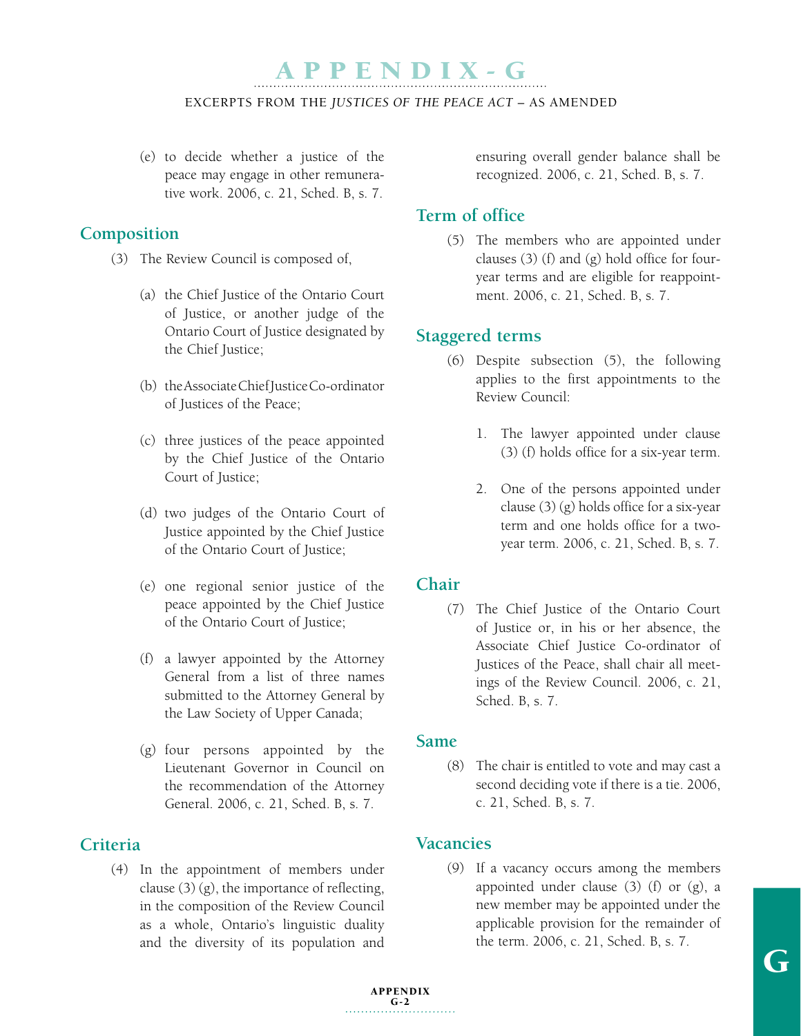(e) to decide whether a justice of the peace may engage in other remunerative work. 2006, c. 21, Sched. B, s. 7.

## Composition

(3) The Review Council is composed of,

(a) the Chief Justice of the Ontario Court of Justice, or another judge of the Ontario Court of Justice designated by the Chief Justice;

(b) the Associate Chief Justice Co-ordinator of Justices of the Peace;

(c) three justices of the peace appointed by the Chief Justice of the Ontario Court of Justice;

(d) two judges of the Ontario Court of Justice appointed by the Chief Justice of the Ontario Court of Justice;

(e) one regional senior justice of the peace appointed by the Chief Justice of the Ontario Court of Justice;

(f) a lawyer appointed by the Attorney General from a list of three names submitted to the Attorney General by the Law Society of Upper Canada;

(g) four persons appointed by the Lieutenant Governor in Council on the recommendation of the Attorney General. 2006, c. 21, Sched. B, s. 7.

## Criteria

(4) In the appointment of members under clause (3) (g), the importance of reflecting, in the composition of the Review Council as a whole, Ontario's linguistic duality and the diversity of its population and ensuring overall gender balance shall be recognized. 2006, c. 21, Sched. B, s. 7.

## Term of office

(5) The members who are appointed under clauses (3) (f) and (g) hold office for four-year terms and are eligible for reappointment. 2006, c. 21, Sched. B, s. 7.

## Staggered terms

(6) Despite subsection (5), the following applies to the first appointments to the Review Council:

1. The lawyer appointed under clause (3) (f) holds office for a six-year term.

2. One of the persons appointed under clause (3) (g) holds office for a six-year term and one holds office for a two-year term. 2006, c. 21, Sched. B, s. 7.

## Chair

(7) The Chief Justice of the Ontario Court of Justice or, in his or her absence, the Associate Chief Justice Co-ordinator of Justices of the Peace, shall chair all meetings of the Review Council. 2006, c. 21, Sched. B, s. 7.

## Same

(8) The chair is entitled to vote and may cast a second deciding vote if there is a tie. 2006, c. 21, Sched. B, s. 7.

## Vacancies

(9) If a vacancy occurs among the members appointed under clause (3) (f) or (g), a new member may be appointed under the applicable provision for the remainder of the term. 2006, c. 21, Sched. B, s. 7.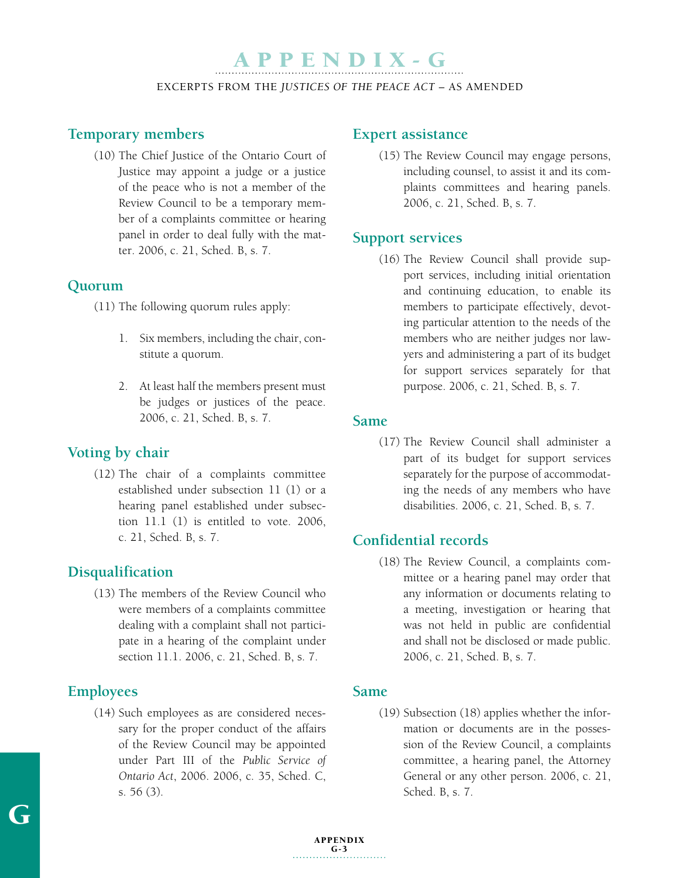# APPENDIX - G

EXCERPTS FROM THE *JUSTICES OF THE PEACE ACT* – AS AMENDED

## Temporary members

(10) The Chief Justice of the Ontario Court of Justice may appoint a judge or a justice of the peace who is not a member of the Review Council to be a temporary member of a complaints committee or hearing panel in order to deal fully with the matter. 2006, c. 21, Sched. B, s. 7.

## Quorum

(11) The following quorum rules apply:

1. Six members, including the chair, constitute a quorum.
2. At least half the members present must be judges or justices of the peace. 2006, c. 21, Sched. B, s. 7.

## Voting by chair

(12) The chair of a complaints committee established under subsection 11 (1) or a hearing panel established under subsection 11.1 (1) is entitled to vote. 2006, c. 21, Sched. B, s. 7.

## Disqualification

(13) The members of the Review Council who were members of a complaints committee dealing with a complaint shall not participate in a hearing of the complaint under section 11.1. 2006, c. 21, Sched. B, s. 7.

## Employees

(14) Such employees as are considered necessary for the proper conduct of the affairs of the Review Council may be appointed under Part III of the *Public Service of Ontario Act*, 2006. 2006, c. 35, Sched. C, s. 56 (3).

## Expert assistance

(15) The Review Council may engage persons, including counsel, to assist it and its complaints committees and hearing panels. 2006, c. 21, Sched. B, s. 7.

## Support services

(16) The Review Council shall provide support services, including initial orientation and continuing education, to enable its members to participate effectively, devoting particular attention to the needs of the members who are neither judges nor lawyers and administering a part of its budget for support services separately for that purpose. 2006, c. 21, Sched. B, s. 7.

## Same

(17) The Review Council shall administer a part of its budget for support services separately for the purpose of accommodating the needs of any members who have disabilities. 2006, c. 21, Sched. B, s. 7.

## Confidential records

(18) The Review Council, a complaints committee or a hearing panel may order that any information or documents relating to a meeting, investigation or hearing that was not held in public are confidential and shall not be disclosed or made public. 2006, c. 21, Sched. B, s. 7.

## Same

(19) Subsection (18) applies whether the information or documents are in the possession of the Review Council, a complaints committee, a hearing panel, the Attorney General or any other person. 2006, c. 21, Sched. B, s. 7.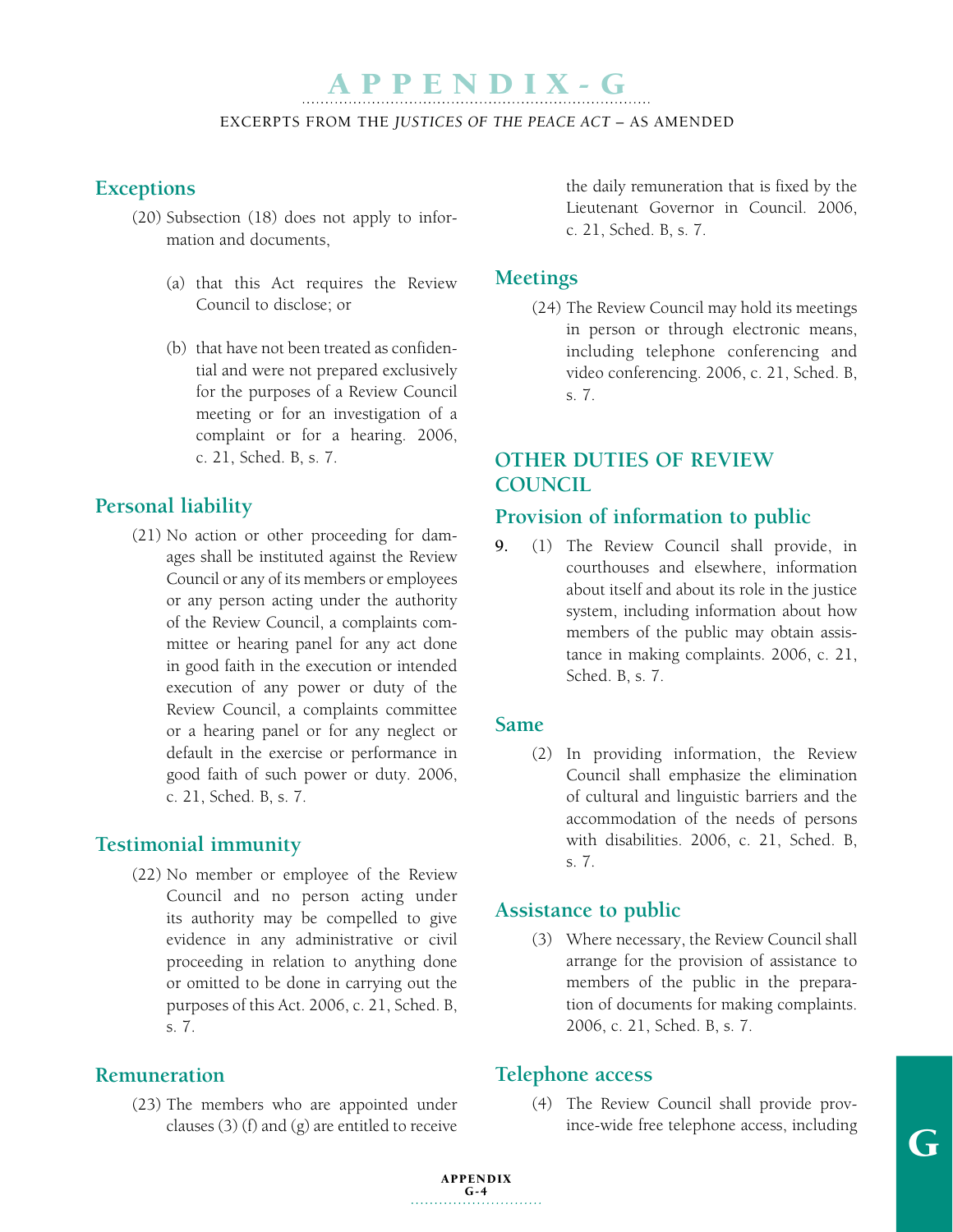### Exceptions

(20) Subsection (18) does not apply to information and documents,

(a) that this Act requires the Review Council to disclose; or

(b) that have not been treated as confidential and were not prepared exclusively for the purposes of a Review Council meeting or for an investigation of a complaint or for a hearing. 2006, c. 21, Sched. B, s. 7.

### Personal liability

(21) No action or other proceeding for damages shall be instituted against the Review Council or any of its members or employees or any person acting under the authority of the Review Council, a complaints committee or hearing panel for any act done in good faith in the execution or intended execution of any power or duty of the Review Council, a complaints committee or a hearing panel or for any neglect or default in the exercise or performance in good faith of such power or duty. 2006, c. 21, Sched. B, s. 7.

### Testimonial immunity

(22) No member or employee of the Review Council and no person acting under its authority may be compelled to give evidence in any administrative or civil proceeding in relation to anything done or omitted to be done in carrying out the purposes of this Act. 2006, c. 21, Sched. B, s. 7.

### Remuneration

(23) The members who are appointed under clauses (3) (f) and (g) are entitled to receive the daily remuneration that is fixed by the Lieutenant Governor in Council. 2006, c. 21, Sched. B, s. 7.

### Meetings

(24) The Review Council may hold its meetings in person or through electronic means, including telephone conferencing and video conferencing. 2006, c. 21, Sched. B, s. 7.

## OTHER DUTIES OF REVIEW COUNCIL

### Provision of information to public

**9.** (1) The Review Council shall provide, in courthouses and elsewhere, information about itself and about its role in the justice system, including information about how members of the public may obtain assistance in making complaints. 2006, c. 21, Sched. B, s. 7.

### Same

(2) In providing information, the Review Council shall emphasize the elimination of cultural and linguistic barriers and the accommodation of the needs of persons with disabilities. 2006, c. 21, Sched. B, s. 7.

### Assistance to public

(3) Where necessary, the Review Council shall arrange for the provision of assistance to members of the public in the preparation of documents for making complaints. 2006, c. 21, Sched. B, s. 7.

### Telephone access

(4) The Review Council shall provide province-wide free telephone access, including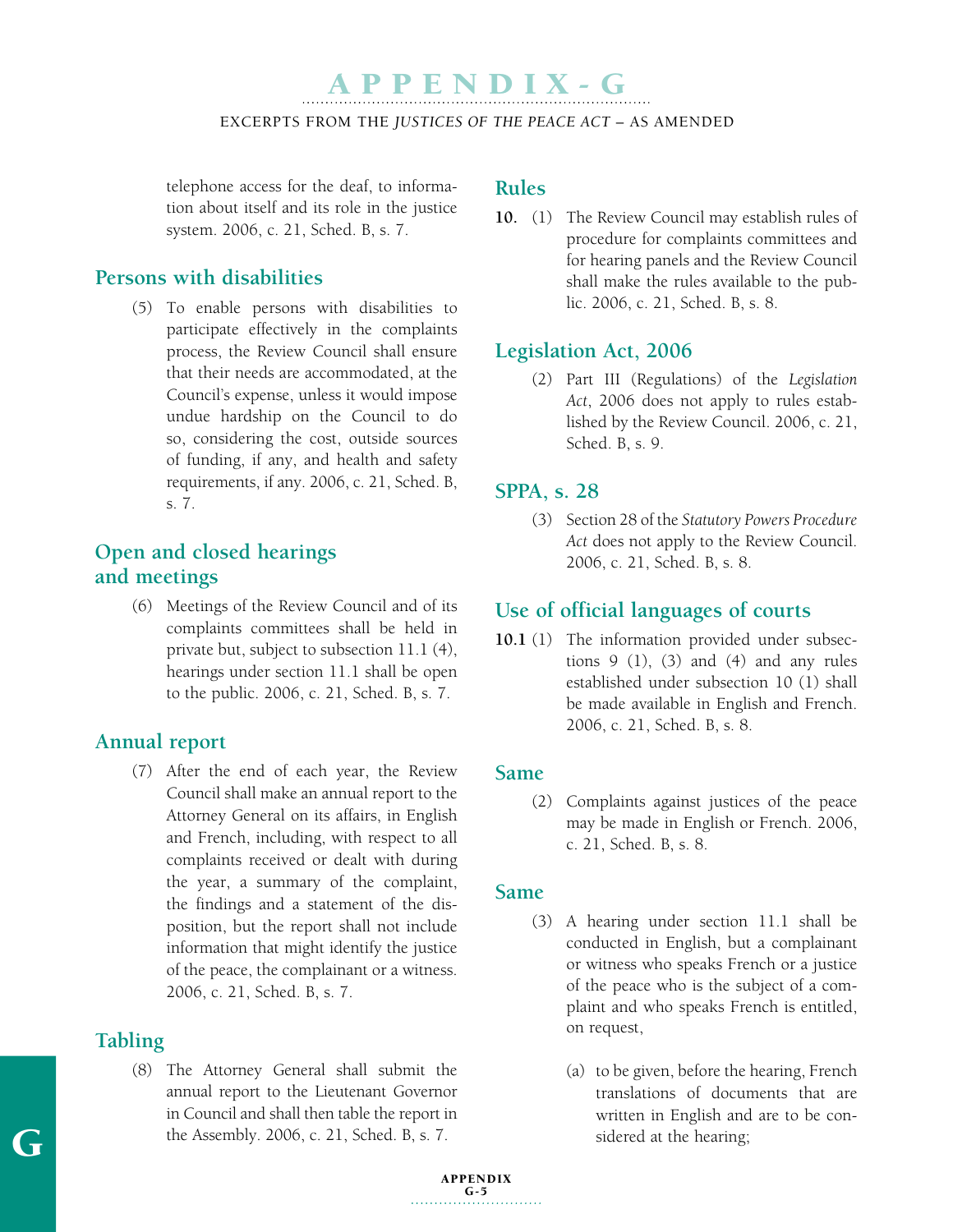telephone access for the deaf, to information about itself and its role in the justice system. 2006, c. 21, Sched. B, s. 7.

### Persons with disabilities

(5) To enable persons with disabilities to participate effectively in the complaints process, the Review Council shall ensure that their needs are accommodated, at the Council's expense, unless it would impose undue hardship on the Council to do so, considering the cost, outside sources of funding, if any, and health and safety requirements, if any. 2006, c. 21, Sched. B, s. 7.

### Open and closed hearings and meetings

(6) Meetings of the Review Council and of its complaints committees shall be held in private but, subject to subsection 11.1 (4), hearings under section 11.1 shall be open to the public. 2006, c. 21, Sched. B, s. 7.

### Annual report

(7) After the end of each year, the Review Council shall make an annual report to the Attorney General on its affairs, in English and French, including, with respect to all complaints received or dealt with during the year, a summary of the complaint, the findings and a statement of the disposition, but the report shall not include information that might identify the justice of the peace, the complainant or a witness. 2006, c. 21, Sched. B, s. 7.

### Tabling

(8) The Attorney General shall submit the annual report to the Lieutenant Governor in Council and shall then table the report in the Assembly. 2006, c. 21, Sched. B, s. 7.

### Rules

**10.** (1) The Review Council may establish rules of procedure for complaints committees and for hearing panels and the Review Council shall make the rules available to the public. 2006, c. 21, Sched. B, s. 8.

### Legislation Act, 2006

(2) Part III (Regulations) of the *Legislation Act*, 2006 does not apply to rules established by the Review Council. 2006, c. 21, Sched. B, s. 9.

### SPPA, s. 28

(3) Section 28 of the *Statutory Powers Procedure Act* does not apply to the Review Council. 2006, c. 21, Sched. B, s. 8.

### Use of official languages of courts

**10.1** (1) The information provided under subsections 9 (1), (3) and (4) and any rules established under subsection 10 (1) shall be made available in English and French. 2006, c. 21, Sched. B, s. 8.

### Same

(2) Complaints against justices of the peace may be made in English or French. 2006, c. 21, Sched. B, s. 8.

### Same

(3) A hearing under section 11.1 shall be conducted in English, but a complainant or witness who speaks French or a justice of the peace who is the subject of a complaint and who speaks French is entitled, on request,

(a) to be given, before the hearing, French translations of documents that are written in English and are to be considered at the hearing;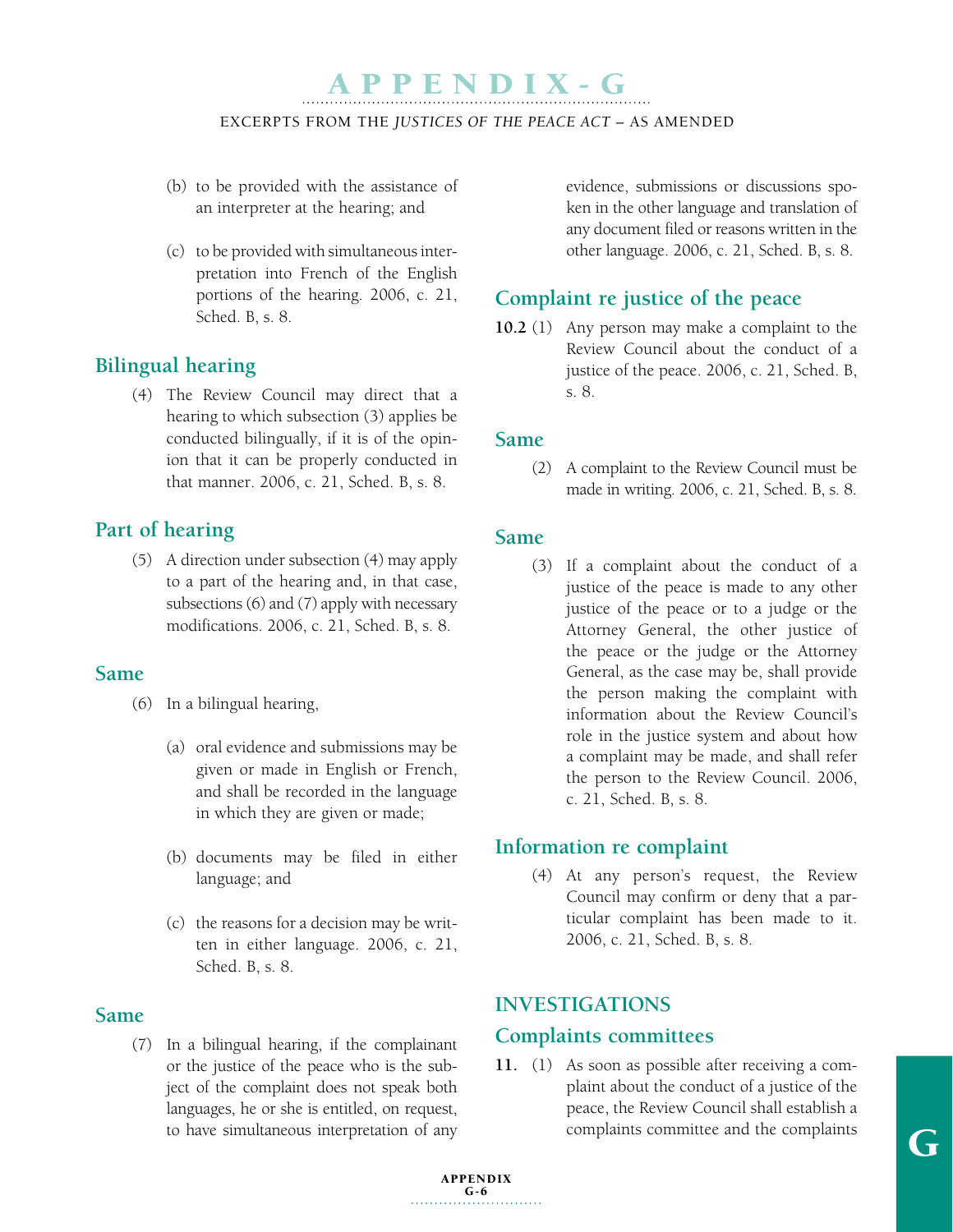(b) to be provided with the assistance of an interpreter at the hearing; and

(c) to be provided with simultaneous interpretation into French of the English portions of the hearing. 2006, c. 21, Sched. B, s. 8.

### Bilingual hearing

(4) The Review Council may direct that a hearing to which subsection (3) applies be conducted bilingually, if it is of the opinion that it can be properly conducted in that manner. 2006, c. 21, Sched. B, s. 8.

### Part of hearing

(5) A direction under subsection (4) may apply to a part of the hearing and, in that case, subsections (6) and (7) apply with necessary modifications. 2006, c. 21, Sched. B, s. 8.

### Same

(6) In a bilingual hearing,

(a) oral evidence and submissions may be given or made in English or French, and shall be recorded in the language in which they are given or made;

(b) documents may be filed in either language; and

(c) the reasons for a decision may be written in either language. 2006, c. 21, Sched. B, s. 8.

### Same

(7) In a bilingual hearing, if the complainant or the justice of the peace who is the subject of the complaint does not speak both languages, he or she is entitled, on request, to have simultaneous interpretation of any evidence, submissions or discussions spoken in the other language and translation of any document filed or reasons written in the other language. 2006, c. 21, Sched. B, s. 8.

### Complaint re justice of the peace

**10.2** (1) Any person may make a complaint to the Review Council about the conduct of a justice of the peace. 2006, c. 21, Sched. B, s. 8.

### Same

(2) A complaint to the Review Council must be made in writing. 2006, c. 21, Sched. B, s. 8.

### Same

(3) If a complaint about the conduct of a justice of the peace is made to any other justice of the peace or to a judge or the Attorney General, the other justice of the peace or the judge or the Attorney General, as the case may be, shall provide the person making the complaint with information about the Review Council's role in the justice system and about how a complaint may be made, and shall refer the person to the Review Council. 2006, c. 21, Sched. B, s. 8.

### Information re complaint

(4) At any person's request, the Review Council may confirm or deny that a particular complaint has been made to it. 2006, c. 21, Sched. B, s. 8.

## INVESTIGATIONS

### Complaints committees

**11.** (1) As soon as possible after receiving a complaint about the conduct of a justice of the peace, the Review Council shall establish a complaints committee and the complaints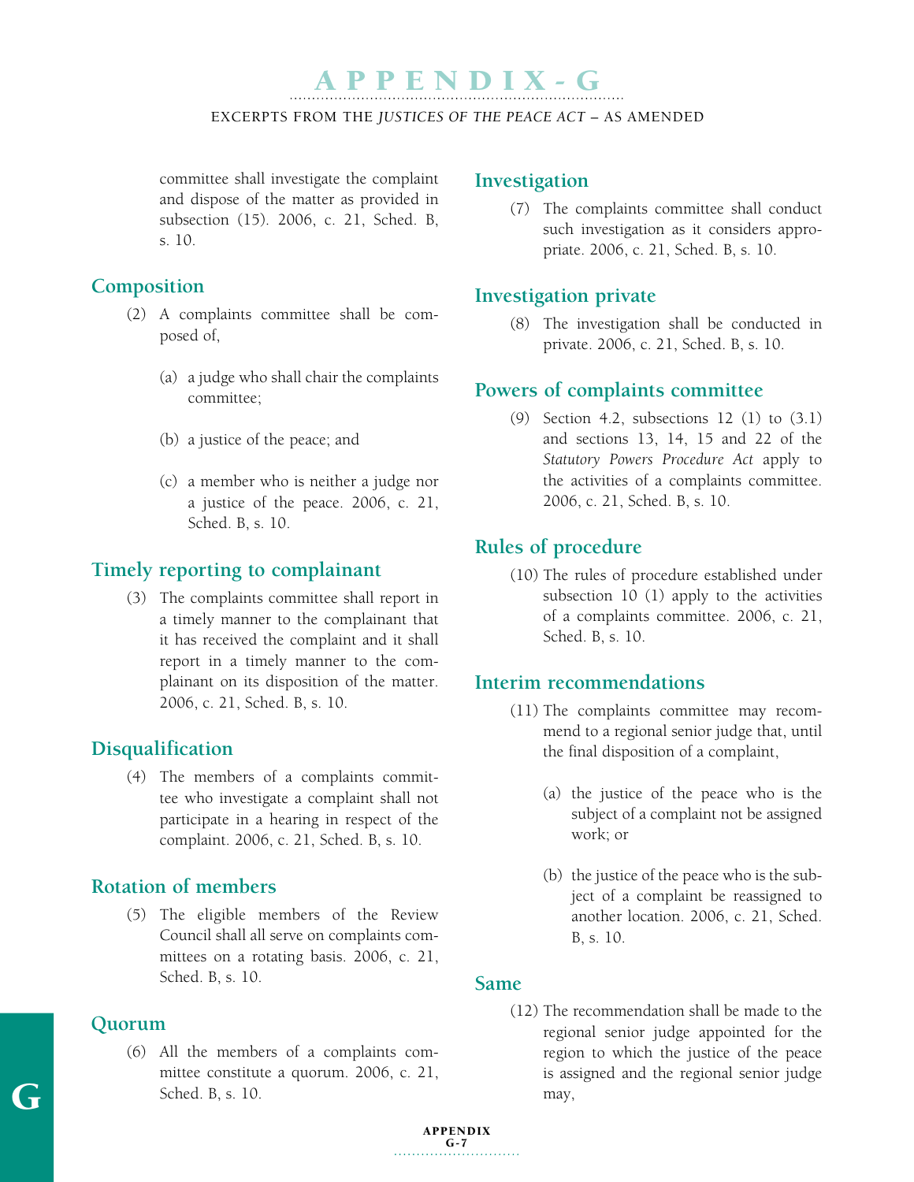committee shall investigate the complaint and dispose of the matter as provided in subsection (15). 2006, c. 21, Sched. B, s. 10.

### Composition

(2) A complaints committee shall be composed of,

(a) a judge who shall chair the complaints committee;

(b) a justice of the peace; and

(c) a member who is neither a judge nor a justice of the peace. 2006, c. 21, Sched. B, s. 10.

### Timely reporting to complainant

(3) The complaints committee shall report in a timely manner to the complainant that it has received the complaint and it shall report in a timely manner to the complainant on its disposition of the matter. 2006, c. 21, Sched. B, s. 10.

### Disqualification

(4) The members of a complaints committee who investigate a complaint shall not participate in a hearing in respect of the complaint. 2006, c. 21, Sched. B, s. 10.

### Rotation of members

(5) The eligible members of the Review Council shall all serve on complaints committees on a rotating basis. 2006, c. 21, Sched. B, s. 10.

### Quorum

(6) All the members of a complaints committee constitute a quorum. 2006, c. 21, Sched. B, s. 10.

### Investigation

(7) The complaints committee shall conduct such investigation as it considers appropriate. 2006, c. 21, Sched. B, s. 10.

### Investigation private

(8) The investigation shall be conducted in private. 2006, c. 21, Sched. B, s. 10.

### Powers of complaints committee

(9) Section 4.2, subsections 12 (1) to (3.1) and sections 13, 14, 15 and 22 of the *Statutory Powers Procedure Act* apply to the activities of a complaints committee. 2006, c. 21, Sched. B, s. 10.

### Rules of procedure

(10) The rules of procedure established under subsection 10 (1) apply to the activities of a complaints committee. 2006, c. 21, Sched. B, s. 10.

### Interim recommendations

(11) The complaints committee may recommend to a regional senior judge that, until the final disposition of a complaint,

(a) the justice of the peace who is the subject of a complaint not be assigned work; or

(b) the justice of the peace who is the subject of a complaint be reassigned to another location. 2006, c. 21, Sched. B, s. 10.

### Same

(12) The recommendation shall be made to the regional senior judge appointed for the region to which the justice of the peace is assigned and the regional senior judge may,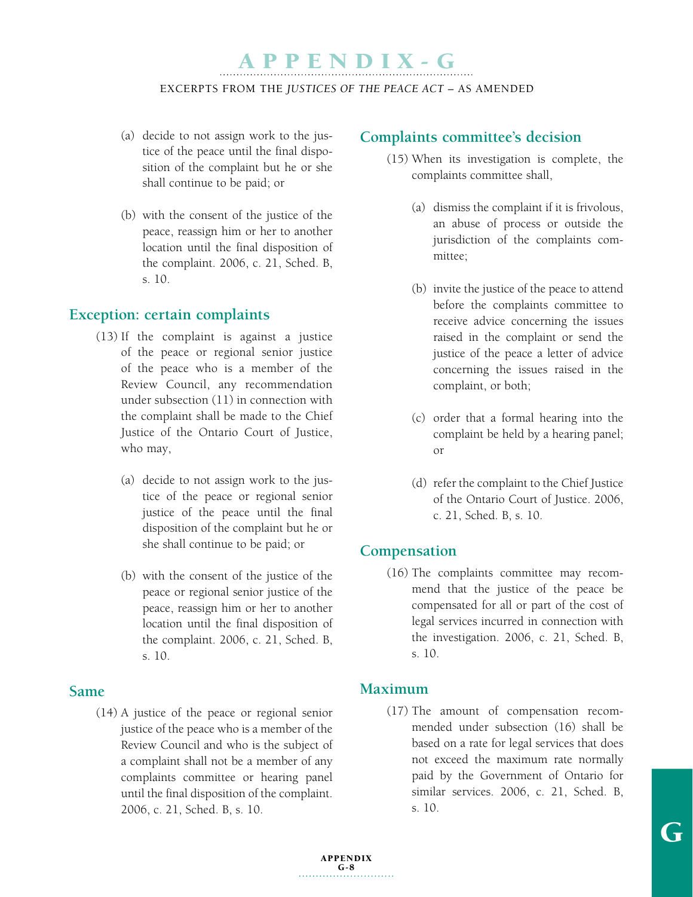(a) decide to not assign work to the justice of the peace until the final disposition of the complaint but he or she shall continue to be paid; or

(b) with the consent of the justice of the peace, reassign him or her to another location until the final disposition of the complaint. 2006, c. 21, Sched. B, s. 10.

## Exception: certain complaints

(13) If the complaint is against a justice of the peace or regional senior justice of the peace who is a member of the Review Council, any recommendation under subsection (11) in connection with the complaint shall be made to the Chief Justice of the Ontario Court of Justice, who may,

(a) decide to not assign work to the justice of the peace or regional senior justice of the peace until the final disposition of the complaint but he or she shall continue to be paid; or

(b) with the consent of the justice of the peace or regional senior justice of the peace, reassign him or her to another location until the final disposition of the complaint. 2006, c. 21, Sched. B, s. 10.

## Same

(14) A justice of the peace or regional senior justice of the peace who is a member of the Review Council and who is the subject of a complaint shall not be a member of any complaints committee or hearing panel until the final disposition of the complaint. 2006, c. 21, Sched. B, s. 10.

## Complaints committee's decision

(15) When its investigation is complete, the complaints committee shall,

(a) dismiss the complaint if it is frivolous, an abuse of process or outside the jurisdiction of the complaints committee;

(b) invite the justice of the peace to attend before the complaints committee to receive advice concerning the issues raised in the complaint or send the justice of the peace a letter of advice concerning the issues raised in the complaint, or both;

(c) order that a formal hearing into the complaint be held by a hearing panel; or

(d) refer the complaint to the Chief Justice of the Ontario Court of Justice. 2006, c. 21, Sched. B, s. 10.

## Compensation

(16) The complaints committee may recommend that the justice of the peace be compensated for all or part of the cost of legal services incurred in connection with the investigation. 2006, c. 21, Sched. B, s. 10.

## Maximum

(17) The amount of compensation recommended under subsection (16) shall be based on a rate for legal services that does not exceed the maximum rate normally paid by the Government of Ontario for similar services. 2006, c. 21, Sched. B, s. 10.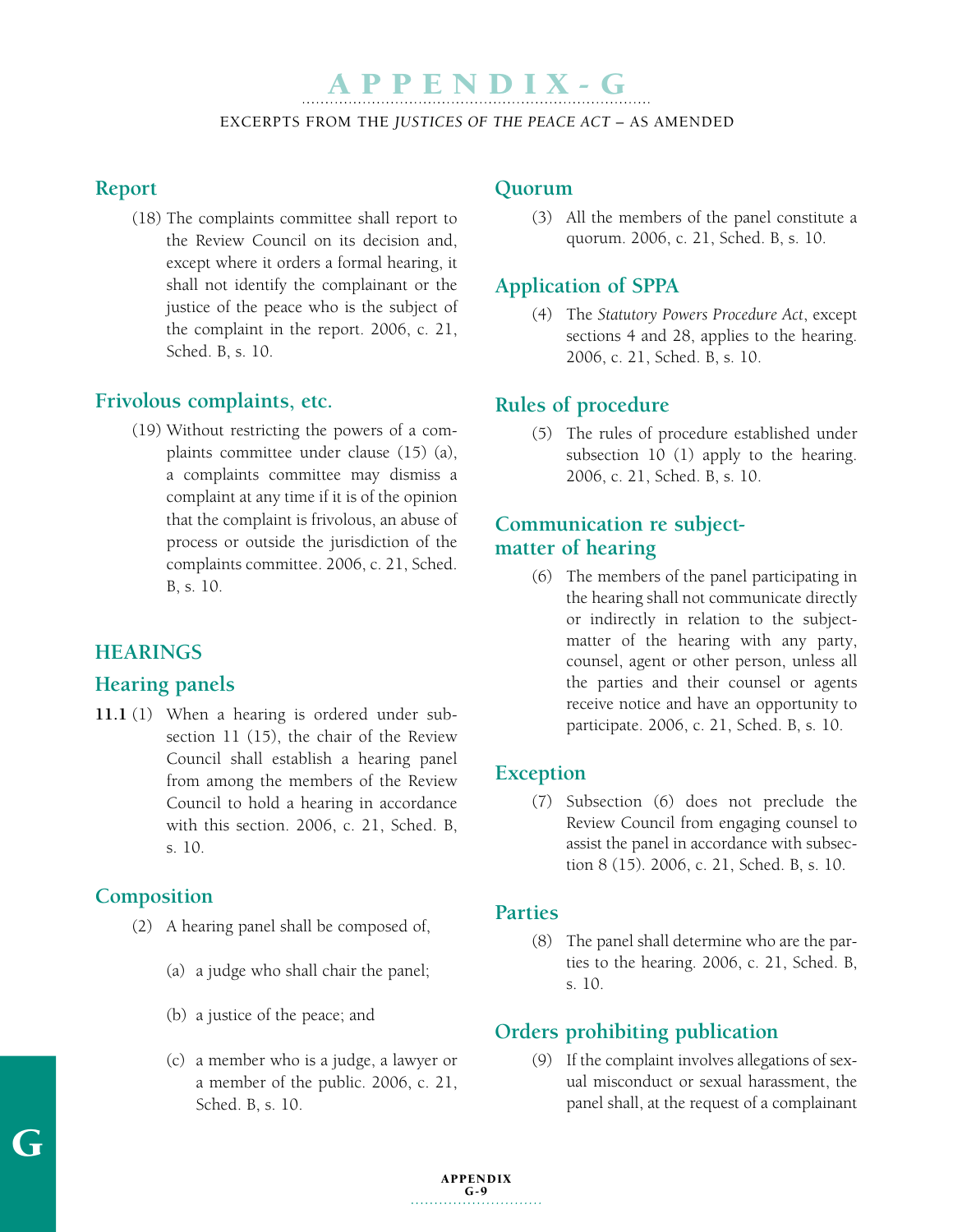# APPENDIX - G

EXCERPTS FROM THE *JUSTICES OF THE PEACE ACT* – AS AMENDED

### Report

(18) The complaints committee shall report to the Review Council on its decision and, except where it orders a formal hearing, it shall not identify the complainant or the justice of the peace who is the subject of the complaint in the report. 2006, c. 21, Sched. B, s. 10.

### Frivolous complaints, etc.

(19) Without restricting the powers of a complaints committee under clause (15) (a), a complaints committee may dismiss a complaint at any time if it is of the opinion that the complaint is frivolous, an abuse of process or outside the jurisdiction of the complaints committee. 2006, c. 21, Sched. B, s. 10.

## HEARINGS

### Hearing panels

**11.1** (1) When a hearing is ordered under subsection 11 (15), the chair of the Review Council shall establish a hearing panel from among the members of the Review Council to hold a hearing in accordance with this section. 2006, c. 21, Sched. B, s. 10.

### Composition

(2) A hearing panel shall be composed of,

(a) a judge who shall chair the panel;

(b) a justice of the peace; and

(c) a member who is a judge, a lawyer or a member of the public. 2006, c. 21, Sched. B, s. 10.

### Quorum

(3) All the members of the panel constitute a quorum. 2006, c. 21, Sched. B, s. 10.

### Application of SPPA

(4) The *Statutory Powers Procedure Act*, except sections 4 and 28, applies to the hearing. 2006, c. 21, Sched. B, s. 10.

### Rules of procedure

(5) The rules of procedure established under subsection 10 (1) apply to the hearing. 2006, c. 21, Sched. B, s. 10.

### Communication re subject-matter of hearing

(6) The members of the panel participating in the hearing shall not communicate directly or indirectly in relation to the subject-matter of the hearing with any party, counsel, agent or other person, unless all the parties and their counsel or agents receive notice and have an opportunity to participate. 2006, c. 21, Sched. B, s. 10.

### Exception

(7) Subsection (6) does not preclude the Review Council from engaging counsel to assist the panel in accordance with subsection 8 (15). 2006, c. 21, Sched. B, s. 10.

### Parties

(8) The panel shall determine who are the parties to the hearing. 2006, c. 21, Sched. B, s. 10.

### Orders prohibiting publication

(9) If the complaint involves allegations of sexual misconduct or sexual harassment, the panel shall, at the request of a complainant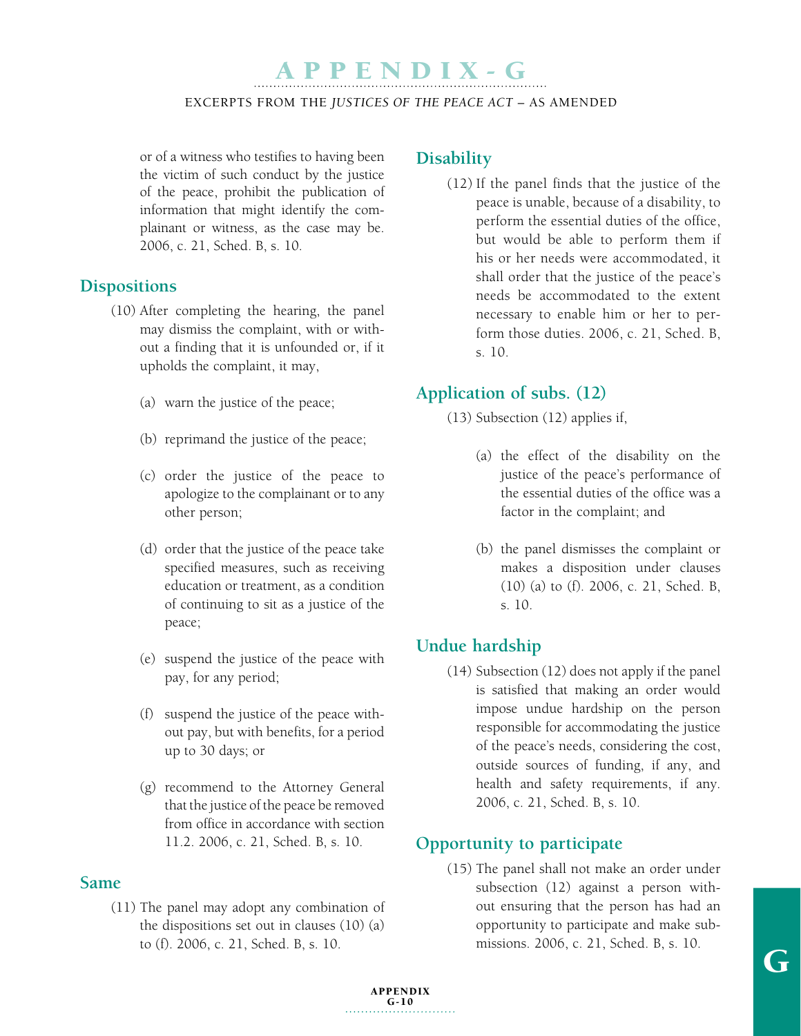or of a witness who testifies to having been the victim of such conduct by the justice of the peace, prohibit the publication of information that might identify the complainant or witness, as the case may be. 2006, c. 21, Sched. B, s. 10.

### Dispositions

(10) After completing the hearing, the panel may dismiss the complaint, with or without a finding that it is unfounded or, if it upholds the complaint, it may,

(a) warn the justice of the peace;

(b) reprimand the justice of the peace;

(c) order the justice of the peace to apologize to the complainant or to any other person;

(d) order that the justice of the peace take specified measures, such as receiving education or treatment, as a condition of continuing to sit as a justice of the peace;

(e) suspend the justice of the peace with pay, for any period;

(f) suspend the justice of the peace without pay, but with benefits, for a period up to 30 days; or

(g) recommend to the Attorney General that the justice of the peace be removed from office in accordance with section 11.2. 2006, c. 21, Sched. B, s. 10.

### Same

(11) The panel may adopt any combination of the dispositions set out in clauses (10) (a) to (f). 2006, c. 21, Sched. B, s. 10.

### Disability

(12) If the panel finds that the justice of the peace is unable, because of a disability, to perform the essential duties of the office, but would be able to perform them if his or her needs were accommodated, it shall order that the justice of the peace's needs be accommodated to the extent necessary to enable him or her to perform those duties. 2006, c. 21, Sched. B, s. 10.

### Application of subs. (12)

(13) Subsection (12) applies if,

(a) the effect of the disability on the justice of the peace's performance of the essential duties of the office was a factor in the complaint; and

(b) the panel dismisses the complaint or makes a disposition under clauses (10) (a) to (f). 2006, c. 21, Sched. B, s. 10.

### Undue hardship

(14) Subsection (12) does not apply if the panel is satisfied that making an order would impose undue hardship on the person responsible for accommodating the justice of the peace's needs, considering the cost, outside sources of funding, if any, and health and safety requirements, if any. 2006, c. 21, Sched. B, s. 10.

### Opportunity to participate

(15) The panel shall not make an order under subsection (12) against a person without ensuring that the person has had an opportunity to participate and make submissions. 2006, c. 21, Sched. B, s. 10.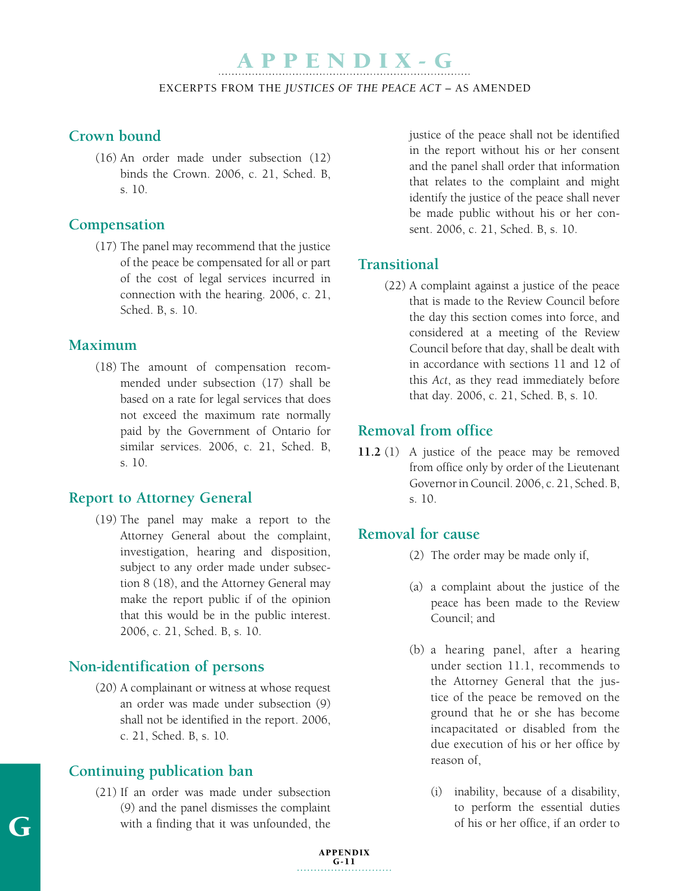## Crown bound

(16) An order made under subsection (12) binds the Crown. 2006, c. 21, Sched. B, s. 10.

## Compensation

(17) The panel may recommend that the justice of the peace be compensated for all or part of the cost of legal services incurred in connection with the hearing. 2006, c. 21, Sched. B, s. 10.

## Maximum

(18) The amount of compensation recommended under subsection (17) shall be based on a rate for legal services that does not exceed the maximum rate normally paid by the Government of Ontario for similar services. 2006, c. 21, Sched. B, s. 10.

## Report to Attorney General

(19) The panel may make a report to the Attorney General about the complaint, investigation, hearing and disposition, subject to any order made under subsection 8 (18), and the Attorney General may make the report public if of the opinion that this would be in the public interest. 2006, c. 21, Sched. B, s. 10.

## Non-identification of persons

(20) A complainant or witness at whose request an order was made under subsection (9) shall not be identified in the report. 2006, c. 21, Sched. B, s. 10.

## Continuing publication ban

(21) If an order was made under subsection (9) and the panel dismisses the complaint with a finding that it was unfounded, the justice of the peace shall not be identified in the report without his or her consent and the panel shall order that information that relates to the complaint and might identify the justice of the peace shall never be made public without his or her consent. 2006, c. 21, Sched. B, s. 10.

## Transitional

(22) A complaint against a justice of the peace that is made to the Review Council before the day this section comes into force, and considered at a meeting of the Review Council before that day, shall be dealt with in accordance with sections 11 and 12 of this *Act*, as they read immediately before that day. 2006, c. 21, Sched. B, s. 10.

## Removal from office

**11.2** (1) A justice of the peace may be removed from office only by order of the Lieutenant Governor in Council. 2006, c. 21, Sched. B, s. 10.

## Removal for cause

(2) The order may be made only if,

(a) a complaint about the justice of the peace has been made to the Review Council; and

(b) a hearing panel, after a hearing under section 11.1, recommends to the Attorney General that the justice of the peace be removed on the ground that he or she has become incapacitated or disabled from the due execution of his or her office by reason of,

(i) inability, because of a disability, to perform the essential duties of his or her office, if an order to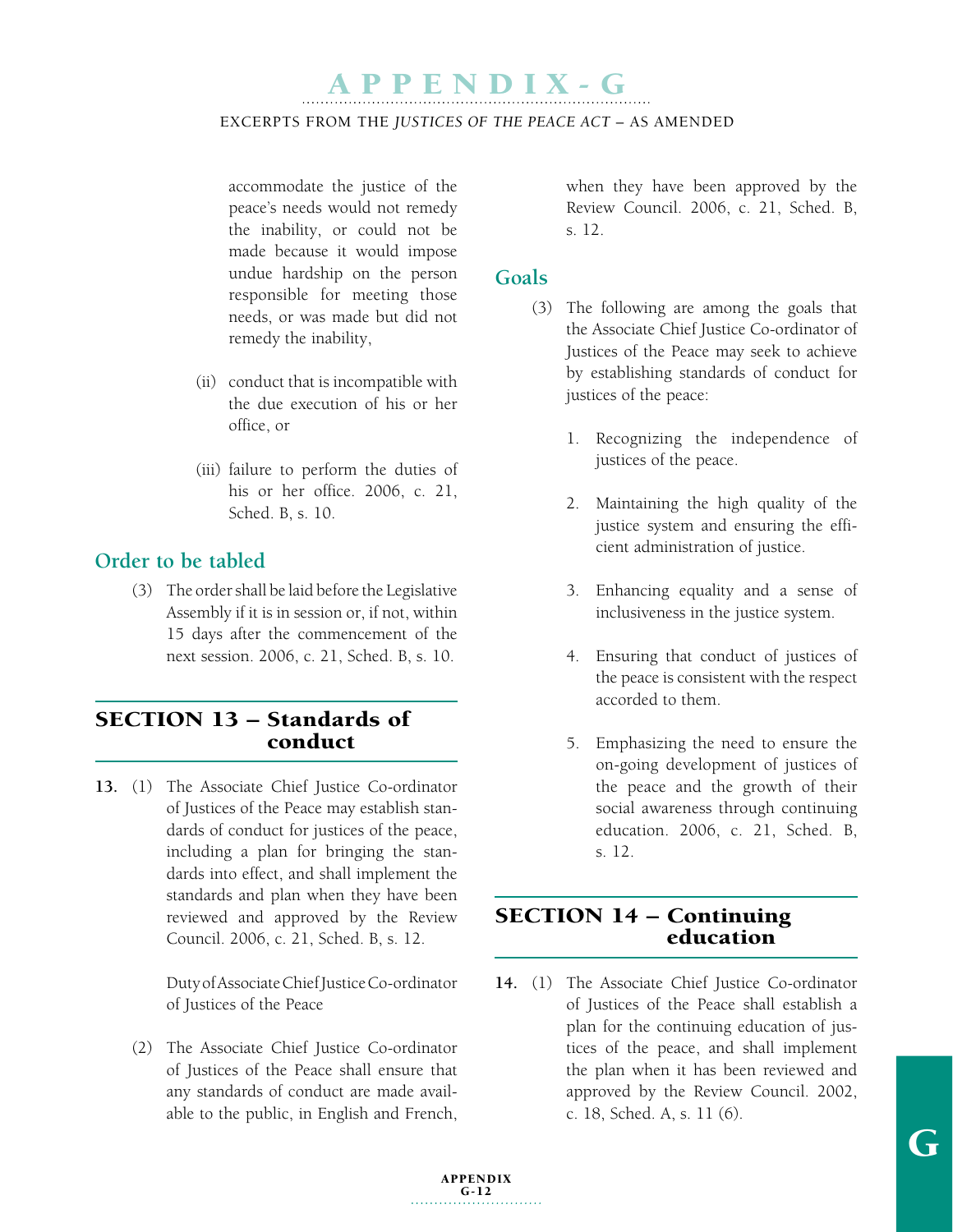accommodate the justice of the peace's needs would not remedy the inability, or could not be made because it would impose undue hardship on the person responsible for meeting those needs, or was made but did not remedy the inability,

(ii) conduct that is incompatible with the due execution of his or her office, or

(iii) failure to perform the duties of his or her office. 2006, c. 21, Sched. B, s. 10.

### Order to be tabled

(3) The order shall be laid before the Legislative Assembly if it is in session or, if not, within 15 days after the commencement of the next session. 2006, c. 21, Sched. B, s. 10.

## SECTION 13 – Standards of conduct

**13.** (1) The Associate Chief Justice Co-ordinator of Justices of the Peace may establish standards of conduct for justices of the peace, including a plan for bringing the standards into effect, and shall implement the standards and plan when they have been reviewed and approved by the Review Council. 2006, c. 21, Sched. B, s. 12.

Duty of Associate Chief Justice Co-ordinator of Justices of the Peace

(2) The Associate Chief Justice Co-ordinator of Justices of the Peace shall ensure that any standards of conduct are made available to the public, in English and French, when they have been approved by the Review Council. 2006, c. 21, Sched. B, s. 12.

### Goals

(3) The following are among the goals that the Associate Chief Justice Co-ordinator of Justices of the Peace may seek to achieve by establishing standards of conduct for justices of the peace:

1. Recognizing the independence of justices of the peace.

2. Maintaining the high quality of the justice system and ensuring the efficient administration of justice.

3. Enhancing equality and a sense of inclusiveness in the justice system.

4. Ensuring that conduct of justices of the peace is consistent with the respect accorded to them.

5. Emphasizing the need to ensure the on-going development of justices of the peace and the growth of their social awareness through continuing education. 2006, c. 21, Sched. B, s. 12.

## SECTION 14 – Continuing education

**14.** (1) The Associate Chief Justice Co-ordinator of Justices of the Peace shall establish a plan for the continuing education of justices of the peace, and shall implement the plan when it has been reviewed and approved by the Review Council. 2002, c. 18, Sched. A, s. 11 (6).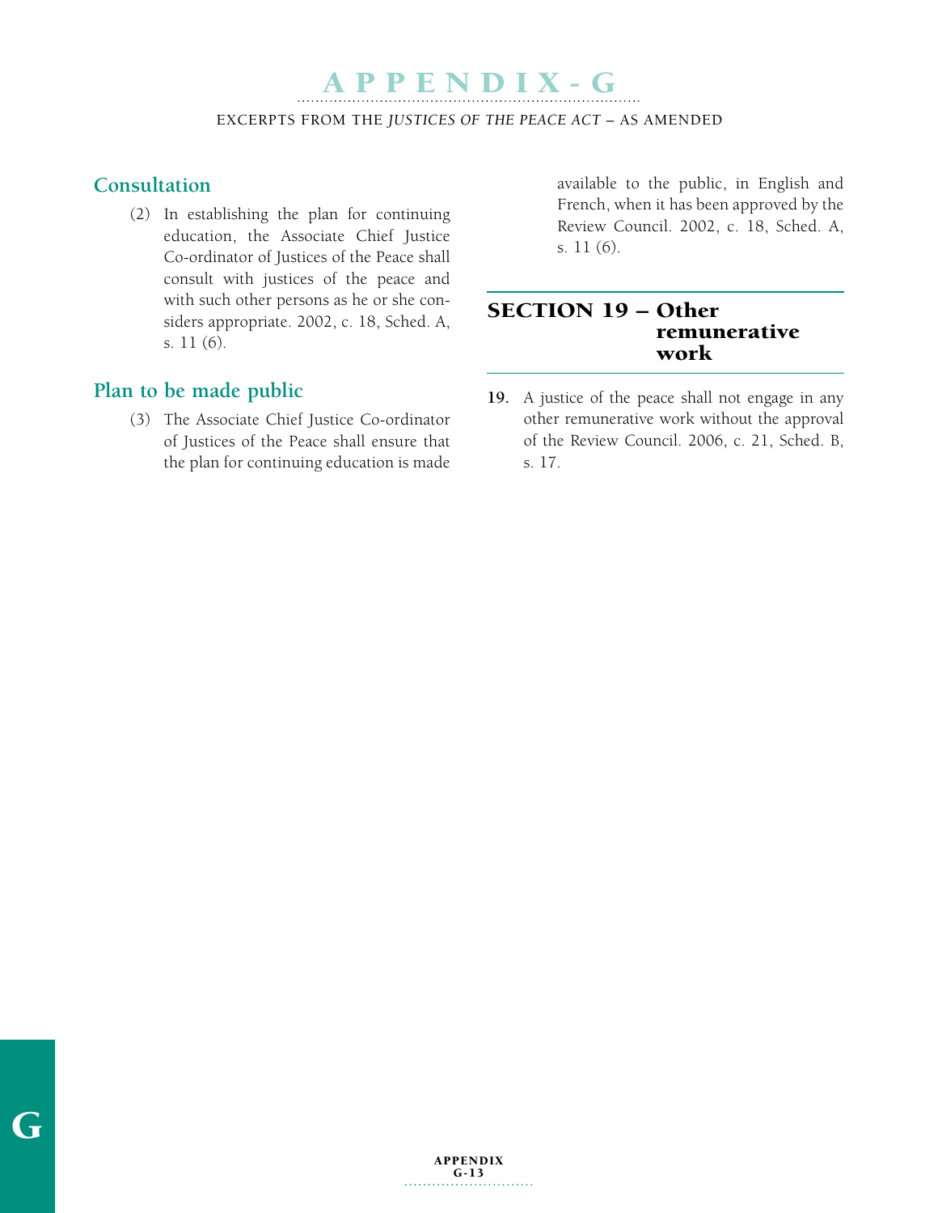## Consultation

(2) In establishing the plan for continuing education, the Associate Chief Justice Co-ordinator of Justices of the Peace shall consult with justices of the peace and with such other persons as he or she considers appropriate. 2002, c. 18, Sched. A, s. 11 (6).

## Plan to be made public

(3) The Associate Chief Justice Co-ordinator of Justices of the Peace shall ensure that the plan for continuing education is made available to the public, in English and French, when it has been approved by the Review Council. 2002, c. 18, Sched. A, s. 11 (6).

## SECTION 19 – Other remunerative work

**19.** A justice of the peace shall not engage in any other remunerative work without the approval of the Review Council. 2006, c. 21, Sched. B, s. 17.